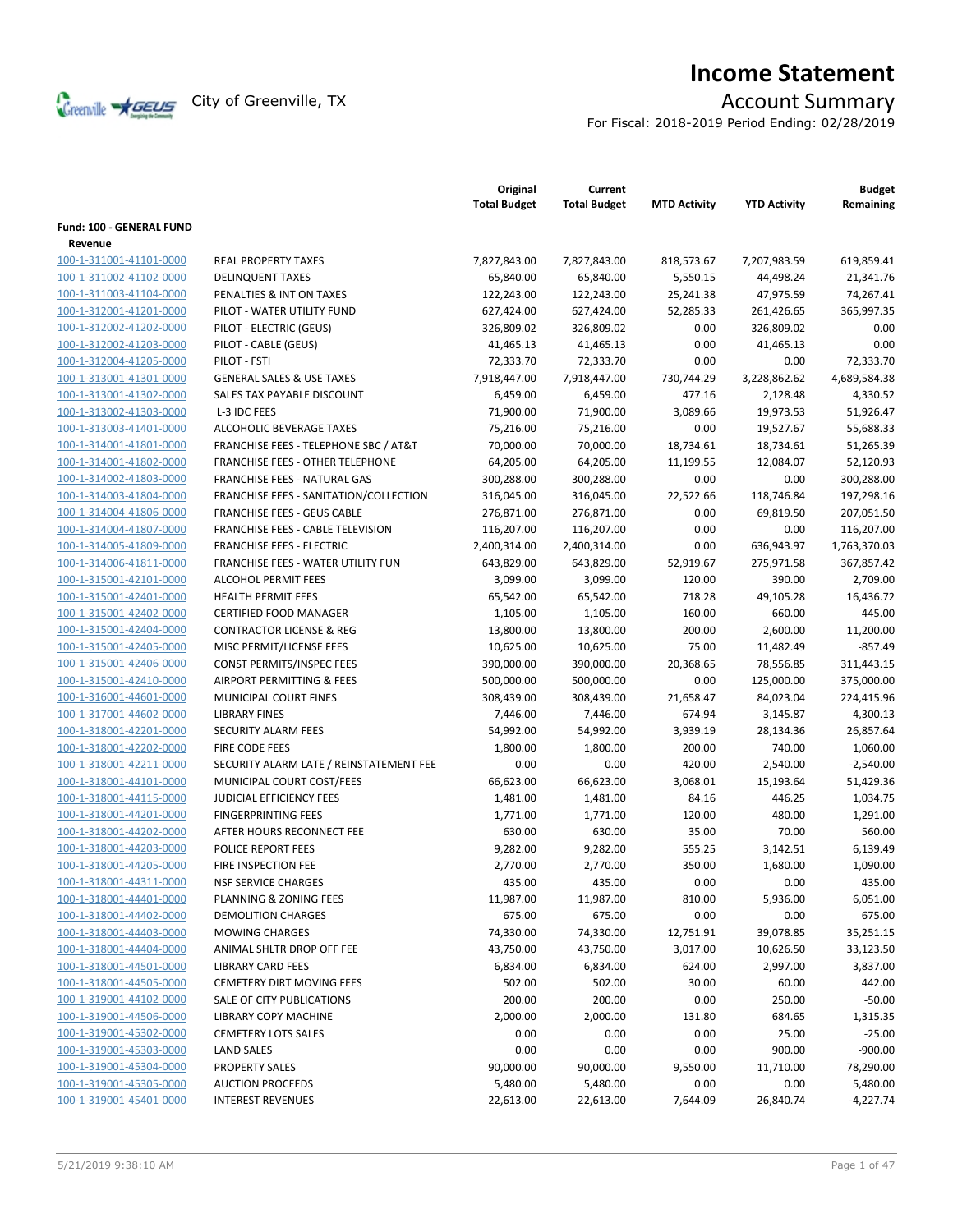# Income Statement

City of Greenville, TX

## Account Summary

For Fiscal: 2018-2019 Period Ending: 02/28/2019

| | | Original Total Budget | Current Total Budget | MTD Activity | YTD Activity | Budget Remaining |
|---|---|---|---|---|---|---|
| **Fund: 100 - GENERAL FUND** | | | | | | |
| **Revenue** | | | | | | |
| 100-1-311001-41101-0000 | REAL PROPERTY TAXES | 7,827,843.00 | 7,827,843.00 | 818,573.67 | 7,207,983.59 | 619,859.41 |
| 100-1-311002-41102-0000 | DELINQUENT TAXES | 65,840.00 | 65,840.00 | 5,550.15 | 44,498.24 | 21,341.76 |
| 100-1-311003-41104-0000 | PENALTIES & INT ON TAXES | 122,243.00 | 122,243.00 | 25,241.38 | 47,975.59 | 74,267.41 |
| 100-1-312001-41201-0000 | PILOT - WATER UTILITY FUND | 627,424.00 | 627,424.00 | 52,285.33 | 261,426.65 | 365,997.35 |
| 100-1-312002-41202-0000 | PILOT - ELECTRIC (GEUS) | 326,809.02 | 326,809.02 | 0.00 | 326,809.02 | 0.00 |
| 100-1-312002-41203-0000 | PILOT - CABLE (GEUS) | 41,465.13 | 41,465.13 | 0.00 | 41,465.13 | 0.00 |
| 100-1-312004-41205-0000 | PILOT - FSTI | 72,333.70 | 72,333.70 | 0.00 | 0.00 | 72,333.70 |
| 100-1-313001-41301-0000 | GENERAL SALES & USE TAXES | 7,918,447.00 | 7,918,447.00 | 730,744.29 | 3,228,862.62 | 4,689,584.38 |
| 100-1-313001-41302-0000 | SALES TAX PAYABLE DISCOUNT | 6,459.00 | 6,459.00 | 477.16 | 2,128.48 | 4,330.52 |
| 100-1-313002-41303-0000 | L-3 IDC FEES | 71,900.00 | 71,900.00 | 3,089.66 | 19,973.53 | 51,926.47 |
| 100-1-313003-41401-0000 | ALCOHOLIC BEVERAGE TAXES | 75,216.00 | 75,216.00 | 0.00 | 19,527.67 | 55,688.33 |
| 100-1-314001-41801-0000 | FRANCHISE FEES - TELEPHONE SBC / AT&T | 70,000.00 | 70,000.00 | 18,734.61 | 18,734.61 | 51,265.39 |
| 100-1-314001-41802-0000 | FRANCHISE FEES - OTHER TELEPHONE | 64,205.00 | 64,205.00 | 11,199.55 | 12,084.07 | 52,120.93 |
| 100-1-314002-41803-0000 | FRANCHISE FEES - NATURAL GAS | 300,288.00 | 300,288.00 | 0.00 | 0.00 | 300,288.00 |
| 100-1-314003-41804-0000 | FRANCHISE FEES - SANITATION/COLLECTION | 316,045.00 | 316,045.00 | 22,522.66 | 118,746.84 | 197,298.16 |
| 100-1-314004-41806-0000 | FRANCHISE FEES - GEUS CABLE | 276,871.00 | 276,871.00 | 0.00 | 69,819.50 | 207,051.50 |
| 100-1-314004-41807-0000 | FRANCHISE FEES - CABLE TELEVISION | 116,207.00 | 116,207.00 | 0.00 | 0.00 | 116,207.00 |
| 100-1-314005-41809-0000 | FRANCHISE FEES - ELECTRIC | 2,400,314.00 | 2,400,314.00 | 0.00 | 636,943.97 | 1,763,370.03 |
| 100-1-314006-41811-0000 | FRANCHISE FEES - WATER UTILITY FUN | 643,829.00 | 643,829.00 | 52,919.67 | 275,971.58 | 367,857.42 |
| 100-1-315001-42101-0000 | ALCOHOL PERMIT FEES | 3,099.00 | 3,099.00 | 120.00 | 390.00 | 2,709.00 |
| 100-1-315001-42401-0000 | HEALTH PERMIT FEES | 65,542.00 | 65,542.00 | 718.28 | 49,105.28 | 16,436.72 |
| 100-1-315001-42402-0000 | CERTIFIED FOOD MANAGER | 1,105.00 | 1,105.00 | 160.00 | 660.00 | 445.00 |
| 100-1-315001-42404-0000 | CONTRACTOR LICENSE & REG | 13,800.00 | 13,800.00 | 200.00 | 2,600.00 | 11,200.00 |
| 100-1-315001-42405-0000 | MISC PERMIT/LICENSE FEES | 10,625.00 | 10,625.00 | 75.00 | 11,482.49 | -857.49 |
| 100-1-315001-42406-0000 | CONST PERMITS/INSPEC FEES | 390,000.00 | 390,000.00 | 20,368.65 | 78,556.85 | 311,443.15 |
| 100-1-315001-42410-0000 | AIRPORT PERMITTING & FEES | 500,000.00 | 500,000.00 | 0.00 | 125,000.00 | 375,000.00 |
| 100-1-316001-44601-0000 | MUNICIPAL COURT FINES | 308,439.00 | 308,439.00 | 21,658.47 | 84,023.04 | 224,415.96 |
| 100-1-317001-44602-0000 | LIBRARY FINES | 7,446.00 | 7,446.00 | 674.94 | 3,145.87 | 4,300.13 |
| 100-1-318001-42201-0000 | SECURITY ALARM FEES | 54,992.00 | 54,992.00 | 3,939.19 | 28,134.36 | 26,857.64 |
| 100-1-318001-42202-0000 | FIRE CODE FEES | 1,800.00 | 1,800.00 | 200.00 | 740.00 | 1,060.00 |
| 100-1-318001-42211-0000 | SECURITY ALARM LATE / REINSTATEMENT FEE | 0.00 | 0.00 | 420.00 | 2,540.00 | -2,540.00 |
| 100-1-318001-44101-0000 | MUNICIPAL COURT COST/FEES | 66,623.00 | 66,623.00 | 3,068.01 | 15,193.64 | 51,429.36 |
| 100-1-318001-44115-0000 | JUDICIAL EFFICIENCY FEES | 1,481.00 | 1,481.00 | 84.16 | 446.25 | 1,034.75 |
| 100-1-318001-44201-0000 | FINGERPRINTING FEES | 1,771.00 | 1,771.00 | 120.00 | 480.00 | 1,291.00 |
| 100-1-318001-44202-0000 | AFTER HOURS RECONNECT FEE | 630.00 | 630.00 | 35.00 | 70.00 | 560.00 |
| 100-1-318001-44203-0000 | POLICE REPORT FEES | 9,282.00 | 9,282.00 | 555.25 | 3,142.51 | 6,139.49 |
| 100-1-318001-44205-0000 | FIRE INSPECTION FEE | 2,770.00 | 2,770.00 | 350.00 | 1,680.00 | 1,090.00 |
| 100-1-318001-44311-0000 | NSF SERVICE CHARGES | 435.00 | 435.00 | 0.00 | 0.00 | 435.00 |
| 100-1-318001-44401-0000 | PLANNING & ZONING FEES | 11,987.00 | 11,987.00 | 810.00 | 5,936.00 | 6,051.00 |
| 100-1-318001-44402-0000 | DEMOLITION CHARGES | 675.00 | 675.00 | 0.00 | 0.00 | 675.00 |
| 100-1-318001-44403-0000 | MOWING CHARGES | 74,330.00 | 74,330.00 | 12,751.91 | 39,078.85 | 35,251.15 |
| 100-1-318001-44404-0000 | ANIMAL SHLTR DROP OFF FEE | 43,750.00 | 43,750.00 | 3,017.00 | 10,626.50 | 33,123.50 |
| 100-1-318001-44501-0000 | LIBRARY CARD FEES | 6,834.00 | 6,834.00 | 624.00 | 2,997.00 | 3,837.00 |
| 100-1-318001-44505-0000 | CEMETERY DIRT MOVING FEES | 502.00 | 502.00 | 30.00 | 60.00 | 442.00 |
| 100-1-319001-44102-0000 | SALE OF CITY PUBLICATIONS | 200.00 | 200.00 | 0.00 | 250.00 | -50.00 |
| 100-1-319001-44506-0000 | LIBRARY COPY MACHINE | 2,000.00 | 2,000.00 | 131.80 | 684.65 | 1,315.35 |
| 100-1-319001-45302-0000 | CEMETERY LOTS SALES | 0.00 | 0.00 | 0.00 | 25.00 | -25.00 |
| 100-1-319001-45303-0000 | LAND SALES | 0.00 | 0.00 | 0.00 | 900.00 | -900.00 |
| 100-1-319001-45304-0000 | PROPERTY SALES | 90,000.00 | 90,000.00 | 9,550.00 | 11,710.00 | 78,290.00 |
| 100-1-319001-45305-0000 | AUCTION PROCEEDS | 5,480.00 | 5,480.00 | 0.00 | 0.00 | 5,480.00 |
| 100-1-319001-45401-0000 | INTEREST REVENUES | 22,613.00 | 22,613.00 | 7,644.09 | 26,840.74 | -4,227.74 |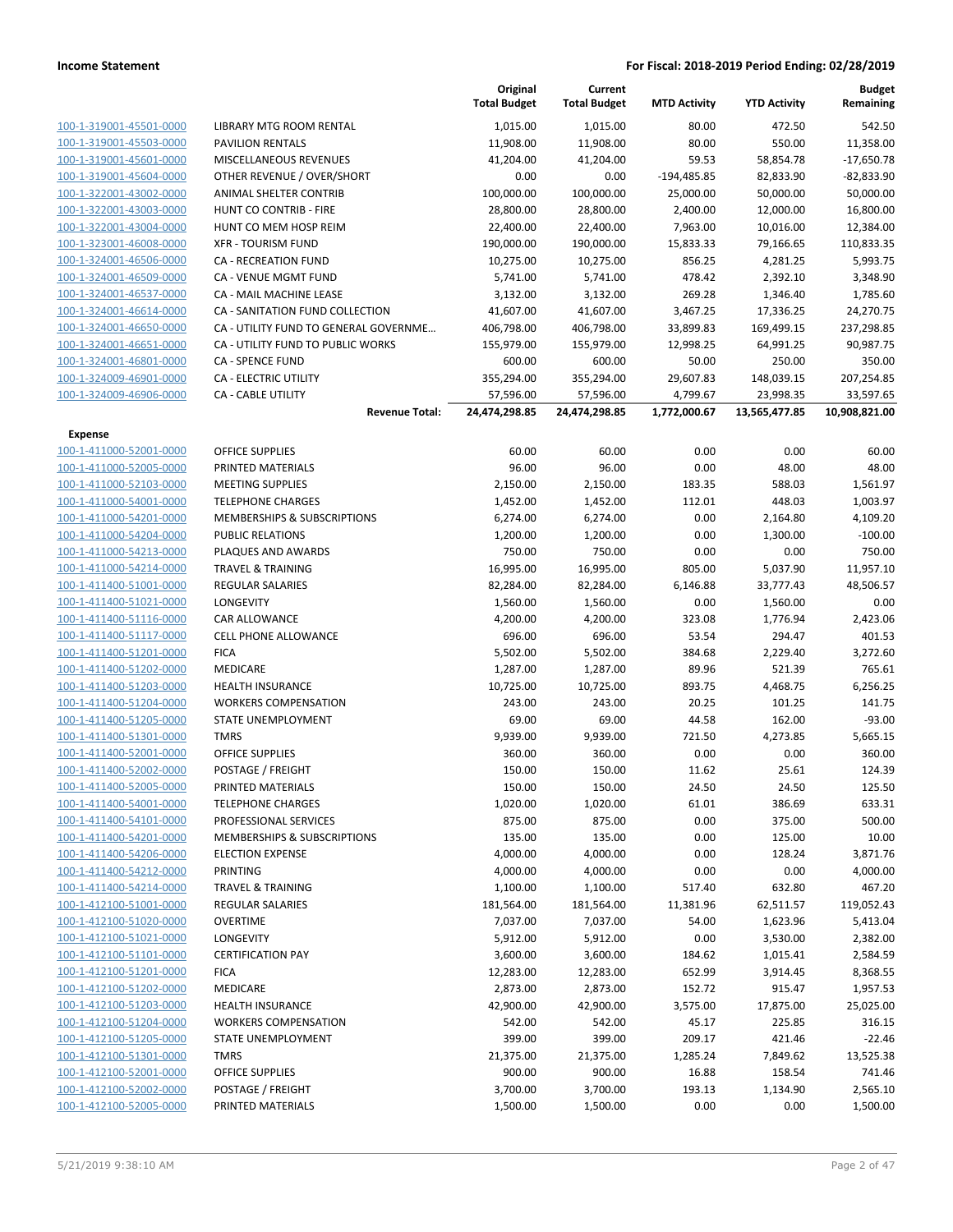**Income Statement** **For Fiscal: 2018-2019 Period Ending: 02/28/2019**

| | | Original Total Budget | Current Total Budget | MTD Activity | YTD Activity | Budget Remaining |
|---|---|---|---|---|---|---|
| 100-1-319001-45501-0000 | LIBRARY MTG ROOM RENTAL | 1,015.00 | 1,015.00 | 80.00 | 472.50 | 542.50 |
| 100-1-319001-45503-0000 | PAVILION RENTALS | 11,908.00 | 11,908.00 | 80.00 | 550.00 | 11,358.00 |
| 100-1-319001-45601-0000 | MISCELLANEOUS REVENUES | 41,204.00 | 41,204.00 | 59.53 | 58,854.78 | -17,650.78 |
| 100-1-319001-45604-0000 | OTHER REVENUE / OVER/SHORT | 0.00 | 0.00 | -194,485.85 | 82,833.90 | -82,833.90 |
| 100-1-322001-43002-0000 | ANIMAL SHELTER CONTRIB | 100,000.00 | 100,000.00 | 25,000.00 | 50,000.00 | 50,000.00 |
| 100-1-322001-43003-0000 | HUNT CO CONTRIB - FIRE | 28,800.00 | 28,800.00 | 2,400.00 | 12,000.00 | 16,800.00 |
| 100-1-322001-43004-0000 | HUNT CO MEM HOSP REIM | 22,400.00 | 22,400.00 | 7,963.00 | 10,016.00 | 12,384.00 |
| 100-1-323001-46008-0000 | XFR - TOURISM FUND | 190,000.00 | 190,000.00 | 15,833.33 | 79,166.65 | 110,833.35 |
| 100-1-324001-46506-0000 | CA - RECREATION FUND | 10,275.00 | 10,275.00 | 856.25 | 4,281.25 | 5,993.75 |
| 100-1-324001-46509-0000 | CA - VENUE MGMT FUND | 5,741.00 | 5,741.00 | 478.42 | 2,392.10 | 3,348.90 |
| 100-1-324001-46537-0000 | CA - MAIL MACHINE LEASE | 3,132.00 | 3,132.00 | 269.28 | 1,346.40 | 1,785.60 |
| 100-1-324001-46614-0000 | CA - SANITATION FUND COLLECTION | 41,607.00 | 41,607.00 | 3,467.25 | 17,336.25 | 24,270.75 |
| 100-1-324001-46650-0000 | CA - UTILITY FUND TO GENERAL GOVERNME... | 406,798.00 | 406,798.00 | 33,899.83 | 169,499.15 | 237,298.85 |
| 100-1-324001-46651-0000 | CA - UTILITY FUND TO PUBLIC WORKS | 155,979.00 | 155,979.00 | 12,998.25 | 64,991.25 | 90,987.75 |
| 100-1-324001-46801-0000 | CA - SPENCE FUND | 600.00 | 600.00 | 50.00 | 250.00 | 350.00 |
| 100-1-324009-46901-0000 | CA - ELECTRIC UTILITY | 355,294.00 | 355,294.00 | 29,607.83 | 148,039.15 | 207,254.85 |
| 100-1-324009-46906-0000 | CA - CABLE UTILITY | 57,596.00 | 57,596.00 | 4,799.67 | 23,998.35 | 33,597.65 |
| | **Revenue Total:** | **24,474,298.85** | **24,474,298.85** | **1,772,000.67** | **13,565,477.85** | **10,908,821.00** |
| **Expense** | | | | | | |
| 100-1-411000-52001-0000 | OFFICE SUPPLIES | 60.00 | 60.00 | 0.00 | 0.00 | 60.00 |
| 100-1-411000-52005-0000 | PRINTED MATERIALS | 96.00 | 96.00 | 0.00 | 48.00 | 48.00 |
| 100-1-411000-52103-0000 | MEETING SUPPLIES | 2,150.00 | 2,150.00 | 183.35 | 588.03 | 1,561.97 |
| 100-1-411000-54001-0000 | TELEPHONE CHARGES | 1,452.00 | 1,452.00 | 112.01 | 448.03 | 1,003.97 |
| 100-1-411000-54201-0000 | MEMBERSHIPS & SUBSCRIPTIONS | 6,274.00 | 6,274.00 | 0.00 | 2,164.80 | 4,109.20 |
| 100-1-411000-54204-0000 | PUBLIC RELATIONS | 1,200.00 | 1,200.00 | 0.00 | 1,300.00 | -100.00 |
| 100-1-411000-54213-0000 | PLAQUES AND AWARDS | 750.00 | 750.00 | 0.00 | 0.00 | 750.00 |
| 100-1-411000-54214-0000 | TRAVEL & TRAINING | 16,995.00 | 16,995.00 | 805.00 | 5,037.90 | 11,957.10 |
| 100-1-411400-51001-0000 | REGULAR SALARIES | 82,284.00 | 82,284.00 | 6,146.88 | 33,777.43 | 48,506.57 |
| 100-1-411400-51021-0000 | LONGEVITY | 1,560.00 | 1,560.00 | 0.00 | 1,560.00 | 0.00 |
| 100-1-411400-51116-0000 | CAR ALLOWANCE | 4,200.00 | 4,200.00 | 323.08 | 1,776.94 | 2,423.06 |
| 100-1-411400-51117-0000 | CELL PHONE ALLOWANCE | 696.00 | 696.00 | 53.54 | 294.47 | 401.53 |
| 100-1-411400-51201-0000 | FICA | 5,502.00 | 5,502.00 | 384.68 | 2,229.40 | 3,272.60 |
| 100-1-411400-51202-0000 | MEDICARE | 1,287.00 | 1,287.00 | 89.96 | 521.39 | 765.61 |
| 100-1-411400-51203-0000 | HEALTH INSURANCE | 10,725.00 | 10,725.00 | 893.75 | 4,468.75 | 6,256.25 |
| 100-1-411400-51204-0000 | WORKERS COMPENSATION | 243.00 | 243.00 | 20.25 | 101.25 | 141.75 |
| 100-1-411400-51205-0000 | STATE UNEMPLOYMENT | 69.00 | 69.00 | 44.58 | 162.00 | -93.00 |
| 100-1-411400-51301-0000 | TMRS | 9,939.00 | 9,939.00 | 721.50 | 4,273.85 | 5,665.15 |
| 100-1-411400-52001-0000 | OFFICE SUPPLIES | 360.00 | 360.00 | 0.00 | 0.00 | 360.00 |
| 100-1-411400-52002-0000 | POSTAGE / FREIGHT | 150.00 | 150.00 | 11.62 | 25.61 | 124.39 |
| 100-1-411400-52005-0000 | PRINTED MATERIALS | 150.00 | 150.00 | 24.50 | 24.50 | 125.50 |
| 100-1-411400-54001-0000 | TELEPHONE CHARGES | 1,020.00 | 1,020.00 | 61.01 | 386.69 | 633.31 |
| 100-1-411400-54101-0000 | PROFESSIONAL SERVICES | 875.00 | 875.00 | 0.00 | 375.00 | 500.00 |
| 100-1-411400-54201-0000 | MEMBERSHIPS & SUBSCRIPTIONS | 135.00 | 135.00 | 0.00 | 125.00 | 10.00 |
| 100-1-411400-54206-0000 | ELECTION EXPENSE | 4,000.00 | 4,000.00 | 0.00 | 128.24 | 3,871.76 |
| 100-1-411400-54212-0000 | PRINTING | 4,000.00 | 4,000.00 | 0.00 | 0.00 | 4,000.00 |
| 100-1-411400-54214-0000 | TRAVEL & TRAINING | 1,100.00 | 1,100.00 | 517.40 | 632.80 | 467.20 |
| 100-1-412100-51001-0000 | REGULAR SALARIES | 181,564.00 | 181,564.00 | 11,381.96 | 62,511.57 | 119,052.43 |
| 100-1-412100-51020-0000 | OVERTIME | 7,037.00 | 7,037.00 | 54.00 | 1,623.96 | 5,413.04 |
| 100-1-412100-51021-0000 | LONGEVITY | 5,912.00 | 5,912.00 | 0.00 | 3,530.00 | 2,382.00 |
| 100-1-412100-51101-0000 | CERTIFICATION PAY | 3,600.00 | 3,600.00 | 184.62 | 1,015.41 | 2,584.59 |
| 100-1-412100-51201-0000 | FICA | 12,283.00 | 12,283.00 | 652.99 | 3,914.45 | 8,368.55 |
| 100-1-412100-51202-0000 | MEDICARE | 2,873.00 | 2,873.00 | 152.72 | 915.47 | 1,957.53 |
| 100-1-412100-51203-0000 | HEALTH INSURANCE | 42,900.00 | 42,900.00 | 3,575.00 | 17,875.00 | 25,025.00 |
| 100-1-412100-51204-0000 | WORKERS COMPENSATION | 542.00 | 542.00 | 45.17 | 225.85 | 316.15 |
| 100-1-412100-51205-0000 | STATE UNEMPLOYMENT | 399.00 | 399.00 | 209.17 | 421.46 | -22.46 |
| 100-1-412100-51301-0000 | TMRS | 21,375.00 | 21,375.00 | 1,285.24 | 7,849.62 | 13,525.38 |
| 100-1-412100-52001-0000 | OFFICE SUPPLIES | 900.00 | 900.00 | 16.88 | 158.54 | 741.46 |
| 100-1-412100-52002-0000 | POSTAGE / FREIGHT | 3,700.00 | 3,700.00 | 193.13 | 1,134.90 | 2,565.10 |
| 100-1-412100-52005-0000 | PRINTED MATERIALS | 1,500.00 | 1,500.00 | 0.00 | 0.00 | 1,500.00 |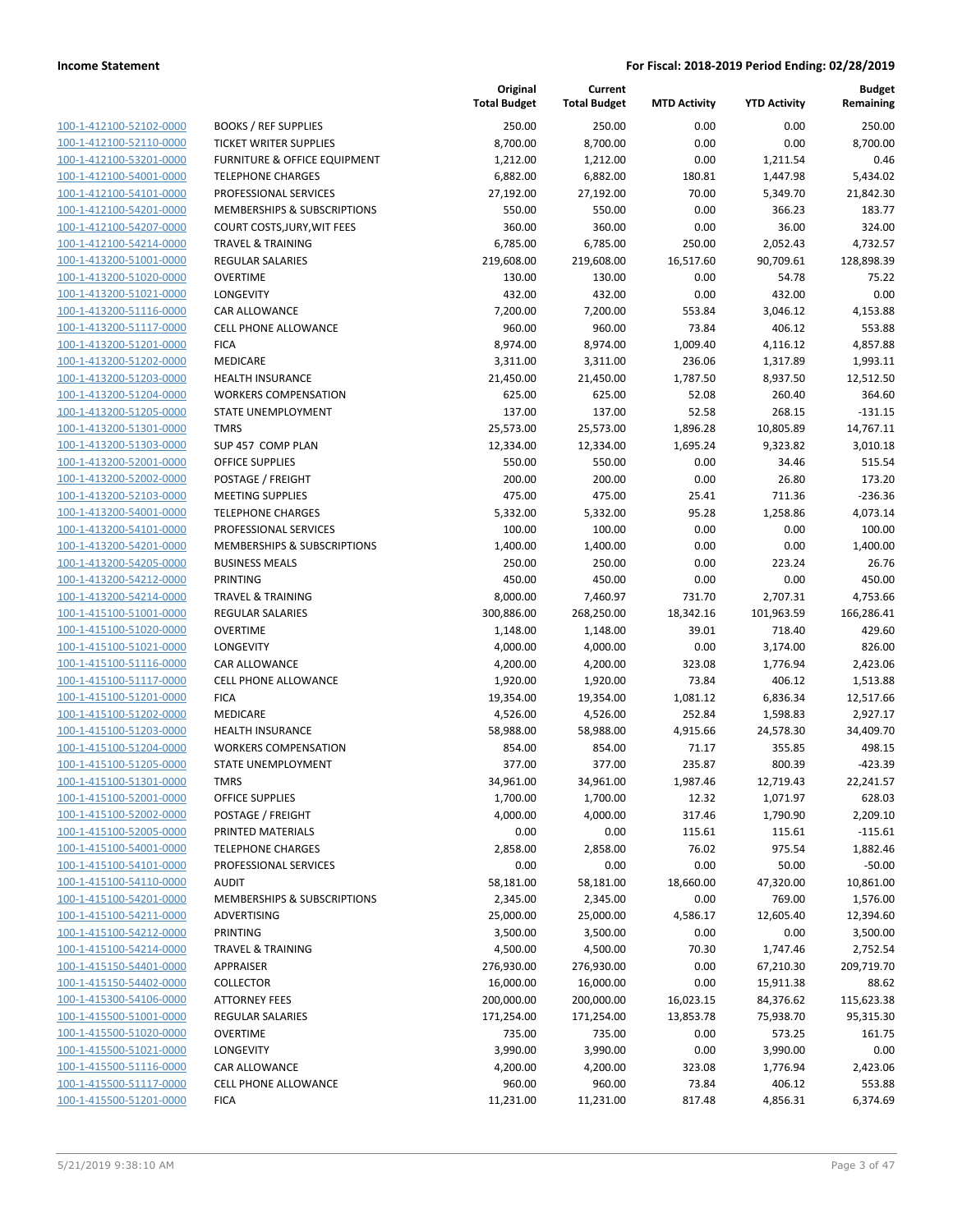| | | Original Total Budget | Current Total Budget | MTD Activity | YTD Activity | Budget Remaining |
|---|---|---|---|---|---|---|
| 100-1-412100-52102-0000 | BOOKS / REF SUPPLIES | 250.00 | 250.00 | 0.00 | 0.00 | 250.00 |
| 100-1-412100-52110-0000 | TICKET WRITER SUPPLIES | 8,700.00 | 8,700.00 | 0.00 | 0.00 | 8,700.00 |
| 100-1-412100-53201-0000 | FURNITURE & OFFICE EQUIPMENT | 1,212.00 | 1,212.00 | 0.00 | 1,211.54 | 0.46 |
| 100-1-412100-54001-0000 | TELEPHONE CHARGES | 6,882.00 | 6,882.00 | 180.81 | 1,447.98 | 5,434.02 |
| 100-1-412100-54101-0000 | PROFESSIONAL SERVICES | 27,192.00 | 27,192.00 | 70.00 | 5,349.70 | 21,842.30 |
| 100-1-412100-54201-0000 | MEMBERSHIPS & SUBSCRIPTIONS | 550.00 | 550.00 | 0.00 | 366.23 | 183.77 |
| 100-1-412100-54207-0000 | COURT COSTS,JURY,WIT FEES | 360.00 | 360.00 | 0.00 | 36.00 | 324.00 |
| 100-1-412100-54214-0000 | TRAVEL & TRAINING | 6,785.00 | 6,785.00 | 250.00 | 2,052.43 | 4,732.57 |
| 100-1-413200-51001-0000 | REGULAR SALARIES | 219,608.00 | 219,608.00 | 16,517.60 | 90,709.61 | 128,898.39 |
| 100-1-413200-51020-0000 | OVERTIME | 130.00 | 130.00 | 0.00 | 54.78 | 75.22 |
| 100-1-413200-51021-0000 | LONGEVITY | 432.00 | 432.00 | 0.00 | 432.00 | 0.00 |
| 100-1-413200-51116-0000 | CAR ALLOWANCE | 7,200.00 | 7,200.00 | 553.84 | 3,046.12 | 4,153.88 |
| 100-1-413200-51117-0000 | CELL PHONE ALLOWANCE | 960.00 | 960.00 | 73.84 | 406.12 | 553.88 |
| 100-1-413200-51201-0000 | FICA | 8,974.00 | 8,974.00 | 1,009.40 | 4,116.12 | 4,857.88 |
| 100-1-413200-51202-0000 | MEDICARE | 3,311.00 | 3,311.00 | 236.06 | 1,317.89 | 1,993.11 |
| 100-1-413200-51203-0000 | HEALTH INSURANCE | 21,450.00 | 21,450.00 | 1,787.50 | 8,937.50 | 12,512.50 |
| 100-1-413200-51204-0000 | WORKERS COMPENSATION | 625.00 | 625.00 | 52.08 | 260.40 | 364.60 |
| 100-1-413200-51205-0000 | STATE UNEMPLOYMENT | 137.00 | 137.00 | 52.58 | 268.15 | -131.15 |
| 100-1-413200-51301-0000 | TMRS | 25,573.00 | 25,573.00 | 1,896.28 | 10,805.89 | 14,767.11 |
| 100-1-413200-51303-0000 | SUP 457 COMP PLAN | 12,334.00 | 12,334.00 | 1,695.24 | 9,323.82 | 3,010.18 |
| 100-1-413200-52001-0000 | OFFICE SUPPLIES | 550.00 | 550.00 | 0.00 | 34.46 | 515.54 |
| 100-1-413200-52002-0000 | POSTAGE / FREIGHT | 200.00 | 200.00 | 0.00 | 26.80 | 173.20 |
| 100-1-413200-52103-0000 | MEETING SUPPLIES | 475.00 | 475.00 | 25.41 | 711.36 | -236.36 |
| 100-1-413200-54001-0000 | TELEPHONE CHARGES | 5,332.00 | 5,332.00 | 95.28 | 1,258.86 | 4,073.14 |
| 100-1-413200-54101-0000 | PROFESSIONAL SERVICES | 100.00 | 100.00 | 0.00 | 0.00 | 100.00 |
| 100-1-413200-54201-0000 | MEMBERSHIPS & SUBSCRIPTIONS | 1,400.00 | 1,400.00 | 0.00 | 0.00 | 1,400.00 |
| 100-1-413200-54205-0000 | BUSINESS MEALS | 250.00 | 250.00 | 0.00 | 223.24 | 26.76 |
| 100-1-413200-54212-0000 | PRINTING | 450.00 | 450.00 | 0.00 | 0.00 | 450.00 |
| 100-1-413200-54214-0000 | TRAVEL & TRAINING | 8,000.00 | 7,460.97 | 731.70 | 2,707.31 | 4,753.66 |
| 100-1-415100-51001-0000 | REGULAR SALARIES | 300,886.00 | 268,250.00 | 18,342.16 | 101,963.59 | 166,286.41 |
| 100-1-415100-51020-0000 | OVERTIME | 1,148.00 | 1,148.00 | 39.01 | 718.40 | 429.60 |
| 100-1-415100-51021-0000 | LONGEVITY | 4,000.00 | 4,000.00 | 0.00 | 3,174.00 | 826.00 |
| 100-1-415100-51116-0000 | CAR ALLOWANCE | 4,200.00 | 4,200.00 | 323.08 | 1,776.94 | 2,423.06 |
| 100-1-415100-51117-0000 | CELL PHONE ALLOWANCE | 1,920.00 | 1,920.00 | 73.84 | 406.12 | 1,513.88 |
| 100-1-415100-51201-0000 | FICA | 19,354.00 | 19,354.00 | 1,081.12 | 6,836.34 | 12,517.66 |
| 100-1-415100-51202-0000 | MEDICARE | 4,526.00 | 4,526.00 | 252.84 | 1,598.83 | 2,927.17 |
| 100-1-415100-51203-0000 | HEALTH INSURANCE | 58,988.00 | 58,988.00 | 4,915.66 | 24,578.30 | 34,409.70 |
| 100-1-415100-51204-0000 | WORKERS COMPENSATION | 854.00 | 854.00 | 71.17 | 355.85 | 498.15 |
| 100-1-415100-51205-0000 | STATE UNEMPLOYMENT | 377.00 | 377.00 | 235.87 | 800.39 | -423.39 |
| 100-1-415100-51301-0000 | TMRS | 34,961.00 | 34,961.00 | 1,987.46 | 12,719.43 | 22,241.57 |
| 100-1-415100-52001-0000 | OFFICE SUPPLIES | 1,700.00 | 1,700.00 | 12.32 | 1,071.97 | 628.03 |
| 100-1-415100-52002-0000 | POSTAGE / FREIGHT | 4,000.00 | 4,000.00 | 317.46 | 1,790.90 | 2,209.10 |
| 100-1-415100-52005-0000 | PRINTED MATERIALS | 0.00 | 0.00 | 115.61 | 115.61 | -115.61 |
| 100-1-415100-54001-0000 | TELEPHONE CHARGES | 2,858.00 | 2,858.00 | 76.02 | 975.54 | 1,882.46 |
| 100-1-415100-54101-0000 | PROFESSIONAL SERVICES | 0.00 | 0.00 | 0.00 | 50.00 | -50.00 |
| 100-1-415100-54110-0000 | AUDIT | 58,181.00 | 58,181.00 | 18,660.00 | 47,320.00 | 10,861.00 |
| 100-1-415100-54201-0000 | MEMBERSHIPS & SUBSCRIPTIONS | 2,345.00 | 2,345.00 | 0.00 | 769.00 | 1,576.00 |
| 100-1-415100-54211-0000 | ADVERTISING | 25,000.00 | 25,000.00 | 4,586.17 | 12,605.40 | 12,394.60 |
| 100-1-415100-54212-0000 | PRINTING | 3,500.00 | 3,500.00 | 0.00 | 0.00 | 3,500.00 |
| 100-1-415100-54214-0000 | TRAVEL & TRAINING | 4,500.00 | 4,500.00 | 70.30 | 1,747.46 | 2,752.54 |
| 100-1-415150-54401-0000 | APPRAISER | 276,930.00 | 276,930.00 | 0.00 | 67,210.30 | 209,719.70 |
| 100-1-415150-54402-0000 | COLLECTOR | 16,000.00 | 16,000.00 | 0.00 | 15,911.38 | 88.62 |
| 100-1-415300-54106-0000 | ATTORNEY FEES | 200,000.00 | 200,000.00 | 16,023.15 | 84,376.62 | 115,623.38 |
| 100-1-415500-51001-0000 | REGULAR SALARIES | 171,254.00 | 171,254.00 | 13,853.78 | 75,938.70 | 95,315.30 |
| 100-1-415500-51020-0000 | OVERTIME | 735.00 | 735.00 | 0.00 | 573.25 | 161.75 |
| 100-1-415500-51021-0000 | LONGEVITY | 3,990.00 | 3,990.00 | 0.00 | 3,990.00 | 0.00 |
| 100-1-415500-51116-0000 | CAR ALLOWANCE | 4,200.00 | 4,200.00 | 323.08 | 1,776.94 | 2,423.06 |
| 100-1-415500-51117-0000 | CELL PHONE ALLOWANCE | 960.00 | 960.00 | 73.84 | 406.12 | 553.88 |
| 100-1-415500-51201-0000 | FICA | 11,231.00 | 11,231.00 | 817.48 | 4,856.31 | 6,374.69 |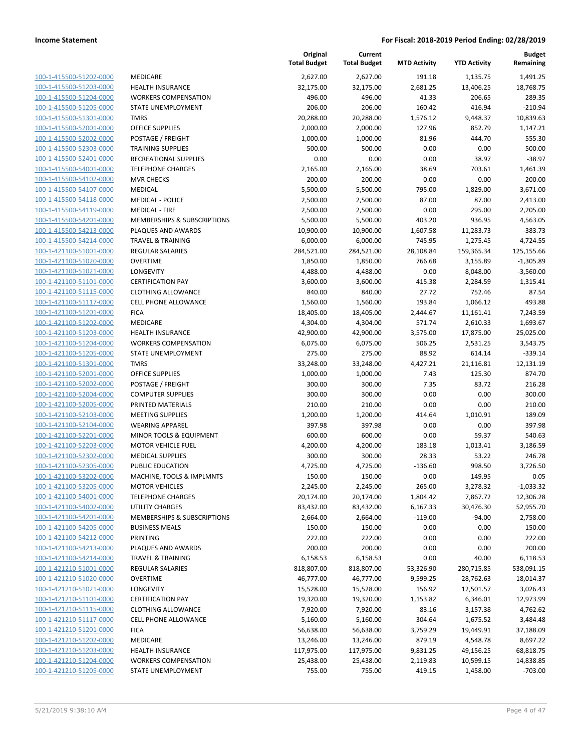| | | Original Total Budget | Current Total Budget | MTD Activity | YTD Activity | Budget Remaining |
|---|---|---|---|---|---|---|
| 100-1-415500-51202-0000 | MEDICARE | 2,627.00 | 2,627.00 | 191.18 | 1,135.75 | 1,491.25 |
| 100-1-415500-51203-0000 | HEALTH INSURANCE | 32,175.00 | 32,175.00 | 2,681.25 | 13,406.25 | 18,768.75 |
| 100-1-415500-51204-0000 | WORKERS COMPENSATION | 496.00 | 496.00 | 41.33 | 206.65 | 289.35 |
| 100-1-415500-51205-0000 | STATE UNEMPLOYMENT | 206.00 | 206.00 | 160.42 | 416.94 | -210.94 |
| 100-1-415500-51301-0000 | TMRS | 20,288.00 | 20,288.00 | 1,576.12 | 9,448.37 | 10,839.63 |
| 100-1-415500-52001-0000 | OFFICE SUPPLIES | 2,000.00 | 2,000.00 | 127.96 | 852.79 | 1,147.21 |
| 100-1-415500-52002-0000 | POSTAGE / FREIGHT | 1,000.00 | 1,000.00 | 81.96 | 444.70 | 555.30 |
| 100-1-415500-52303-0000 | TRAINING SUPPLIES | 500.00 | 500.00 | 0.00 | 0.00 | 500.00 |
| 100-1-415500-52401-0000 | RECREATIONAL SUPPLIES | 0.00 | 0.00 | 0.00 | 38.97 | -38.97 |
| 100-1-415500-54001-0000 | TELEPHONE CHARGES | 2,165.00 | 2,165.00 | 38.69 | 703.61 | 1,461.39 |
| 100-1-415500-54102-0000 | MVR CHECKS | 200.00 | 200.00 | 0.00 | 0.00 | 200.00 |
| 100-1-415500-54107-0000 | MEDICAL | 5,500.00 | 5,500.00 | 795.00 | 1,829.00 | 3,671.00 |
| 100-1-415500-54118-0000 | MEDICAL - POLICE | 2,500.00 | 2,500.00 | 87.00 | 87.00 | 2,413.00 |
| 100-1-415500-54119-0000 | MEDICAL - FIRE | 2,500.00 | 2,500.00 | 0.00 | 295.00 | 2,205.00 |
| 100-1-415500-54201-0000 | MEMBERSHIPS & SUBSCRIPTIONS | 5,500.00 | 5,500.00 | 403.20 | 936.95 | 4,563.05 |
| 100-1-415500-54213-0000 | PLAQUES AND AWARDS | 10,900.00 | 10,900.00 | 1,607.58 | 11,283.73 | -383.73 |
| 100-1-415500-54214-0000 | TRAVEL & TRAINING | 6,000.00 | 6,000.00 | 745.95 | 1,275.45 | 4,724.55 |
| 100-1-421100-51001-0000 | REGULAR SALARIES | 284,521.00 | 284,521.00 | 28,108.84 | 159,365.34 | 125,155.66 |
| 100-1-421100-51020-0000 | OVERTIME | 1,850.00 | 1,850.00 | 766.68 | 3,155.89 | -1,305.89 |
| 100-1-421100-51021-0000 | LONGEVITY | 4,488.00 | 4,488.00 | 0.00 | 8,048.00 | -3,560.00 |
| 100-1-421100-51101-0000 | CERTIFICATION PAY | 3,600.00 | 3,600.00 | 415.38 | 2,284.59 | 1,315.41 |
| 100-1-421100-51115-0000 | CLOTHING ALLOWANCE | 840.00 | 840.00 | 27.72 | 752.46 | 87.54 |
| 100-1-421100-51117-0000 | CELL PHONE ALLOWANCE | 1,560.00 | 1,560.00 | 193.84 | 1,066.12 | 493.88 |
| 100-1-421100-51201-0000 | FICA | 18,405.00 | 18,405.00 | 2,444.67 | 11,161.41 | 7,243.59 |
| 100-1-421100-51202-0000 | MEDICARE | 4,304.00 | 4,304.00 | 571.74 | 2,610.33 | 1,693.67 |
| 100-1-421100-51203-0000 | HEALTH INSURANCE | 42,900.00 | 42,900.00 | 3,575.00 | 17,875.00 | 25,025.00 |
| 100-1-421100-51204-0000 | WORKERS COMPENSATION | 6,075.00 | 6,075.00 | 506.25 | 2,531.25 | 3,543.75 |
| 100-1-421100-51205-0000 | STATE UNEMPLOYMENT | 275.00 | 275.00 | 88.92 | 614.14 | -339.14 |
| 100-1-421100-51301-0000 | TMRS | 33,248.00 | 33,248.00 | 4,427.21 | 21,116.81 | 12,131.19 |
| 100-1-421100-52001-0000 | OFFICE SUPPLIES | 1,000.00 | 1,000.00 | 7.43 | 125.30 | 874.70 |
| 100-1-421100-52002-0000 | POSTAGE / FREIGHT | 300.00 | 300.00 | 7.35 | 83.72 | 216.28 |
| 100-1-421100-52004-0000 | COMPUTER SUPPLIES | 300.00 | 300.00 | 0.00 | 0.00 | 300.00 |
| 100-1-421100-52005-0000 | PRINTED MATERIALS | 210.00 | 210.00 | 0.00 | 0.00 | 210.00 |
| 100-1-421100-52103-0000 | MEETING SUPPLIES | 1,200.00 | 1,200.00 | 414.64 | 1,010.91 | 189.09 |
| 100-1-421100-52104-0000 | WEARING APPAREL | 397.98 | 397.98 | 0.00 | 0.00 | 397.98 |
| 100-1-421100-52201-0000 | MINOR TOOLS & EQUIPMENT | 600.00 | 600.00 | 0.00 | 59.37 | 540.63 |
| 100-1-421100-52203-0000 | MOTOR VEHICLE FUEL | 4,200.00 | 4,200.00 | 183.18 | 1,013.41 | 3,186.59 |
| 100-1-421100-52302-0000 | MEDICAL SUPPLIES | 300.00 | 300.00 | 28.33 | 53.22 | 246.78 |
| 100-1-421100-52305-0000 | PUBLIC EDUCATION | 4,725.00 | 4,725.00 | -136.60 | 998.50 | 3,726.50 |
| 100-1-421100-53202-0000 | MACHINE, TOOLS & IMPLMNTS | 150.00 | 150.00 | 0.00 | 149.95 | 0.05 |
| 100-1-421100-53205-0000 | MOTOR VEHICLES | 2,245.00 | 2,245.00 | 265.00 | 3,278.32 | -1,033.32 |
| 100-1-421100-54001-0000 | TELEPHONE CHARGES | 20,174.00 | 20,174.00 | 1,804.42 | 7,867.72 | 12,306.28 |
| 100-1-421100-54002-0000 | UTILITY CHARGES | 83,432.00 | 83,432.00 | 6,167.33 | 30,476.30 | 52,955.70 |
| 100-1-421100-54201-0000 | MEMBERSHIPS & SUBSCRIPTIONS | 2,664.00 | 2,664.00 | -119.00 | -94.00 | 2,758.00 |
| 100-1-421100-54205-0000 | BUSINESS MEALS | 150.00 | 150.00 | 0.00 | 0.00 | 150.00 |
| 100-1-421100-54212-0000 | PRINTING | 222.00 | 222.00 | 0.00 | 0.00 | 222.00 |
| 100-1-421100-54213-0000 | PLAQUES AND AWARDS | 200.00 | 200.00 | 0.00 | 0.00 | 200.00 |
| 100-1-421100-54214-0000 | TRAVEL & TRAINING | 6,158.53 | 6,158.53 | 0.00 | 40.00 | 6,118.53 |
| 100-1-421210-51001-0000 | REGULAR SALARIES | 818,807.00 | 818,807.00 | 53,326.90 | 280,715.85 | 538,091.15 |
| 100-1-421210-51020-0000 | OVERTIME | 46,777.00 | 46,777.00 | 9,599.25 | 28,762.63 | 18,014.37 |
| 100-1-421210-51021-0000 | LONGEVITY | 15,528.00 | 15,528.00 | 156.92 | 12,501.57 | 3,026.43 |
| 100-1-421210-51101-0000 | CERTIFICATION PAY | 19,320.00 | 19,320.00 | 1,153.82 | 6,346.01 | 12,973.99 |
| 100-1-421210-51115-0000 | CLOTHING ALLOWANCE | 7,920.00 | 7,920.00 | 83.16 | 3,157.38 | 4,762.62 |
| 100-1-421210-51117-0000 | CELL PHONE ALLOWANCE | 5,160.00 | 5,160.00 | 304.64 | 1,675.52 | 3,484.48 |
| 100-1-421210-51201-0000 | FICA | 56,638.00 | 56,638.00 | 3,759.29 | 19,449.91 | 37,188.09 |
| 100-1-421210-51202-0000 | MEDICARE | 13,246.00 | 13,246.00 | 879.19 | 4,548.78 | 8,697.22 |
| 100-1-421210-51203-0000 | HEALTH INSURANCE | 117,975.00 | 117,975.00 | 9,831.25 | 49,156.25 | 68,818.75 |
| 100-1-421210-51204-0000 | WORKERS COMPENSATION | 25,438.00 | 25,438.00 | 2,119.83 | 10,599.15 | 14,838.85 |
| 100-1-421210-51205-0000 | STATE UNEMPLOYMENT | 755.00 | 755.00 | 419.15 | 1,458.00 | -703.00 |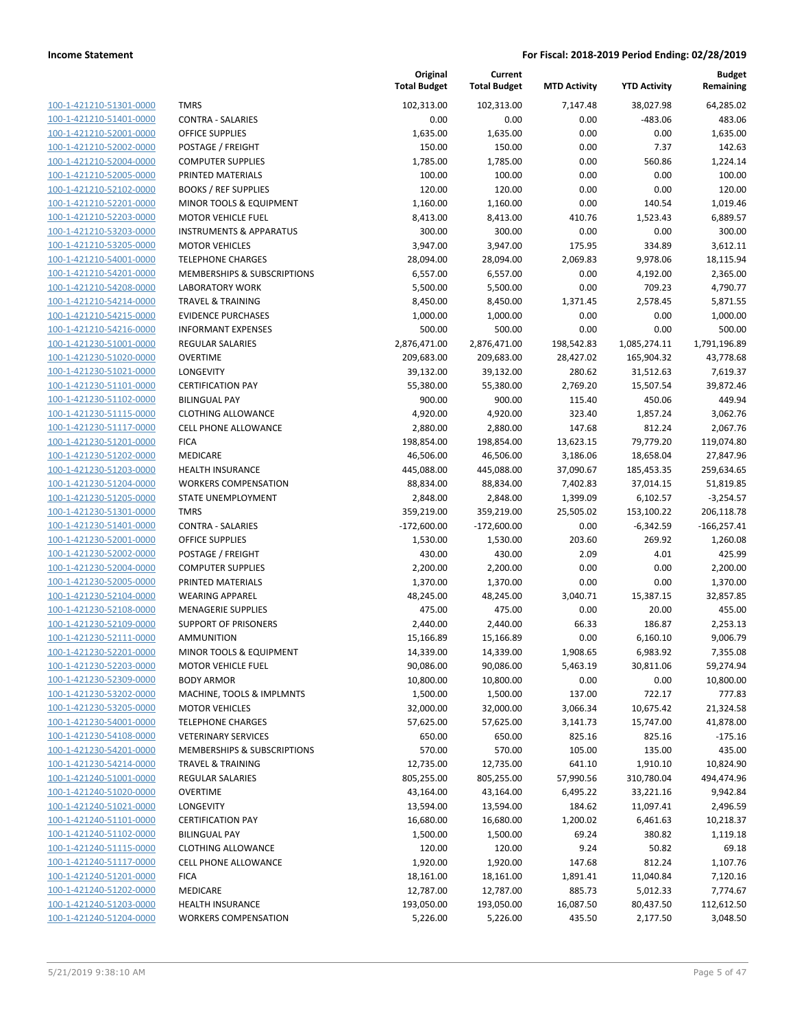| | | Original Total Budget | Current Total Budget | MTD Activity | YTD Activity | Budget Remaining |
|---|---|---|---|---|---|---|
| 100-1-421210-51301-0000 | TMRS | 102,313.00 | 102,313.00 | 7,147.48 | 38,027.98 | 64,285.02 |
| 100-1-421210-51401-0000 | CONTRA - SALARIES | 0.00 | 0.00 | 0.00 | -483.06 | 483.06 |
| 100-1-421210-52001-0000 | OFFICE SUPPLIES | 1,635.00 | 1,635.00 | 0.00 | 0.00 | 1,635.00 |
| 100-1-421210-52002-0000 | POSTAGE / FREIGHT | 150.00 | 150.00 | 0.00 | 7.37 | 142.63 |
| 100-1-421210-52004-0000 | COMPUTER SUPPLIES | 1,785.00 | 1,785.00 | 0.00 | 560.86 | 1,224.14 |
| 100-1-421210-52005-0000 | PRINTED MATERIALS | 100.00 | 100.00 | 0.00 | 0.00 | 100.00 |
| 100-1-421210-52102-0000 | BOOKS / REF SUPPLIES | 120.00 | 120.00 | 0.00 | 0.00 | 120.00 |
| 100-1-421210-52201-0000 | MINOR TOOLS & EQUIPMENT | 1,160.00 | 1,160.00 | 0.00 | 140.54 | 1,019.46 |
| 100-1-421210-52203-0000 | MOTOR VEHICLE FUEL | 8,413.00 | 8,413.00 | 410.76 | 1,523.43 | 6,889.57 |
| 100-1-421210-53203-0000 | INSTRUMENTS & APPARATUS | 300.00 | 300.00 | 0.00 | 0.00 | 300.00 |
| 100-1-421210-53205-0000 | MOTOR VEHICLES | 3,947.00 | 3,947.00 | 175.95 | 334.89 | 3,612.11 |
| 100-1-421210-54001-0000 | TELEPHONE CHARGES | 28,094.00 | 28,094.00 | 2,069.83 | 9,978.06 | 18,115.94 |
| 100-1-421210-54201-0000 | MEMBERSHIPS & SUBSCRIPTIONS | 6,557.00 | 6,557.00 | 0.00 | 4,192.00 | 2,365.00 |
| 100-1-421210-54208-0000 | LABORATORY WORK | 5,500.00 | 5,500.00 | 0.00 | 709.23 | 4,790.77 |
| 100-1-421210-54214-0000 | TRAVEL & TRAINING | 8,450.00 | 8,450.00 | 1,371.45 | 2,578.45 | 5,871.55 |
| 100-1-421210-54215-0000 | EVIDENCE PURCHASES | 1,000.00 | 1,000.00 | 0.00 | 0.00 | 1,000.00 |
| 100-1-421210-54216-0000 | INFORMANT EXPENSES | 500.00 | 500.00 | 0.00 | 0.00 | 500.00 |
| 100-1-421230-51001-0000 | REGULAR SALARIES | 2,876,471.00 | 2,876,471.00 | 198,542.83 | 1,085,274.11 | 1,791,196.89 |
| 100-1-421230-51020-0000 | OVERTIME | 209,683.00 | 209,683.00 | 28,427.02 | 165,904.32 | 43,778.68 |
| 100-1-421230-51021-0000 | LONGEVITY | 39,132.00 | 39,132.00 | 280.62 | 31,512.63 | 7,619.37 |
| 100-1-421230-51101-0000 | CERTIFICATION PAY | 55,380.00 | 55,380.00 | 2,769.20 | 15,507.54 | 39,872.46 |
| 100-1-421230-51102-0000 | BILINGUAL PAY | 900.00 | 900.00 | 115.40 | 450.06 | 449.94 |
| 100-1-421230-51115-0000 | CLOTHING ALLOWANCE | 4,920.00 | 4,920.00 | 323.40 | 1,857.24 | 3,062.76 |
| 100-1-421230-51117-0000 | CELL PHONE ALLOWANCE | 2,880.00 | 2,880.00 | 147.68 | 812.24 | 2,067.76 |
| 100-1-421230-51201-0000 | FICA | 198,854.00 | 198,854.00 | 13,623.15 | 79,779.20 | 119,074.80 |
| 100-1-421230-51202-0000 | MEDICARE | 46,506.00 | 46,506.00 | 3,186.06 | 18,658.04 | 27,847.96 |
| 100-1-421230-51203-0000 | HEALTH INSURANCE | 445,088.00 | 445,088.00 | 37,090.67 | 185,453.35 | 259,634.65 |
| 100-1-421230-51204-0000 | WORKERS COMPENSATION | 88,834.00 | 88,834.00 | 7,402.83 | 37,014.15 | 51,819.85 |
| 100-1-421230-51205-0000 | STATE UNEMPLOYMENT | 2,848.00 | 2,848.00 | 1,399.09 | 6,102.57 | -3,254.57 |
| 100-1-421230-51301-0000 | TMRS | 359,219.00 | 359,219.00 | 25,505.02 | 153,100.22 | 206,118.78 |
| 100-1-421230-51401-0000 | CONTRA - SALARIES | -172,600.00 | -172,600.00 | 0.00 | -6,342.59 | -166,257.41 |
| 100-1-421230-52001-0000 | OFFICE SUPPLIES | 1,530.00 | 1,530.00 | 203.60 | 269.92 | 1,260.08 |
| 100-1-421230-52002-0000 | POSTAGE / FREIGHT | 430.00 | 430.00 | 2.09 | 4.01 | 425.99 |
| 100-1-421230-52004-0000 | COMPUTER SUPPLIES | 2,200.00 | 2,200.00 | 0.00 | 0.00 | 2,200.00 |
| 100-1-421230-52005-0000 | PRINTED MATERIALS | 1,370.00 | 1,370.00 | 0.00 | 0.00 | 1,370.00 |
| 100-1-421230-52104-0000 | WEARING APPAREL | 48,245.00 | 48,245.00 | 3,040.71 | 15,387.15 | 32,857.85 |
| 100-1-421230-52108-0000 | MENAGERIE SUPPLIES | 475.00 | 475.00 | 0.00 | 20.00 | 455.00 |
| 100-1-421230-52109-0000 | SUPPORT OF PRISONERS | 2,440.00 | 2,440.00 | 66.33 | 186.87 | 2,253.13 |
| 100-1-421230-52111-0000 | AMMUNITION | 15,166.89 | 15,166.89 | 0.00 | 6,160.10 | 9,006.79 |
| 100-1-421230-52201-0000 | MINOR TOOLS & EQUIPMENT | 14,339.00 | 14,339.00 | 1,908.65 | 6,983.92 | 7,355.08 |
| 100-1-421230-52203-0000 | MOTOR VEHICLE FUEL | 90,086.00 | 90,086.00 | 5,463.19 | 30,811.06 | 59,274.94 |
| 100-1-421230-52309-0000 | BODY ARMOR | 10,800.00 | 10,800.00 | 0.00 | 0.00 | 10,800.00 |
| 100-1-421230-53202-0000 | MACHINE, TOOLS & IMPLMNTS | 1,500.00 | 1,500.00 | 137.00 | 722.17 | 777.83 |
| 100-1-421230-53205-0000 | MOTOR VEHICLES | 32,000.00 | 32,000.00 | 3,066.34 | 10,675.42 | 21,324.58 |
| 100-1-421230-54001-0000 | TELEPHONE CHARGES | 57,625.00 | 57,625.00 | 3,141.73 | 15,747.00 | 41,878.00 |
| 100-1-421230-54108-0000 | VETERINARY SERVICES | 650.00 | 650.00 | 825.16 | 825.16 | -175.16 |
| 100-1-421230-54201-0000 | MEMBERSHIPS & SUBSCRIPTIONS | 570.00 | 570.00 | 105.00 | 135.00 | 435.00 |
| 100-1-421230-54214-0000 | TRAVEL & TRAINING | 12,735.00 | 12,735.00 | 641.10 | 1,910.10 | 10,824.90 |
| 100-1-421240-51001-0000 | REGULAR SALARIES | 805,255.00 | 805,255.00 | 57,990.56 | 310,780.04 | 494,474.96 |
| 100-1-421240-51020-0000 | OVERTIME | 43,164.00 | 43,164.00 | 6,495.22 | 33,221.16 | 9,942.84 |
| 100-1-421240-51021-0000 | LONGEVITY | 13,594.00 | 13,594.00 | 184.62 | 11,097.41 | 2,496.59 |
| 100-1-421240-51101-0000 | CERTIFICATION PAY | 16,680.00 | 16,680.00 | 1,200.02 | 6,461.63 | 10,218.37 |
| 100-1-421240-51102-0000 | BILINGUAL PAY | 1,500.00 | 1,500.00 | 69.24 | 380.82 | 1,119.18 |
| 100-1-421240-51115-0000 | CLOTHING ALLOWANCE | 120.00 | 120.00 | 9.24 | 50.82 | 69.18 |
| 100-1-421240-51117-0000 | CELL PHONE ALLOWANCE | 1,920.00 | 1,920.00 | 147.68 | 812.24 | 1,107.76 |
| 100-1-421240-51201-0000 | FICA | 18,161.00 | 18,161.00 | 1,891.41 | 11,040.84 | 7,120.16 |
| 100-1-421240-51202-0000 | MEDICARE | 12,787.00 | 12,787.00 | 885.73 | 5,012.33 | 7,774.67 |
| 100-1-421240-51203-0000 | HEALTH INSURANCE | 193,050.00 | 193,050.00 | 16,087.50 | 80,437.50 | 112,612.50 |
| 100-1-421240-51204-0000 | WORKERS COMPENSATION | 5,226.00 | 5,226.00 | 435.50 | 2,177.50 | 3,048.50 |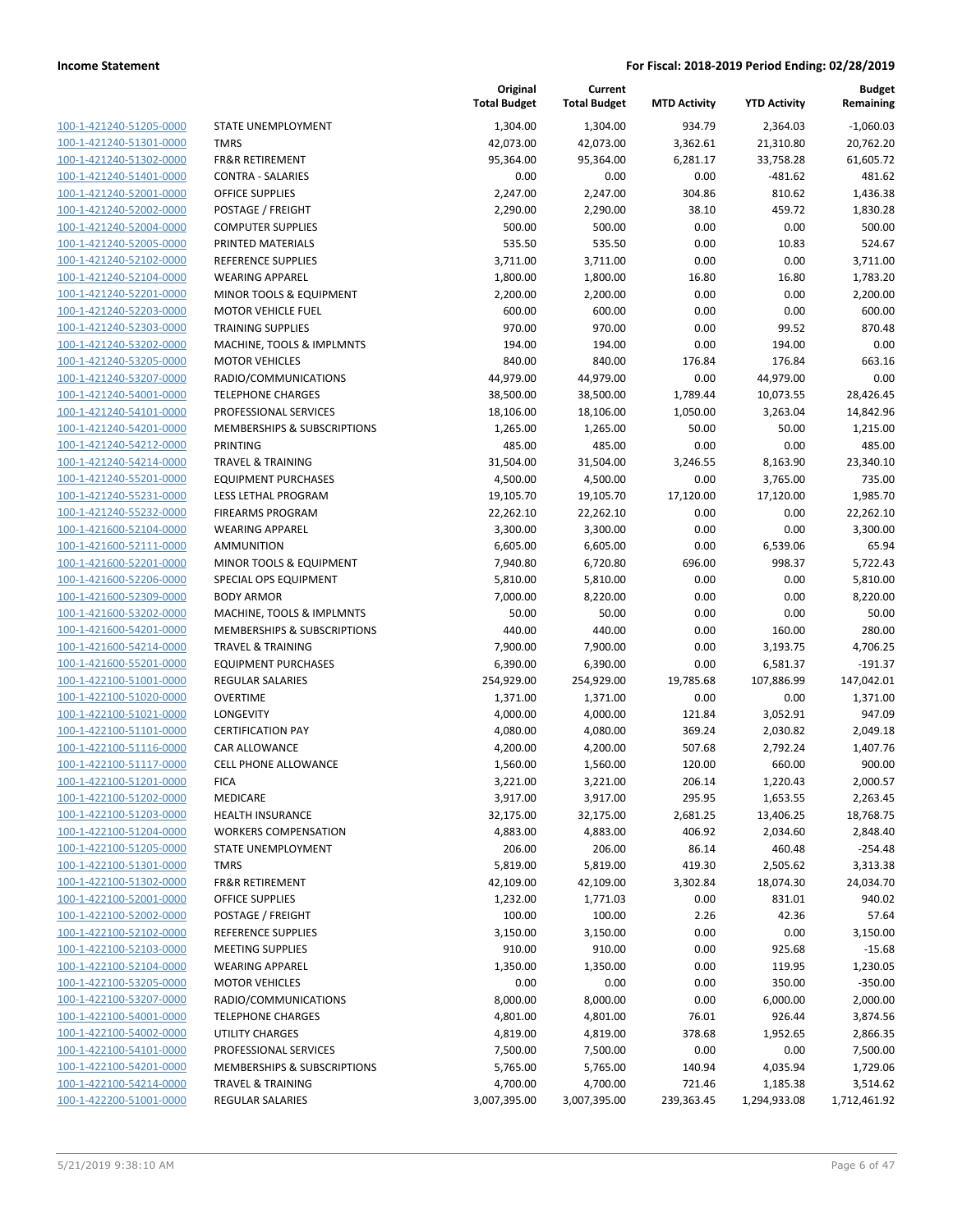**Income Statement** | **For Fiscal: 2018-2019 Period Ending: 02/28/2019**

| | | Original Total Budget | Current Total Budget | MTD Activity | YTD Activity | Budget Remaining |
|---|---|---|---|---|---|---|
| 100-1-421240-51205-0000 | STATE UNEMPLOYMENT | 1,304.00 | 1,304.00 | 934.79 | 2,364.03 | -1,060.03 |
| 100-1-421240-51301-0000 | TMRS | 42,073.00 | 42,073.00 | 3,362.61 | 21,310.80 | 20,762.20 |
| 100-1-421240-51302-0000 | FR&R RETIREMENT | 95,364.00 | 95,364.00 | 6,281.17 | 33,758.28 | 61,605.72 |
| 100-1-421240-51401-0000 | CONTRA - SALARIES | 0.00 | 0.00 | 0.00 | -481.62 | 481.62 |
| 100-1-421240-52001-0000 | OFFICE SUPPLIES | 2,247.00 | 2,247.00 | 304.86 | 810.62 | 1,436.38 |
| 100-1-421240-52002-0000 | POSTAGE / FREIGHT | 2,290.00 | 2,290.00 | 38.10 | 459.72 | 1,830.28 |
| 100-1-421240-52004-0000 | COMPUTER SUPPLIES | 500.00 | 500.00 | 0.00 | 0.00 | 500.00 |
| 100-1-421240-52005-0000 | PRINTED MATERIALS | 535.50 | 535.50 | 0.00 | 10.83 | 524.67 |
| 100-1-421240-52102-0000 | REFERENCE SUPPLIES | 3,711.00 | 3,711.00 | 0.00 | 0.00 | 3,711.00 |
| 100-1-421240-52104-0000 | WEARING APPAREL | 1,800.00 | 1,800.00 | 16.80 | 16.80 | 1,783.20 |
| 100-1-421240-52201-0000 | MINOR TOOLS & EQUIPMENT | 2,200.00 | 2,200.00 | 0.00 | 0.00 | 2,200.00 |
| 100-1-421240-52203-0000 | MOTOR VEHICLE FUEL | 600.00 | 600.00 | 0.00 | 0.00 | 600.00 |
| 100-1-421240-52303-0000 | TRAINING SUPPLIES | 970.00 | 970.00 | 0.00 | 99.52 | 870.48 |
| 100-1-421240-53202-0000 | MACHINE, TOOLS & IMPLMNTS | 194.00 | 194.00 | 0.00 | 194.00 | 0.00 |
| 100-1-421240-53205-0000 | MOTOR VEHICLES | 840.00 | 840.00 | 176.84 | 176.84 | 663.16 |
| 100-1-421240-53207-0000 | RADIO/COMMUNICATIONS | 44,979.00 | 44,979.00 | 0.00 | 44,979.00 | 0.00 |
| 100-1-421240-54001-0000 | TELEPHONE CHARGES | 38,500.00 | 38,500.00 | 1,789.44 | 10,073.55 | 28,426.45 |
| 100-1-421240-54101-0000 | PROFESSIONAL SERVICES | 18,106.00 | 18,106.00 | 1,050.00 | 3,263.04 | 14,842.96 |
| 100-1-421240-54201-0000 | MEMBERSHIPS & SUBSCRIPTIONS | 1,265.00 | 1,265.00 | 50.00 | 50.00 | 1,215.00 |
| 100-1-421240-54212-0000 | PRINTING | 485.00 | 485.00 | 0.00 | 0.00 | 485.00 |
| 100-1-421240-54214-0000 | TRAVEL & TRAINING | 31,504.00 | 31,504.00 | 3,246.55 | 8,163.90 | 23,340.10 |
| 100-1-421240-55201-0000 | EQUIPMENT PURCHASES | 4,500.00 | 4,500.00 | 0.00 | 3,765.00 | 735.00 |
| 100-1-421240-55231-0000 | LESS LETHAL PROGRAM | 19,105.70 | 19,105.70 | 17,120.00 | 17,120.00 | 1,985.70 |
| 100-1-421240-55232-0000 | FIREARMS PROGRAM | 22,262.10 | 22,262.10 | 0.00 | 0.00 | 22,262.10 |
| 100-1-421600-52104-0000 | WEARING APPAREL | 3,300.00 | 3,300.00 | 0.00 | 0.00 | 3,300.00 |
| 100-1-421600-52111-0000 | AMMUNITION | 6,605.00 | 6,605.00 | 0.00 | 6,539.06 | 65.94 |
| 100-1-421600-52201-0000 | MINOR TOOLS & EQUIPMENT | 7,940.80 | 6,720.80 | 696.00 | 998.37 | 5,722.43 |
| 100-1-421600-52206-0000 | SPECIAL OPS EQUIPMENT | 5,810.00 | 5,810.00 | 0.00 | 0.00 | 5,810.00 |
| 100-1-421600-52309-0000 | BODY ARMOR | 7,000.00 | 8,220.00 | 0.00 | 0.00 | 8,220.00 |
| 100-1-421600-53202-0000 | MACHINE, TOOLS & IMPLMNTS | 50.00 | 50.00 | 0.00 | 0.00 | 50.00 |
| 100-1-421600-54201-0000 | MEMBERSHIPS & SUBSCRIPTIONS | 440.00 | 440.00 | 0.00 | 160.00 | 280.00 |
| 100-1-421600-54214-0000 | TRAVEL & TRAINING | 7,900.00 | 7,900.00 | 0.00 | 3,193.75 | 4,706.25 |
| 100-1-421600-55201-0000 | EQUIPMENT PURCHASES | 6,390.00 | 6,390.00 | 0.00 | 6,581.37 | -191.37 |
| 100-1-422100-51001-0000 | REGULAR SALARIES | 254,929.00 | 254,929.00 | 19,785.68 | 107,886.99 | 147,042.01 |
| 100-1-422100-51020-0000 | OVERTIME | 1,371.00 | 1,371.00 | 0.00 | 0.00 | 1,371.00 |
| 100-1-422100-51021-0000 | LONGEVITY | 4,000.00 | 4,000.00 | 121.84 | 3,052.91 | 947.09 |
| 100-1-422100-51101-0000 | CERTIFICATION PAY | 4,080.00 | 4,080.00 | 369.24 | 2,030.82 | 2,049.18 |
| 100-1-422100-51116-0000 | CAR ALLOWANCE | 4,200.00 | 4,200.00 | 507.68 | 2,792.24 | 1,407.76 |
| 100-1-422100-51117-0000 | CELL PHONE ALLOWANCE | 1,560.00 | 1,560.00 | 120.00 | 660.00 | 900.00 |
| 100-1-422100-51201-0000 | FICA | 3,221.00 | 3,221.00 | 206.14 | 1,220.43 | 2,000.57 |
| 100-1-422100-51202-0000 | MEDICARE | 3,917.00 | 3,917.00 | 295.95 | 1,653.55 | 2,263.45 |
| 100-1-422100-51203-0000 | HEALTH INSURANCE | 32,175.00 | 32,175.00 | 2,681.25 | 13,406.25 | 18,768.75 |
| 100-1-422100-51204-0000 | WORKERS COMPENSATION | 4,883.00 | 4,883.00 | 406.92 | 2,034.60 | 2,848.40 |
| 100-1-422100-51205-0000 | STATE UNEMPLOYMENT | 206.00 | 206.00 | 86.14 | 460.48 | -254.48 |
| 100-1-422100-51301-0000 | TMRS | 5,819.00 | 5,819.00 | 419.30 | 2,505.62 | 3,313.38 |
| 100-1-422100-51302-0000 | FR&R RETIREMENT | 42,109.00 | 42,109.00 | 3,302.84 | 18,074.30 | 24,034.70 |
| 100-1-422100-52001-0000 | OFFICE SUPPLIES | 1,232.00 | 1,771.03 | 0.00 | 831.01 | 940.02 |
| 100-1-422100-52002-0000 | POSTAGE / FREIGHT | 100.00 | 100.00 | 2.26 | 42.36 | 57.64 |
| 100-1-422100-52102-0000 | REFERENCE SUPPLIES | 3,150.00 | 3,150.00 | 0.00 | 0.00 | 3,150.00 |
| 100-1-422100-52103-0000 | MEETING SUPPLIES | 910.00 | 910.00 | 0.00 | 925.68 | -15.68 |
| 100-1-422100-52104-0000 | WEARING APPAREL | 1,350.00 | 1,350.00 | 0.00 | 119.95 | 1,230.05 |
| 100-1-422100-53205-0000 | MOTOR VEHICLES | 0.00 | 0.00 | 0.00 | 350.00 | -350.00 |
| 100-1-422100-53207-0000 | RADIO/COMMUNICATIONS | 8,000.00 | 8,000.00 | 0.00 | 6,000.00 | 2,000.00 |
| 100-1-422100-54001-0000 | TELEPHONE CHARGES | 4,801.00 | 4,801.00 | 76.01 | 926.44 | 3,874.56 |
| 100-1-422100-54002-0000 | UTILITY CHARGES | 4,819.00 | 4,819.00 | 378.68 | 1,952.65 | 2,866.35 |
| 100-1-422100-54101-0000 | PROFESSIONAL SERVICES | 7,500.00 | 7,500.00 | 0.00 | 0.00 | 7,500.00 |
| 100-1-422100-54201-0000 | MEMBERSHIPS & SUBSCRIPTIONS | 5,765.00 | 5,765.00 | 140.94 | 4,035.94 | 1,729.06 |
| 100-1-422100-54214-0000 | TRAVEL & TRAINING | 4,700.00 | 4,700.00 | 721.46 | 1,185.38 | 3,514.62 |
| 100-1-422200-51001-0000 | REGULAR SALARIES | 3,007,395.00 | 3,007,395.00 | 239,363.45 | 1,294,933.08 | 1,712,461.92 |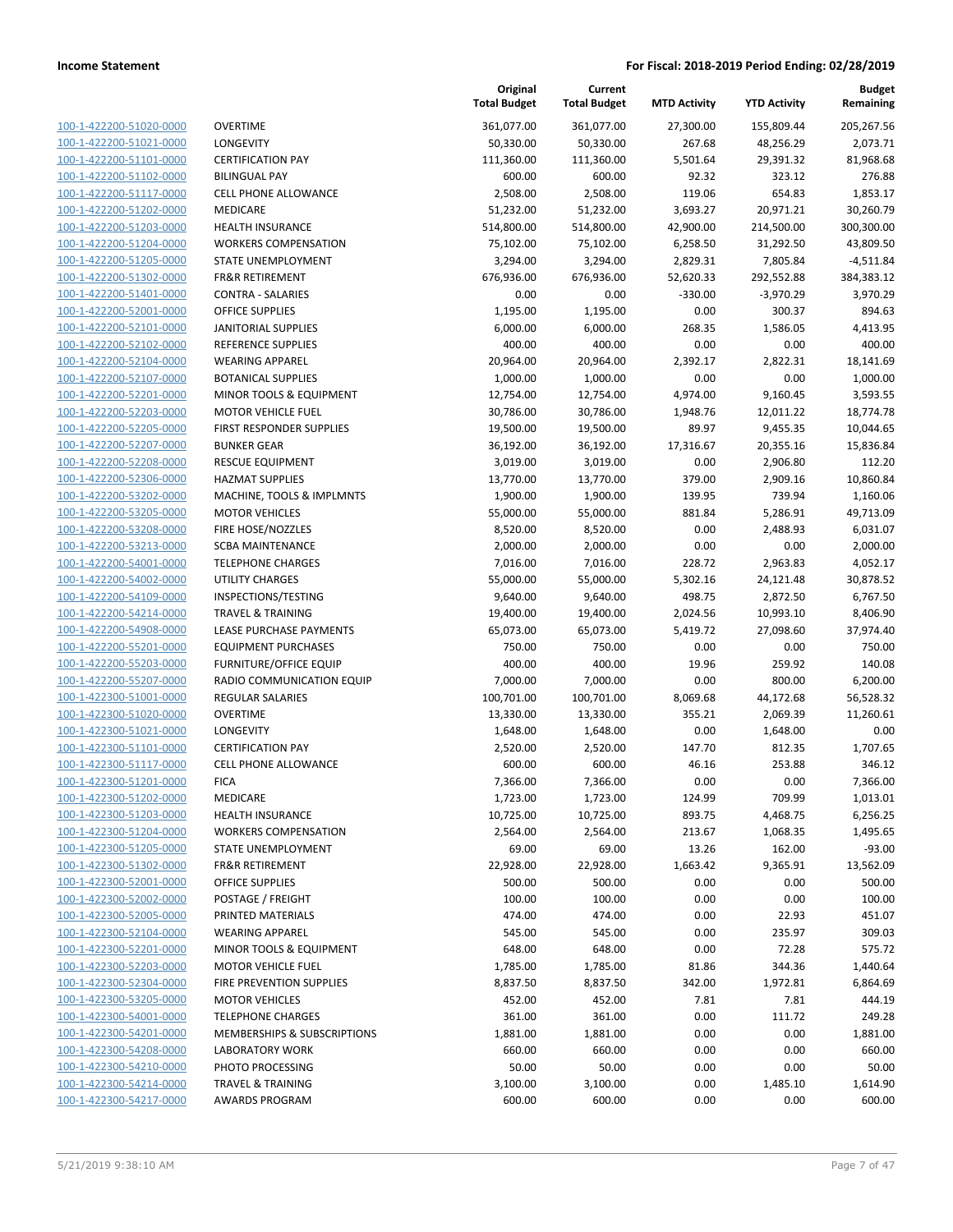**Income Statement** | **For Fiscal: 2018-2019 Period Ending: 02/28/2019**

| | | Original Total Budget | Current Total Budget | MTD Activity | YTD Activity | Budget Remaining |
|---|---|---|---|---|---|---|
| 100-1-422200-51020-0000 | OVERTIME | 361,077.00 | 361,077.00 | 27,300.00 | 155,809.44 | 205,267.56 |
| 100-1-422200-51021-0000 | LONGEVITY | 50,330.00 | 50,330.00 | 267.68 | 48,256.29 | 2,073.71 |
| 100-1-422200-51101-0000 | CERTIFICATION PAY | 111,360.00 | 111,360.00 | 5,501.64 | 29,391.32 | 81,968.68 |
| 100-1-422200-51102-0000 | BILINGUAL PAY | 600.00 | 600.00 | 92.32 | 323.12 | 276.88 |
| 100-1-422200-51117-0000 | CELL PHONE ALLOWANCE | 2,508.00 | 2,508.00 | 119.06 | 654.83 | 1,853.17 |
| 100-1-422200-51202-0000 | MEDICARE | 51,232.00 | 51,232.00 | 3,693.27 | 20,971.21 | 30,260.79 |
| 100-1-422200-51203-0000 | HEALTH INSURANCE | 514,800.00 | 514,800.00 | 42,900.00 | 214,500.00 | 300,300.00 |
| 100-1-422200-51204-0000 | WORKERS COMPENSATION | 75,102.00 | 75,102.00 | 6,258.50 | 31,292.50 | 43,809.50 |
| 100-1-422200-51205-0000 | STATE UNEMPLOYMENT | 3,294.00 | 3,294.00 | 2,829.31 | 7,805.84 | -4,511.84 |
| 100-1-422200-51302-0000 | FR&R RETIREMENT | 676,936.00 | 676,936.00 | 52,620.33 | 292,552.88 | 384,383.12 |
| 100-1-422200-51401-0000 | CONTRA - SALARIES | 0.00 | 0.00 | -330.00 | -3,970.29 | 3,970.29 |
| 100-1-422200-52001-0000 | OFFICE SUPPLIES | 1,195.00 | 1,195.00 | 0.00 | 300.37 | 894.63 |
| 100-1-422200-52101-0000 | JANITORIAL SUPPLIES | 6,000.00 | 6,000.00 | 268.35 | 1,586.05 | 4,413.95 |
| 100-1-422200-52102-0000 | REFERENCE SUPPLIES | 400.00 | 400.00 | 0.00 | 0.00 | 400.00 |
| 100-1-422200-52104-0000 | WEARING APPAREL | 20,964.00 | 20,964.00 | 2,392.17 | 2,822.31 | 18,141.69 |
| 100-1-422200-52107-0000 | BOTANICAL SUPPLIES | 1,000.00 | 1,000.00 | 0.00 | 0.00 | 1,000.00 |
| 100-1-422200-52201-0000 | MINOR TOOLS & EQUIPMENT | 12,754.00 | 12,754.00 | 4,974.00 | 9,160.45 | 3,593.55 |
| 100-1-422200-52203-0000 | MOTOR VEHICLE FUEL | 30,786.00 | 30,786.00 | 1,948.76 | 12,011.22 | 18,774.78 |
| 100-1-422200-52205-0000 | FIRST RESPONDER SUPPLIES | 19,500.00 | 19,500.00 | 89.97 | 9,455.35 | 10,044.65 |
| 100-1-422200-52207-0000 | BUNKER GEAR | 36,192.00 | 36,192.00 | 17,316.67 | 20,355.16 | 15,836.84 |
| 100-1-422200-52208-0000 | RESCUE EQUIPMENT | 3,019.00 | 3,019.00 | 0.00 | 2,906.80 | 112.20 |
| 100-1-422200-52306-0000 | HAZMAT SUPPLIES | 13,770.00 | 13,770.00 | 379.00 | 2,909.16 | 10,860.84 |
| 100-1-422200-53202-0000 | MACHINE, TOOLS & IMPLMNTS | 1,900.00 | 1,900.00 | 139.95 | 739.94 | 1,160.06 |
| 100-1-422200-53205-0000 | MOTOR VEHICLES | 55,000.00 | 55,000.00 | 881.84 | 5,286.91 | 49,713.09 |
| 100-1-422200-53208-0000 | FIRE HOSE/NOZZLES | 8,520.00 | 8,520.00 | 0.00 | 2,488.93 | 6,031.07 |
| 100-1-422200-53213-0000 | SCBA MAINTENANCE | 2,000.00 | 2,000.00 | 0.00 | 0.00 | 2,000.00 |
| 100-1-422200-54001-0000 | TELEPHONE CHARGES | 7,016.00 | 7,016.00 | 228.72 | 2,963.83 | 4,052.17 |
| 100-1-422200-54002-0000 | UTILITY CHARGES | 55,000.00 | 55,000.00 | 5,302.16 | 24,121.48 | 30,878.52 |
| 100-1-422200-54109-0000 | INSPECTIONS/TESTING | 9,640.00 | 9,640.00 | 498.75 | 2,872.50 | 6,767.50 |
| 100-1-422200-54214-0000 | TRAVEL & TRAINING | 19,400.00 | 19,400.00 | 2,024.56 | 10,993.10 | 8,406.90 |
| 100-1-422200-54908-0000 | LEASE PURCHASE PAYMENTS | 65,073.00 | 65,073.00 | 5,419.72 | 27,098.60 | 37,974.40 |
| 100-1-422200-55201-0000 | EQUIPMENT PURCHASES | 750.00 | 750.00 | 0.00 | 0.00 | 750.00 |
| 100-1-422200-55203-0000 | FURNITURE/OFFICE EQUIP | 400.00 | 400.00 | 19.96 | 259.92 | 140.08 |
| 100-1-422200-55207-0000 | RADIO COMMUNICATION EQUIP | 7,000.00 | 7,000.00 | 0.00 | 800.00 | 6,200.00 |
| 100-1-422300-51001-0000 | REGULAR SALARIES | 100,701.00 | 100,701.00 | 8,069.68 | 44,172.68 | 56,528.32 |
| 100-1-422300-51020-0000 | OVERTIME | 13,330.00 | 13,330.00 | 355.21 | 2,069.39 | 11,260.61 |
| 100-1-422300-51021-0000 | LONGEVITY | 1,648.00 | 1,648.00 | 0.00 | 1,648.00 | 0.00 |
| 100-1-422300-51101-0000 | CERTIFICATION PAY | 2,520.00 | 2,520.00 | 147.70 | 812.35 | 1,707.65 |
| 100-1-422300-51117-0000 | CELL PHONE ALLOWANCE | 600.00 | 600.00 | 46.16 | 253.88 | 346.12 |
| 100-1-422300-51201-0000 | FICA | 7,366.00 | 7,366.00 | 0.00 | 0.00 | 7,366.00 |
| 100-1-422300-51202-0000 | MEDICARE | 1,723.00 | 1,723.00 | 124.99 | 709.99 | 1,013.01 |
| 100-1-422300-51203-0000 | HEALTH INSURANCE | 10,725.00 | 10,725.00 | 893.75 | 4,468.75 | 6,256.25 |
| 100-1-422300-51204-0000 | WORKERS COMPENSATION | 2,564.00 | 2,564.00 | 213.67 | 1,068.35 | 1,495.65 |
| 100-1-422300-51205-0000 | STATE UNEMPLOYMENT | 69.00 | 69.00 | 13.26 | 162.00 | -93.00 |
| 100-1-422300-51302-0000 | FR&R RETIREMENT | 22,928.00 | 22,928.00 | 1,663.42 | 9,365.91 | 13,562.09 |
| 100-1-422300-52001-0000 | OFFICE SUPPLIES | 500.00 | 500.00 | 0.00 | 0.00 | 500.00 |
| 100-1-422300-52002-0000 | POSTAGE / FREIGHT | 100.00 | 100.00 | 0.00 | 0.00 | 100.00 |
| 100-1-422300-52005-0000 | PRINTED MATERIALS | 474.00 | 474.00 | 0.00 | 22.93 | 451.07 |
| 100-1-422300-52104-0000 | WEARING APPAREL | 545.00 | 545.00 | 0.00 | 235.97 | 309.03 |
| 100-1-422300-52201-0000 | MINOR TOOLS & EQUIPMENT | 648.00 | 648.00 | 0.00 | 72.28 | 575.72 |
| 100-1-422300-52203-0000 | MOTOR VEHICLE FUEL | 1,785.00 | 1,785.00 | 81.86 | 344.36 | 1,440.64 |
| 100-1-422300-52304-0000 | FIRE PREVENTION SUPPLIES | 8,837.50 | 8,837.50 | 342.00 | 1,972.81 | 6,864.69 |
| 100-1-422300-53205-0000 | MOTOR VEHICLES | 452.00 | 452.00 | 7.81 | 7.81 | 444.19 |
| 100-1-422300-54001-0000 | TELEPHONE CHARGES | 361.00 | 361.00 | 0.00 | 111.72 | 249.28 |
| 100-1-422300-54201-0000 | MEMBERSHIPS & SUBSCRIPTIONS | 1,881.00 | 1,881.00 | 0.00 | 0.00 | 1,881.00 |
| 100-1-422300-54208-0000 | LABORATORY WORK | 660.00 | 660.00 | 0.00 | 0.00 | 660.00 |
| 100-1-422300-54210-0000 | PHOTO PROCESSING | 50.00 | 50.00 | 0.00 | 0.00 | 50.00 |
| 100-1-422300-54214-0000 | TRAVEL & TRAINING | 3,100.00 | 3,100.00 | 0.00 | 1,485.10 | 1,614.90 |
| 100-1-422300-54217-0000 | AWARDS PROGRAM | 600.00 | 600.00 | 0.00 | 0.00 | 600.00 |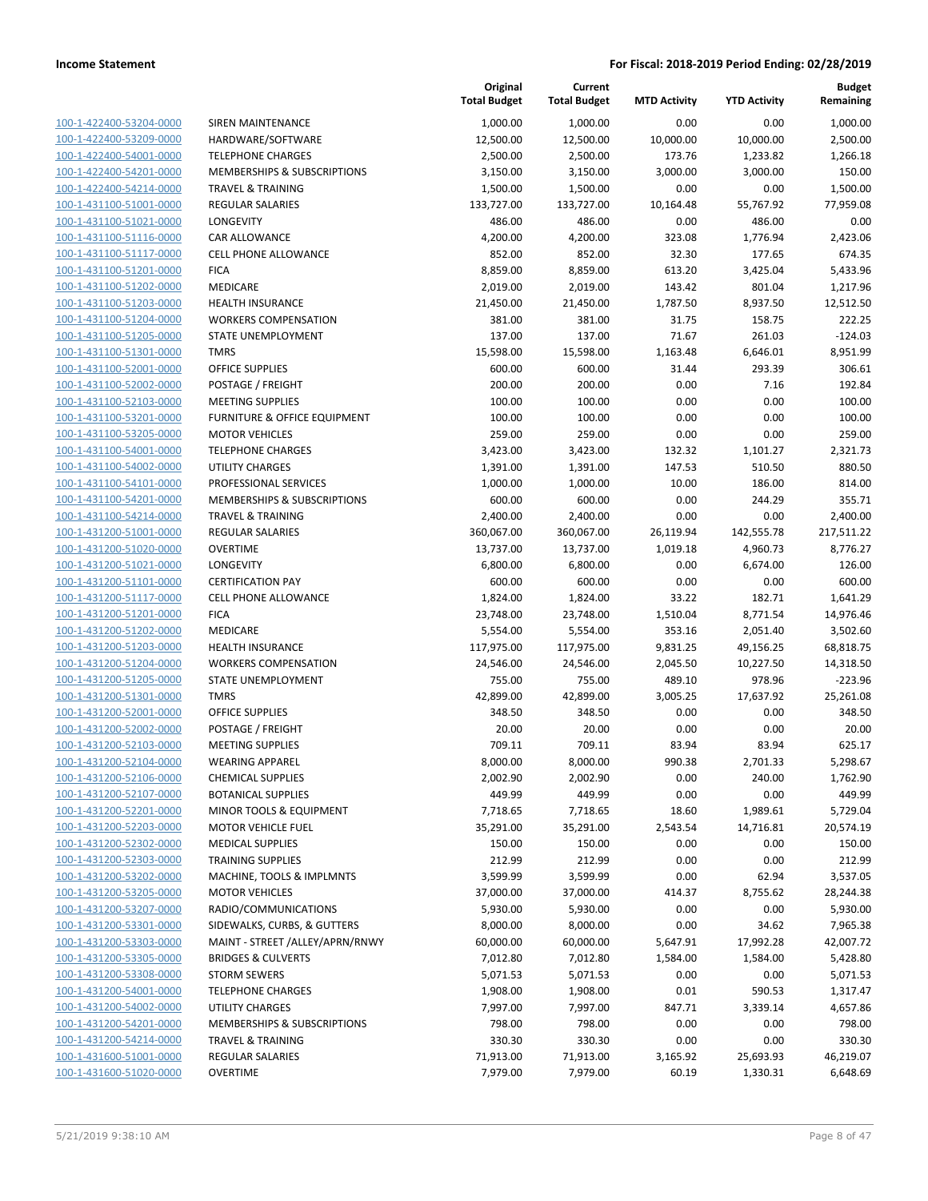**Income Statement** | **For Fiscal: 2018-2019 Period Ending: 02/28/2019**

| | | Original Total Budget | Current Total Budget | MTD Activity | YTD Activity | Budget Remaining |
|---|---|---|---|---|---|---|
| 100-1-422400-53204-0000 | SIREN MAINTENANCE | 1,000.00 | 1,000.00 | 0.00 | 0.00 | 1,000.00 |
| 100-1-422400-53209-0000 | HARDWARE/SOFTWARE | 12,500.00 | 12,500.00 | 10,000.00 | 10,000.00 | 2,500.00 |
| 100-1-422400-54001-0000 | TELEPHONE CHARGES | 2,500.00 | 2,500.00 | 173.76 | 1,233.82 | 1,266.18 |
| 100-1-422400-54201-0000 | MEMBERSHIPS & SUBSCRIPTIONS | 3,150.00 | 3,150.00 | 3,000.00 | 3,000.00 | 150.00 |
| 100-1-422400-54214-0000 | TRAVEL & TRAINING | 1,500.00 | 1,500.00 | 0.00 | 0.00 | 1,500.00 |
| 100-1-431100-51001-0000 | REGULAR SALARIES | 133,727.00 | 133,727.00 | 10,164.48 | 55,767.92 | 77,959.08 |
| 100-1-431100-51021-0000 | LONGEVITY | 486.00 | 486.00 | 0.00 | 486.00 | 0.00 |
| 100-1-431100-51116-0000 | CAR ALLOWANCE | 4,200.00 | 4,200.00 | 323.08 | 1,776.94 | 2,423.06 |
| 100-1-431100-51117-0000 | CELL PHONE ALLOWANCE | 852.00 | 852.00 | 32.30 | 177.65 | 674.35 |
| 100-1-431100-51201-0000 | FICA | 8,859.00 | 8,859.00 | 613.20 | 3,425.04 | 5,433.96 |
| 100-1-431100-51202-0000 | MEDICARE | 2,019.00 | 2,019.00 | 143.42 | 801.04 | 1,217.96 |
| 100-1-431100-51203-0000 | HEALTH INSURANCE | 21,450.00 | 21,450.00 | 1,787.50 | 8,937.50 | 12,512.50 |
| 100-1-431100-51204-0000 | WORKERS COMPENSATION | 381.00 | 381.00 | 31.75 | 158.75 | 222.25 |
| 100-1-431100-51205-0000 | STATE UNEMPLOYMENT | 137.00 | 137.00 | 71.67 | 261.03 | -124.03 |
| 100-1-431100-51301-0000 | TMRS | 15,598.00 | 15,598.00 | 1,163.48 | 6,646.01 | 8,951.99 |
| 100-1-431100-52001-0000 | OFFICE SUPPLIES | 600.00 | 600.00 | 31.44 | 293.39 | 306.61 |
| 100-1-431100-52002-0000 | POSTAGE / FREIGHT | 200.00 | 200.00 | 0.00 | 7.16 | 192.84 |
| 100-1-431100-52103-0000 | MEETING SUPPLIES | 100.00 | 100.00 | 0.00 | 0.00 | 100.00 |
| 100-1-431100-53201-0000 | FURNITURE & OFFICE EQUIPMENT | 100.00 | 100.00 | 0.00 | 0.00 | 100.00 |
| 100-1-431100-53205-0000 | MOTOR VEHICLES | 259.00 | 259.00 | 0.00 | 0.00 | 259.00 |
| 100-1-431100-54001-0000 | TELEPHONE CHARGES | 3,423.00 | 3,423.00 | 132.32 | 1,101.27 | 2,321.73 |
| 100-1-431100-54002-0000 | UTILITY CHARGES | 1,391.00 | 1,391.00 | 147.53 | 510.50 | 880.50 |
| 100-1-431100-54101-0000 | PROFESSIONAL SERVICES | 1,000.00 | 1,000.00 | 10.00 | 186.00 | 814.00 |
| 100-1-431100-54201-0000 | MEMBERSHIPS & SUBSCRIPTIONS | 600.00 | 600.00 | 0.00 | 244.29 | 355.71 |
| 100-1-431100-54214-0000 | TRAVEL & TRAINING | 2,400.00 | 2,400.00 | 0.00 | 0.00 | 2,400.00 |
| 100-1-431200-51001-0000 | REGULAR SALARIES | 360,067.00 | 360,067.00 | 26,119.94 | 142,555.78 | 217,511.22 |
| 100-1-431200-51020-0000 | OVERTIME | 13,737.00 | 13,737.00 | 1,019.18 | 4,960.73 | 8,776.27 |
| 100-1-431200-51021-0000 | LONGEVITY | 6,800.00 | 6,800.00 | 0.00 | 6,674.00 | 126.00 |
| 100-1-431200-51101-0000 | CERTIFICATION PAY | 600.00 | 600.00 | 0.00 | 0.00 | 600.00 |
| 100-1-431200-51117-0000 | CELL PHONE ALLOWANCE | 1,824.00 | 1,824.00 | 33.22 | 182.71 | 1,641.29 |
| 100-1-431200-51201-0000 | FICA | 23,748.00 | 23,748.00 | 1,510.04 | 8,771.54 | 14,976.46 |
| 100-1-431200-51202-0000 | MEDICARE | 5,554.00 | 5,554.00 | 353.16 | 2,051.40 | 3,502.60 |
| 100-1-431200-51203-0000 | HEALTH INSURANCE | 117,975.00 | 117,975.00 | 9,831.25 | 49,156.25 | 68,818.75 |
| 100-1-431200-51204-0000 | WORKERS COMPENSATION | 24,546.00 | 24,546.00 | 2,045.50 | 10,227.50 | 14,318.50 |
| 100-1-431200-51205-0000 | STATE UNEMPLOYMENT | 755.00 | 755.00 | 489.10 | 978.96 | -223.96 |
| 100-1-431200-51301-0000 | TMRS | 42,899.00 | 42,899.00 | 3,005.25 | 17,637.92 | 25,261.08 |
| 100-1-431200-52001-0000 | OFFICE SUPPLIES | 348.50 | 348.50 | 0.00 | 0.00 | 348.50 |
| 100-1-431200-52002-0000 | POSTAGE / FREIGHT | 20.00 | 20.00 | 0.00 | 0.00 | 20.00 |
| 100-1-431200-52103-0000 | MEETING SUPPLIES | 709.11 | 709.11 | 83.94 | 83.94 | 625.17 |
| 100-1-431200-52104-0000 | WEARING APPAREL | 8,000.00 | 8,000.00 | 990.38 | 2,701.33 | 5,298.67 |
| 100-1-431200-52106-0000 | CHEMICAL SUPPLIES | 2,002.90 | 2,002.90 | 0.00 | 240.00 | 1,762.90 |
| 100-1-431200-52107-0000 | BOTANICAL SUPPLIES | 449.99 | 449.99 | 0.00 | 0.00 | 449.99 |
| 100-1-431200-52201-0000 | MINOR TOOLS & EQUIPMENT | 7,718.65 | 7,718.65 | 18.60 | 1,989.61 | 5,729.04 |
| 100-1-431200-52203-0000 | MOTOR VEHICLE FUEL | 35,291.00 | 35,291.00 | 2,543.54 | 14,716.81 | 20,574.19 |
| 100-1-431200-52302-0000 | MEDICAL SUPPLIES | 150.00 | 150.00 | 0.00 | 0.00 | 150.00 |
| 100-1-431200-52303-0000 | TRAINING SUPPLIES | 212.99 | 212.99 | 0.00 | 0.00 | 212.99 |
| 100-1-431200-53202-0000 | MACHINE, TOOLS & IMPLMNTS | 3,599.99 | 3,599.99 | 0.00 | 62.94 | 3,537.05 |
| 100-1-431200-53205-0000 | MOTOR VEHICLES | 37,000.00 | 37,000.00 | 414.37 | 8,755.62 | 28,244.38 |
| 100-1-431200-53207-0000 | RADIO/COMMUNICATIONS | 5,930.00 | 5,930.00 | 0.00 | 0.00 | 5,930.00 |
| 100-1-431200-53301-0000 | SIDEWALKS, CURBS, & GUTTERS | 8,000.00 | 8,000.00 | 0.00 | 34.62 | 7,965.38 |
| 100-1-431200-53303-0000 | MAINT - STREET /ALLEY/APRN/RNWY | 60,000.00 | 60,000.00 | 5,647.91 | 17,992.28 | 42,007.72 |
| 100-1-431200-53305-0000 | BRIDGES & CULVERTS | 7,012.80 | 7,012.80 | 1,584.00 | 1,584.00 | 5,428.80 |
| 100-1-431200-53308-0000 | STORM SEWERS | 5,071.53 | 5,071.53 | 0.00 | 0.00 | 5,071.53 |
| 100-1-431200-54001-0000 | TELEPHONE CHARGES | 1,908.00 | 1,908.00 | 0.01 | 590.53 | 1,317.47 |
| 100-1-431200-54002-0000 | UTILITY CHARGES | 7,997.00 | 7,997.00 | 847.71 | 3,339.14 | 4,657.86 |
| 100-1-431200-54201-0000 | MEMBERSHIPS & SUBSCRIPTIONS | 798.00 | 798.00 | 0.00 | 0.00 | 798.00 |
| 100-1-431200-54214-0000 | TRAVEL & TRAINING | 330.30 | 330.30 | 0.00 | 0.00 | 330.30 |
| 100-1-431600-51001-0000 | REGULAR SALARIES | 71,913.00 | 71,913.00 | 3,165.92 | 25,693.93 | 46,219.07 |
| 100-1-431600-51020-0000 | OVERTIME | 7,979.00 | 7,979.00 | 60.19 | 1,330.31 | 6,648.69 |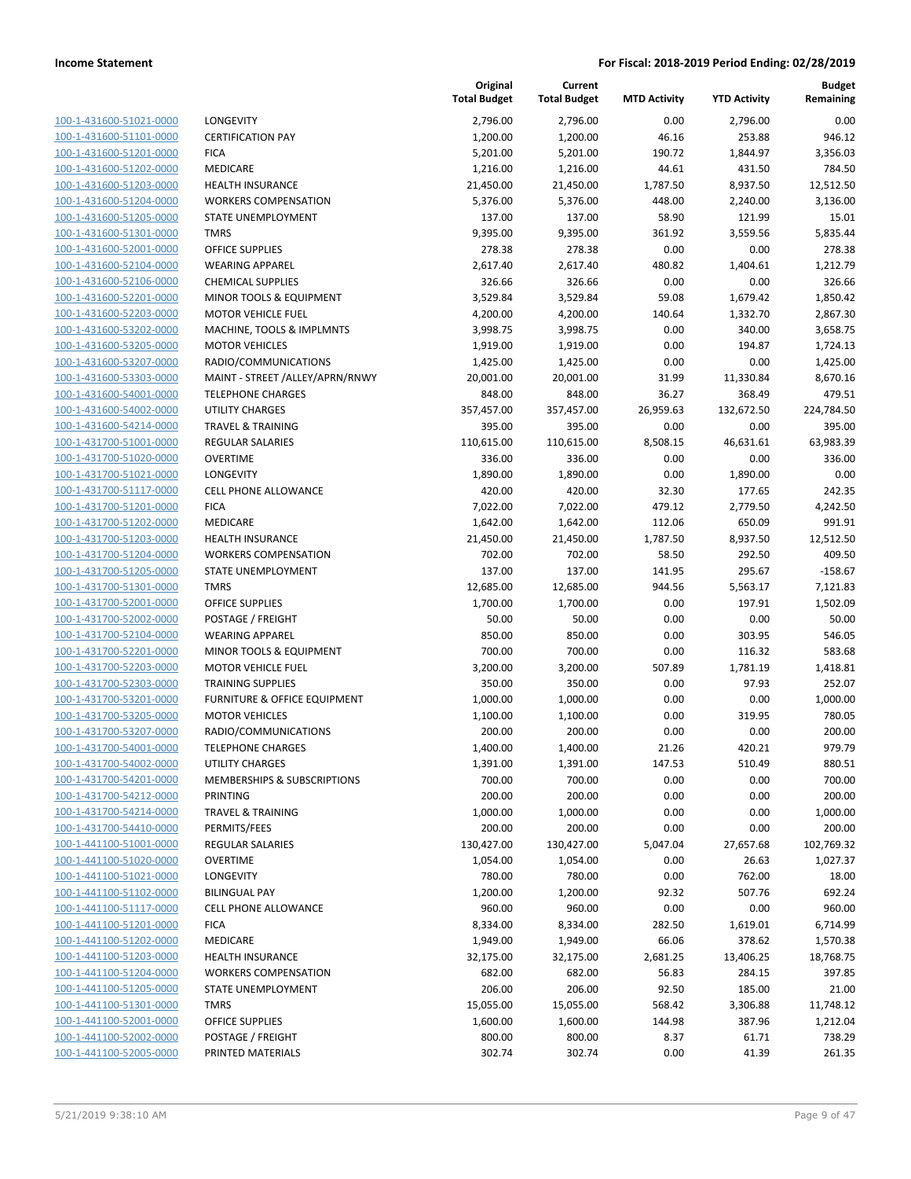**Income Statement** — For Fiscal: 2018-2019 Period Ending: 02/28/2019

| | | Original Total Budget | Current Total Budget | MTD Activity | YTD Activity | Budget Remaining |
|---|---|---|---|---|---|---|
| 100-1-431600-51021-0000 | LONGEVITY | 2,796.00 | 2,796.00 | 0.00 | 2,796.00 | 0.00 |
| 100-1-431600-51101-0000 | CERTIFICATION PAY | 1,200.00 | 1,200.00 | 46.16 | 253.88 | 946.12 |
| 100-1-431600-51201-0000 | FICA | 5,201.00 | 5,201.00 | 190.72 | 1,844.97 | 3,356.03 |
| 100-1-431600-51202-0000 | MEDICARE | 1,216.00 | 1,216.00 | 44.61 | 431.50 | 784.50 |
| 100-1-431600-51203-0000 | HEALTH INSURANCE | 21,450.00 | 21,450.00 | 1,787.50 | 8,937.50 | 12,512.50 |
| 100-1-431600-51204-0000 | WORKERS COMPENSATION | 5,376.00 | 5,376.00 | 448.00 | 2,240.00 | 3,136.00 |
| 100-1-431600-51205-0000 | STATE UNEMPLOYMENT | 137.00 | 137.00 | 58.90 | 121.99 | 15.01 |
| 100-1-431600-51301-0000 | TMRS | 9,395.00 | 9,395.00 | 361.92 | 3,559.56 | 5,835.44 |
| 100-1-431600-52001-0000 | OFFICE SUPPLIES | 278.38 | 278.38 | 0.00 | 0.00 | 278.38 |
| 100-1-431600-52104-0000 | WEARING APPAREL | 2,617.40 | 2,617.40 | 480.82 | 1,404.61 | 1,212.79 |
| 100-1-431600-52106-0000 | CHEMICAL SUPPLIES | 326.66 | 326.66 | 0.00 | 0.00 | 326.66 |
| 100-1-431600-52201-0000 | MINOR TOOLS & EQUIPMENT | 3,529.84 | 3,529.84 | 59.08 | 1,679.42 | 1,850.42 |
| 100-1-431600-52203-0000 | MOTOR VEHICLE FUEL | 4,200.00 | 4,200.00 | 140.64 | 1,332.70 | 2,867.30 |
| 100-1-431600-53202-0000 | MACHINE, TOOLS & IMPLMNTS | 3,998.75 | 3,998.75 | 0.00 | 340.00 | 3,658.75 |
| 100-1-431600-53205-0000 | MOTOR VEHICLES | 1,919.00 | 1,919.00 | 0.00 | 194.87 | 1,724.13 |
| 100-1-431600-53207-0000 | RADIO/COMMUNICATIONS | 1,425.00 | 1,425.00 | 0.00 | 0.00 | 1,425.00 |
| 100-1-431600-53303-0000 | MAINT - STREET /ALLEY/APRN/RNWY | 20,001.00 | 20,001.00 | 31.99 | 11,330.84 | 8,670.16 |
| 100-1-431600-54001-0000 | TELEPHONE CHARGES | 848.00 | 848.00 | 36.27 | 368.49 | 479.51 |
| 100-1-431600-54002-0000 | UTILITY CHARGES | 357,457.00 | 357,457.00 | 26,959.63 | 132,672.50 | 224,784.50 |
| 100-1-431600-54214-0000 | TRAVEL & TRAINING | 395.00 | 395.00 | 0.00 | 0.00 | 395.00 |
| 100-1-431700-51001-0000 | REGULAR SALARIES | 110,615.00 | 110,615.00 | 8,508.15 | 46,631.61 | 63,983.39 |
| 100-1-431700-51020-0000 | OVERTIME | 336.00 | 336.00 | 0.00 | 0.00 | 336.00 |
| 100-1-431700-51021-0000 | LONGEVITY | 1,890.00 | 1,890.00 | 0.00 | 1,890.00 | 0.00 |
| 100-1-431700-51117-0000 | CELL PHONE ALLOWANCE | 420.00 | 420.00 | 32.30 | 177.65 | 242.35 |
| 100-1-431700-51201-0000 | FICA | 7,022.00 | 7,022.00 | 479.12 | 2,779.50 | 4,242.50 |
| 100-1-431700-51202-0000 | MEDICARE | 1,642.00 | 1,642.00 | 112.06 | 650.09 | 991.91 |
| 100-1-431700-51203-0000 | HEALTH INSURANCE | 21,450.00 | 21,450.00 | 1,787.50 | 8,937.50 | 12,512.50 |
| 100-1-431700-51204-0000 | WORKERS COMPENSATION | 702.00 | 702.00 | 58.50 | 292.50 | 409.50 |
| 100-1-431700-51205-0000 | STATE UNEMPLOYMENT | 137.00 | 137.00 | 141.95 | 295.67 | -158.67 |
| 100-1-431700-51301-0000 | TMRS | 12,685.00 | 12,685.00 | 944.56 | 5,563.17 | 7,121.83 |
| 100-1-431700-52001-0000 | OFFICE SUPPLIES | 1,700.00 | 1,700.00 | 0.00 | 197.91 | 1,502.09 |
| 100-1-431700-52002-0000 | POSTAGE / FREIGHT | 50.00 | 50.00 | 0.00 | 0.00 | 50.00 |
| 100-1-431700-52104-0000 | WEARING APPAREL | 850.00 | 850.00 | 0.00 | 303.95 | 546.05 |
| 100-1-431700-52201-0000 | MINOR TOOLS & EQUIPMENT | 700.00 | 700.00 | 0.00 | 116.32 | 583.68 |
| 100-1-431700-52203-0000 | MOTOR VEHICLE FUEL | 3,200.00 | 3,200.00 | 507.89 | 1,781.19 | 1,418.81 |
| 100-1-431700-52303-0000 | TRAINING SUPPLIES | 350.00 | 350.00 | 0.00 | 97.93 | 252.07 |
| 100-1-431700-53201-0000 | FURNITURE & OFFICE EQUIPMENT | 1,000.00 | 1,000.00 | 0.00 | 0.00 | 1,000.00 |
| 100-1-431700-53205-0000 | MOTOR VEHICLES | 1,100.00 | 1,100.00 | 0.00 | 319.95 | 780.05 |
| 100-1-431700-53207-0000 | RADIO/COMMUNICATIONS | 200.00 | 200.00 | 0.00 | 0.00 | 200.00 |
| 100-1-431700-54001-0000 | TELEPHONE CHARGES | 1,400.00 | 1,400.00 | 21.26 | 420.21 | 979.79 |
| 100-1-431700-54002-0000 | UTILITY CHARGES | 1,391.00 | 1,391.00 | 147.53 | 510.49 | 880.51 |
| 100-1-431700-54201-0000 | MEMBERSHIPS & SUBSCRIPTIONS | 700.00 | 700.00 | 0.00 | 0.00 | 700.00 |
| 100-1-431700-54212-0000 | PRINTING | 200.00 | 200.00 | 0.00 | 0.00 | 200.00 |
| 100-1-431700-54214-0000 | TRAVEL & TRAINING | 1,000.00 | 1,000.00 | 0.00 | 0.00 | 1,000.00 |
| 100-1-431700-54410-0000 | PERMITS/FEES | 200.00 | 200.00 | 0.00 | 0.00 | 200.00 |
| 100-1-441100-51001-0000 | REGULAR SALARIES | 130,427.00 | 130,427.00 | 5,047.04 | 27,657.68 | 102,769.32 |
| 100-1-441100-51020-0000 | OVERTIME | 1,054.00 | 1,054.00 | 0.00 | 26.63 | 1,027.37 |
| 100-1-441100-51021-0000 | LONGEVITY | 780.00 | 780.00 | 0.00 | 762.00 | 18.00 |
| 100-1-441100-51102-0000 | BILINGUAL PAY | 1,200.00 | 1,200.00 | 92.32 | 507.76 | 692.24 |
| 100-1-441100-51117-0000 | CELL PHONE ALLOWANCE | 960.00 | 960.00 | 0.00 | 0.00 | 960.00 |
| 100-1-441100-51201-0000 | FICA | 8,334.00 | 8,334.00 | 282.50 | 1,619.01 | 6,714.99 |
| 100-1-441100-51202-0000 | MEDICARE | 1,949.00 | 1,949.00 | 66.06 | 378.62 | 1,570.38 |
| 100-1-441100-51203-0000 | HEALTH INSURANCE | 32,175.00 | 32,175.00 | 2,681.25 | 13,406.25 | 18,768.75 |
| 100-1-441100-51204-0000 | WORKERS COMPENSATION | 682.00 | 682.00 | 56.83 | 284.15 | 397.85 |
| 100-1-441100-51205-0000 | STATE UNEMPLOYMENT | 206.00 | 206.00 | 92.50 | 185.00 | 21.00 |
| 100-1-441100-51301-0000 | TMRS | 15,055.00 | 15,055.00 | 568.42 | 3,306.88 | 11,748.12 |
| 100-1-441100-52001-0000 | OFFICE SUPPLIES | 1,600.00 | 1,600.00 | 144.98 | 387.96 | 1,212.04 |
| 100-1-441100-52002-0000 | POSTAGE / FREIGHT | 800.00 | 800.00 | 8.37 | 61.71 | 738.29 |
| 100-1-441100-52005-0000 | PRINTED MATERIALS | 302.74 | 302.74 | 0.00 | 41.39 | 261.35 |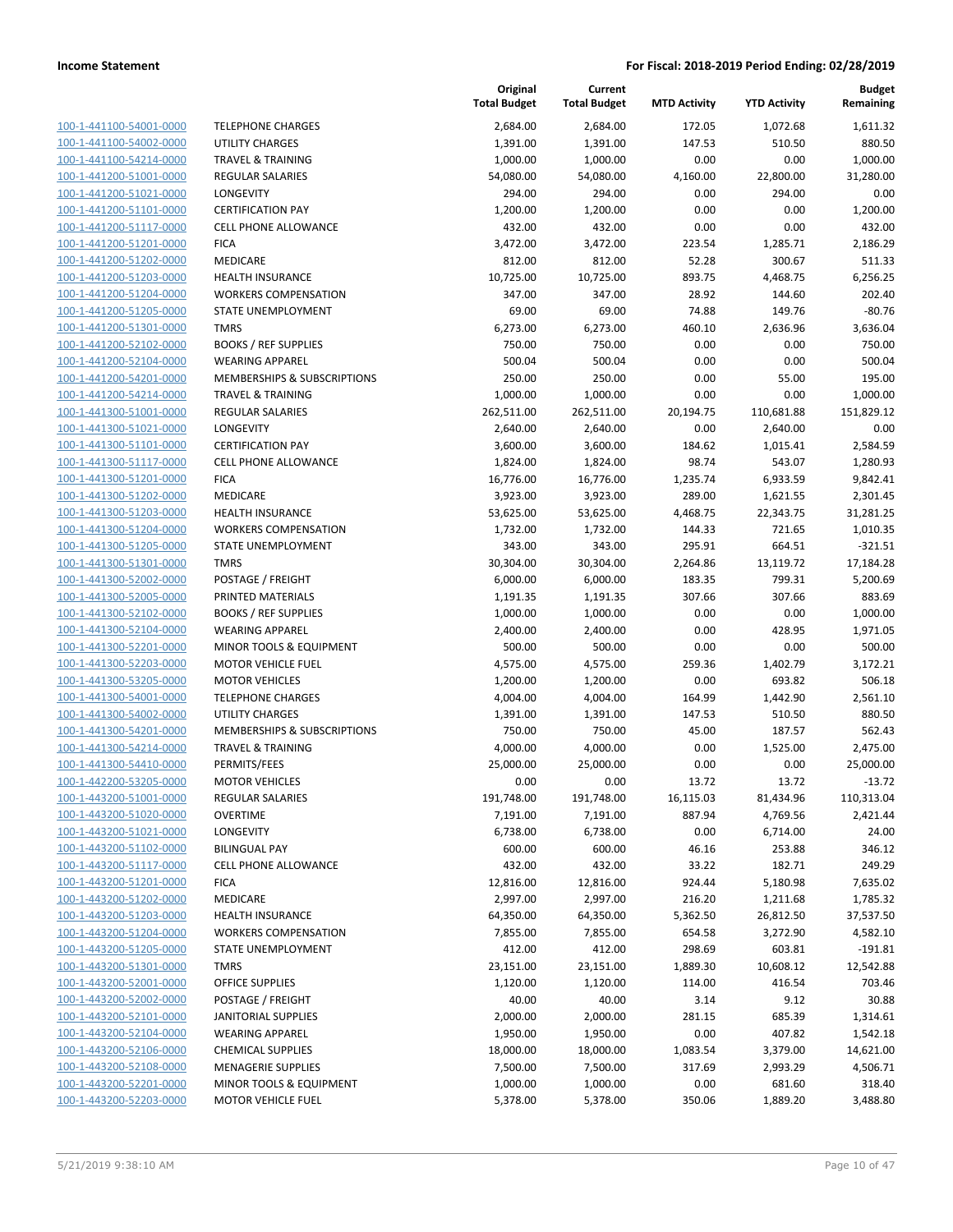**Income Statement** | **For Fiscal: 2018-2019 Period Ending: 02/28/2019**

| | | Original Total Budget | Current Total Budget | MTD Activity | YTD Activity | Budget Remaining |
|---|---|---|---|---|---|---|
| 100-1-441100-54001-0000 | TELEPHONE CHARGES | 2,684.00 | 2,684.00 | 172.05 | 1,072.68 | 1,611.32 |
| 100-1-441100-54002-0000 | UTILITY CHARGES | 1,391.00 | 1,391.00 | 147.53 | 510.50 | 880.50 |
| 100-1-441100-54214-0000 | TRAVEL & TRAINING | 1,000.00 | 1,000.00 | 0.00 | 0.00 | 1,000.00 |
| 100-1-441200-51001-0000 | REGULAR SALARIES | 54,080.00 | 54,080.00 | 4,160.00 | 22,800.00 | 31,280.00 |
| 100-1-441200-51021-0000 | LONGEVITY | 294.00 | 294.00 | 0.00 | 294.00 | 0.00 |
| 100-1-441200-51101-0000 | CERTIFICATION PAY | 1,200.00 | 1,200.00 | 0.00 | 0.00 | 1,200.00 |
| 100-1-441200-51117-0000 | CELL PHONE ALLOWANCE | 432.00 | 432.00 | 0.00 | 0.00 | 432.00 |
| 100-1-441200-51201-0000 | FICA | 3,472.00 | 3,472.00 | 223.54 | 1,285.71 | 2,186.29 |
| 100-1-441200-51202-0000 | MEDICARE | 812.00 | 812.00 | 52.28 | 300.67 | 511.33 |
| 100-1-441200-51203-0000 | HEALTH INSURANCE | 10,725.00 | 10,725.00 | 893.75 | 4,468.75 | 6,256.25 |
| 100-1-441200-51204-0000 | WORKERS COMPENSATION | 347.00 | 347.00 | 28.92 | 144.60 | 202.40 |
| 100-1-441200-51205-0000 | STATE UNEMPLOYMENT | 69.00 | 69.00 | 74.88 | 149.76 | -80.76 |
| 100-1-441200-51301-0000 | TMRS | 6,273.00 | 6,273.00 | 460.10 | 2,636.96 | 3,636.04 |
| 100-1-441200-52102-0000 | BOOKS / REF SUPPLIES | 750.00 | 750.00 | 0.00 | 0.00 | 750.00 |
| 100-1-441200-52104-0000 | WEARING APPAREL | 500.04 | 500.04 | 0.00 | 0.00 | 500.04 |
| 100-1-441200-54201-0000 | MEMBERSHIPS & SUBSCRIPTIONS | 250.00 | 250.00 | 0.00 | 55.00 | 195.00 |
| 100-1-441200-54214-0000 | TRAVEL & TRAINING | 1,000.00 | 1,000.00 | 0.00 | 0.00 | 1,000.00 |
| 100-1-441300-51001-0000 | REGULAR SALARIES | 262,511.00 | 262,511.00 | 20,194.75 | 110,681.88 | 151,829.12 |
| 100-1-441300-51021-0000 | LONGEVITY | 2,640.00 | 2,640.00 | 0.00 | 2,640.00 | 0.00 |
| 100-1-441300-51101-0000 | CERTIFICATION PAY | 3,600.00 | 3,600.00 | 184.62 | 1,015.41 | 2,584.59 |
| 100-1-441300-51117-0000 | CELL PHONE ALLOWANCE | 1,824.00 | 1,824.00 | 98.74 | 543.07 | 1,280.93 |
| 100-1-441300-51201-0000 | FICA | 16,776.00 | 16,776.00 | 1,235.74 | 6,933.59 | 9,842.41 |
| 100-1-441300-51202-0000 | MEDICARE | 3,923.00 | 3,923.00 | 289.00 | 1,621.55 | 2,301.45 |
| 100-1-441300-51203-0000 | HEALTH INSURANCE | 53,625.00 | 53,625.00 | 4,468.75 | 22,343.75 | 31,281.25 |
| 100-1-441300-51204-0000 | WORKERS COMPENSATION | 1,732.00 | 1,732.00 | 144.33 | 721.65 | 1,010.35 |
| 100-1-441300-51205-0000 | STATE UNEMPLOYMENT | 343.00 | 343.00 | 295.91 | 664.51 | -321.51 |
| 100-1-441300-51301-0000 | TMRS | 30,304.00 | 30,304.00 | 2,264.86 | 13,119.72 | 17,184.28 |
| 100-1-441300-52002-0000 | POSTAGE / FREIGHT | 6,000.00 | 6,000.00 | 183.35 | 799.31 | 5,200.69 |
| 100-1-441300-52005-0000 | PRINTED MATERIALS | 1,191.35 | 1,191.35 | 307.66 | 307.66 | 883.69 |
| 100-1-441300-52102-0000 | BOOKS / REF SUPPLIES | 1,000.00 | 1,000.00 | 0.00 | 0.00 | 1,000.00 |
| 100-1-441300-52104-0000 | WEARING APPAREL | 2,400.00 | 2,400.00 | 0.00 | 428.95 | 1,971.05 |
| 100-1-441300-52201-0000 | MINOR TOOLS & EQUIPMENT | 500.00 | 500.00 | 0.00 | 0.00 | 500.00 |
| 100-1-441300-52203-0000 | MOTOR VEHICLE FUEL | 4,575.00 | 4,575.00 | 259.36 | 1,402.79 | 3,172.21 |
| 100-1-441300-53205-0000 | MOTOR VEHICLES | 1,200.00 | 1,200.00 | 0.00 | 693.82 | 506.18 |
| 100-1-441300-54001-0000 | TELEPHONE CHARGES | 4,004.00 | 4,004.00 | 164.99 | 1,442.90 | 2,561.10 |
| 100-1-441300-54002-0000 | UTILITY CHARGES | 1,391.00 | 1,391.00 | 147.53 | 510.50 | 880.50 |
| 100-1-441300-54201-0000 | MEMBERSHIPS & SUBSCRIPTIONS | 750.00 | 750.00 | 45.00 | 187.57 | 562.43 |
| 100-1-441300-54214-0000 | TRAVEL & TRAINING | 4,000.00 | 4,000.00 | 0.00 | 1,525.00 | 2,475.00 |
| 100-1-441300-54410-0000 | PERMITS/FEES | 25,000.00 | 25,000.00 | 0.00 | 0.00 | 25,000.00 |
| 100-1-442200-53205-0000 | MOTOR VEHICLES | 0.00 | 0.00 | 13.72 | 13.72 | -13.72 |
| 100-1-443200-51001-0000 | REGULAR SALARIES | 191,748.00 | 191,748.00 | 16,115.03 | 81,434.96 | 110,313.04 |
| 100-1-443200-51020-0000 | OVERTIME | 7,191.00 | 7,191.00 | 887.94 | 4,769.56 | 2,421.44 |
| 100-1-443200-51021-0000 | LONGEVITY | 6,738.00 | 6,738.00 | 0.00 | 6,714.00 | 24.00 |
| 100-1-443200-51102-0000 | BILINGUAL PAY | 600.00 | 600.00 | 46.16 | 253.88 | 346.12 |
| 100-1-443200-51117-0000 | CELL PHONE ALLOWANCE | 432.00 | 432.00 | 33.22 | 182.71 | 249.29 |
| 100-1-443200-51201-0000 | FICA | 12,816.00 | 12,816.00 | 924.44 | 5,180.98 | 7,635.02 |
| 100-1-443200-51202-0000 | MEDICARE | 2,997.00 | 2,997.00 | 216.20 | 1,211.68 | 1,785.32 |
| 100-1-443200-51203-0000 | HEALTH INSURANCE | 64,350.00 | 64,350.00 | 5,362.50 | 26,812.50 | 37,537.50 |
| 100-1-443200-51204-0000 | WORKERS COMPENSATION | 7,855.00 | 7,855.00 | 654.58 | 3,272.90 | 4,582.10 |
| 100-1-443200-51205-0000 | STATE UNEMPLOYMENT | 412.00 | 412.00 | 298.69 | 603.81 | -191.81 |
| 100-1-443200-51301-0000 | TMRS | 23,151.00 | 23,151.00 | 1,889.30 | 10,608.12 | 12,542.88 |
| 100-1-443200-52001-0000 | OFFICE SUPPLIES | 1,120.00 | 1,120.00 | 114.00 | 416.54 | 703.46 |
| 100-1-443200-52002-0000 | POSTAGE / FREIGHT | 40.00 | 40.00 | 3.14 | 9.12 | 30.88 |
| 100-1-443200-52101-0000 | JANITORIAL SUPPLIES | 2,000.00 | 2,000.00 | 281.15 | 685.39 | 1,314.61 |
| 100-1-443200-52104-0000 | WEARING APPAREL | 1,950.00 | 1,950.00 | 0.00 | 407.82 | 1,542.18 |
| 100-1-443200-52106-0000 | CHEMICAL SUPPLIES | 18,000.00 | 18,000.00 | 1,083.54 | 3,379.00 | 14,621.00 |
| 100-1-443200-52108-0000 | MENAGERIE SUPPLIES | 7,500.00 | 7,500.00 | 317.69 | 2,993.29 | 4,506.71 |
| 100-1-443200-52201-0000 | MINOR TOOLS & EQUIPMENT | 1,000.00 | 1,000.00 | 0.00 | 681.60 | 318.40 |
| 100-1-443200-52203-0000 | MOTOR VEHICLE FUEL | 5,378.00 | 5,378.00 | 350.06 | 1,889.20 | 3,488.80 |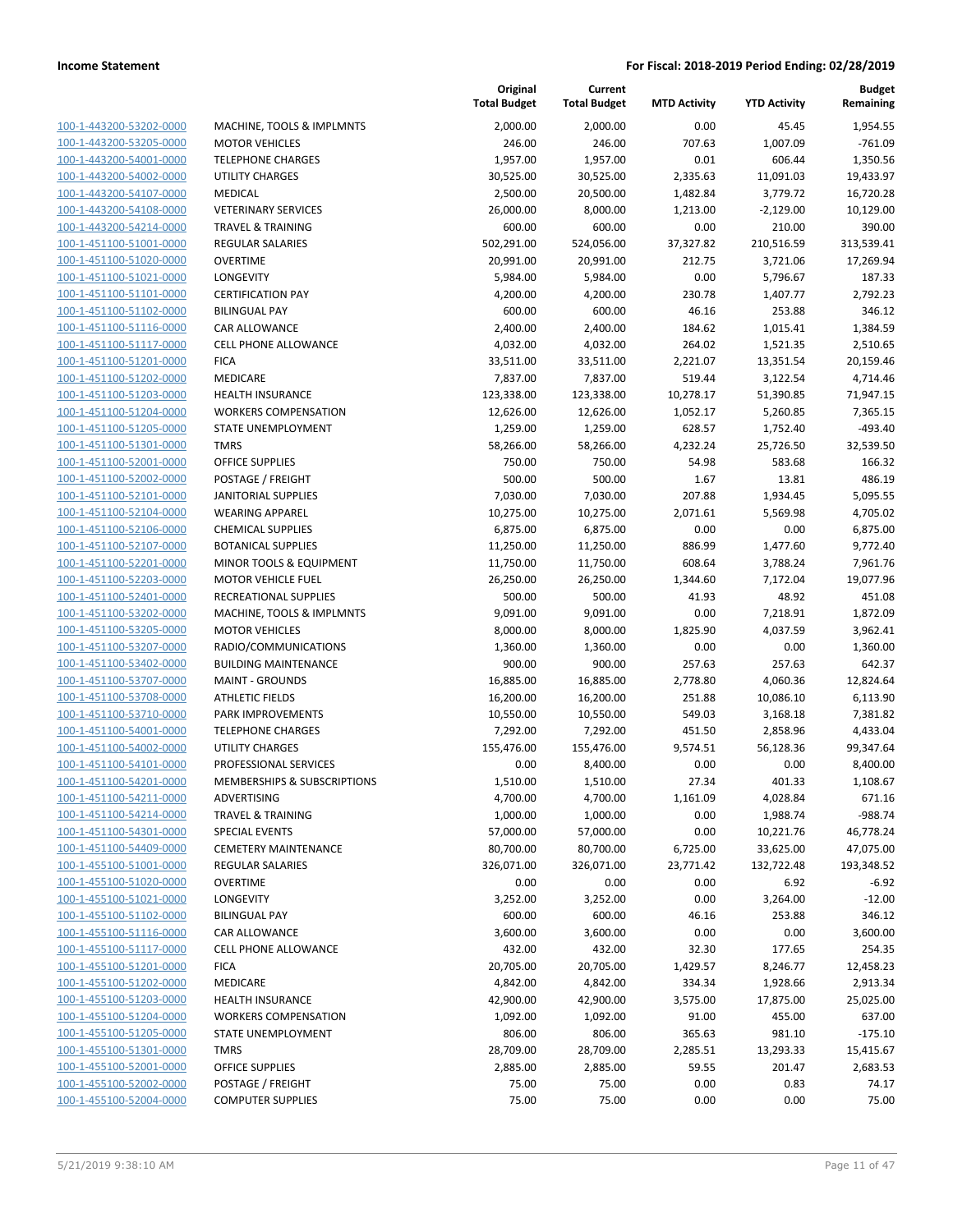**Income Statement** | **For Fiscal: 2018-2019 Period Ending: 02/28/2019**

| | | Original Total Budget | Current Total Budget | MTD Activity | YTD Activity | Budget Remaining |
|---|---|---|---|---|---|---|
| 100-1-443200-53202-0000 | MACHINE, TOOLS & IMPLMNTS | 2,000.00 | 2,000.00 | 0.00 | 45.45 | 1,954.55 |
| 100-1-443200-53205-0000 | MOTOR VEHICLES | 246.00 | 246.00 | 707.63 | 1,007.09 | -761.09 |
| 100-1-443200-54001-0000 | TELEPHONE CHARGES | 1,957.00 | 1,957.00 | 0.01 | 606.44 | 1,350.56 |
| 100-1-443200-54002-0000 | UTILITY CHARGES | 30,525.00 | 30,525.00 | 2,335.63 | 11,091.03 | 19,433.97 |
| 100-1-443200-54107-0000 | MEDICAL | 2,500.00 | 20,500.00 | 1,482.84 | 3,779.72 | 16,720.28 |
| 100-1-443200-54108-0000 | VETERINARY SERVICES | 26,000.00 | 8,000.00 | 1,213.00 | -2,129.00 | 10,129.00 |
| 100-1-443200-54214-0000 | TRAVEL & TRAINING | 600.00 | 600.00 | 0.00 | 210.00 | 390.00 |
| 100-1-451100-51001-0000 | REGULAR SALARIES | 502,291.00 | 524,056.00 | 37,327.82 | 210,516.59 | 313,539.41 |
| 100-1-451100-51020-0000 | OVERTIME | 20,991.00 | 20,991.00 | 212.75 | 3,721.06 | 17,269.94 |
| 100-1-451100-51021-0000 | LONGEVITY | 5,984.00 | 5,984.00 | 0.00 | 5,796.67 | 187.33 |
| 100-1-451100-51101-0000 | CERTIFICATION PAY | 4,200.00 | 4,200.00 | 230.78 | 1,407.77 | 2,792.23 |
| 100-1-451100-51102-0000 | BILINGUAL PAY | 600.00 | 600.00 | 46.16 | 253.88 | 346.12 |
| 100-1-451100-51116-0000 | CAR ALLOWANCE | 2,400.00 | 2,400.00 | 184.62 | 1,015.41 | 1,384.59 |
| 100-1-451100-51117-0000 | CELL PHONE ALLOWANCE | 4,032.00 | 4,032.00 | 264.02 | 1,521.35 | 2,510.65 |
| 100-1-451100-51201-0000 | FICA | 33,511.00 | 33,511.00 | 2,221.07 | 13,351.54 | 20,159.46 |
| 100-1-451100-51202-0000 | MEDICARE | 7,837.00 | 7,837.00 | 519.44 | 3,122.54 | 4,714.46 |
| 100-1-451100-51203-0000 | HEALTH INSURANCE | 123,338.00 | 123,338.00 | 10,278.17 | 51,390.85 | 71,947.15 |
| 100-1-451100-51204-0000 | WORKERS COMPENSATION | 12,626.00 | 12,626.00 | 1,052.17 | 5,260.85 | 7,365.15 |
| 100-1-451100-51205-0000 | STATE UNEMPLOYMENT | 1,259.00 | 1,259.00 | 628.57 | 1,752.40 | -493.40 |
| 100-1-451100-51301-0000 | TMRS | 58,266.00 | 58,266.00 | 4,232.24 | 25,726.50 | 32,539.50 |
| 100-1-451100-52001-0000 | OFFICE SUPPLIES | 750.00 | 750.00 | 54.98 | 583.68 | 166.32 |
| 100-1-451100-52002-0000 | POSTAGE / FREIGHT | 500.00 | 500.00 | 1.67 | 13.81 | 486.19 |
| 100-1-451100-52101-0000 | JANITORIAL SUPPLIES | 7,030.00 | 7,030.00 | 207.88 | 1,934.45 | 5,095.55 |
| 100-1-451100-52104-0000 | WEARING APPAREL | 10,275.00 | 10,275.00 | 2,071.61 | 5,569.98 | 4,705.02 |
| 100-1-451100-52106-0000 | CHEMICAL SUPPLIES | 6,875.00 | 6,875.00 | 0.00 | 0.00 | 6,875.00 |
| 100-1-451100-52107-0000 | BOTANICAL SUPPLIES | 11,250.00 | 11,250.00 | 886.99 | 1,477.60 | 9,772.40 |
| 100-1-451100-52201-0000 | MINOR TOOLS & EQUIPMENT | 11,750.00 | 11,750.00 | 608.64 | 3,788.24 | 7,961.76 |
| 100-1-451100-52203-0000 | MOTOR VEHICLE FUEL | 26,250.00 | 26,250.00 | 1,344.60 | 7,172.04 | 19,077.96 |
| 100-1-451100-52401-0000 | RECREATIONAL SUPPLIES | 500.00 | 500.00 | 41.93 | 48.92 | 451.08 |
| 100-1-451100-53202-0000 | MACHINE, TOOLS & IMPLMNTS | 9,091.00 | 9,091.00 | 0.00 | 7,218.91 | 1,872.09 |
| 100-1-451100-53205-0000 | MOTOR VEHICLES | 8,000.00 | 8,000.00 | 1,825.90 | 4,037.59 | 3,962.41 |
| 100-1-451100-53207-0000 | RADIO/COMMUNICATIONS | 1,360.00 | 1,360.00 | 0.00 | 0.00 | 1,360.00 |
| 100-1-451100-53402-0000 | BUILDING MAINTENANCE | 900.00 | 900.00 | 257.63 | 257.63 | 642.37 |
| 100-1-451100-53707-0000 | MAINT - GROUNDS | 16,885.00 | 16,885.00 | 2,778.80 | 4,060.36 | 12,824.64 |
| 100-1-451100-53708-0000 | ATHLETIC FIELDS | 16,200.00 | 16,200.00 | 251.88 | 10,086.10 | 6,113.90 |
| 100-1-451100-53710-0000 | PARK IMPROVEMENTS | 10,550.00 | 10,550.00 | 549.03 | 3,168.18 | 7,381.82 |
| 100-1-451100-54001-0000 | TELEPHONE CHARGES | 7,292.00 | 7,292.00 | 451.50 | 2,858.96 | 4,433.04 |
| 100-1-451100-54002-0000 | UTILITY CHARGES | 155,476.00 | 155,476.00 | 9,574.51 | 56,128.36 | 99,347.64 |
| 100-1-451100-54101-0000 | PROFESSIONAL SERVICES | 0.00 | 8,400.00 | 0.00 | 0.00 | 8,400.00 |
| 100-1-451100-54201-0000 | MEMBERSHIPS & SUBSCRIPTIONS | 1,510.00 | 1,510.00 | 27.34 | 401.33 | 1,108.67 |
| 100-1-451100-54211-0000 | ADVERTISING | 4,700.00 | 4,700.00 | 1,161.09 | 4,028.84 | 671.16 |
| 100-1-451100-54214-0000 | TRAVEL & TRAINING | 1,000.00 | 1,000.00 | 0.00 | 1,988.74 | -988.74 |
| 100-1-451100-54301-0000 | SPECIAL EVENTS | 57,000.00 | 57,000.00 | 0.00 | 10,221.76 | 46,778.24 |
| 100-1-451100-54409-0000 | CEMETERY MAINTENANCE | 80,700.00 | 80,700.00 | 6,725.00 | 33,625.00 | 47,075.00 |
| 100-1-455100-51001-0000 | REGULAR SALARIES | 326,071.00 | 326,071.00 | 23,771.42 | 132,722.48 | 193,348.52 |
| 100-1-455100-51020-0000 | OVERTIME | 0.00 | 0.00 | 0.00 | 6.92 | -6.92 |
| 100-1-455100-51021-0000 | LONGEVITY | 3,252.00 | 3,252.00 | 0.00 | 3,264.00 | -12.00 |
| 100-1-455100-51102-0000 | BILINGUAL PAY | 600.00 | 600.00 | 46.16 | 253.88 | 346.12 |
| 100-1-455100-51116-0000 | CAR ALLOWANCE | 3,600.00 | 3,600.00 | 0.00 | 0.00 | 3,600.00 |
| 100-1-455100-51117-0000 | CELL PHONE ALLOWANCE | 432.00 | 432.00 | 32.30 | 177.65 | 254.35 |
| 100-1-455100-51201-0000 | FICA | 20,705.00 | 20,705.00 | 1,429.57 | 8,246.77 | 12,458.23 |
| 100-1-455100-51202-0000 | MEDICARE | 4,842.00 | 4,842.00 | 334.34 | 1,928.66 | 2,913.34 |
| 100-1-455100-51203-0000 | HEALTH INSURANCE | 42,900.00 | 42,900.00 | 3,575.00 | 17,875.00 | 25,025.00 |
| 100-1-455100-51204-0000 | WORKERS COMPENSATION | 1,092.00 | 1,092.00 | 91.00 | 455.00 | 637.00 |
| 100-1-455100-51205-0000 | STATE UNEMPLOYMENT | 806.00 | 806.00 | 365.63 | 981.10 | -175.10 |
| 100-1-455100-51301-0000 | TMRS | 28,709.00 | 28,709.00 | 2,285.51 | 13,293.33 | 15,415.67 |
| 100-1-455100-52001-0000 | OFFICE SUPPLIES | 2,885.00 | 2,885.00 | 59.55 | 201.47 | 2,683.53 |
| 100-1-455100-52002-0000 | POSTAGE / FREIGHT | 75.00 | 75.00 | 0.00 | 0.83 | 74.17 |
| 100-1-455100-52004-0000 | COMPUTER SUPPLIES | 75.00 | 75.00 | 0.00 | 0.00 | 75.00 |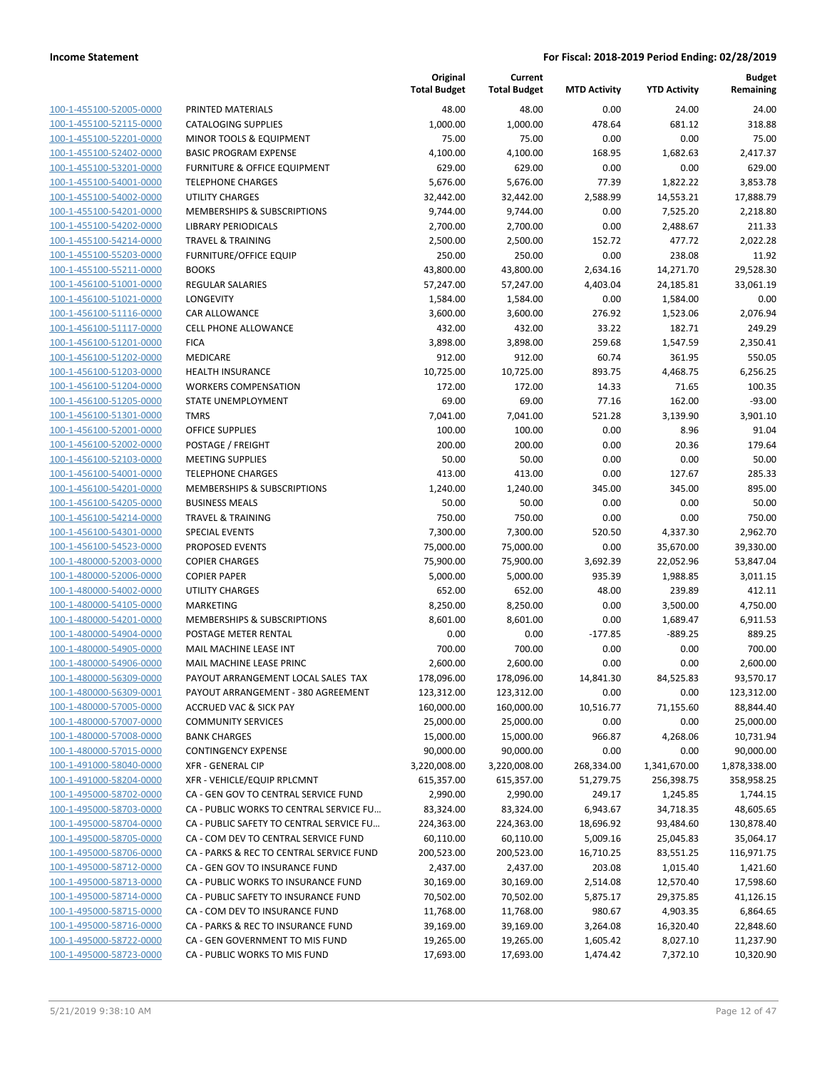| | | Original Total Budget | Current Total Budget | MTD Activity | YTD Activity | Budget Remaining |
|---|---|---|---|---|---|---|
| 100-1-455100-52005-0000 | PRINTED MATERIALS | 48.00 | 48.00 | 0.00 | 24.00 | 24.00 |
| 100-1-455100-52115-0000 | CATALOGING SUPPLIES | 1,000.00 | 1,000.00 | 478.64 | 681.12 | 318.88 |
| 100-1-455100-52201-0000 | MINOR TOOLS & EQUIPMENT | 75.00 | 75.00 | 0.00 | 0.00 | 75.00 |
| 100-1-455100-52402-0000 | BASIC PROGRAM EXPENSE | 4,100.00 | 4,100.00 | 168.95 | 1,682.63 | 2,417.37 |
| 100-1-455100-53201-0000 | FURNITURE & OFFICE EQUIPMENT | 629.00 | 629.00 | 0.00 | 0.00 | 629.00 |
| 100-1-455100-54001-0000 | TELEPHONE CHARGES | 5,676.00 | 5,676.00 | 77.39 | 1,822.22 | 3,853.78 |
| 100-1-455100-54002-0000 | UTILITY CHARGES | 32,442.00 | 32,442.00 | 2,588.99 | 14,553.21 | 17,888.79 |
| 100-1-455100-54201-0000 | MEMBERSHIPS & SUBSCRIPTIONS | 9,744.00 | 9,744.00 | 0.00 | 7,525.20 | 2,218.80 |
| 100-1-455100-54202-0000 | LIBRARY PERIODICALS | 2,700.00 | 2,700.00 | 0.00 | 2,488.67 | 211.33 |
| 100-1-455100-54214-0000 | TRAVEL & TRAINING | 2,500.00 | 2,500.00 | 152.72 | 477.72 | 2,022.28 |
| 100-1-455100-55203-0000 | FURNITURE/OFFICE EQUIP | 250.00 | 250.00 | 0.00 | 238.08 | 11.92 |
| 100-1-455100-55211-0000 | BOOKS | 43,800.00 | 43,800.00 | 2,634.16 | 14,271.70 | 29,528.30 |
| 100-1-456100-51001-0000 | REGULAR SALARIES | 57,247.00 | 57,247.00 | 4,403.04 | 24,185.81 | 33,061.19 |
| 100-1-456100-51021-0000 | LONGEVITY | 1,584.00 | 1,584.00 | 0.00 | 1,584.00 | 0.00 |
| 100-1-456100-51116-0000 | CAR ALLOWANCE | 3,600.00 | 3,600.00 | 276.92 | 1,523.06 | 2,076.94 |
| 100-1-456100-51117-0000 | CELL PHONE ALLOWANCE | 432.00 | 432.00 | 33.22 | 182.71 | 249.29 |
| 100-1-456100-51201-0000 | FICA | 3,898.00 | 3,898.00 | 259.68 | 1,547.59 | 2,350.41 |
| 100-1-456100-51202-0000 | MEDICARE | 912.00 | 912.00 | 60.74 | 361.95 | 550.05 |
| 100-1-456100-51203-0000 | HEALTH INSURANCE | 10,725.00 | 10,725.00 | 893.75 | 4,468.75 | 6,256.25 |
| 100-1-456100-51204-0000 | WORKERS COMPENSATION | 172.00 | 172.00 | 14.33 | 71.65 | 100.35 |
| 100-1-456100-51205-0000 | STATE UNEMPLOYMENT | 69.00 | 69.00 | 77.16 | 162.00 | -93.00 |
| 100-1-456100-51301-0000 | TMRS | 7,041.00 | 7,041.00 | 521.28 | 3,139.90 | 3,901.10 |
| 100-1-456100-52001-0000 | OFFICE SUPPLIES | 100.00 | 100.00 | 0.00 | 8.96 | 91.04 |
| 100-1-456100-52002-0000 | POSTAGE / FREIGHT | 200.00 | 200.00 | 0.00 | 20.36 | 179.64 |
| 100-1-456100-52103-0000 | MEETING SUPPLIES | 50.00 | 50.00 | 0.00 | 0.00 | 50.00 |
| 100-1-456100-54001-0000 | TELEPHONE CHARGES | 413.00 | 413.00 | 0.00 | 127.67 | 285.33 |
| 100-1-456100-54201-0000 | MEMBERSHIPS & SUBSCRIPTIONS | 1,240.00 | 1,240.00 | 345.00 | 345.00 | 895.00 |
| 100-1-456100-54205-0000 | BUSINESS MEALS | 50.00 | 50.00 | 0.00 | 0.00 | 50.00 |
| 100-1-456100-54214-0000 | TRAVEL & TRAINING | 750.00 | 750.00 | 0.00 | 0.00 | 750.00 |
| 100-1-456100-54301-0000 | SPECIAL EVENTS | 7,300.00 | 7,300.00 | 520.50 | 4,337.30 | 2,962.70 |
| 100-1-456100-54523-0000 | PROPOSED EVENTS | 75,000.00 | 75,000.00 | 0.00 | 35,670.00 | 39,330.00 |
| 100-1-480000-52003-0000 | COPIER CHARGES | 75,900.00 | 75,900.00 | 3,692.39 | 22,052.96 | 53,847.04 |
| 100-1-480000-52006-0000 | COPIER PAPER | 5,000.00 | 5,000.00 | 935.39 | 1,988.85 | 3,011.15 |
| 100-1-480000-54002-0000 | UTILITY CHARGES | 652.00 | 652.00 | 48.00 | 239.89 | 412.11 |
| 100-1-480000-54105-0000 | MARKETING | 8,250.00 | 8,250.00 | 0.00 | 3,500.00 | 4,750.00 |
| 100-1-480000-54201-0000 | MEMBERSHIPS & SUBSCRIPTIONS | 8,601.00 | 8,601.00 | 0.00 | 1,689.47 | 6,911.53 |
| 100-1-480000-54904-0000 | POSTAGE METER RENTAL | 0.00 | 0.00 | -177.85 | -889.25 | 889.25 |
| 100-1-480000-54905-0000 | MAIL MACHINE LEASE INT | 700.00 | 700.00 | 0.00 | 0.00 | 700.00 |
| 100-1-480000-54906-0000 | MAIL MACHINE LEASE PRINC | 2,600.00 | 2,600.00 | 0.00 | 0.00 | 2,600.00 |
| 100-1-480000-56309-0000 | PAYOUT ARRANGEMENT LOCAL SALES TAX | 178,096.00 | 178,096.00 | 14,841.30 | 84,525.83 | 93,570.17 |
| 100-1-480000-56309-0001 | PAYOUT ARRANGEMENT - 380 AGREEMENT | 123,312.00 | 123,312.00 | 0.00 | 0.00 | 123,312.00 |
| 100-1-480000-57005-0000 | ACCRUED VAC & SICK PAY | 160,000.00 | 160,000.00 | 10,516.77 | 71,155.60 | 88,844.40 |
| 100-1-480000-57007-0000 | COMMUNITY SERVICES | 25,000.00 | 25,000.00 | 0.00 | 0.00 | 25,000.00 |
| 100-1-480000-57008-0000 | BANK CHARGES | 15,000.00 | 15,000.00 | 966.87 | 4,268.06 | 10,731.94 |
| 100-1-480000-57015-0000 | CONTINGENCY EXPENSE | 90,000.00 | 90,000.00 | 0.00 | 0.00 | 90,000.00 |
| 100-1-491000-58040-0000 | XFR - GENERAL CIP | 3,220,008.00 | 3,220,008.00 | 268,334.00 | 1,341,670.00 | 1,878,338.00 |
| 100-1-491000-58204-0000 | XFR - VEHICLE/EQUIP RPLCMNT | 615,357.00 | 615,357.00 | 51,279.75 | 256,398.75 | 358,958.25 |
| 100-1-495000-58702-0000 | CA - GEN GOV TO CENTRAL SERVICE FUND | 2,990.00 | 2,990.00 | 249.17 | 1,245.85 | 1,744.15 |
| 100-1-495000-58703-0000 | CA - PUBLIC WORKS TO CENTRAL SERVICE FU… | 83,324.00 | 83,324.00 | 6,943.67 | 34,718.35 | 48,605.65 |
| 100-1-495000-58704-0000 | CA - PUBLIC SAFETY TO CENTRAL SERVICE FU… | 224,363.00 | 224,363.00 | 18,696.92 | 93,484.60 | 130,878.40 |
| 100-1-495000-58705-0000 | CA - COM DEV TO CENTRAL SERVICE FUND | 60,110.00 | 60,110.00 | 5,009.16 | 25,045.83 | 35,064.17 |
| 100-1-495000-58706-0000 | CA - PARKS & REC TO CENTRAL SERVICE FUND | 200,523.00 | 200,523.00 | 16,710.25 | 83,551.25 | 116,971.75 |
| 100-1-495000-58712-0000 | CA - GEN GOV TO INSURANCE FUND | 2,437.00 | 2,437.00 | 203.08 | 1,015.40 | 1,421.60 |
| 100-1-495000-58713-0000 | CA - PUBLIC WORKS TO INSURANCE FUND | 30,169.00 | 30,169.00 | 2,514.08 | 12,570.40 | 17,598.60 |
| 100-1-495000-58714-0000 | CA - PUBLIC SAFETY TO INSURANCE FUND | 70,502.00 | 70,502.00 | 5,875.17 | 29,375.85 | 41,126.15 |
| 100-1-495000-58715-0000 | CA - COM DEV TO INSURANCE FUND | 11,768.00 | 11,768.00 | 980.67 | 4,903.35 | 6,864.65 |
| 100-1-495000-58716-0000 | CA - PARKS & REC TO INSURANCE FUND | 39,169.00 | 39,169.00 | 3,264.08 | 16,320.40 | 22,848.60 |
| 100-1-495000-58722-0000 | CA - GEN GOVERNMENT TO MIS FUND | 19,265.00 | 19,265.00 | 1,605.42 | 8,027.10 | 11,237.90 |
| 100-1-495000-58723-0000 | CA - PUBLIC WORKS TO MIS FUND | 17,693.00 | 17,693.00 | 1,474.42 | 7,372.10 | 10,320.90 |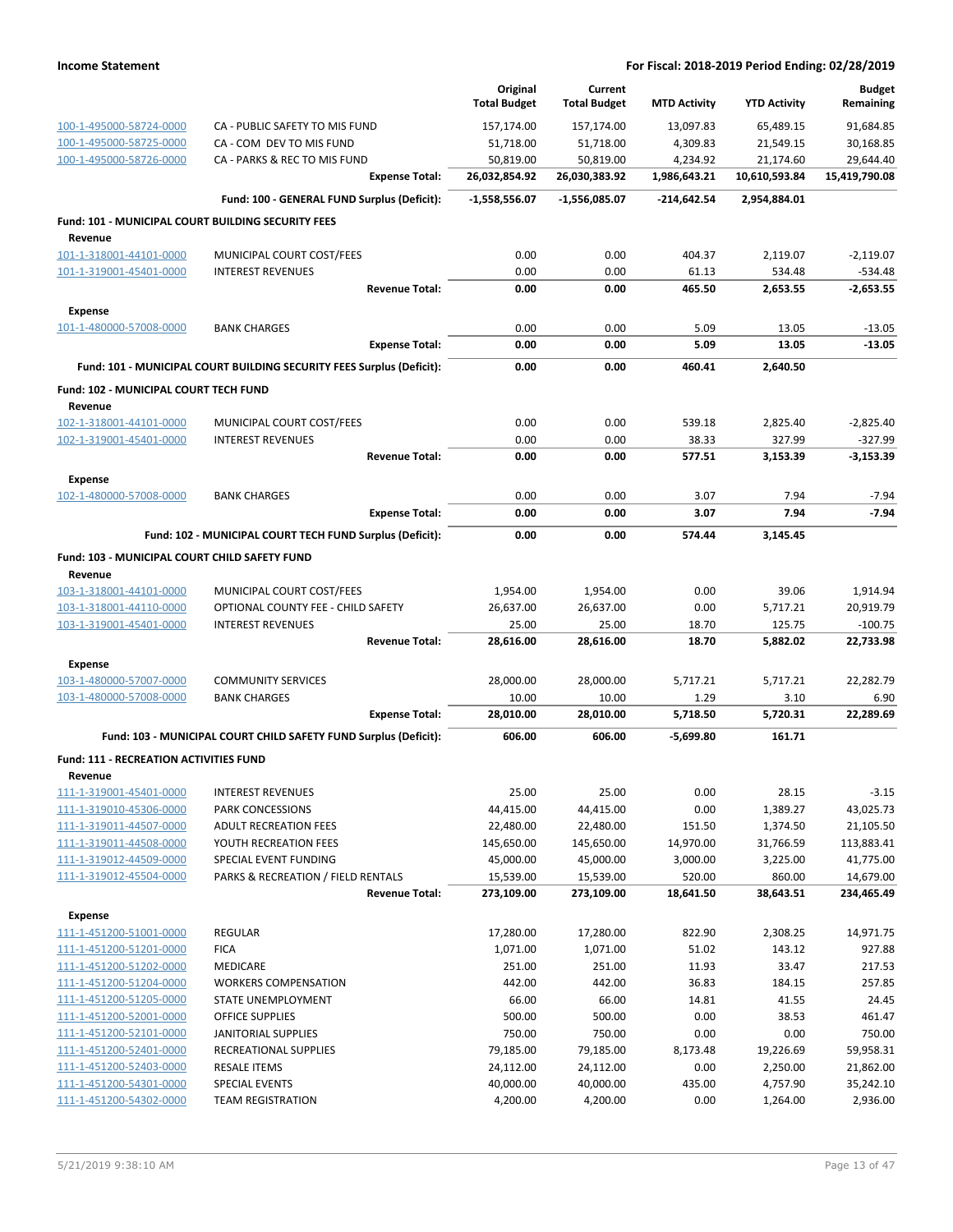| | | Original Total Budget | Current Total Budget | MTD Activity | YTD Activity | Budget Remaining |
|---|---|---|---|---|---|---|
| 100-1-495000-58724-0000 | CA - PUBLIC SAFETY TO MIS FUND | 157,174.00 | 157,174.00 | 13,097.83 | 65,489.15 | 91,684.85 |
| 100-1-495000-58725-0000 | CA - COM DEV TO MIS FUND | 51,718.00 | 51,718.00 | 4,309.83 | 21,549.15 | 30,168.85 |
| 100-1-495000-58726-0000 | CA - PARKS & REC TO MIS FUND | 50,819.00 | 50,819.00 | 4,234.92 | 21,174.60 | 29,644.40 |
| | **Expense Total:** | **26,032,854.92** | **26,030,383.92** | **1,986,643.21** | **10,610,593.84** | **15,419,790.08** |
| | **Fund: 100 - GENERAL FUND Surplus (Deficit):** | **-1,558,556.07** | **-1,556,085.07** | **-214,642.54** | **2,954,884.01** | |
| **Fund: 101 - MUNICIPAL COURT BUILDING SECURITY FEES** | | | | | | |
| **Revenue** | | | | | | |
| 101-1-318001-44101-0000 | MUNICIPAL COURT COST/FEES | 0.00 | 0.00 | 404.37 | 2,119.07 | -2,119.07 |
| 101-1-319001-45401-0000 | INTEREST REVENUES | 0.00 | 0.00 | 61.13 | 534.48 | -534.48 |
| | **Revenue Total:** | **0.00** | **0.00** | **465.50** | **2,653.55** | **-2,653.55** |
| **Expense** | | | | | | |
| 101-1-480000-57008-0000 | BANK CHARGES | 0.00 | 0.00 | 5.09 | 13.05 | -13.05 |
| | **Expense Total:** | **0.00** | **0.00** | **5.09** | **13.05** | **-13.05** |
| | **Fund: 101 - MUNICIPAL COURT BUILDING SECURITY FEES Surplus (Deficit):** | **0.00** | **0.00** | **460.41** | **2,640.50** | |
| **Fund: 102 - MUNICIPAL COURT TECH FUND** | | | | | | |
| **Revenue** | | | | | | |
| 102-1-318001-44101-0000 | MUNICIPAL COURT COST/FEES | 0.00 | 0.00 | 539.18 | 2,825.40 | -2,825.40 |
| 102-1-319001-45401-0000 | INTEREST REVENUES | 0.00 | 0.00 | 38.33 | 327.99 | -327.99 |
| | **Revenue Total:** | **0.00** | **0.00** | **577.51** | **3,153.39** | **-3,153.39** |
| **Expense** | | | | | | |
| 102-1-480000-57008-0000 | BANK CHARGES | 0.00 | 0.00 | 3.07 | 7.94 | -7.94 |
| | **Expense Total:** | **0.00** | **0.00** | **3.07** | **7.94** | **-7.94** |
| | **Fund: 102 - MUNICIPAL COURT TECH FUND Surplus (Deficit):** | **0.00** | **0.00** | **574.44** | **3,145.45** | |
| **Fund: 103 - MUNICIPAL COURT CHILD SAFETY FUND** | | | | | | |
| **Revenue** | | | | | | |
| 103-1-318001-44101-0000 | MUNICIPAL COURT COST/FEES | 1,954.00 | 1,954.00 | 0.00 | 39.06 | 1,914.94 |
| 103-1-318001-44110-0000 | OPTIONAL COUNTY FEE - CHILD SAFETY | 26,637.00 | 26,637.00 | 0.00 | 5,717.21 | 20,919.79 |
| 103-1-319001-45401-0000 | INTEREST REVENUES | 25.00 | 25.00 | 18.70 | 125.75 | -100.75 |
| | **Revenue Total:** | **28,616.00** | **28,616.00** | **18.70** | **5,882.02** | **22,733.98** |
| **Expense** | | | | | | |
| 103-1-480000-57007-0000 | COMMUNITY SERVICES | 28,000.00 | 28,000.00 | 5,717.21 | 5,717.21 | 22,282.79 |
| 103-1-480000-57008-0000 | BANK CHARGES | 10.00 | 10.00 | 1.29 | 3.10 | 6.90 |
| | **Expense Total:** | **28,010.00** | **28,010.00** | **5,718.50** | **5,720.31** | **22,289.69** |
| | **Fund: 103 - MUNICIPAL COURT CHILD SAFETY FUND Surplus (Deficit):** | **606.00** | **606.00** | **-5,699.80** | **161.71** | |
| **Fund: 111 - RECREATION ACTIVITIES FUND** | | | | | | |
| **Revenue** | | | | | | |
| 111-1-319001-45401-0000 | INTEREST REVENUES | 25.00 | 25.00 | 0.00 | 28.15 | -3.15 |
| 111-1-319010-45306-0000 | PARK CONCESSIONS | 44,415.00 | 44,415.00 | 0.00 | 1,389.27 | 43,025.73 |
| 111-1-319011-44507-0000 | ADULT RECREATION FEES | 22,480.00 | 22,480.00 | 151.50 | 1,374.50 | 21,105.50 |
| 111-1-319011-44508-0000 | YOUTH RECREATION FEES | 145,650.00 | 145,650.00 | 14,970.00 | 31,766.59 | 113,883.41 |
| 111-1-319012-44509-0000 | SPECIAL EVENT FUNDING | 45,000.00 | 45,000.00 | 3,000.00 | 3,225.00 | 41,775.00 |
| 111-1-319012-45504-0000 | PARKS & RECREATION / FIELD RENTALS | 15,539.00 | 15,539.00 | 520.00 | 860.00 | 14,679.00 |
| | **Revenue Total:** | **273,109.00** | **273,109.00** | **18,641.50** | **38,643.51** | **234,465.49** |
| **Expense** | | | | | | |
| 111-1-451200-51001-0000 | REGULAR | 17,280.00 | 17,280.00 | 822.90 | 2,308.25 | 14,971.75 |
| 111-1-451200-51201-0000 | FICA | 1,071.00 | 1,071.00 | 51.02 | 143.12 | 927.88 |
| 111-1-451200-51202-0000 | MEDICARE | 251.00 | 251.00 | 11.93 | 33.47 | 217.53 |
| 111-1-451200-51204-0000 | WORKERS COMPENSATION | 442.00 | 442.00 | 36.83 | 184.15 | 257.85 |
| 111-1-451200-51205-0000 | STATE UNEMPLOYMENT | 66.00 | 66.00 | 14.81 | 41.55 | 24.45 |
| 111-1-451200-52001-0000 | OFFICE SUPPLIES | 500.00 | 500.00 | 0.00 | 38.53 | 461.47 |
| 111-1-451200-52101-0000 | JANITORIAL SUPPLIES | 750.00 | 750.00 | 0.00 | 0.00 | 750.00 |
| 111-1-451200-52401-0000 | RECREATIONAL SUPPLIES | 79,185.00 | 79,185.00 | 8,173.48 | 19,226.69 | 59,958.31 |
| 111-1-451200-52403-0000 | RESALE ITEMS | 24,112.00 | 24,112.00 | 0.00 | 2,250.00 | 21,862.00 |
| 111-1-451200-54301-0000 | SPECIAL EVENTS | 40,000.00 | 40,000.00 | 435.00 | 4,757.90 | 35,242.10 |
| 111-1-451200-54302-0000 | TEAM REGISTRATION | 4,200.00 | 4,200.00 | 0.00 | 1,264.00 | 2,936.00 |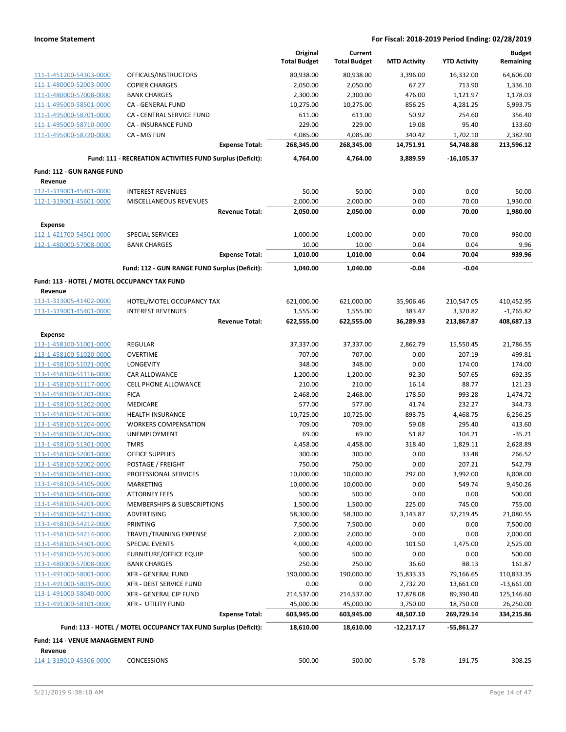| | | Original Total Budget | Current Total Budget | MTD Activity | YTD Activity | Budget Remaining |
|---|---|---|---|---|---|---|
| 111-1-451200-54303-0000 | OFFICALS/INSTRUCTORS | 80,938.00 | 80,938.00 | 3,396.00 | 16,332.00 | 64,606.00 |
| 111-1-480000-52003-0000 | COPIER CHARGES | 2,050.00 | 2,050.00 | 67.27 | 713.90 | 1,336.10 |
| 111-1-480000-57008-0000 | BANK CHARGES | 2,300.00 | 2,300.00 | 476.00 | 1,121.97 | 1,178.03 |
| 111-1-495000-58501-0000 | CA - GENERAL FUND | 10,275.00 | 10,275.00 | 856.25 | 4,281.25 | 5,993.75 |
| 111-1-495000-58701-0000 | CA - CENTRAL SERVICE FUND | 611.00 | 611.00 | 50.92 | 254.60 | 356.40 |
| 111-1-495000-58710-0000 | CA - INSURANCE FUND | 229.00 | 229.00 | 19.08 | 95.40 | 133.60 |
| 111-1-495000-58720-0000 | CA - MIS FUN | 4,085.00 | 4,085.00 | 340.42 | 1,702.10 | 2,382.90 |
| | **Expense Total:** | **268,345.00** | **268,345.00** | **14,751.91** | **54,748.88** | **213,596.12** |
| | **Fund: 111 - RECREATION ACTIVITIES FUND Surplus (Deficit):** | **4,764.00** | **4,764.00** | **3,889.59** | **-16,105.37** | |
| **Fund: 112 - GUN RANGE FUND** | | | | | | |
| **Revenue** | | | | | | |
| 112-1-319001-45401-0000 | INTEREST REVENUES | 50.00 | 50.00 | 0.00 | 0.00 | 50.00 |
| 112-1-319001-45601-0000 | MISCELLANEOUS REVENUES | 2,000.00 | 2,000.00 | 0.00 | 70.00 | 1,930.00 |
| | **Revenue Total:** | **2,050.00** | **2,050.00** | **0.00** | **70.00** | **1,980.00** |
| **Expense** | | | | | | |
| 112-1-421700-54501-0000 | SPECIAL SERVICES | 1,000.00 | 1,000.00 | 0.00 | 70.00 | 930.00 |
| 112-1-480000-57008-0000 | BANK CHARGES | 10.00 | 10.00 | 0.04 | 0.04 | 9.96 |
| | **Expense Total:** | **1,010.00** | **1,010.00** | **0.04** | **70.04** | **939.96** |
| | **Fund: 112 - GUN RANGE FUND Surplus (Deficit):** | **1,040.00** | **1,040.00** | **-0.04** | **-0.04** | |
| **Fund: 113 - HOTEL / MOTEL OCCUPANCY TAX FUND** | | | | | | |
| **Revenue** | | | | | | |
| 113-1-313005-41402-0000 | HOTEL/MOTEL OCCUPANCY TAX | 621,000.00 | 621,000.00 | 35,906.46 | 210,547.05 | 410,452.95 |
| 113-1-319001-45401-0000 | INTEREST REVENUES | 1,555.00 | 1,555.00 | 383.47 | 3,320.82 | -1,765.82 |
| | **Revenue Total:** | **622,555.00** | **622,555.00** | **36,289.93** | **213,867.87** | **408,687.13** |
| **Expense** | | | | | | |
| 113-1-458100-51001-0000 | REGULAR | 37,337.00 | 37,337.00 | 2,862.79 | 15,550.45 | 21,786.55 |
| 113-1-458100-51020-0000 | OVERTIME | 707.00 | 707.00 | 0.00 | 207.19 | 499.81 |
| 113-1-458100-51021-0000 | LONGEVITY | 348.00 | 348.00 | 0.00 | 174.00 | 174.00 |
| 113-1-458100-51116-0000 | CAR ALLOWANCE | 1,200.00 | 1,200.00 | 92.30 | 507.65 | 692.35 |
| 113-1-458100-51117-0000 | CELL PHONE ALLOWANCE | 210.00 | 210.00 | 16.14 | 88.77 | 121.23 |
| 113-1-458100-51201-0000 | FICA | 2,468.00 | 2,468.00 | 178.50 | 993.28 | 1,474.72 |
| 113-1-458100-51202-0000 | MEDICARE | 577.00 | 577.00 | 41.74 | 232.27 | 344.73 |
| 113-1-458100-51203-0000 | HEALTH INSURANCE | 10,725.00 | 10,725.00 | 893.75 | 4,468.75 | 6,256.25 |
| 113-1-458100-51204-0000 | WORKERS COMPENSATION | 709.00 | 709.00 | 59.08 | 295.40 | 413.60 |
| 113-1-458100-51205-0000 | UNEMPLOYMENT | 69.00 | 69.00 | 51.82 | 104.21 | -35.21 |
| 113-1-458100-51301-0000 | TMRS | 4,458.00 | 4,458.00 | 318.40 | 1,829.11 | 2,628.89 |
| 113-1-458100-52001-0000 | OFFICE SUPPLIES | 300.00 | 300.00 | 0.00 | 33.48 | 266.52 |
| 113-1-458100-52002-0000 | POSTAGE / FREIGHT | 750.00 | 750.00 | 0.00 | 207.21 | 542.79 |
| 113-1-458100-54101-0000 | PROFESSIONAL SERVICES | 10,000.00 | 10,000.00 | 292.00 | 3,992.00 | 6,008.00 |
| 113-1-458100-54105-0000 | MARKETING | 10,000.00 | 10,000.00 | 0.00 | 549.74 | 9,450.26 |
| 113-1-458100-54106-0000 | ATTORNEY FEES | 500.00 | 500.00 | 0.00 | 0.00 | 500.00 |
| 113-1-458100-54201-0000 | MEMBERSHIPS & SUBSCRIPTIONS | 1,500.00 | 1,500.00 | 225.00 | 745.00 | 755.00 |
| 113-1-458100-54211-0000 | ADVERTISING | 58,300.00 | 58,300.00 | 3,143.87 | 37,219.45 | 21,080.55 |
| 113-1-458100-54212-0000 | PRINTING | 7,500.00 | 7,500.00 | 0.00 | 0.00 | 7,500.00 |
| 113-1-458100-54214-0000 | TRAVEL/TRAINING EXPENSE | 2,000.00 | 2,000.00 | 0.00 | 0.00 | 2,000.00 |
| 113-1-458100-54301-0000 | SPECIAL EVENTS | 4,000.00 | 4,000.00 | 101.50 | 1,475.00 | 2,525.00 |
| 113-1-458100-55203-0000 | FURNITURE/OFFICE EQUIP | 500.00 | 500.00 | 0.00 | 0.00 | 500.00 |
| 113-1-480000-57008-0000 | BANK CHARGES | 250.00 | 250.00 | 36.60 | 88.13 | 161.87 |
| 113-1-491000-58001-0000 | XFR - GENERAL FUND | 190,000.00 | 190,000.00 | 15,833.33 | 79,166.65 | 110,833.35 |
| 113-1-491000-58035-0000 | XFR - DEBT SERVICE FUND | 0.00 | 0.00 | 2,732.20 | 13,661.00 | -13,661.00 |
| 113-1-491000-58040-0000 | XFR - GENERAL CIP FUND | 214,537.00 | 214,537.00 | 17,878.08 | 89,390.40 | 125,146.60 |
| 113-1-491000-58101-0000 | XFR - UTILITY FUND | 45,000.00 | 45,000.00 | 3,750.00 | 18,750.00 | 26,250.00 |
| | **Expense Total:** | **603,945.00** | **603,945.00** | **48,507.10** | **269,729.14** | **334,215.86** |
| | **Fund: 113 - HOTEL / MOTEL OCCUPANCY TAX FUND Surplus (Deficit):** | **18,610.00** | **18,610.00** | **-12,217.17** | **-55,861.27** | |
| **Fund: 114 - VENUE MANAGEMENT FUND** | | | | | | |
| **Revenue** | | | | | | |
| 114-1-319010-45306-0000 | CONCESSIONS | 500.00 | 500.00 | -5.78 | 191.75 | 308.25 |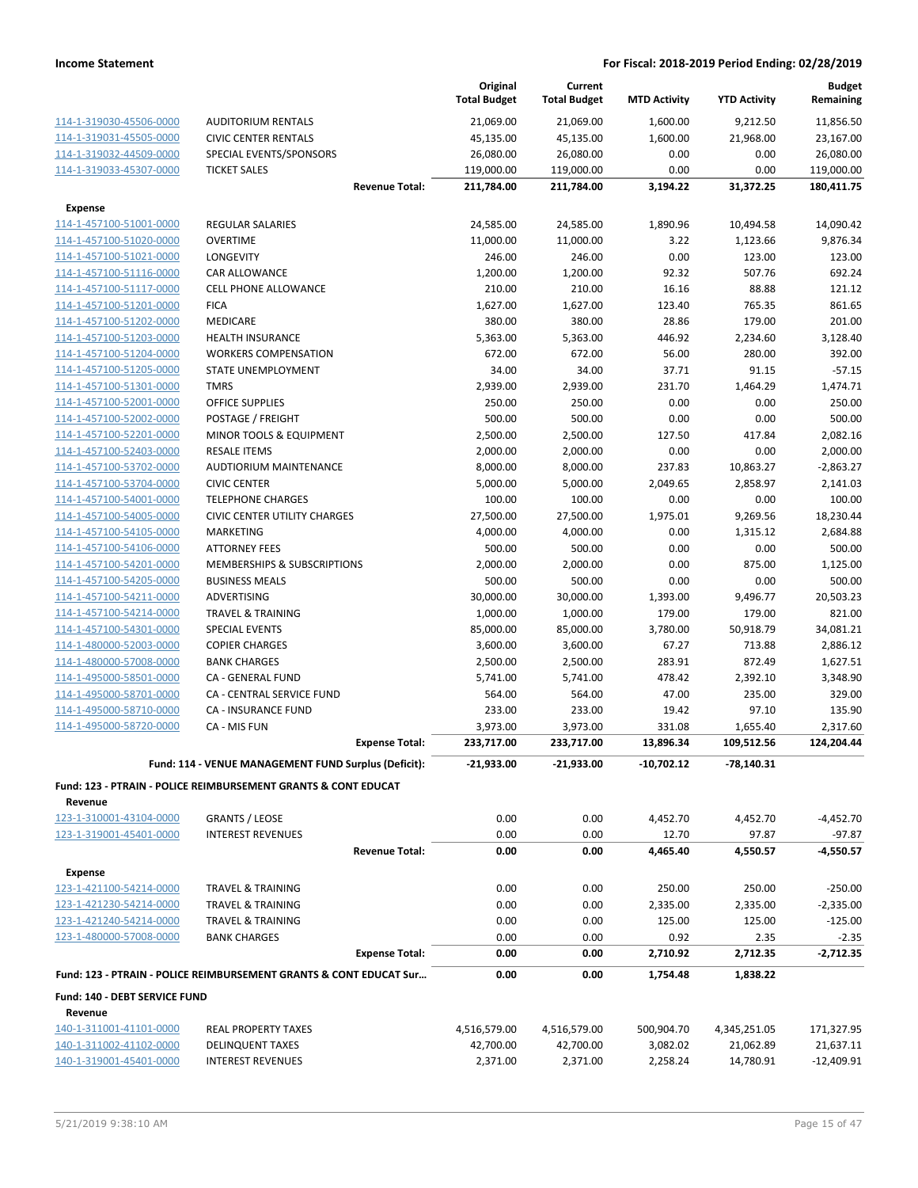| | | Original Total Budget | Current Total Budget | MTD Activity | YTD Activity | Budget Remaining |
|---|---|---|---|---|---|---|
| 114-1-319030-45506-0000 | AUDITORIUM RENTALS | 21,069.00 | 21,069.00 | 1,600.00 | 9,212.50 | 11,856.50 |
| 114-1-319031-45505-0000 | CIVIC CENTER RENTALS | 45,135.00 | 45,135.00 | 1,600.00 | 21,968.00 | 23,167.00 |
| 114-1-319032-44509-0000 | SPECIAL EVENTS/SPONSORS | 26,080.00 | 26,080.00 | 0.00 | 0.00 | 26,080.00 |
| 114-1-319033-45307-0000 | TICKET SALES | 119,000.00 | 119,000.00 | 0.00 | 0.00 | 119,000.00 |
| | **Revenue Total:** | **211,784.00** | **211,784.00** | **3,194.22** | **31,372.25** | **180,411.75** |
| **Expense** | | | | | | |
| 114-1-457100-51001-0000 | REGULAR SALARIES | 24,585.00 | 24,585.00 | 1,890.96 | 10,494.58 | 14,090.42 |
| 114-1-457100-51020-0000 | OVERTIME | 11,000.00 | 11,000.00 | 3.22 | 1,123.66 | 9,876.34 |
| 114-1-457100-51021-0000 | LONGEVITY | 246.00 | 246.00 | 0.00 | 123.00 | 123.00 |
| 114-1-457100-51116-0000 | CAR ALLOWANCE | 1,200.00 | 1,200.00 | 92.32 | 507.76 | 692.24 |
| 114-1-457100-51117-0000 | CELL PHONE ALLOWANCE | 210.00 | 210.00 | 16.16 | 88.88 | 121.12 |
| 114-1-457100-51201-0000 | FICA | 1,627.00 | 1,627.00 | 123.40 | 765.35 | 861.65 |
| 114-1-457100-51202-0000 | MEDICARE | 380.00 | 380.00 | 28.86 | 179.00 | 201.00 |
| 114-1-457100-51203-0000 | HEALTH INSURANCE | 5,363.00 | 5,363.00 | 446.92 | 2,234.60 | 3,128.40 |
| 114-1-457100-51204-0000 | WORKERS COMPENSATION | 672.00 | 672.00 | 56.00 | 280.00 | 392.00 |
| 114-1-457100-51205-0000 | STATE UNEMPLOYMENT | 34.00 | 34.00 | 37.71 | 91.15 | -57.15 |
| 114-1-457100-51301-0000 | TMRS | 2,939.00 | 2,939.00 | 231.70 | 1,464.29 | 1,474.71 |
| 114-1-457100-52001-0000 | OFFICE SUPPLIES | 250.00 | 250.00 | 0.00 | 0.00 | 250.00 |
| 114-1-457100-52002-0000 | POSTAGE / FREIGHT | 500.00 | 500.00 | 0.00 | 0.00 | 500.00 |
| 114-1-457100-52201-0000 | MINOR TOOLS & EQUIPMENT | 2,500.00 | 2,500.00 | 127.50 | 417.84 | 2,082.16 |
| 114-1-457100-52403-0000 | RESALE ITEMS | 2,000.00 | 2,000.00 | 0.00 | 0.00 | 2,000.00 |
| 114-1-457100-53702-0000 | AUDTIORIUM MAINTENANCE | 8,000.00 | 8,000.00 | 237.83 | 10,863.27 | -2,863.27 |
| 114-1-457100-53704-0000 | CIVIC CENTER | 5,000.00 | 5,000.00 | 2,049.65 | 2,858.97 | 2,141.03 |
| 114-1-457100-54001-0000 | TELEPHONE CHARGES | 100.00 | 100.00 | 0.00 | 0.00 | 100.00 |
| 114-1-457100-54005-0000 | CIVIC CENTER UTILITY CHARGES | 27,500.00 | 27,500.00 | 1,975.01 | 9,269.56 | 18,230.44 |
| 114-1-457100-54105-0000 | MARKETING | 4,000.00 | 4,000.00 | 0.00 | 1,315.12 | 2,684.88 |
| 114-1-457100-54106-0000 | ATTORNEY FEES | 500.00 | 500.00 | 0.00 | 0.00 | 500.00 |
| 114-1-457100-54201-0000 | MEMBERSHIPS & SUBSCRIPTIONS | 2,000.00 | 2,000.00 | 0.00 | 875.00 | 1,125.00 |
| 114-1-457100-54205-0000 | BUSINESS MEALS | 500.00 | 500.00 | 0.00 | 0.00 | 500.00 |
| 114-1-457100-54211-0000 | ADVERTISING | 30,000.00 | 30,000.00 | 1,393.00 | 9,496.77 | 20,503.23 |
| 114-1-457100-54214-0000 | TRAVEL & TRAINING | 1,000.00 | 1,000.00 | 179.00 | 179.00 | 821.00 |
| 114-1-457100-54301-0000 | SPECIAL EVENTS | 85,000.00 | 85,000.00 | 3,780.00 | 50,918.79 | 34,081.21 |
| 114-1-480000-52003-0000 | COPIER CHARGES | 3,600.00 | 3,600.00 | 67.27 | 713.88 | 2,886.12 |
| 114-1-480000-57008-0000 | BANK CHARGES | 2,500.00 | 2,500.00 | 283.91 | 872.49 | 1,627.51 |
| 114-1-495000-58501-0000 | CA - GENERAL FUND | 5,741.00 | 5,741.00 | 478.42 | 2,392.10 | 3,348.90 |
| 114-1-495000-58701-0000 | CA - CENTRAL SERVICE FUND | 564.00 | 564.00 | 47.00 | 235.00 | 329.00 |
| 114-1-495000-58710-0000 | CA - INSURANCE FUND | 233.00 | 233.00 | 19.42 | 97.10 | 135.90 |
| 114-1-495000-58720-0000 | CA - MIS FUN | 3,973.00 | 3,973.00 | 331.08 | 1,655.40 | 2,317.60 |
| | **Expense Total:** | **233,717.00** | **233,717.00** | **13,896.34** | **109,512.56** | **124,204.44** |
| | **Fund: 114 - VENUE MANAGEMENT FUND Surplus (Deficit):** | **-21,933.00** | **-21,933.00** | **-10,702.12** | **-78,140.31** | |

**Fund: 123 - PTRAIN - POLICE REIMBURSEMENT GRANTS & CONT EDUCAT**

| | | Original Total Budget | Current Total Budget | MTD Activity | YTD Activity | Budget Remaining |
|---|---|---|---|---|---|---|
| **Revenue** | | | | | | |
| 123-1-310001-43104-0000 | GRANTS / LEOSE | 0.00 | 0.00 | 4,452.70 | 4,452.70 | -4,452.70 |
| 123-1-319001-45401-0000 | INTEREST REVENUES | 0.00 | 0.00 | 12.70 | 97.87 | -97.87 |
| | **Revenue Total:** | **0.00** | **0.00** | **4,465.40** | **4,550.57** | **-4,550.57** |
| **Expense** | | | | | | |
| 123-1-421100-54214-0000 | TRAVEL & TRAINING | 0.00 | 0.00 | 250.00 | 250.00 | -250.00 |
| 123-1-421230-54214-0000 | TRAVEL & TRAINING | 0.00 | 0.00 | 2,335.00 | 2,335.00 | -2,335.00 |
| 123-1-421240-54214-0000 | TRAVEL & TRAINING | 0.00 | 0.00 | 125.00 | 125.00 | -125.00 |
| 123-1-480000-57008-0000 | BANK CHARGES | 0.00 | 0.00 | 0.92 | 2.35 | -2.35 |
| | **Expense Total:** | **0.00** | **0.00** | **2,710.92** | **2,712.35** | **-2,712.35** |
| **Fund: 123 - PTRAIN - POLICE REIMBURSEMENT GRANTS & CONT EDUCAT Sur...** | | **0.00** | **0.00** | **1,754.48** | **1,838.22** | |

**Fund: 140 - DEBT SERVICE FUND**

| | | Original Total Budget | Current Total Budget | MTD Activity | YTD Activity | Budget Remaining |
|---|---|---|---|---|---|---|
| **Revenue** | | | | | | |
| 140-1-311001-41101-0000 | REAL PROPERTY TAXES | 4,516,579.00 | 4,516,579.00 | 500,904.70 | 4,345,251.05 | 171,327.95 |
| 140-1-311002-41102-0000 | DELINQUENT TAXES | 42,700.00 | 42,700.00 | 3,082.02 | 21,062.89 | 21,637.11 |
| 140-1-319001-45401-0000 | INTEREST REVENUES | 2,371.00 | 2,371.00 | 2,258.24 | 14,780.91 | -12,409.91 |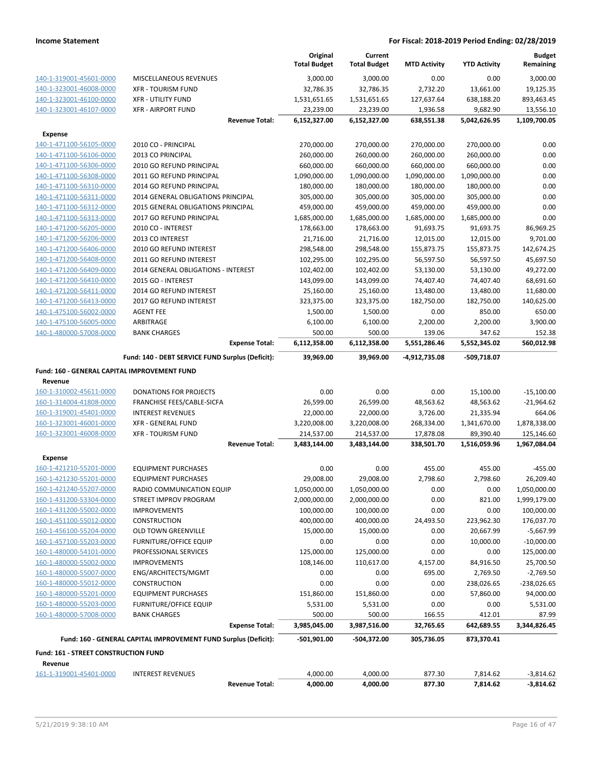**Income Statement** — **For Fiscal: 2018-2019 Period Ending: 02/28/2019**

| | | Original Total Budget | Current Total Budget | MTD Activity | YTD Activity | Budget Remaining |
|---|---|---|---|---|---|---|
| 140-1-319001-45601-0000 | MISCELLANEOUS REVENUES | 3,000.00 | 3,000.00 | 0.00 | 0.00 | 3,000.00 |
| 140-1-323001-46008-0000 | XFR - TOURISM FUND | 32,786.35 | 32,786.35 | 2,732.20 | 13,661.00 | 19,125.35 |
| 140-1-323001-46100-0000 | XFR - UTILITY FUND | 1,531,651.65 | 1,531,651.65 | 127,637.64 | 638,188.20 | 893,463.45 |
| 140-1-323001-46107-0000 | XFR - AIRPORT FUND | 23,239.00 | 23,239.00 | 1,936.58 | 9,682.90 | 13,556.10 |
| | **Revenue Total:** | **6,152,327.00** | **6,152,327.00** | **638,551.38** | **5,042,626.95** | **1,109,700.05** |
| **Expense** | | | | | | |
| 140-1-471100-56105-0000 | 2010 CO - PRINCIPAL | 270,000.00 | 270,000.00 | 270,000.00 | 270,000.00 | 0.00 |
| 140-1-471100-56106-0000 | 2013 CO PRINCIPAL | 260,000.00 | 260,000.00 | 260,000.00 | 260,000.00 | 0.00 |
| 140-1-471100-56306-0000 | 2010 GO REFUND PRINCIPAL | 660,000.00 | 660,000.00 | 660,000.00 | 660,000.00 | 0.00 |
| 140-1-471100-56308-0000 | 2011 GO REFUND PRINCIPAL | 1,090,000.00 | 1,090,000.00 | 1,090,000.00 | 1,090,000.00 | 0.00 |
| 140-1-471100-56310-0000 | 2014 GO REFUND PRINCIPAL | 180,000.00 | 180,000.00 | 180,000.00 | 180,000.00 | 0.00 |
| 140-1-471100-56311-0000 | 2014 GENERAL OBLIGATIONS PRINCIPAL | 305,000.00 | 305,000.00 | 305,000.00 | 305,000.00 | 0.00 |
| 140-1-471100-56312-0000 | 2015 GENERAL OBLIGATIONS PRINCIPAL | 459,000.00 | 459,000.00 | 459,000.00 | 459,000.00 | 0.00 |
| 140-1-471100-56313-0000 | 2017 GO REFUND PRINCIPAL | 1,685,000.00 | 1,685,000.00 | 1,685,000.00 | 1,685,000.00 | 0.00 |
| 140-1-471200-56205-0000 | 2010 CO - INTEREST | 178,663.00 | 178,663.00 | 91,693.75 | 91,693.75 | 86,969.25 |
| 140-1-471200-56206-0000 | 2013 CO INTEREST | 21,716.00 | 21,716.00 | 12,015.00 | 12,015.00 | 9,701.00 |
| 140-1-471200-56406-0000 | 2010 GO REFUND INTEREST | 298,548.00 | 298,548.00 | 155,873.75 | 155,873.75 | 142,674.25 |
| 140-1-471200-56408-0000 | 2011 GO REFUND INTEREST | 102,295.00 | 102,295.00 | 56,597.50 | 56,597.50 | 45,697.50 |
| 140-1-471200-56409-0000 | 2014 GENERAL OBLIGATIONS - INTEREST | 102,402.00 | 102,402.00 | 53,130.00 | 53,130.00 | 49,272.00 |
| 140-1-471200-56410-0000 | 2015 GO - INTEREST | 143,099.00 | 143,099.00 | 74,407.40 | 74,407.40 | 68,691.60 |
| 140-1-471200-56411-0000 | 2014 GO REFUND INTEREST | 25,160.00 | 25,160.00 | 13,480.00 | 13,480.00 | 11,680.00 |
| 140-1-471200-56413-0000 | 2017 GO REFUND INTEREST | 323,375.00 | 323,375.00 | 182,750.00 | 182,750.00 | 140,625.00 |
| 140-1-475100-56002-0000 | AGENT FEE | 1,500.00 | 1,500.00 | 0.00 | 850.00 | 650.00 |
| 140-1-475100-56005-0000 | ARBITRAGE | 6,100.00 | 6,100.00 | 2,200.00 | 2,200.00 | 3,900.00 |
| 140-1-480000-57008-0000 | BANK CHARGES | 500.00 | 500.00 | 139.06 | 347.62 | 152.38 |
| | **Expense Total:** | **6,112,358.00** | **6,112,358.00** | **5,551,286.46** | **5,552,345.02** | **560,012.98** |
| | **Fund: 140 - DEBT SERVICE FUND Surplus (Deficit):** | **39,969.00** | **39,969.00** | **-4,912,735.08** | **-509,718.07** | |
| **Fund: 160 - GENERAL CAPITAL IMPROVEMENT FUND** | | | | | | |
| **Revenue** | | | | | | |
| 160-1-310002-45611-0000 | DONATIONS FOR PROJECTS | 0.00 | 0.00 | 0.00 | 15,100.00 | -15,100.00 |
| 160-1-314004-41808-0000 | FRANCHISE FEES/CABLE-SICFA | 26,599.00 | 26,599.00 | 48,563.62 | 48,563.62 | -21,964.62 |
| 160-1-319001-45401-0000 | INTEREST REVENUES | 22,000.00 | 22,000.00 | 3,726.00 | 21,335.94 | 664.06 |
| 160-1-323001-46001-0000 | XFR - GENERAL FUND | 3,220,008.00 | 3,220,008.00 | 268,334.00 | 1,341,670.00 | 1,878,338.00 |
| 160-1-323001-46008-0000 | XFR - TOURISM FUND | 214,537.00 | 214,537.00 | 17,878.08 | 89,390.40 | 125,146.60 |
| | **Revenue Total:** | **3,483,144.00** | **3,483,144.00** | **338,501.70** | **1,516,059.96** | **1,967,084.04** |
| **Expense** | | | | | | |
| 160-1-421210-55201-0000 | EQUIPMENT PURCHASES | 0.00 | 0.00 | 455.00 | 455.00 | -455.00 |
| 160-1-421230-55201-0000 | EQUIPMENT PURCHASES | 29,008.00 | 29,008.00 | 2,798.60 | 2,798.60 | 26,209.40 |
| 160-1-421240-55207-0000 | RADIO COMMUNICATION EQUIP | 1,050,000.00 | 1,050,000.00 | 0.00 | 0.00 | 1,050,000.00 |
| 160-1-431200-53304-0000 | STREET IMPROV PROGRAM | 2,000,000.00 | 2,000,000.00 | 0.00 | 821.00 | 1,999,179.00 |
| 160-1-431200-55002-0000 | IMPROVEMENTS | 100,000.00 | 100,000.00 | 0.00 | 0.00 | 100,000.00 |
| 160-1-451100-55012-0000 | CONSTRUCTION | 400,000.00 | 400,000.00 | 24,493.50 | 223,962.30 | 176,037.70 |
| 160-1-456100-55204-0000 | OLD TOWN GREENVILLE | 15,000.00 | 15,000.00 | 0.00 | 20,667.99 | -5,667.99 |
| 160-1-457100-55203-0000 | FURNITURE/OFFICE EQUIP | 0.00 | 0.00 | 0.00 | 10,000.00 | -10,000.00 |
| 160-1-480000-54101-0000 | PROFESSIONAL SERVICES | 125,000.00 | 125,000.00 | 0.00 | 0.00 | 125,000.00 |
| 160-1-480000-55002-0000 | IMPROVEMENTS | 108,146.00 | 110,617.00 | 4,157.00 | 84,916.50 | 25,700.50 |
| 160-1-480000-55007-0000 | ENG/ARCHITECTS/MGMT | 0.00 | 0.00 | 695.00 | 2,769.50 | -2,769.50 |
| 160-1-480000-55012-0000 | CONSTRUCTION | 0.00 | 0.00 | 0.00 | 238,026.65 | -238,026.65 |
| 160-1-480000-55201-0000 | EQUIPMENT PURCHASES | 151,860.00 | 151,860.00 | 0.00 | 57,860.00 | 94,000.00 |
| 160-1-480000-55203-0000 | FURNITURE/OFFICE EQUIP | 5,531.00 | 5,531.00 | 0.00 | 0.00 | 5,531.00 |
| 160-1-480000-57008-0000 | BANK CHARGES | 500.00 | 500.00 | 166.55 | 412.01 | 87.99 |
| | **Expense Total:** | **3,985,045.00** | **3,987,516.00** | **32,765.65** | **642,689.55** | **3,344,826.45** |
| | **Fund: 160 - GENERAL CAPITAL IMPROVEMENT FUND Surplus (Deficit):** | **-501,901.00** | **-504,372.00** | **305,736.05** | **873,370.41** | |
| **Fund: 161 - STREET CONSTRUCTION FUND** | | | | | | |
| **Revenue** | | | | | | |
| 161-1-319001-45401-0000 | INTEREST REVENUES | 4,000.00 | 4,000.00 | 877.30 | 7,814.62 | -3,814.62 |
| | **Revenue Total:** | **4,000.00** | **4,000.00** | **877.30** | **7,814.62** | **-3,814.62** |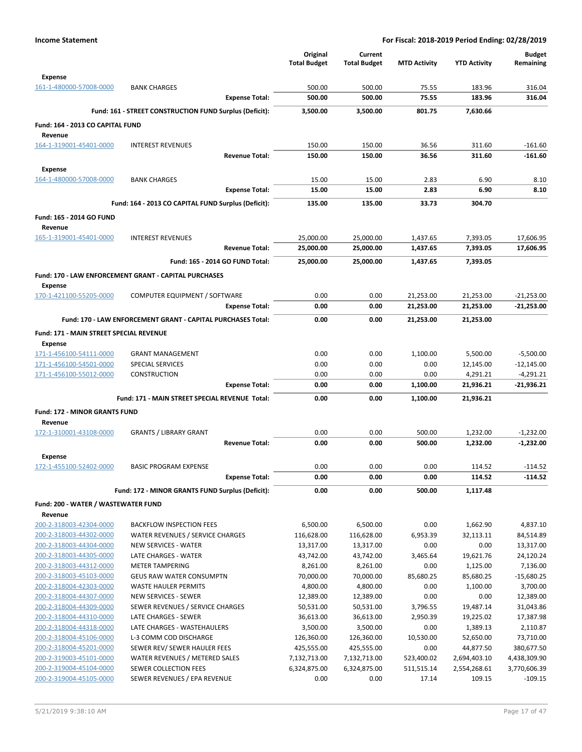**Income Statement** — **For Fiscal: 2018-2019 Period Ending: 02/28/2019**

| | | Original Total Budget | Current Total Budget | MTD Activity | YTD Activity | Budget Remaining |
|---|---|---|---|---|---|---|
| **Expense** | | | | | | |
| 161-1-480000-57008-0000 | BANK CHARGES | 500.00 | 500.00 | 75.55 | 183.96 | 316.04 |
| | **Expense Total:** | **500.00** | **500.00** | **75.55** | **183.96** | **316.04** |
| | **Fund: 161 - STREET CONSTRUCTION FUND Surplus (Deficit):** | **3,500.00** | **3,500.00** | **801.75** | **7,630.66** | |
| **Fund: 164 - 2013 CO CAPITAL FUND** | | | | | | |
| **Revenue** | | | | | | |
| 164-1-319001-45401-0000 | INTEREST REVENUES | 150.00 | 150.00 | 36.56 | 311.60 | -161.60 |
| | **Revenue Total:** | **150.00** | **150.00** | **36.56** | **311.60** | **-161.60** |
| **Expense** | | | | | | |
| 164-1-480000-57008-0000 | BANK CHARGES | 15.00 | 15.00 | 2.83 | 6.90 | 8.10 |
| | **Expense Total:** | **15.00** | **15.00** | **2.83** | **6.90** | **8.10** |
| | **Fund: 164 - 2013 CO CAPITAL FUND Surplus (Deficit):** | **135.00** | **135.00** | **33.73** | **304.70** | |
| **Fund: 165 - 2014 GO FUND** | | | | | | |
| **Revenue** | | | | | | |
| 165-1-319001-45401-0000 | INTEREST REVENUES | 25,000.00 | 25,000.00 | 1,437.65 | 7,393.05 | 17,606.95 |
| | **Revenue Total:** | **25,000.00** | **25,000.00** | **1,437.65** | **7,393.05** | **17,606.95** |
| | **Fund: 165 - 2014 GO FUND Total:** | **25,000.00** | **25,000.00** | **1,437.65** | **7,393.05** | |
| **Fund: 170 - LAW ENFORCEMENT GRANT - CAPITAL PURCHASES** | | | | | | |
| **Expense** | | | | | | |
| 170-1-421100-55205-0000 | COMPUTER EQUIPMENT / SOFTWARE | 0.00 | 0.00 | 21,253.00 | 21,253.00 | -21,253.00 |
| | **Expense Total:** | **0.00** | **0.00** | **21,253.00** | **21,253.00** | **-21,253.00** |
| | **Fund: 170 - LAW ENFORCEMENT GRANT - CAPITAL PURCHASES Total:** | **0.00** | **0.00** | **21,253.00** | **21,253.00** | |
| **Fund: 171 - MAIN STREET SPECIAL REVENUE** | | | | | | |
| **Expense** | | | | | | |
| 171-1-456100-54111-0000 | GRANT MANAGEMENT | 0.00 | 0.00 | 1,100.00 | 5,500.00 | -5,500.00 |
| 171-1-456100-54501-0000 | SPECIAL SERVICES | 0.00 | 0.00 | 0.00 | 12,145.00 | -12,145.00 |
| 171-1-456100-55012-0000 | CONSTRUCTION | 0.00 | 0.00 | 0.00 | 4,291.21 | -4,291.21 |
| | **Expense Total:** | **0.00** | **0.00** | **1,100.00** | **21,936.21** | **-21,936.21** |
| | **Fund: 171 - MAIN STREET SPECIAL REVENUE Total:** | **0.00** | **0.00** | **1,100.00** | **21,936.21** | |
| **Fund: 172 - MINOR GRANTS FUND** | | | | | | |
| **Revenue** | | | | | | |
| 172-1-310001-43108-0000 | GRANTS / LIBRARY GRANT | 0.00 | 0.00 | 500.00 | 1,232.00 | -1,232.00 |
| | **Revenue Total:** | **0.00** | **0.00** | **500.00** | **1,232.00** | **-1,232.00** |
| **Expense** | | | | | | |
| 172-1-455100-52402-0000 | BASIC PROGRAM EXPENSE | 0.00 | 0.00 | 0.00 | 114.52 | -114.52 |
| | **Expense Total:** | **0.00** | **0.00** | **0.00** | **114.52** | **-114.52** |
| | **Fund: 172 - MINOR GRANTS FUND Surplus (Deficit):** | **0.00** | **0.00** | **500.00** | **1,117.48** | |
| **Fund: 200 - WATER / WASTEWATER FUND** | | | | | | |
| **Revenue** | | | | | | |
| 200-2-318003-42304-0000 | BACKFLOW INSPECTION FEES | 6,500.00 | 6,500.00 | 0.00 | 1,662.90 | 4,837.10 |
| 200-2-318003-44302-0000 | WATER REVENUES / SERVICE CHARGES | 116,628.00 | 116,628.00 | 6,953.39 | 32,113.11 | 84,514.89 |
| 200-2-318003-44304-0000 | NEW SERVICES - WATER | 13,317.00 | 13,317.00 | 0.00 | 0.00 | 13,317.00 |
| 200-2-318003-44305-0000 | LATE CHARGES - WATER | 43,742.00 | 43,742.00 | 3,465.64 | 19,621.76 | 24,120.24 |
| 200-2-318003-44312-0000 | METER TAMPERING | 8,261.00 | 8,261.00 | 0.00 | 1,125.00 | 7,136.00 |
| 200-2-318003-45103-0000 | GEUS RAW WATER CONSUMPTN | 70,000.00 | 70,000.00 | 85,680.25 | 85,680.25 | -15,680.25 |
| 200-2-318004-42303-0000 | WASTE HAULER PERMITS | 4,800.00 | 4,800.00 | 0.00 | 1,100.00 | 3,700.00 |
| 200-2-318004-44307-0000 | NEW SERVICES - SEWER | 12,389.00 | 12,389.00 | 0.00 | 0.00 | 12,389.00 |
| 200-2-318004-44309-0000 | SEWER REVENUES / SERVICE CHARGES | 50,531.00 | 50,531.00 | 3,796.55 | 19,487.14 | 31,043.86 |
| 200-2-318004-44310-0000 | LATE CHARGES - SEWER | 36,613.00 | 36,613.00 | 2,950.39 | 19,225.02 | 17,387.98 |
| 200-2-318004-44318-0000 | LATE CHARGES - WASTEHAULERS | 3,500.00 | 3,500.00 | 0.00 | 1,389.13 | 2,110.87 |
| 200-2-318004-45106-0000 | L-3 COMM COD DISCHARGE | 126,360.00 | 126,360.00 | 10,530.00 | 52,650.00 | 73,710.00 |
| 200-2-318004-45201-0000 | SEWER REV/ SEWER HAULER FEES | 425,555.00 | 425,555.00 | 0.00 | 44,877.50 | 380,677.50 |
| 200-2-319003-45101-0000 | WATER REVENUES / METERED SALES | 7,132,713.00 | 7,132,713.00 | 523,400.02 | 2,694,403.10 | 4,438,309.90 |
| 200-2-319004-45104-0000 | SEWER COLLECTION FEES | 6,324,875.00 | 6,324,875.00 | 511,515.14 | 2,554,268.61 | 3,770,606.39 |
| 200-2-319004-45105-0000 | SEWER REVENUES / EPA REVENUE | 0.00 | 0.00 | 17.14 | 109.15 | -109.15 |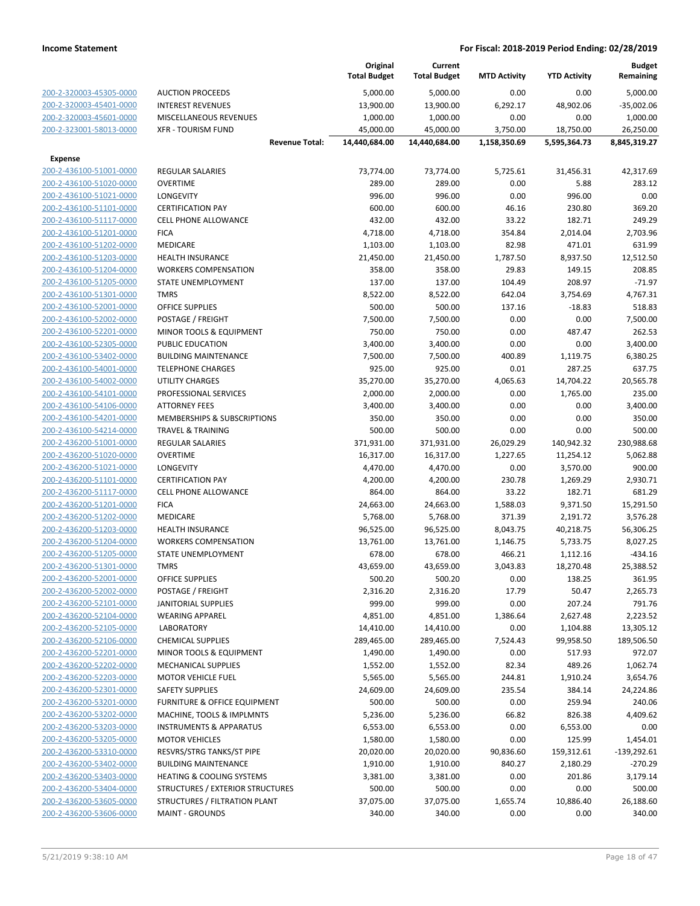**Income Statement** | **For Fiscal: 2018-2019 Period Ending: 02/28/2019**

| | | Original Total Budget | Current Total Budget | MTD Activity | YTD Activity | Budget Remaining |
|---|---|---|---|---|---|---|
| 200-2-320003-45305-0000 | AUCTION PROCEEDS | 5,000.00 | 5,000.00 | 0.00 | 0.00 | 5,000.00 |
| 200-2-320003-45401-0000 | INTEREST REVENUES | 13,900.00 | 13,900.00 | 6,292.17 | 48,902.06 | -35,002.06 |
| 200-2-320003-45601-0000 | MISCELLANEOUS REVENUES | 1,000.00 | 1,000.00 | 0.00 | 0.00 | 1,000.00 |
| 200-2-323001-58013-0000 | XFR - TOURISM FUND | 45,000.00 | 45,000.00 | 3,750.00 | 18,750.00 | 26,250.00 |
| | **Revenue Total:** | **14,440,684.00** | **14,440,684.00** | **1,158,350.69** | **5,595,364.73** | **8,845,319.27** |
| **Expense** | | | | | | |
| 200-2-436100-51001-0000 | REGULAR SALARIES | 73,774.00 | 73,774.00 | 5,725.61 | 31,456.31 | 42,317.69 |
| 200-2-436100-51020-0000 | OVERTIME | 289.00 | 289.00 | 0.00 | 5.88 | 283.12 |
| 200-2-436100-51021-0000 | LONGEVITY | 996.00 | 996.00 | 0.00 | 996.00 | 0.00 |
| 200-2-436100-51101-0000 | CERTIFICATION PAY | 600.00 | 600.00 | 46.16 | 230.80 | 369.20 |
| 200-2-436100-51117-0000 | CELL PHONE ALLOWANCE | 432.00 | 432.00 | 33.22 | 182.71 | 249.29 |
| 200-2-436100-51201-0000 | FICA | 4,718.00 | 4,718.00 | 354.84 | 2,014.04 | 2,703.96 |
| 200-2-436100-51202-0000 | MEDICARE | 1,103.00 | 1,103.00 | 82.98 | 471.01 | 631.99 |
| 200-2-436100-51203-0000 | HEALTH INSURANCE | 21,450.00 | 21,450.00 | 1,787.50 | 8,937.50 | 12,512.50 |
| 200-2-436100-51204-0000 | WORKERS COMPENSATION | 358.00 | 358.00 | 29.83 | 149.15 | 208.85 |
| 200-2-436100-51205-0000 | STATE UNEMPLOYMENT | 137.00 | 137.00 | 104.49 | 208.97 | -71.97 |
| 200-2-436100-51301-0000 | TMRS | 8,522.00 | 8,522.00 | 642.04 | 3,754.69 | 4,767.31 |
| 200-2-436100-52001-0000 | OFFICE SUPPLIES | 500.00 | 500.00 | 137.16 | -18.83 | 518.83 |
| 200-2-436100-52002-0000 | POSTAGE / FREIGHT | 7,500.00 | 7,500.00 | 0.00 | 0.00 | 7,500.00 |
| 200-2-436100-52201-0000 | MINOR TOOLS & EQUIPMENT | 750.00 | 750.00 | 0.00 | 487.47 | 262.53 |
| 200-2-436100-52305-0000 | PUBLIC EDUCATION | 3,400.00 | 3,400.00 | 0.00 | 0.00 | 3,400.00 |
| 200-2-436100-53402-0000 | BUILDING MAINTENANCE | 7,500.00 | 7,500.00 | 400.89 | 1,119.75 | 6,380.25 |
| 200-2-436100-54001-0000 | TELEPHONE CHARGES | 925.00 | 925.00 | 0.01 | 287.25 | 637.75 |
| 200-2-436100-54002-0000 | UTILITY CHARGES | 35,270.00 | 35,270.00 | 4,065.63 | 14,704.22 | 20,565.78 |
| 200-2-436100-54101-0000 | PROFESSIONAL SERVICES | 2,000.00 | 2,000.00 | 0.00 | 1,765.00 | 235.00 |
| 200-2-436100-54106-0000 | ATTORNEY FEES | 3,400.00 | 3,400.00 | 0.00 | 0.00 | 3,400.00 |
| 200-2-436100-54201-0000 | MEMBERSHIPS & SUBSCRIPTIONS | 350.00 | 350.00 | 0.00 | 0.00 | 350.00 |
| 200-2-436100-54214-0000 | TRAVEL & TRAINING | 500.00 | 500.00 | 0.00 | 0.00 | 500.00 |
| 200-2-436200-51001-0000 | REGULAR SALARIES | 371,931.00 | 371,931.00 | 26,029.29 | 140,942.32 | 230,988.68 |
| 200-2-436200-51020-0000 | OVERTIME | 16,317.00 | 16,317.00 | 1,227.65 | 11,254.12 | 5,062.88 |
| 200-2-436200-51021-0000 | LONGEVITY | 4,470.00 | 4,470.00 | 0.00 | 3,570.00 | 900.00 |
| 200-2-436200-51101-0000 | CERTIFICATION PAY | 4,200.00 | 4,200.00 | 230.78 | 1,269.29 | 2,930.71 |
| 200-2-436200-51117-0000 | CELL PHONE ALLOWANCE | 864.00 | 864.00 | 33.22 | 182.71 | 681.29 |
| 200-2-436200-51201-0000 | FICA | 24,663.00 | 24,663.00 | 1,588.03 | 9,371.50 | 15,291.50 |
| 200-2-436200-51202-0000 | MEDICARE | 5,768.00 | 5,768.00 | 371.39 | 2,191.72 | 3,576.28 |
| 200-2-436200-51203-0000 | HEALTH INSURANCE | 96,525.00 | 96,525.00 | 8,043.75 | 40,218.75 | 56,306.25 |
| 200-2-436200-51204-0000 | WORKERS COMPENSATION | 13,761.00 | 13,761.00 | 1,146.75 | 5,733.75 | 8,027.25 |
| 200-2-436200-51205-0000 | STATE UNEMPLOYMENT | 678.00 | 678.00 | 466.21 | 1,112.16 | -434.16 |
| 200-2-436200-51301-0000 | TMRS | 43,659.00 | 43,659.00 | 3,043.83 | 18,270.48 | 25,388.52 |
| 200-2-436200-52001-0000 | OFFICE SUPPLIES | 500.20 | 500.20 | 0.00 | 138.25 | 361.95 |
| 200-2-436200-52002-0000 | POSTAGE / FREIGHT | 2,316.20 | 2,316.20 | 17.79 | 50.47 | 2,265.73 |
| 200-2-436200-52101-0000 | JANITORIAL SUPPLIES | 999.00 | 999.00 | 0.00 | 207.24 | 791.76 |
| 200-2-436200-52104-0000 | WEARING APPAREL | 4,851.00 | 4,851.00 | 1,386.64 | 2,627.48 | 2,223.52 |
| 200-2-436200-52105-0000 | LABORATORY | 14,410.00 | 14,410.00 | 0.00 | 1,104.88 | 13,305.12 |
| 200-2-436200-52106-0000 | CHEMICAL SUPPLIES | 289,465.00 | 289,465.00 | 7,524.43 | 99,958.50 | 189,506.50 |
| 200-2-436200-52201-0000 | MINOR TOOLS & EQUIPMENT | 1,490.00 | 1,490.00 | 0.00 | 517.93 | 972.07 |
| 200-2-436200-52202-0000 | MECHANICAL SUPPLIES | 1,552.00 | 1,552.00 | 82.34 | 489.26 | 1,062.74 |
| 200-2-436200-52203-0000 | MOTOR VEHICLE FUEL | 5,565.00 | 5,565.00 | 244.81 | 1,910.24 | 3,654.76 |
| 200-2-436200-52301-0000 | SAFETY SUPPLIES | 24,609.00 | 24,609.00 | 235.54 | 384.14 | 24,224.86 |
| 200-2-436200-53201-0000 | FURNITURE & OFFICE EQUIPMENT | 500.00 | 500.00 | 0.00 | 259.94 | 240.06 |
| 200-2-436200-53202-0000 | MACHINE, TOOLS & IMPLMNTS | 5,236.00 | 5,236.00 | 66.82 | 826.38 | 4,409.62 |
| 200-2-436200-53203-0000 | INSTRUMENTS & APPARATUS | 6,553.00 | 6,553.00 | 0.00 | 6,553.00 | 0.00 |
| 200-2-436200-53205-0000 | MOTOR VEHICLES | 1,580.00 | 1,580.00 | 0.00 | 125.99 | 1,454.01 |
| 200-2-436200-53310-0000 | RESVRS/STRG TANKS/ST PIPE | 20,020.00 | 20,020.00 | 90,836.60 | 159,312.61 | -139,292.61 |
| 200-2-436200-53402-0000 | BUILDING MAINTENANCE | 1,910.00 | 1,910.00 | 840.27 | 2,180.29 | -270.29 |
| 200-2-436200-53403-0000 | HEATING & COOLING SYSTEMS | 3,381.00 | 3,381.00 | 0.00 | 201.86 | 3,179.14 |
| 200-2-436200-53404-0000 | STRUCTURES / EXTERIOR STRUCTURES | 500.00 | 500.00 | 0.00 | 0.00 | 500.00 |
| 200-2-436200-53605-0000 | STRUCTURES / FILTRATION PLANT | 37,075.00 | 37,075.00 | 1,655.74 | 10,886.40 | 26,188.60 |
| 200-2-436200-53606-0000 | MAINT - GROUNDS | 340.00 | 340.00 | 0.00 | 0.00 | 340.00 |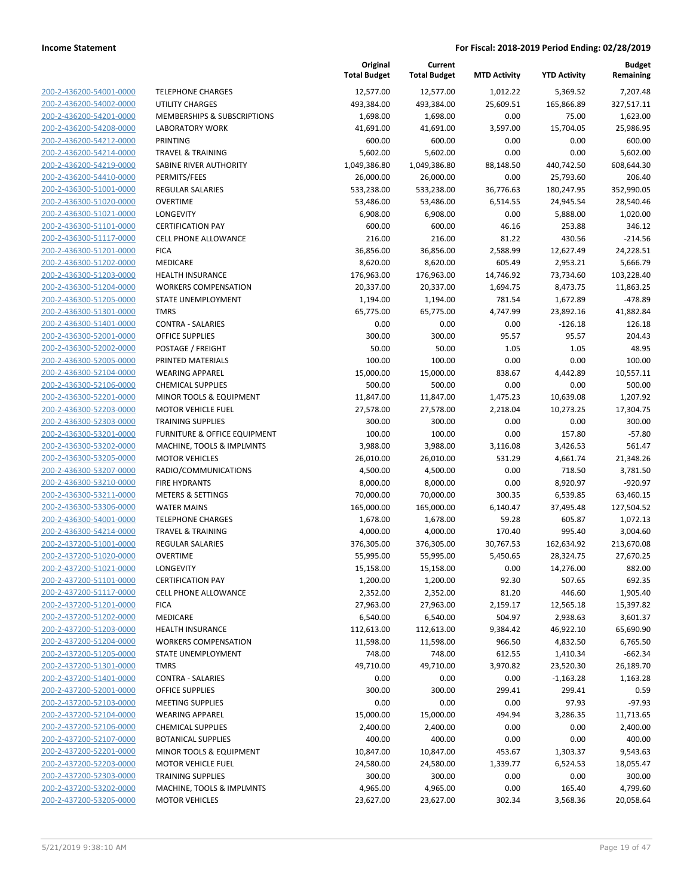**Income Statement** — **For Fiscal: 2018-2019 Period Ending: 02/28/2019**

| | | Original Total Budget | Current Total Budget | MTD Activity | YTD Activity | Budget Remaining |
|---|---|---|---|---|---|---|
| 200-2-436200-54001-0000 | TELEPHONE CHARGES | 12,577.00 | 12,577.00 | 1,012.22 | 5,369.52 | 7,207.48 |
| 200-2-436200-54002-0000 | UTILITY CHARGES | 493,384.00 | 493,384.00 | 25,609.51 | 165,866.89 | 327,517.11 |
| 200-2-436200-54201-0000 | MEMBERSHIPS & SUBSCRIPTIONS | 1,698.00 | 1,698.00 | 0.00 | 75.00 | 1,623.00 |
| 200-2-436200-54208-0000 | LABORATORY WORK | 41,691.00 | 41,691.00 | 3,597.00 | 15,704.05 | 25,986.95 |
| 200-2-436200-54212-0000 | PRINTING | 600.00 | 600.00 | 0.00 | 0.00 | 600.00 |
| 200-2-436200-54214-0000 | TRAVEL & TRAINING | 5,602.00 | 5,602.00 | 0.00 | 0.00 | 5,602.00 |
| 200-2-436200-54219-0000 | SABINE RIVER AUTHORITY | 1,049,386.80 | 1,049,386.80 | 88,148.50 | 440,742.50 | 608,644.30 |
| 200-2-436200-54410-0000 | PERMITS/FEES | 26,000.00 | 26,000.00 | 0.00 | 25,793.60 | 206.40 |
| 200-2-436300-51001-0000 | REGULAR SALARIES | 533,238.00 | 533,238.00 | 36,776.63 | 180,247.95 | 352,990.05 |
| 200-2-436300-51020-0000 | OVERTIME | 53,486.00 | 53,486.00 | 6,514.55 | 24,945.54 | 28,540.46 |
| 200-2-436300-51021-0000 | LONGEVITY | 6,908.00 | 6,908.00 | 0.00 | 5,888.00 | 1,020.00 |
| 200-2-436300-51101-0000 | CERTIFICATION PAY | 600.00 | 600.00 | 46.16 | 253.88 | 346.12 |
| 200-2-436300-51117-0000 | CELL PHONE ALLOWANCE | 216.00 | 216.00 | 81.22 | 430.56 | -214.56 |
| 200-2-436300-51201-0000 | FICA | 36,856.00 | 36,856.00 | 2,588.99 | 12,627.49 | 24,228.51 |
| 200-2-436300-51202-0000 | MEDICARE | 8,620.00 | 8,620.00 | 605.49 | 2,953.21 | 5,666.79 |
| 200-2-436300-51203-0000 | HEALTH INSURANCE | 176,963.00 | 176,963.00 | 14,746.92 | 73,734.60 | 103,228.40 |
| 200-2-436300-51204-0000 | WORKERS COMPENSATION | 20,337.00 | 20,337.00 | 1,694.75 | 8,473.75 | 11,863.25 |
| 200-2-436300-51205-0000 | STATE UNEMPLOYMENT | 1,194.00 | 1,194.00 | 781.54 | 1,672.89 | -478.89 |
| 200-2-436300-51301-0000 | TMRS | 65,775.00 | 65,775.00 | 4,747.99 | 23,892.16 | 41,882.84 |
| 200-2-436300-51401-0000 | CONTRA - SALARIES | 0.00 | 0.00 | 0.00 | -126.18 | 126.18 |
| 200-2-436300-52001-0000 | OFFICE SUPPLIES | 300.00 | 300.00 | 95.57 | 95.57 | 204.43 |
| 200-2-436300-52002-0000 | POSTAGE / FREIGHT | 50.00 | 50.00 | 1.05 | 1.05 | 48.95 |
| 200-2-436300-52005-0000 | PRINTED MATERIALS | 100.00 | 100.00 | 0.00 | 0.00 | 100.00 |
| 200-2-436300-52104-0000 | WEARING APPAREL | 15,000.00 | 15,000.00 | 838.67 | 4,442.89 | 10,557.11 |
| 200-2-436300-52106-0000 | CHEMICAL SUPPLIES | 500.00 | 500.00 | 0.00 | 0.00 | 500.00 |
| 200-2-436300-52201-0000 | MINOR TOOLS & EQUIPMENT | 11,847.00 | 11,847.00 | 1,475.23 | 10,639.08 | 1,207.92 |
| 200-2-436300-52203-0000 | MOTOR VEHICLE FUEL | 27,578.00 | 27,578.00 | 2,218.04 | 10,273.25 | 17,304.75 |
| 200-2-436300-52303-0000 | TRAINING SUPPLIES | 300.00 | 300.00 | 0.00 | 0.00 | 300.00 |
| 200-2-436300-53201-0000 | FURNITURE & OFFICE EQUIPMENT | 100.00 | 100.00 | 0.00 | 157.80 | -57.80 |
| 200-2-436300-53202-0000 | MACHINE, TOOLS & IMPLMNTS | 3,988.00 | 3,988.00 | 3,116.08 | 3,426.53 | 561.47 |
| 200-2-436300-53205-0000 | MOTOR VEHICLES | 26,010.00 | 26,010.00 | 531.29 | 4,661.74 | 21,348.26 |
| 200-2-436300-53207-0000 | RADIO/COMMUNICATIONS | 4,500.00 | 4,500.00 | 0.00 | 718.50 | 3,781.50 |
| 200-2-436300-53210-0000 | FIRE HYDRANTS | 8,000.00 | 8,000.00 | 0.00 | 8,920.97 | -920.97 |
| 200-2-436300-53211-0000 | METERS & SETTINGS | 70,000.00 | 70,000.00 | 300.35 | 6,539.85 | 63,460.15 |
| 200-2-436300-53306-0000 | WATER MAINS | 165,000.00 | 165,000.00 | 6,140.47 | 37,495.48 | 127,504.52 |
| 200-2-436300-54001-0000 | TELEPHONE CHARGES | 1,678.00 | 1,678.00 | 59.28 | 605.87 | 1,072.13 |
| 200-2-436300-54214-0000 | TRAVEL & TRAINING | 4,000.00 | 4,000.00 | 170.40 | 995.40 | 3,004.60 |
| 200-2-437200-51001-0000 | REGULAR SALARIES | 376,305.00 | 376,305.00 | 30,767.53 | 162,634.92 | 213,670.08 |
| 200-2-437200-51020-0000 | OVERTIME | 55,995.00 | 55,995.00 | 5,450.65 | 28,324.75 | 27,670.25 |
| 200-2-437200-51021-0000 | LONGEVITY | 15,158.00 | 15,158.00 | 0.00 | 14,276.00 | 882.00 |
| 200-2-437200-51101-0000 | CERTIFICATION PAY | 1,200.00 | 1,200.00 | 92.30 | 507.65 | 692.35 |
| 200-2-437200-51117-0000 | CELL PHONE ALLOWANCE | 2,352.00 | 2,352.00 | 81.20 | 446.60 | 1,905.40 |
| 200-2-437200-51201-0000 | FICA | 27,963.00 | 27,963.00 | 2,159.17 | 12,565.18 | 15,397.82 |
| 200-2-437200-51202-0000 | MEDICARE | 6,540.00 | 6,540.00 | 504.97 | 2,938.63 | 3,601.37 |
| 200-2-437200-51203-0000 | HEALTH INSURANCE | 112,613.00 | 112,613.00 | 9,384.42 | 46,922.10 | 65,690.90 |
| 200-2-437200-51204-0000 | WORKERS COMPENSATION | 11,598.00 | 11,598.00 | 966.50 | 4,832.50 | 6,765.50 |
| 200-2-437200-51205-0000 | STATE UNEMPLOYMENT | 748.00 | 748.00 | 612.55 | 1,410.34 | -662.34 |
| 200-2-437200-51301-0000 | TMRS | 49,710.00 | 49,710.00 | 3,970.82 | 23,520.30 | 26,189.70 |
| 200-2-437200-51401-0000 | CONTRA - SALARIES | 0.00 | 0.00 | 0.00 | -1,163.28 | 1,163.28 |
| 200-2-437200-52001-0000 | OFFICE SUPPLIES | 300.00 | 300.00 | 299.41 | 299.41 | 0.59 |
| 200-2-437200-52103-0000 | MEETING SUPPLIES | 0.00 | 0.00 | 0.00 | 97.93 | -97.93 |
| 200-2-437200-52104-0000 | WEARING APPAREL | 15,000.00 | 15,000.00 | 494.94 | 3,286.35 | 11,713.65 |
| 200-2-437200-52106-0000 | CHEMICAL SUPPLIES | 2,400.00 | 2,400.00 | 0.00 | 0.00 | 2,400.00 |
| 200-2-437200-52107-0000 | BOTANICAL SUPPLIES | 400.00 | 400.00 | 0.00 | 0.00 | 400.00 |
| 200-2-437200-52201-0000 | MINOR TOOLS & EQUIPMENT | 10,847.00 | 10,847.00 | 453.67 | 1,303.37 | 9,543.63 |
| 200-2-437200-52203-0000 | MOTOR VEHICLE FUEL | 24,580.00 | 24,580.00 | 1,339.77 | 6,524.53 | 18,055.47 |
| 200-2-437200-52303-0000 | TRAINING SUPPLIES | 300.00 | 300.00 | 0.00 | 0.00 | 300.00 |
| 200-2-437200-53202-0000 | MACHINE, TOOLS & IMPLMNTS | 4,965.00 | 4,965.00 | 0.00 | 165.40 | 4,799.60 |
| 200-2-437200-53205-0000 | MOTOR VEHICLES | 23,627.00 | 23,627.00 | 302.34 | 3,568.36 | 20,058.64 |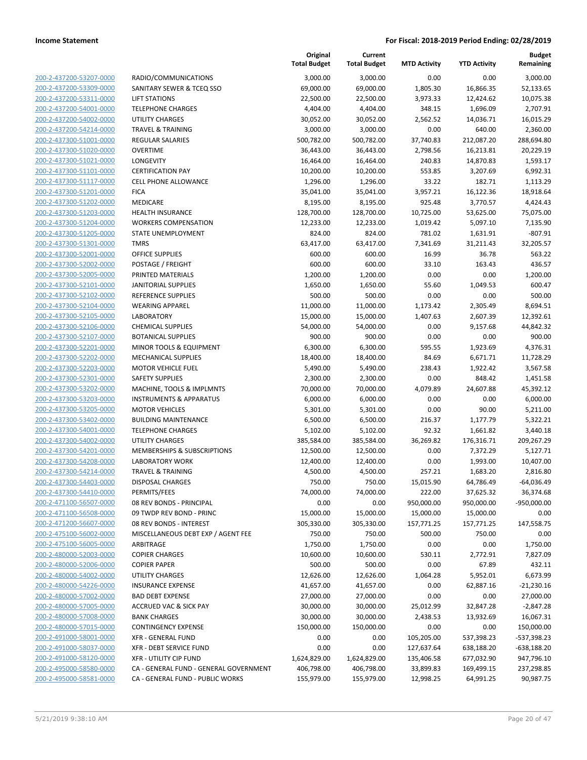**Income Statement** | **For Fiscal: 2018-2019 Period Ending: 02/28/2019**

| | | Original Total Budget | Current Total Budget | MTD Activity | YTD Activity | Budget Remaining |
|---|---|---|---|---|---|---|
| 200-2-437200-53207-0000 | RADIO/COMMUNICATIONS | 3,000.00 | 3,000.00 | 0.00 | 0.00 | 3,000.00 |
| 200-2-437200-53309-0000 | SANITARY SEWER & TCEQ SSO | 69,000.00 | 69,000.00 | 1,805.30 | 16,866.35 | 52,133.65 |
| 200-2-437200-53311-0000 | LIFT STATIONS | 22,500.00 | 22,500.00 | 3,973.33 | 12,424.62 | 10,075.38 |
| 200-2-437200-54001-0000 | TELEPHONE CHARGES | 4,404.00 | 4,404.00 | 348.15 | 1,696.09 | 2,707.91 |
| 200-2-437200-54002-0000 | UTILITY CHARGES | 30,052.00 | 30,052.00 | 2,562.52 | 14,036.71 | 16,015.29 |
| 200-2-437200-54214-0000 | TRAVEL & TRAINING | 3,000.00 | 3,000.00 | 0.00 | 640.00 | 2,360.00 |
| 200-2-437300-51001-0000 | REGULAR SALARIES | 500,782.00 | 500,782.00 | 37,740.83 | 212,087.20 | 288,694.80 |
| 200-2-437300-51020-0000 | OVERTIME | 36,443.00 | 36,443.00 | 2,798.56 | 16,213.81 | 20,229.19 |
| 200-2-437300-51021-0000 | LONGEVITY | 16,464.00 | 16,464.00 | 240.83 | 14,870.83 | 1,593.17 |
| 200-2-437300-51101-0000 | CERTIFICATION PAY | 10,200.00 | 10,200.00 | 553.85 | 3,207.69 | 6,992.31 |
| 200-2-437300-51117-0000 | CELL PHONE ALLOWANCE | 1,296.00 | 1,296.00 | 33.22 | 182.71 | 1,113.29 |
| 200-2-437300-51201-0000 | FICA | 35,041.00 | 35,041.00 | 3,957.21 | 16,122.36 | 18,918.64 |
| 200-2-437300-51202-0000 | MEDICARE | 8,195.00 | 8,195.00 | 925.48 | 3,770.57 | 4,424.43 |
| 200-2-437300-51203-0000 | HEALTH INSURANCE | 128,700.00 | 128,700.00 | 10,725.00 | 53,625.00 | 75,075.00 |
| 200-2-437300-51204-0000 | WORKERS COMPENSATION | 12,233.00 | 12,233.00 | 1,019.42 | 5,097.10 | 7,135.90 |
| 200-2-437300-51205-0000 | STATE UNEMPLOYMENT | 824.00 | 824.00 | 781.02 | 1,631.91 | -807.91 |
| 200-2-437300-51301-0000 | TMRS | 63,417.00 | 63,417.00 | 7,341.69 | 31,211.43 | 32,205.57 |
| 200-2-437300-52001-0000 | OFFICE SUPPLIES | 600.00 | 600.00 | 16.99 | 36.78 | 563.22 |
| 200-2-437300-52002-0000 | POSTAGE / FREIGHT | 600.00 | 600.00 | 33.10 | 163.43 | 436.57 |
| 200-2-437300-52005-0000 | PRINTED MATERIALS | 1,200.00 | 1,200.00 | 0.00 | 0.00 | 1,200.00 |
| 200-2-437300-52101-0000 | JANITORIAL SUPPLIES | 1,650.00 | 1,650.00 | 55.60 | 1,049.53 | 600.47 |
| 200-2-437300-52102-0000 | REFERENCE SUPPLIES | 500.00 | 500.00 | 0.00 | 0.00 | 500.00 |
| 200-2-437300-52104-0000 | WEARING APPAREL | 11,000.00 | 11,000.00 | 1,173.42 | 2,305.49 | 8,694.51 |
| 200-2-437300-52105-0000 | LABORATORY | 15,000.00 | 15,000.00 | 1,407.63 | 2,607.39 | 12,392.61 |
| 200-2-437300-52106-0000 | CHEMICAL SUPPLIES | 54,000.00 | 54,000.00 | 0.00 | 9,157.68 | 44,842.32 |
| 200-2-437300-52107-0000 | BOTANICAL SUPPLIES | 900.00 | 900.00 | 0.00 | 0.00 | 900.00 |
| 200-2-437300-52201-0000 | MINOR TOOLS & EQUIPMENT | 6,300.00 | 6,300.00 | 595.55 | 1,923.69 | 4,376.31 |
| 200-2-437300-52202-0000 | MECHANICAL SUPPLIES | 18,400.00 | 18,400.00 | 84.69 | 6,671.71 | 11,728.29 |
| 200-2-437300-52203-0000 | MOTOR VEHICLE FUEL | 5,490.00 | 5,490.00 | 238.43 | 1,922.42 | 3,567.58 |
| 200-2-437300-52301-0000 | SAFETY SUPPLIES | 2,300.00 | 2,300.00 | 0.00 | 848.42 | 1,451.58 |
| 200-2-437300-53202-0000 | MACHINE, TOOLS & IMPLMNTS | 70,000.00 | 70,000.00 | 4,079.89 | 24,607.88 | 45,392.12 |
| 200-2-437300-53203-0000 | INSTRUMENTS & APPARATUS | 6,000.00 | 6,000.00 | 0.00 | 0.00 | 6,000.00 |
| 200-2-437300-53205-0000 | MOTOR VEHICLES | 5,301.00 | 5,301.00 | 0.00 | 90.00 | 5,211.00 |
| 200-2-437300-53402-0000 | BUILDING MAINTENANCE | 6,500.00 | 6,500.00 | 216.37 | 1,177.79 | 5,322.21 |
| 200-2-437300-54001-0000 | TELEPHONE CHARGES | 5,102.00 | 5,102.00 | 92.32 | 1,661.82 | 3,440.18 |
| 200-2-437300-54002-0000 | UTILITY CHARGES | 385,584.00 | 385,584.00 | 36,269.82 | 176,316.71 | 209,267.29 |
| 200-2-437300-54201-0000 | MEMBERSHIPS & SUBSCRIPTIONS | 12,500.00 | 12,500.00 | 0.00 | 7,372.29 | 5,127.71 |
| 200-2-437300-54208-0000 | LABORATORY WORK | 12,400.00 | 12,400.00 | 0.00 | 1,993.00 | 10,407.00 |
| 200-2-437300-54214-0000 | TRAVEL & TRAINING | 4,500.00 | 4,500.00 | 257.21 | 1,683.20 | 2,816.80 |
| 200-2-437300-54403-0000 | DISPOSAL CHARGES | 750.00 | 750.00 | 15,015.90 | 64,786.49 | -64,036.49 |
| 200-2-437300-54410-0000 | PERMITS/FEES | 74,000.00 | 74,000.00 | 222.00 | 37,625.32 | 36,374.68 |
| 200-2-471100-56507-0000 | 08 REV BONDS - PRINCIPAL | 0.00 | 0.00 | 950,000.00 | 950,000.00 | -950,000.00 |
| 200-2-471100-56508-0000 | 09 TWDP REV BOND - PRINC | 15,000.00 | 15,000.00 | 15,000.00 | 15,000.00 | 0.00 |
| 200-2-471200-56607-0000 | 08 REV BONDS - INTEREST | 305,330.00 | 305,330.00 | 157,771.25 | 157,771.25 | 147,558.75 |
| 200-2-475100-56002-0000 | MISCELLANEOUS DEBT EXP / AGENT FEE | 750.00 | 750.00 | 500.00 | 750.00 | 0.00 |
| 200-2-475100-56005-0000 | ARBITRAGE | 1,750.00 | 1,750.00 | 0.00 | 0.00 | 1,750.00 |
| 200-2-480000-52003-0000 | COPIER CHARGES | 10,600.00 | 10,600.00 | 530.11 | 2,772.91 | 7,827.09 |
| 200-2-480000-52006-0000 | COPIER PAPER | 500.00 | 500.00 | 0.00 | 67.89 | 432.11 |
| 200-2-480000-54002-0000 | UTILITY CHARGES | 12,626.00 | 12,626.00 | 1,064.28 | 5,952.01 | 6,673.99 |
| 200-2-480000-54226-0000 | INSURANCE EXPENSE | 41,657.00 | 41,657.00 | 0.00 | 62,887.16 | -21,230.16 |
| 200-2-480000-57002-0000 | BAD DEBT EXPENSE | 27,000.00 | 27,000.00 | 0.00 | 0.00 | 27,000.00 |
| 200-2-480000-57005-0000 | ACCRUED VAC & SICK PAY | 30,000.00 | 30,000.00 | 25,012.99 | 32,847.28 | -2,847.28 |
| 200-2-480000-57008-0000 | BANK CHARGES | 30,000.00 | 30,000.00 | 2,438.53 | 13,932.69 | 16,067.31 |
| 200-2-480000-57015-0000 | CONTINGENCY EXPENSE | 150,000.00 | 150,000.00 | 0.00 | 0.00 | 150,000.00 |
| 200-2-491000-58001-0000 | XFR - GENERAL FUND | 0.00 | 0.00 | 105,205.00 | 537,398.23 | -537,398.23 |
| 200-2-491000-58037-0000 | XFR - DEBT SERVICE FUND | 0.00 | 0.00 | 127,637.64 | 638,188.20 | -638,188.20 |
| 200-2-491000-58120-0000 | XFR - UTILITY CIP FUND | 1,624,829.00 | 1,624,829.00 | 135,406.58 | 677,032.90 | 947,796.10 |
| 200-2-495000-58580-0000 | CA - GENERAL FUND - GENERAL GOVERNMENT | 406,798.00 | 406,798.00 | 33,899.83 | 169,499.15 | 237,298.85 |
| 200-2-495000-58581-0000 | CA - GENERAL FUND - PUBLIC WORKS | 155,979.00 | 155,979.00 | 12,998.25 | 64,991.25 | 90,987.75 |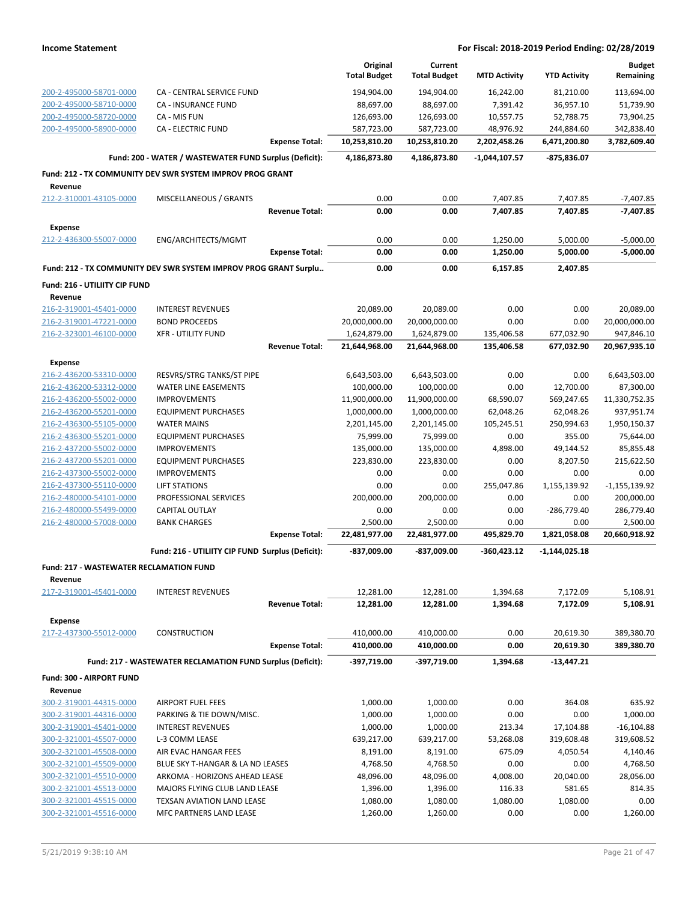**Income Statement** — For Fiscal: 2018-2019 Period Ending: 02/28/2019

| | | Original Total Budget | Current Total Budget | MTD Activity | YTD Activity | Budget Remaining |
|---|---|---|---|---|---|---|
| 200-2-495000-58701-0000 | CA - CENTRAL SERVICE FUND | 194,904.00 | 194,904.00 | 16,242.00 | 81,210.00 | 113,694.00 |
| 200-2-495000-58710-0000 | CA - INSURANCE FUND | 88,697.00 | 88,697.00 | 7,391.42 | 36,957.10 | 51,739.90 |
| 200-2-495000-58720-0000 | CA - MIS FUN | 126,693.00 | 126,693.00 | 10,557.75 | 52,788.75 | 73,904.25 |
| 200-2-495000-58900-0000 | CA - ELECTRIC FUND | 587,723.00 | 587,723.00 | 48,976.92 | 244,884.60 | 342,838.40 |
| | **Expense Total:** | **10,253,810.20** | **10,253,810.20** | **2,202,458.26** | **6,471,200.80** | **3,782,609.40** |
| | **Fund: 200 - WATER / WASTEWATER FUND Surplus (Deficit):** | **4,186,873.80** | **4,186,873.80** | **-1,044,107.57** | **-875,836.07** | |
| **Fund: 212 - TX COMMUNITY DEV SWR SYSTEM IMPROV PROG GRANT** | | | | | | |
| **Revenue** | | | | | | |
| 212-2-310001-43105-0000 | MISCELLANEOUS / GRANTS | 0.00 | 0.00 | 7,407.85 | 7,407.85 | -7,407.85 |
| | **Revenue Total:** | **0.00** | **0.00** | **7,407.85** | **7,407.85** | **-7,407.85** |
| **Expense** | | | | | | |
| 212-2-436300-55007-0000 | ENG/ARCHITECTS/MGMT | 0.00 | 0.00 | 1,250.00 | 5,000.00 | -5,000.00 |
| | **Expense Total:** | **0.00** | **0.00** | **1,250.00** | **5,000.00** | **-5,000.00** |
| | **Fund: 212 - TX COMMUNITY DEV SWR SYSTEM IMPROV PROG GRANT Surplu..** | **0.00** | **0.00** | **6,157.85** | **2,407.85** | |
| **Fund: 216 - UTILIITY CIP FUND** | | | | | | |
| **Revenue** | | | | | | |
| 216-2-319001-45401-0000 | INTEREST REVENUES | 20,089.00 | 20,089.00 | 0.00 | 0.00 | 20,089.00 |
| 216-2-319001-47221-0000 | BOND PROCEEDS | 20,000,000.00 | 20,000,000.00 | 0.00 | 0.00 | 20,000,000.00 |
| 216-2-323001-46100-0000 | XFR - UTILITY FUND | 1,624,879.00 | 1,624,879.00 | 135,406.58 | 677,032.90 | 947,846.10 |
| | **Revenue Total:** | **21,644,968.00** | **21,644,968.00** | **135,406.58** | **677,032.90** | **20,967,935.10** |
| **Expense** | | | | | | |
| 216-2-436200-53310-0000 | RESVRS/STRG TANKS/ST PIPE | 6,643,503.00 | 6,643,503.00 | 0.00 | 0.00 | 6,643,503.00 |
| 216-2-436200-53312-0000 | WATER LINE EASEMENTS | 100,000.00 | 100,000.00 | 0.00 | 12,700.00 | 87,300.00 |
| 216-2-436200-55002-0000 | IMPROVEMENTS | 11,900,000.00 | 11,900,000.00 | 68,590.07 | 569,247.65 | 11,330,752.35 |
| 216-2-436200-55201-0000 | EQUIPMENT PURCHASES | 1,000,000.00 | 1,000,000.00 | 62,048.26 | 62,048.26 | 937,951.74 |
| 216-2-436300-55105-0000 | WATER MAINS | 2,201,145.00 | 2,201,145.00 | 105,245.51 | 250,994.63 | 1,950,150.37 |
| 216-2-436300-55201-0000 | EQUIPMENT PURCHASES | 75,999.00 | 75,999.00 | 0.00 | 355.00 | 75,644.00 |
| 216-2-437200-55002-0000 | IMPROVEMENTS | 135,000.00 | 135,000.00 | 4,898.00 | 49,144.52 | 85,855.48 |
| 216-2-437200-55201-0000 | EQUIPMENT PURCHASES | 223,830.00 | 223,830.00 | 0.00 | 8,207.50 | 215,622.50 |
| 216-2-437300-55002-0000 | IMPROVEMENTS | 0.00 | 0.00 | 0.00 | 0.00 | 0.00 |
| 216-2-437300-55110-0000 | LIFT STATIONS | 0.00 | 0.00 | 255,047.86 | 1,155,139.92 | -1,155,139.92 |
| 216-2-480000-54101-0000 | PROFESSIONAL SERVICES | 200,000.00 | 200,000.00 | 0.00 | 0.00 | 200,000.00 |
| 216-2-480000-55499-0000 | CAPITAL OUTLAY | 0.00 | 0.00 | 0.00 | -286,779.40 | 286,779.40 |
| 216-2-480000-57008-0000 | BANK CHARGES | 2,500.00 | 2,500.00 | 0.00 | 0.00 | 2,500.00 |
| | **Expense Total:** | **22,481,977.00** | **22,481,977.00** | **495,829.70** | **1,821,058.08** | **20,660,918.92** |
| | **Fund: 216 - UTILIITY CIP FUND Surplus (Deficit):** | **-837,009.00** | **-837,009.00** | **-360,423.12** | **-1,144,025.18** | |
| **Fund: 217 - WASTEWATER RECLAMATION FUND** | | | | | | |
| **Revenue** | | | | | | |
| 217-2-319001-45401-0000 | INTEREST REVENUES | 12,281.00 | 12,281.00 | 1,394.68 | 7,172.09 | 5,108.91 |
| | **Revenue Total:** | **12,281.00** | **12,281.00** | **1,394.68** | **7,172.09** | **5,108.91** |
| **Expense** | | | | | | |
| 217-2-437300-55012-0000 | CONSTRUCTION | 410,000.00 | 410,000.00 | 0.00 | 20,619.30 | 389,380.70 |
| | **Expense Total:** | **410,000.00** | **410,000.00** | **0.00** | **20,619.30** | **389,380.70** |
| | **Fund: 217 - WASTEWATER RECLAMATION FUND Surplus (Deficit):** | **-397,719.00** | **-397,719.00** | **1,394.68** | **-13,447.21** | |
| **Fund: 300 - AIRPORT FUND** | | | | | | |
| **Revenue** | | | | | | |
| 300-2-319001-44315-0000 | AIRPORT FUEL FEES | 1,000.00 | 1,000.00 | 0.00 | 364.08 | 635.92 |
| 300-2-319001-44316-0000 | PARKING & TIE DOWN/MISC. | 1,000.00 | 1,000.00 | 0.00 | 0.00 | 1,000.00 |
| 300-2-319001-45401-0000 | INTEREST REVENUES | 1,000.00 | 1,000.00 | 213.34 | 17,104.88 | -16,104.88 |
| 300-2-321001-45507-0000 | L-3 COMM LEASE | 639,217.00 | 639,217.00 | 53,268.08 | 319,608.48 | 319,608.52 |
| 300-2-321001-45508-0000 | AIR EVAC HANGAR FEES | 8,191.00 | 8,191.00 | 675.09 | 4,050.54 | 4,140.46 |
| 300-2-321001-45509-0000 | BLUE SKY T-HANGAR & LA ND LEASES | 4,768.50 | 4,768.50 | 0.00 | 0.00 | 4,768.50 |
| 300-2-321001-45510-0000 | ARKOMA - HORIZONS AHEAD LEASE | 48,096.00 | 48,096.00 | 4,008.00 | 20,040.00 | 28,056.00 |
| 300-2-321001-45513-0000 | MAJORS FLYING CLUB LAND LEASE | 1,396.00 | 1,396.00 | 116.33 | 581.65 | 814.35 |
| 300-2-321001-45515-0000 | TEXSAN AVIATION LAND LEASE | 1,080.00 | 1,080.00 | 1,080.00 | 1,080.00 | 0.00 |
| 300-2-321001-45516-0000 | MFC PARTNERS LAND LEASE | 1,260.00 | 1,260.00 | 0.00 | 0.00 | 1,260.00 |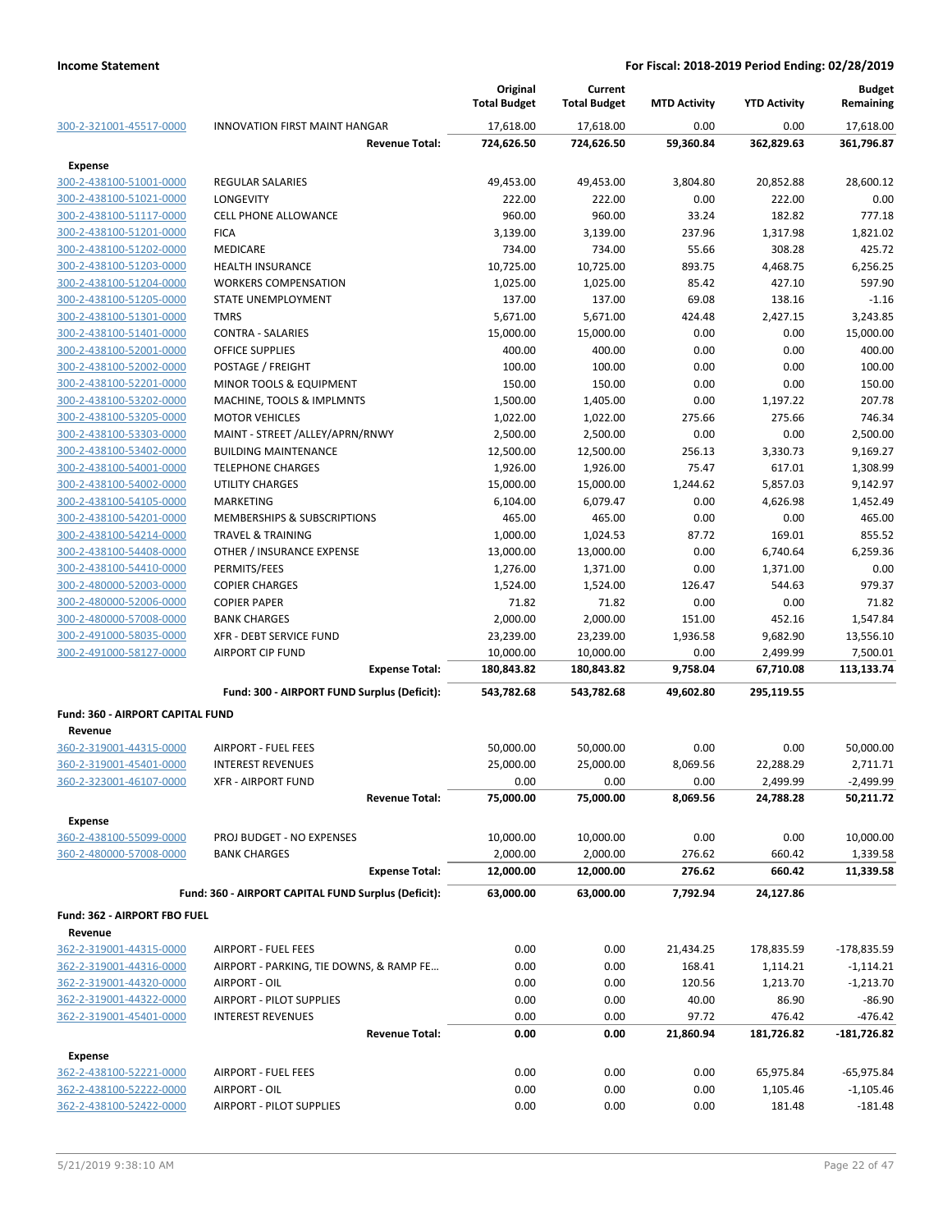**Income Statement** **For Fiscal: 2018-2019 Period Ending: 02/28/2019**

| | | Original Total Budget | Current Total Budget | MTD Activity | YTD Activity | Budget Remaining |
|---|---|---|---|---|---|---|
| 300-2-321001-45517-0000 | INNOVATION FIRST MAINT HANGAR | 17,618.00 | 17,618.00 | 0.00 | 0.00 | 17,618.00 |
| | **Revenue Total:** | **724,626.50** | **724,626.50** | **59,360.84** | **362,829.63** | **361,796.87** |
| **Expense** | | | | | | |
| 300-2-438100-51001-0000 | REGULAR SALARIES | 49,453.00 | 49,453.00 | 3,804.80 | 20,852.88 | 28,600.12 |
| 300-2-438100-51021-0000 | LONGEVITY | 222.00 | 222.00 | 0.00 | 222.00 | 0.00 |
| 300-2-438100-51117-0000 | CELL PHONE ALLOWANCE | 960.00 | 960.00 | 33.24 | 182.82 | 777.18 |
| 300-2-438100-51201-0000 | FICA | 3,139.00 | 3,139.00 | 237.96 | 1,317.98 | 1,821.02 |
| 300-2-438100-51202-0000 | MEDICARE | 734.00 | 734.00 | 55.66 | 308.28 | 425.72 |
| 300-2-438100-51203-0000 | HEALTH INSURANCE | 10,725.00 | 10,725.00 | 893.75 | 4,468.75 | 6,256.25 |
| 300-2-438100-51204-0000 | WORKERS COMPENSATION | 1,025.00 | 1,025.00 | 85.42 | 427.10 | 597.90 |
| 300-2-438100-51205-0000 | STATE UNEMPLOYMENT | 137.00 | 137.00 | 69.08 | 138.16 | -1.16 |
| 300-2-438100-51301-0000 | TMRS | 5,671.00 | 5,671.00 | 424.48 | 2,427.15 | 3,243.85 |
| 300-2-438100-51401-0000 | CONTRA - SALARIES | 15,000.00 | 15,000.00 | 0.00 | 0.00 | 15,000.00 |
| 300-2-438100-52001-0000 | OFFICE SUPPLIES | 400.00 | 400.00 | 0.00 | 0.00 | 400.00 |
| 300-2-438100-52002-0000 | POSTAGE / FREIGHT | 100.00 | 100.00 | 0.00 | 0.00 | 100.00 |
| 300-2-438100-52201-0000 | MINOR TOOLS & EQUIPMENT | 150.00 | 150.00 | 0.00 | 0.00 | 150.00 |
| 300-2-438100-53202-0000 | MACHINE, TOOLS & IMPLMNTS | 1,500.00 | 1,405.00 | 0.00 | 1,197.22 | 207.78 |
| 300-2-438100-53205-0000 | MOTOR VEHICLES | 1,022.00 | 1,022.00 | 275.66 | 275.66 | 746.34 |
| 300-2-438100-53303-0000 | MAINT - STREET /ALLEY/APRN/RNWY | 2,500.00 | 2,500.00 | 0.00 | 0.00 | 2,500.00 |
| 300-2-438100-53402-0000 | BUILDING MAINTENANCE | 12,500.00 | 12,500.00 | 256.13 | 3,330.73 | 9,169.27 |
| 300-2-438100-54001-0000 | TELEPHONE CHARGES | 1,926.00 | 1,926.00 | 75.47 | 617.01 | 1,308.99 |
| 300-2-438100-54002-0000 | UTILITY CHARGES | 15,000.00 | 15,000.00 | 1,244.62 | 5,857.03 | 9,142.97 |
| 300-2-438100-54105-0000 | MARKETING | 6,104.00 | 6,079.47 | 0.00 | 4,626.98 | 1,452.49 |
| 300-2-438100-54201-0000 | MEMBERSHIPS & SUBSCRIPTIONS | 465.00 | 465.00 | 0.00 | 0.00 | 465.00 |
| 300-2-438100-54214-0000 | TRAVEL & TRAINING | 1,000.00 | 1,024.53 | 87.72 | 169.01 | 855.52 |
| 300-2-438100-54408-0000 | OTHER / INSURANCE EXPENSE | 13,000.00 | 13,000.00 | 0.00 | 6,740.64 | 6,259.36 |
| 300-2-438100-54410-0000 | PERMITS/FEES | 1,276.00 | 1,371.00 | 0.00 | 1,371.00 | 0.00 |
| 300-2-480000-52003-0000 | COPIER CHARGES | 1,524.00 | 1,524.00 | 126.47 | 544.63 | 979.37 |
| 300-2-480000-52006-0000 | COPIER PAPER | 71.82 | 71.82 | 0.00 | 0.00 | 71.82 |
| 300-2-480000-57008-0000 | BANK CHARGES | 2,000.00 | 2,000.00 | 151.00 | 452.16 | 1,547.84 |
| 300-2-491000-58035-0000 | XFR - DEBT SERVICE FUND | 23,239.00 | 23,239.00 | 1,936.58 | 9,682.90 | 13,556.10 |
| 300-2-491000-58127-0000 | AIRPORT CIP FUND | 10,000.00 | 10,000.00 | 0.00 | 2,499.99 | 7,500.01 |
| | **Expense Total:** | **180,843.82** | **180,843.82** | **9,758.04** | **67,710.08** | **113,133.74** |
| | **Fund: 300 - AIRPORT FUND Surplus (Deficit):** | **543,782.68** | **543,782.68** | **49,602.80** | **295,119.55** | |
| **Fund: 360 - AIRPORT CAPITAL FUND** | | | | | | |
| **Revenue** | | | | | | |
| 360-2-319001-44315-0000 | AIRPORT - FUEL FEES | 50,000.00 | 50,000.00 | 0.00 | 0.00 | 50,000.00 |
| 360-2-319001-45401-0000 | INTEREST REVENUES | 25,000.00 | 25,000.00 | 8,069.56 | 22,288.29 | 2,711.71 |
| 360-2-323001-46107-0000 | XFR - AIRPORT FUND | 0.00 | 0.00 | 0.00 | 2,499.99 | -2,499.99 |
| | **Revenue Total:** | **75,000.00** | **75,000.00** | **8,069.56** | **24,788.28** | **50,211.72** |
| **Expense** | | | | | | |
| 360-2-438100-55099-0000 | PROJ BUDGET - NO EXPENSES | 10,000.00 | 10,000.00 | 0.00 | 0.00 | 10,000.00 |
| 360-2-480000-57008-0000 | BANK CHARGES | 2,000.00 | 2,000.00 | 276.62 | 660.42 | 1,339.58 |
| | **Expense Total:** | **12,000.00** | **12,000.00** | **276.62** | **660.42** | **11,339.58** |
| | **Fund: 360 - AIRPORT CAPITAL FUND Surplus (Deficit):** | **63,000.00** | **63,000.00** | **7,792.94** | **24,127.86** | |
| **Fund: 362 - AIRPORT FBO FUEL** | | | | | | |
| **Revenue** | | | | | | |
| 362-2-319001-44315-0000 | AIRPORT - FUEL FEES | 0.00 | 0.00 | 21,434.25 | 178,835.59 | -178,835.59 |
| 362-2-319001-44316-0000 | AIRPORT - PARKING, TIE DOWNS, & RAMP FE… | 0.00 | 0.00 | 168.41 | 1,114.21 | -1,114.21 |
| 362-2-319001-44320-0000 | AIRPORT - OIL | 0.00 | 0.00 | 120.56 | 1,213.70 | -1,213.70 |
| 362-2-319001-44322-0000 | AIRPORT - PILOT SUPPLIES | 0.00 | 0.00 | 40.00 | 86.90 | -86.90 |
| 362-2-319001-45401-0000 | INTEREST REVENUES | 0.00 | 0.00 | 97.72 | 476.42 | -476.42 |
| | **Revenue Total:** | **0.00** | **0.00** | **21,860.94** | **181,726.82** | **-181,726.82** |
| **Expense** | | | | | | |
| 362-2-438100-52221-0000 | AIRPORT - FUEL FEES | 0.00 | 0.00 | 0.00 | 65,975.84 | -65,975.84 |
| 362-2-438100-52222-0000 | AIRPORT - OIL | 0.00 | 0.00 | 0.00 | 1,105.46 | -1,105.46 |
| 362-2-438100-52422-0000 | AIRPORT - PILOT SUPPLIES | 0.00 | 0.00 | 0.00 | 181.48 | -181.48 |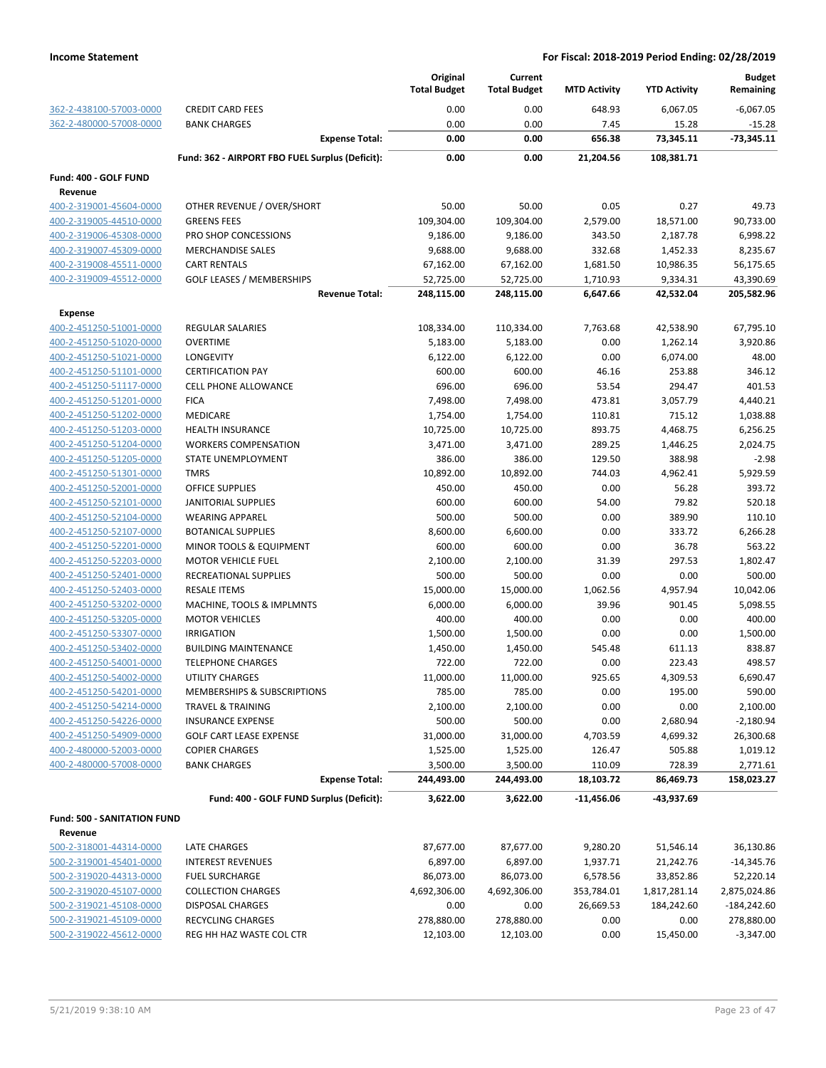**Income Statement** — **For Fiscal: 2018-2019 Period Ending: 02/28/2019**

| | | Original Total Budget | Current Total Budget | MTD Activity | YTD Activity | Budget Remaining |
|---|---|---|---|---|---|---|
| 362-2-438100-57003-0000 | CREDIT CARD FEES | 0.00 | 0.00 | 648.93 | 6,067.05 | -6,067.05 |
| 362-2-480000-57008-0000 | BANK CHARGES | 0.00 | 0.00 | 7.45 | 15.28 | -15.28 |
| | **Expense Total:** | **0.00** | **0.00** | **656.38** | **73,345.11** | **-73,345.11** |
| | **Fund: 362 - AIRPORT FBO FUEL Surplus (Deficit):** | **0.00** | **0.00** | **21,204.56** | **108,381.71** | |
| **Fund: 400 - GOLF FUND** | | | | | | |
| **Revenue** | | | | | | |
| 400-2-319001-45604-0000 | OTHER REVENUE / OVER/SHORT | 50.00 | 50.00 | 0.05 | 0.27 | 49.73 |
| 400-2-319005-44510-0000 | GREENS FEES | 109,304.00 | 109,304.00 | 2,579.00 | 18,571.00 | 90,733.00 |
| 400-2-319006-45308-0000 | PRO SHOP CONCESSIONS | 9,186.00 | 9,186.00 | 343.50 | 2,187.78 | 6,998.22 |
| 400-2-319007-45309-0000 | MERCHANDISE SALES | 9,688.00 | 9,688.00 | 332.68 | 1,452.33 | 8,235.67 |
| 400-2-319008-45511-0000 | CART RENTALS | 67,162.00 | 67,162.00 | 1,681.50 | 10,986.35 | 56,175.65 |
| 400-2-319009-45512-0000 | GOLF LEASES / MEMBERSHIPS | 52,725.00 | 52,725.00 | 1,710.93 | 9,334.31 | 43,390.69 |
| | **Revenue Total:** | **248,115.00** | **248,115.00** | **6,647.66** | **42,532.04** | **205,582.96** |
| **Expense** | | | | | | |
| 400-2-451250-51001-0000 | REGULAR SALARIES | 108,334.00 | 110,334.00 | 7,763.68 | 42,538.90 | 67,795.10 |
| 400-2-451250-51020-0000 | OVERTIME | 5,183.00 | 5,183.00 | 0.00 | 1,262.14 | 3,920.86 |
| 400-2-451250-51021-0000 | LONGEVITY | 6,122.00 | 6,122.00 | 0.00 | 6,074.00 | 48.00 |
| 400-2-451250-51101-0000 | CERTIFICATION PAY | 600.00 | 600.00 | 46.16 | 253.88 | 346.12 |
| 400-2-451250-51117-0000 | CELL PHONE ALLOWANCE | 696.00 | 696.00 | 53.54 | 294.47 | 401.53 |
| 400-2-451250-51201-0000 | FICA | 7,498.00 | 7,498.00 | 473.81 | 3,057.79 | 4,440.21 |
| 400-2-451250-51202-0000 | MEDICARE | 1,754.00 | 1,754.00 | 110.81 | 715.12 | 1,038.88 |
| 400-2-451250-51203-0000 | HEALTH INSURANCE | 10,725.00 | 10,725.00 | 893.75 | 4,468.75 | 6,256.25 |
| 400-2-451250-51204-0000 | WORKERS COMPENSATION | 3,471.00 | 3,471.00 | 289.25 | 1,446.25 | 2,024.75 |
| 400-2-451250-51205-0000 | STATE UNEMPLOYMENT | 386.00 | 386.00 | 129.50 | 388.98 | -2.98 |
| 400-2-451250-51301-0000 | TMRS | 10,892.00 | 10,892.00 | 744.03 | 4,962.41 | 5,929.59 |
| 400-2-451250-52001-0000 | OFFICE SUPPLIES | 450.00 | 450.00 | 0.00 | 56.28 | 393.72 |
| 400-2-451250-52101-0000 | JANITORIAL SUPPLIES | 600.00 | 600.00 | 54.00 | 79.82 | 520.18 |
| 400-2-451250-52104-0000 | WEARING APPAREL | 500.00 | 500.00 | 0.00 | 389.90 | 110.10 |
| 400-2-451250-52107-0000 | BOTANICAL SUPPLIES | 8,600.00 | 6,600.00 | 0.00 | 333.72 | 6,266.28 |
| 400-2-451250-52201-0000 | MINOR TOOLS & EQUIPMENT | 600.00 | 600.00 | 0.00 | 36.78 | 563.22 |
| 400-2-451250-52203-0000 | MOTOR VEHICLE FUEL | 2,100.00 | 2,100.00 | 31.39 | 297.53 | 1,802.47 |
| 400-2-451250-52401-0000 | RECREATIONAL SUPPLIES | 500.00 | 500.00 | 0.00 | 0.00 | 500.00 |
| 400-2-451250-52403-0000 | RESALE ITEMS | 15,000.00 | 15,000.00 | 1,062.56 | 4,957.94 | 10,042.06 |
| 400-2-451250-53202-0000 | MACHINE, TOOLS & IMPLMNTS | 6,000.00 | 6,000.00 | 39.96 | 901.45 | 5,098.55 |
| 400-2-451250-53205-0000 | MOTOR VEHICLES | 400.00 | 400.00 | 0.00 | 0.00 | 400.00 |
| 400-2-451250-53307-0000 | IRRIGATION | 1,500.00 | 1,500.00 | 0.00 | 0.00 | 1,500.00 |
| 400-2-451250-53402-0000 | BUILDING MAINTENANCE | 1,450.00 | 1,450.00 | 545.48 | 611.13 | 838.87 |
| 400-2-451250-54001-0000 | TELEPHONE CHARGES | 722.00 | 722.00 | 0.00 | 223.43 | 498.57 |
| 400-2-451250-54002-0000 | UTILITY CHARGES | 11,000.00 | 11,000.00 | 925.65 | 4,309.53 | 6,690.47 |
| 400-2-451250-54201-0000 | MEMBERSHIPS & SUBSCRIPTIONS | 785.00 | 785.00 | 0.00 | 195.00 | 590.00 |
| 400-2-451250-54214-0000 | TRAVEL & TRAINING | 2,100.00 | 2,100.00 | 0.00 | 0.00 | 2,100.00 |
| 400-2-451250-54226-0000 | INSURANCE EXPENSE | 500.00 | 500.00 | 0.00 | 2,680.94 | -2,180.94 |
| 400-2-451250-54909-0000 | GOLF CART LEASE EXPENSE | 31,000.00 | 31,000.00 | 4,703.59 | 4,699.32 | 26,300.68 |
| 400-2-480000-52003-0000 | COPIER CHARGES | 1,525.00 | 1,525.00 | 126.47 | 505.88 | 1,019.12 |
| 400-2-480000-57008-0000 | BANK CHARGES | 3,500.00 | 3,500.00 | 110.09 | 728.39 | 2,771.61 |
| | **Expense Total:** | **244,493.00** | **244,493.00** | **18,103.72** | **86,469.73** | **158,023.27** |
| | **Fund: 400 - GOLF FUND Surplus (Deficit):** | **3,622.00** | **3,622.00** | **-11,456.06** | **-43,937.69** | |
| **Fund: 500 - SANITATION FUND** | | | | | | |
| **Revenue** | | | | | | |
| 500-2-318001-44314-0000 | LATE CHARGES | 87,677.00 | 87,677.00 | 9,280.20 | 51,546.14 | 36,130.86 |
| 500-2-319001-45401-0000 | INTEREST REVENUES | 6,897.00 | 6,897.00 | 1,937.71 | 21,242.76 | -14,345.76 |
| 500-2-319020-44313-0000 | FUEL SURCHARGE | 86,073.00 | 86,073.00 | 6,578.56 | 33,852.86 | 52,220.14 |
| 500-2-319020-45107-0000 | COLLECTION CHARGES | 4,692,306.00 | 4,692,306.00 | 353,784.01 | 1,817,281.14 | 2,875,024.86 |
| 500-2-319021-45108-0000 | DISPOSAL CHARGES | 0.00 | 0.00 | 26,669.53 | 184,242.60 | -184,242.60 |
| 500-2-319021-45109-0000 | RECYCLING CHARGES | 278,880.00 | 278,880.00 | 0.00 | 0.00 | 278,880.00 |
| 500-2-319022-45612-0000 | REG HH HAZ WASTE COL CTR | 12,103.00 | 12,103.00 | 0.00 | 15,450.00 | -3,347.00 |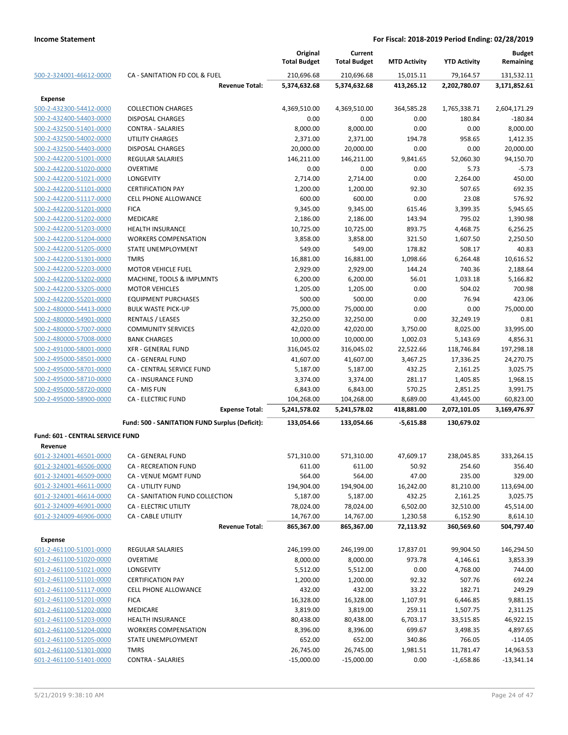**Income Statement** — **For Fiscal: 2018-2019 Period Ending: 02/28/2019**

| | | Original Total Budget | Current Total Budget | MTD Activity | YTD Activity | Budget Remaining |
|---|---|---|---|---|---|---|
| 500-2-324001-46612-0000 | CA - SANITATION FD COL & FUEL | 210,696.68 | 210,696.68 | 15,015.11 | 79,164.57 | 131,532.11 |
| | **Revenue Total:** | **5,374,632.68** | **5,374,632.68** | **413,265.12** | **2,202,780.07** | **3,171,852.61** |
| **Expense** | | | | | | |
| 500-2-432300-54412-0000 | COLLECTION CHARGES | 4,369,510.00 | 4,369,510.00 | 364,585.28 | 1,765,338.71 | 2,604,171.29 |
| 500-2-432400-54403-0000 | DISPOSAL CHARGES | 0.00 | 0.00 | 0.00 | 180.84 | -180.84 |
| 500-2-432500-51401-0000 | CONTRA - SALARIES | 8,000.00 | 8,000.00 | 0.00 | 0.00 | 8,000.00 |
| 500-2-432500-54002-0000 | UTILITY CHARGES | 2,371.00 | 2,371.00 | 194.78 | 958.65 | 1,412.35 |
| 500-2-432500-54403-0000 | DISPOSAL CHARGES | 20,000.00 | 20,000.00 | 0.00 | 0.00 | 20,000.00 |
| 500-2-442200-51001-0000 | REGULAR SALARIES | 146,211.00 | 146,211.00 | 9,841.65 | 52,060.30 | 94,150.70 |
| 500-2-442200-51020-0000 | OVERTIME | 0.00 | 0.00 | 0.00 | 5.73 | -5.73 |
| 500-2-442200-51021-0000 | LONGEVITY | 2,714.00 | 2,714.00 | 0.00 | 2,264.00 | 450.00 |
| 500-2-442200-51101-0000 | CERTIFICATION PAY | 1,200.00 | 1,200.00 | 92.30 | 507.65 | 692.35 |
| 500-2-442200-51117-0000 | CELL PHONE ALLOWANCE | 600.00 | 600.00 | 0.00 | 23.08 | 576.92 |
| 500-2-442200-51201-0000 | FICA | 9,345.00 | 9,345.00 | 615.46 | 3,399.35 | 5,945.65 |
| 500-2-442200-51202-0000 | MEDICARE | 2,186.00 | 2,186.00 | 143.94 | 795.02 | 1,390.98 |
| 500-2-442200-51203-0000 | HEALTH INSURANCE | 10,725.00 | 10,725.00 | 893.75 | 4,468.75 | 6,256.25 |
| 500-2-442200-51204-0000 | WORKERS COMPENSATION | 3,858.00 | 3,858.00 | 321.50 | 1,607.50 | 2,250.50 |
| 500-2-442200-51205-0000 | STATE UNEMPLOYMENT | 549.00 | 549.00 | 178.82 | 508.17 | 40.83 |
| 500-2-442200-51301-0000 | TMRS | 16,881.00 | 16,881.00 | 1,098.66 | 6,264.48 | 10,616.52 |
| 500-2-442200-52203-0000 | MOTOR VEHICLE FUEL | 2,929.00 | 2,929.00 | 144.24 | 740.36 | 2,188.64 |
| 500-2-442200-53202-0000 | MACHINE, TOOLS & IMPLMNTS | 6,200.00 | 6,200.00 | 56.01 | 1,033.18 | 5,166.82 |
| 500-2-442200-53205-0000 | MOTOR VEHICLES | 1,205.00 | 1,205.00 | 0.00 | 504.02 | 700.98 |
| 500-2-442200-55201-0000 | EQUIPMENT PURCHASES | 500.00 | 500.00 | 0.00 | 76.94 | 423.06 |
| 500-2-480000-54413-0000 | BULK WASTE PICK-UP | 75,000.00 | 75,000.00 | 0.00 | 0.00 | 75,000.00 |
| 500-2-480000-54901-0000 | RENTALS / LEASES | 32,250.00 | 32,250.00 | 0.00 | 32,249.19 | 0.81 |
| 500-2-480000-57007-0000 | COMMUNITY SERVICES | 42,020.00 | 42,020.00 | 3,750.00 | 8,025.00 | 33,995.00 |
| 500-2-480000-57008-0000 | BANK CHARGES | 10,000.00 | 10,000.00 | 1,002.03 | 5,143.69 | 4,856.31 |
| 500-2-491000-58001-0000 | XFR - GENERAL FUND | 316,045.02 | 316,045.02 | 22,522.66 | 118,746.84 | 197,298.18 |
| 500-2-495000-58501-0000 | CA - GENERAL FUND | 41,607.00 | 41,607.00 | 3,467.25 | 17,336.25 | 24,270.75 |
| 500-2-495000-58701-0000 | CA - CENTRAL SERVICE FUND | 5,187.00 | 5,187.00 | 432.25 | 2,161.25 | 3,025.75 |
| 500-2-495000-58710-0000 | CA - INSURANCE FUND | 3,374.00 | 3,374.00 | 281.17 | 1,405.85 | 1,968.15 |
| 500-2-495000-58720-0000 | CA - MIS FUN | 6,843.00 | 6,843.00 | 570.25 | 2,851.25 | 3,991.75 |
| 500-2-495000-58900-0000 | CA - ELECTRIC FUND | 104,268.00 | 104,268.00 | 8,689.00 | 43,445.00 | 60,823.00 |
| | **Expense Total:** | **5,241,578.02** | **5,241,578.02** | **418,881.00** | **2,072,101.05** | **3,169,476.97** |
| | **Fund: 500 - SANITATION FUND Surplus (Deficit):** | **133,054.66** | **133,054.66** | **-5,615.88** | **130,679.02** | |
| **Fund: 601 - CENTRAL SERVICE FUND** | | | | | | |
| **Revenue** | | | | | | |
| 601-2-324001-46501-0000 | CA - GENERAL FUND | 571,310.00 | 571,310.00 | 47,609.17 | 238,045.85 | 333,264.15 |
| 601-2-324001-46506-0000 | CA - RECREATION FUND | 611.00 | 611.00 | 50.92 | 254.60 | 356.40 |
| 601-2-324001-46509-0000 | CA - VENUE MGMT FUND | 564.00 | 564.00 | 47.00 | 235.00 | 329.00 |
| 601-2-324001-46611-0000 | CA - UTILITY FUND | 194,904.00 | 194,904.00 | 16,242.00 | 81,210.00 | 113,694.00 |
| 601-2-324001-46614-0000 | CA - SANITATION FUND COLLECTION | 5,187.00 | 5,187.00 | 432.25 | 2,161.25 | 3,025.75 |
| 601-2-324009-46901-0000 | CA - ELECTRIC UTILITY | 78,024.00 | 78,024.00 | 6,502.00 | 32,510.00 | 45,514.00 |
| 601-2-324009-46906-0000 | CA - CABLE UTILITY | 14,767.00 | 14,767.00 | 1,230.58 | 6,152.90 | 8,614.10 |
| | **Revenue Total:** | **865,367.00** | **865,367.00** | **72,113.92** | **360,569.60** | **504,797.40** |
| **Expense** | | | | | | |
| 601-2-461100-51001-0000 | REGULAR SALARIES | 246,199.00 | 246,199.00 | 17,837.01 | 99,904.50 | 146,294.50 |
| 601-2-461100-51020-0000 | OVERTIME | 8,000.00 | 8,000.00 | 973.78 | 4,146.61 | 3,853.39 |
| 601-2-461100-51021-0000 | LONGEVITY | 5,512.00 | 5,512.00 | 0.00 | 4,768.00 | 744.00 |
| 601-2-461100-51101-0000 | CERTIFICATION PAY | 1,200.00 | 1,200.00 | 92.32 | 507.76 | 692.24 |
| 601-2-461100-51117-0000 | CELL PHONE ALLOWANCE | 432.00 | 432.00 | 33.22 | 182.71 | 249.29 |
| 601-2-461100-51201-0000 | FICA | 16,328.00 | 16,328.00 | 1,107.91 | 6,446.85 | 9,881.15 |
| 601-2-461100-51202-0000 | MEDICARE | 3,819.00 | 3,819.00 | 259.11 | 1,507.75 | 2,311.25 |
| 601-2-461100-51203-0000 | HEALTH INSURANCE | 80,438.00 | 80,438.00 | 6,703.17 | 33,515.85 | 46,922.15 |
| 601-2-461100-51204-0000 | WORKERS COMPENSATION | 8,396.00 | 8,396.00 | 699.67 | 3,498.35 | 4,897.65 |
| 601-2-461100-51205-0000 | STATE UNEMPLOYMENT | 652.00 | 652.00 | 340.86 | 766.05 | -114.05 |
| 601-2-461100-51301-0000 | TMRS | 26,745.00 | 26,745.00 | 1,981.51 | 11,781.47 | 14,963.53 |
| 601-2-461100-51401-0000 | CONTRA - SALARIES | -15,000.00 | -15,000.00 | 0.00 | -1,658.86 | -13,341.14 |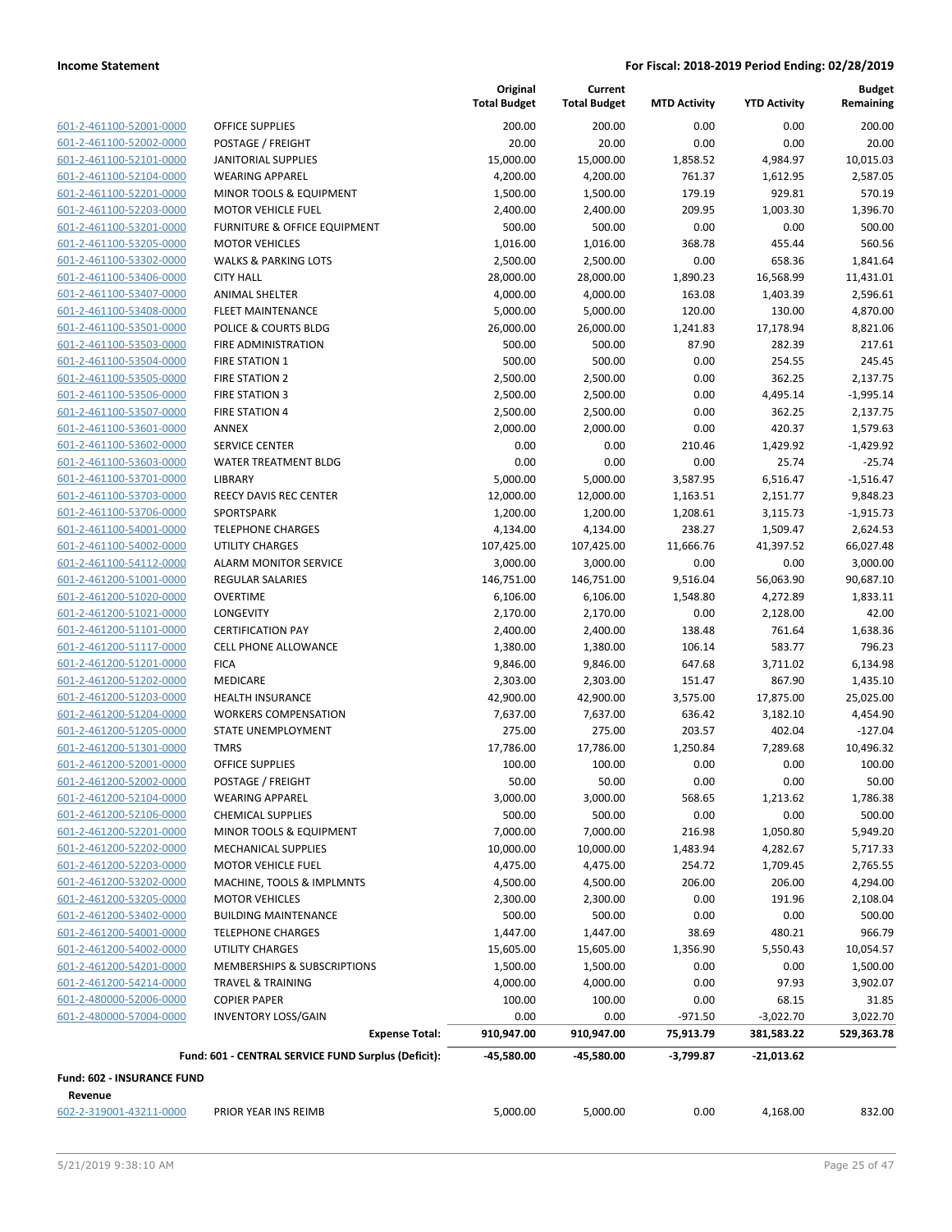| | | Original Total Budget | Current Total Budget | MTD Activity | YTD Activity | Budget Remaining |
|---|---|---|---|---|---|---|
| 601-2-461100-52001-0000 | OFFICE SUPPLIES | 200.00 | 200.00 | 0.00 | 0.00 | 200.00 |
| 601-2-461100-52002-0000 | POSTAGE / FREIGHT | 20.00 | 20.00 | 0.00 | 0.00 | 20.00 |
| 601-2-461100-52101-0000 | JANITORIAL SUPPLIES | 15,000.00 | 15,000.00 | 1,858.52 | 4,984.97 | 10,015.03 |
| 601-2-461100-52104-0000 | WEARING APPAREL | 4,200.00 | 4,200.00 | 761.37 | 1,612.95 | 2,587.05 |
| 601-2-461100-52201-0000 | MINOR TOOLS & EQUIPMENT | 1,500.00 | 1,500.00 | 179.19 | 929.81 | 570.19 |
| 601-2-461100-52203-0000 | MOTOR VEHICLE FUEL | 2,400.00 | 2,400.00 | 209.95 | 1,003.30 | 1,396.70 |
| 601-2-461100-53201-0000 | FURNITURE & OFFICE EQUIPMENT | 500.00 | 500.00 | 0.00 | 0.00 | 500.00 |
| 601-2-461100-53205-0000 | MOTOR VEHICLES | 1,016.00 | 1,016.00 | 368.78 | 455.44 | 560.56 |
| 601-2-461100-53302-0000 | WALKS & PARKING LOTS | 2,500.00 | 2,500.00 | 0.00 | 658.36 | 1,841.64 |
| 601-2-461100-53406-0000 | CITY HALL | 28,000.00 | 28,000.00 | 1,890.23 | 16,568.99 | 11,431.01 |
| 601-2-461100-53407-0000 | ANIMAL SHELTER | 4,000.00 | 4,000.00 | 163.08 | 1,403.39 | 2,596.61 |
| 601-2-461100-53408-0000 | FLEET MAINTENANCE | 5,000.00 | 5,000.00 | 120.00 | 130.00 | 4,870.00 |
| 601-2-461100-53501-0000 | POLICE & COURTS BLDG | 26,000.00 | 26,000.00 | 1,241.83 | 17,178.94 | 8,821.06 |
| 601-2-461100-53503-0000 | FIRE ADMINISTRATION | 500.00 | 500.00 | 87.90 | 282.39 | 217.61 |
| 601-2-461100-53504-0000 | FIRE STATION 1 | 500.00 | 500.00 | 0.00 | 254.55 | 245.45 |
| 601-2-461100-53505-0000 | FIRE STATION 2 | 2,500.00 | 2,500.00 | 0.00 | 362.25 | 2,137.75 |
| 601-2-461100-53506-0000 | FIRE STATION 3 | 2,500.00 | 2,500.00 | 0.00 | 4,495.14 | -1,995.14 |
| 601-2-461100-53507-0000 | FIRE STATION 4 | 2,500.00 | 2,500.00 | 0.00 | 362.25 | 2,137.75 |
| 601-2-461100-53601-0000 | ANNEX | 2,000.00 | 2,000.00 | 0.00 | 420.37 | 1,579.63 |
| 601-2-461100-53602-0000 | SERVICE CENTER | 0.00 | 0.00 | 210.46 | 1,429.92 | -1,429.92 |
| 601-2-461100-53603-0000 | WATER TREATMENT BLDG | 0.00 | 0.00 | 0.00 | 25.74 | -25.74 |
| 601-2-461100-53701-0000 | LIBRARY | 5,000.00 | 5,000.00 | 3,587.95 | 6,516.47 | -1,516.47 |
| 601-2-461100-53703-0000 | REECY DAVIS REC CENTER | 12,000.00 | 12,000.00 | 1,163.51 | 2,151.77 | 9,848.23 |
| 601-2-461100-53706-0000 | SPORTSPARK | 1,200.00 | 1,200.00 | 1,208.61 | 3,115.73 | -1,915.73 |
| 601-2-461100-54001-0000 | TELEPHONE CHARGES | 4,134.00 | 4,134.00 | 238.27 | 1,509.47 | 2,624.53 |
| 601-2-461100-54002-0000 | UTILITY CHARGES | 107,425.00 | 107,425.00 | 11,666.76 | 41,397.52 | 66,027.48 |
| 601-2-461100-54112-0000 | ALARM MONITOR SERVICE | 3,000.00 | 3,000.00 | 0.00 | 0.00 | 3,000.00 |
| 601-2-461200-51001-0000 | REGULAR SALARIES | 146,751.00 | 146,751.00 | 9,516.04 | 56,063.90 | 90,687.10 |
| 601-2-461200-51020-0000 | OVERTIME | 6,106.00 | 6,106.00 | 1,548.80 | 4,272.89 | 1,833.11 |
| 601-2-461200-51021-0000 | LONGEVITY | 2,170.00 | 2,170.00 | 0.00 | 2,128.00 | 42.00 |
| 601-2-461200-51101-0000 | CERTIFICATION PAY | 2,400.00 | 2,400.00 | 138.48 | 761.64 | 1,638.36 |
| 601-2-461200-51117-0000 | CELL PHONE ALLOWANCE | 1,380.00 | 1,380.00 | 106.14 | 583.77 | 796.23 |
| 601-2-461200-51201-0000 | FICA | 9,846.00 | 9,846.00 | 647.68 | 3,711.02 | 6,134.98 |
| 601-2-461200-51202-0000 | MEDICARE | 2,303.00 | 2,303.00 | 151.47 | 867.90 | 1,435.10 |
| 601-2-461200-51203-0000 | HEALTH INSURANCE | 42,900.00 | 42,900.00 | 3,575.00 | 17,875.00 | 25,025.00 |
| 601-2-461200-51204-0000 | WORKERS COMPENSATION | 7,637.00 | 7,637.00 | 636.42 | 3,182.10 | 4,454.90 |
| 601-2-461200-51205-0000 | STATE UNEMPLOYMENT | 275.00 | 275.00 | 203.57 | 402.04 | -127.04 |
| 601-2-461200-51301-0000 | TMRS | 17,786.00 | 17,786.00 | 1,250.84 | 7,289.68 | 10,496.32 |
| 601-2-461200-52001-0000 | OFFICE SUPPLIES | 100.00 | 100.00 | 0.00 | 0.00 | 100.00 |
| 601-2-461200-52002-0000 | POSTAGE / FREIGHT | 50.00 | 50.00 | 0.00 | 0.00 | 50.00 |
| 601-2-461200-52104-0000 | WEARING APPAREL | 3,000.00 | 3,000.00 | 568.65 | 1,213.62 | 1,786.38 |
| 601-2-461200-52106-0000 | CHEMICAL SUPPLIES | 500.00 | 500.00 | 0.00 | 0.00 | 500.00 |
| 601-2-461200-52201-0000 | MINOR TOOLS & EQUIPMENT | 7,000.00 | 7,000.00 | 216.98 | 1,050.80 | 5,949.20 |
| 601-2-461200-52202-0000 | MECHANICAL SUPPLIES | 10,000.00 | 10,000.00 | 1,483.94 | 4,282.67 | 5,717.33 |
| 601-2-461200-52203-0000 | MOTOR VEHICLE FUEL | 4,475.00 | 4,475.00 | 254.72 | 1,709.45 | 2,765.55 |
| 601-2-461200-53202-0000 | MACHINE, TOOLS & IMPLMNTS | 4,500.00 | 4,500.00 | 206.00 | 206.00 | 4,294.00 |
| 601-2-461200-53205-0000 | MOTOR VEHICLES | 2,300.00 | 2,300.00 | 0.00 | 191.96 | 2,108.04 |
| 601-2-461200-53402-0000 | BUILDING MAINTENANCE | 500.00 | 500.00 | 0.00 | 0.00 | 500.00 |
| 601-2-461200-54001-0000 | TELEPHONE CHARGES | 1,447.00 | 1,447.00 | 38.69 | 480.21 | 966.79 |
| 601-2-461200-54002-0000 | UTILITY CHARGES | 15,605.00 | 15,605.00 | 1,356.90 | 5,550.43 | 10,054.57 |
| 601-2-461200-54201-0000 | MEMBERSHIPS & SUBSCRIPTIONS | 1,500.00 | 1,500.00 | 0.00 | 0.00 | 1,500.00 |
| 601-2-461200-54214-0000 | TRAVEL & TRAINING | 4,000.00 | 4,000.00 | 0.00 | 97.93 | 3,902.07 |
| 601-2-480000-52006-0000 | COPIER PAPER | 100.00 | 100.00 | 0.00 | 68.15 | 31.85 |
| 601-2-480000-57004-0000 | INVENTORY LOSS/GAIN | 0.00 | 0.00 | -971.50 | -3,022.70 | 3,022.70 |
| | **Expense Total:** | **910,947.00** | **910,947.00** | **75,913.79** | **381,583.22** | **529,363.78** |
| | **Fund: 601 - CENTRAL SERVICE FUND Surplus (Deficit):** | **-45,580.00** | **-45,580.00** | **-3,799.87** | **-21,013.62** | |

**Fund: 602 - INSURANCE FUND**

**Revenue**

| | | Original Total Budget | Current Total Budget | MTD Activity | YTD Activity | Budget Remaining |
|---|---|---|---|---|---|---|
| 602-2-319001-43211-0000 | PRIOR YEAR INS REIMB | 5,000.00 | 5,000.00 | 0.00 | 4,168.00 | 832.00 |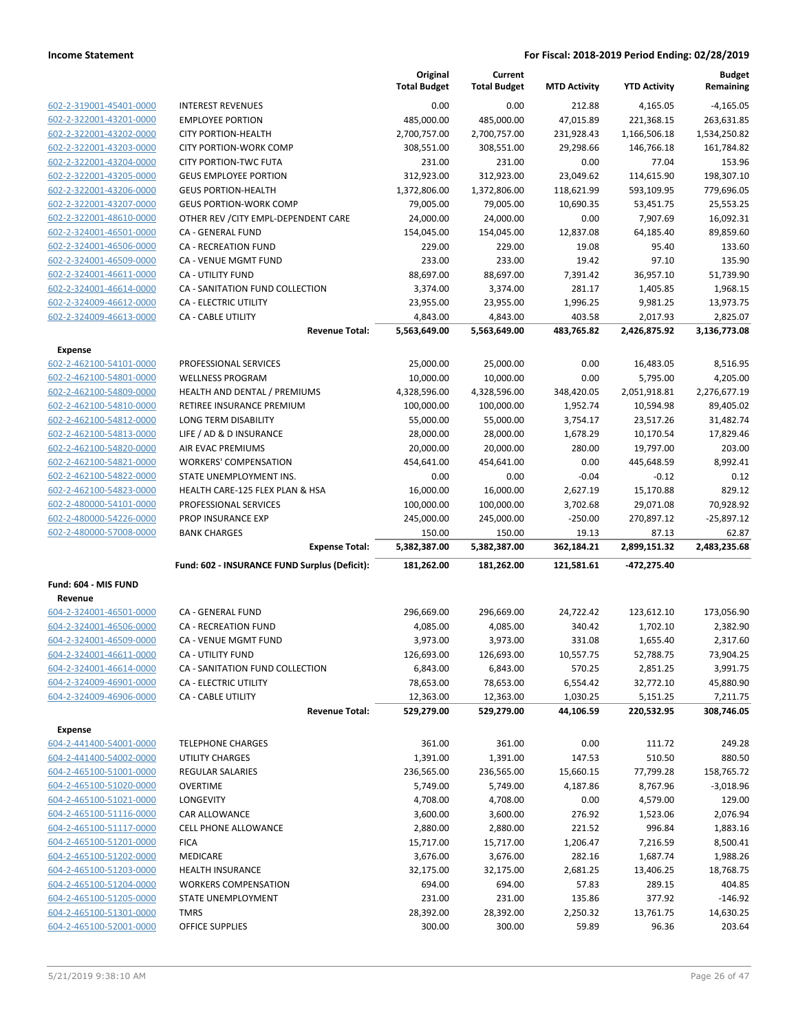**Income Statement** — **For Fiscal: 2018-2019 Period Ending: 02/28/2019**

| | | Original Total Budget | Current Total Budget | MTD Activity | YTD Activity | Budget Remaining |
|---|---|---|---|---|---|---|
| 602-2-319001-45401-0000 | INTEREST REVENUES | 0.00 | 0.00 | 212.88 | 4,165.05 | -4,165.05 |
| 602-2-322001-43201-0000 | EMPLOYEE PORTION | 485,000.00 | 485,000.00 | 47,015.89 | 221,368.15 | 263,631.85 |
| 602-2-322001-43202-0000 | CITY PORTION-HEALTH | 2,700,757.00 | 2,700,757.00 | 231,928.43 | 1,166,506.18 | 1,534,250.82 |
| 602-2-322001-43203-0000 | CITY PORTION-WORK COMP | 308,551.00 | 308,551.00 | 29,298.66 | 146,766.18 | 161,784.82 |
| 602-2-322001-43204-0000 | CITY PORTION-TWC FUTA | 231.00 | 231.00 | 0.00 | 77.04 | 153.96 |
| 602-2-322001-43205-0000 | GEUS EMPLOYEE PORTION | 312,923.00 | 312,923.00 | 23,049.62 | 114,615.90 | 198,307.10 |
| 602-2-322001-43206-0000 | GEUS PORTION-HEALTH | 1,372,806.00 | 1,372,806.00 | 118,621.99 | 593,109.95 | 779,696.05 |
| 602-2-322001-43207-0000 | GEUS PORTION-WORK COMP | 79,005.00 | 79,005.00 | 10,690.35 | 53,451.75 | 25,553.25 |
| 602-2-322001-48610-0000 | OTHER REV /CITY EMPL-DEPENDENT CARE | 24,000.00 | 24,000.00 | 0.00 | 7,907.69 | 16,092.31 |
| 602-2-324001-46501-0000 | CA - GENERAL FUND | 154,045.00 | 154,045.00 | 12,837.08 | 64,185.40 | 89,859.60 |
| 602-2-324001-46506-0000 | CA - RECREATION FUND | 229.00 | 229.00 | 19.08 | 95.40 | 133.60 |
| 602-2-324001-46509-0000 | CA - VENUE MGMT FUND | 233.00 | 233.00 | 19.42 | 97.10 | 135.90 |
| 602-2-324001-46611-0000 | CA - UTILITY FUND | 88,697.00 | 88,697.00 | 7,391.42 | 36,957.10 | 51,739.90 |
| 602-2-324001-46614-0000 | CA - SANITATION FUND COLLECTION | 3,374.00 | 3,374.00 | 281.17 | 1,405.85 | 1,968.15 |
| 602-2-324009-46612-0000 | CA - ELECTRIC UTILITY | 23,955.00 | 23,955.00 | 1,996.25 | 9,981.25 | 13,973.75 |
| 602-2-324009-46613-0000 | CA - CABLE UTILITY | 4,843.00 | 4,843.00 | 403.58 | 2,017.93 | 2,825.07 |
| | **Revenue Total:** | **5,563,649.00** | **5,563,649.00** | **483,765.82** | **2,426,875.92** | **3,136,773.08** |
| **Expense** | | | | | | |
| 602-2-462100-54101-0000 | PROFESSIONAL SERVICES | 25,000.00 | 25,000.00 | 0.00 | 16,483.05 | 8,516.95 |
| 602-2-462100-54801-0000 | WELLNESS PROGRAM | 10,000.00 | 10,000.00 | 0.00 | 5,795.00 | 4,205.00 |
| 602-2-462100-54809-0000 | HEALTH AND DENTAL / PREMIUMS | 4,328,596.00 | 4,328,596.00 | 348,420.05 | 2,051,918.81 | 2,276,677.19 |
| 602-2-462100-54810-0000 | RETIREE INSURANCE PREMIUM | 100,000.00 | 100,000.00 | 1,952.74 | 10,594.98 | 89,405.02 |
| 602-2-462100-54812-0000 | LONG TERM DISABILITY | 55,000.00 | 55,000.00 | 3,754.17 | 23,517.26 | 31,482.74 |
| 602-2-462100-54813-0000 | LIFE / AD & D INSURANCE | 28,000.00 | 28,000.00 | 1,678.29 | 10,170.54 | 17,829.46 |
| 602-2-462100-54820-0000 | AIR EVAC PREMIUMS | 20,000.00 | 20,000.00 | 280.00 | 19,797.00 | 203.00 |
| 602-2-462100-54821-0000 | WORKERS' COMPENSATION | 454,641.00 | 454,641.00 | 0.00 | 445,648.59 | 8,992.41 |
| 602-2-462100-54822-0000 | STATE UNEMPLOYMENT INS. | 0.00 | 0.00 | -0.04 | -0.12 | 0.12 |
| 602-2-462100-54823-0000 | HEALTH CARE-125 FLEX PLAN & HSA | 16,000.00 | 16,000.00 | 2,627.19 | 15,170.88 | 829.12 |
| 602-2-480000-54101-0000 | PROFESSIONAL SERVICES | 100,000.00 | 100,000.00 | 3,702.68 | 29,071.08 | 70,928.92 |
| 602-2-480000-54226-0000 | PROP INSURANCE EXP | 245,000.00 | 245,000.00 | -250.00 | 270,897.12 | -25,897.12 |
| 602-2-480000-57008-0000 | BANK CHARGES | 150.00 | 150.00 | 19.13 | 87.13 | 62.87 |
| | **Expense Total:** | **5,382,387.00** | **5,382,387.00** | **362,184.21** | **2,899,151.32** | **2,483,235.68** |
| | **Fund: 602 - INSURANCE FUND Surplus (Deficit):** | **181,262.00** | **181,262.00** | **121,581.61** | **-472,275.40** | |
| **Fund: 604 - MIS FUND** | | | | | | |
| **Revenue** | | | | | | |
| 604-2-324001-46501-0000 | CA - GENERAL FUND | 296,669.00 | 296,669.00 | 24,722.42 | 123,612.10 | 173,056.90 |
| 604-2-324001-46506-0000 | CA - RECREATION FUND | 4,085.00 | 4,085.00 | 340.42 | 1,702.10 | 2,382.90 |
| 604-2-324001-46509-0000 | CA - VENUE MGMT FUND | 3,973.00 | 3,973.00 | 331.08 | 1,655.40 | 2,317.60 |
| 604-2-324001-46611-0000 | CA - UTILITY FUND | 126,693.00 | 126,693.00 | 10,557.75 | 52,788.75 | 73,904.25 |
| 604-2-324001-46614-0000 | CA - SANITATION FUND COLLECTION | 6,843.00 | 6,843.00 | 570.25 | 2,851.25 | 3,991.75 |
| 604-2-324009-46901-0000 | CA - ELECTRIC UTILITY | 78,653.00 | 78,653.00 | 6,554.42 | 32,772.10 | 45,880.90 |
| 604-2-324009-46906-0000 | CA - CABLE UTILITY | 12,363.00 | 12,363.00 | 1,030.25 | 5,151.25 | 7,211.75 |
| | **Revenue Total:** | **529,279.00** | **529,279.00** | **44,106.59** | **220,532.95** | **308,746.05** |
| **Expense** | | | | | | |
| 604-2-441400-54001-0000 | TELEPHONE CHARGES | 361.00 | 361.00 | 0.00 | 111.72 | 249.28 |
| 604-2-441400-54002-0000 | UTILITY CHARGES | 1,391.00 | 1,391.00 | 147.53 | 510.50 | 880.50 |
| 604-2-465100-51001-0000 | REGULAR SALARIES | 236,565.00 | 236,565.00 | 15,660.15 | 77,799.28 | 158,765.72 |
| 604-2-465100-51020-0000 | OVERTIME | 5,749.00 | 5,749.00 | 4,187.86 | 8,767.96 | -3,018.96 |
| 604-2-465100-51021-0000 | LONGEVITY | 4,708.00 | 4,708.00 | 0.00 | 4,579.00 | 129.00 |
| 604-2-465100-51116-0000 | CAR ALLOWANCE | 3,600.00 | 3,600.00 | 276.92 | 1,523.06 | 2,076.94 |
| 604-2-465100-51117-0000 | CELL PHONE ALLOWANCE | 2,880.00 | 2,880.00 | 221.52 | 996.84 | 1,883.16 |
| 604-2-465100-51201-0000 | FICA | 15,717.00 | 15,717.00 | 1,206.47 | 7,216.59 | 8,500.41 |
| 604-2-465100-51202-0000 | MEDICARE | 3,676.00 | 3,676.00 | 282.16 | 1,687.74 | 1,988.26 |
| 604-2-465100-51203-0000 | HEALTH INSURANCE | 32,175.00 | 32,175.00 | 2,681.25 | 13,406.25 | 18,768.75 |
| 604-2-465100-51204-0000 | WORKERS COMPENSATION | 694.00 | 694.00 | 57.83 | 289.15 | 404.85 |
| 604-2-465100-51205-0000 | STATE UNEMPLOYMENT | 231.00 | 231.00 | 135.86 | 377.92 | -146.92 |
| 604-2-465100-51301-0000 | TMRS | 28,392.00 | 28,392.00 | 2,250.32 | 13,761.75 | 14,630.25 |
| 604-2-465100-52001-0000 | OFFICE SUPPLIES | 300.00 | 300.00 | 59.89 | 96.36 | 203.64 |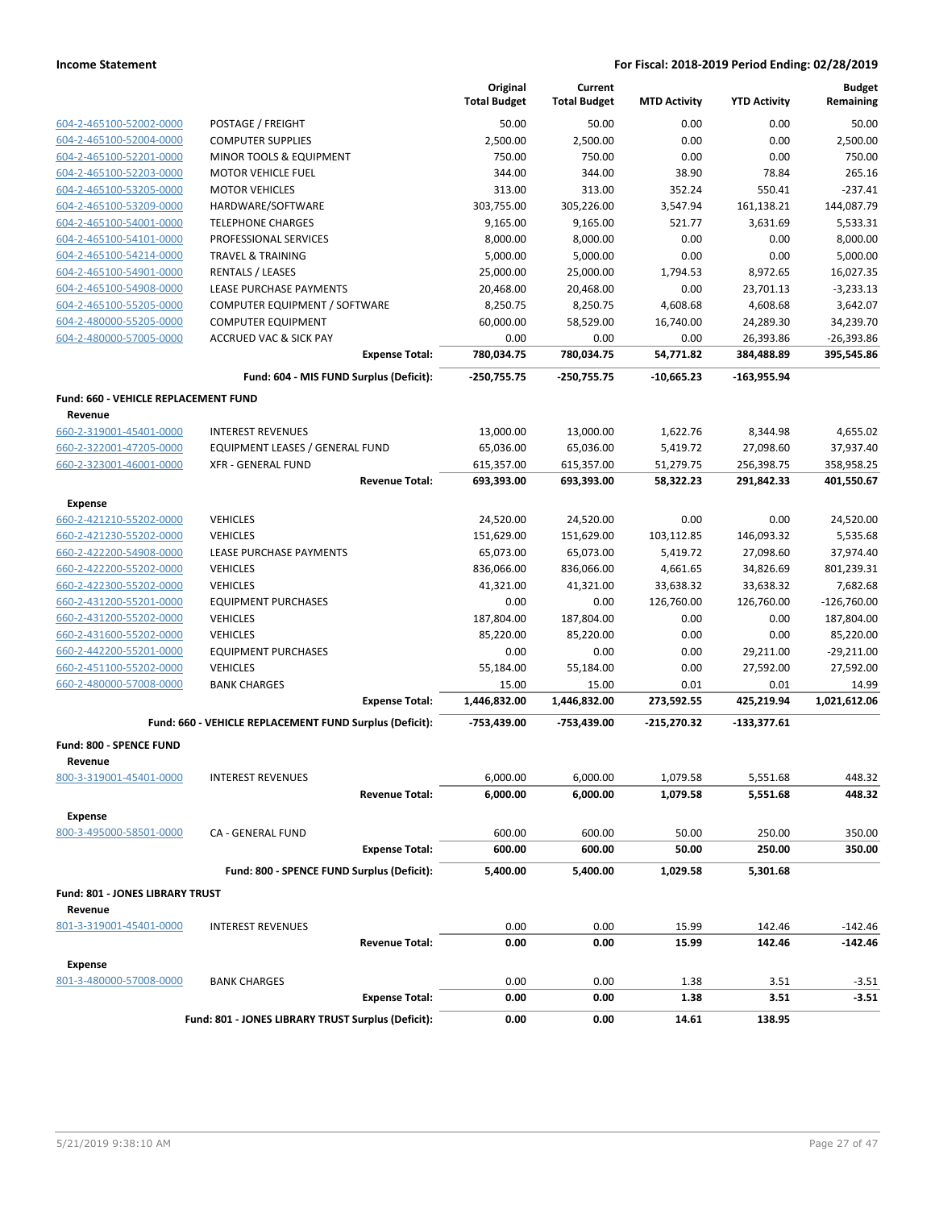| | | Original Total Budget | Current Total Budget | MTD Activity | YTD Activity | Budget Remaining |
|---|---|---|---|---|---|---|
| 604-2-465100-52002-0000 | POSTAGE / FREIGHT | 50.00 | 50.00 | 0.00 | 0.00 | 50.00 |
| 604-2-465100-52004-0000 | COMPUTER SUPPLIES | 2,500.00 | 2,500.00 | 0.00 | 0.00 | 2,500.00 |
| 604-2-465100-52201-0000 | MINOR TOOLS & EQUIPMENT | 750.00 | 750.00 | 0.00 | 0.00 | 750.00 |
| 604-2-465100-52203-0000 | MOTOR VEHICLE FUEL | 344.00 | 344.00 | 38.90 | 78.84 | 265.16 |
| 604-2-465100-53205-0000 | MOTOR VEHICLES | 313.00 | 313.00 | 352.24 | 550.41 | -237.41 |
| 604-2-465100-53209-0000 | HARDWARE/SOFTWARE | 303,755.00 | 305,226.00 | 3,547.94 | 161,138.21 | 144,087.79 |
| 604-2-465100-54001-0000 | TELEPHONE CHARGES | 9,165.00 | 9,165.00 | 521.77 | 3,631.69 | 5,533.31 |
| 604-2-465100-54101-0000 | PROFESSIONAL SERVICES | 8,000.00 | 8,000.00 | 0.00 | 0.00 | 8,000.00 |
| 604-2-465100-54214-0000 | TRAVEL & TRAINING | 5,000.00 | 5,000.00 | 0.00 | 0.00 | 5,000.00 |
| 604-2-465100-54901-0000 | RENTALS / LEASES | 25,000.00 | 25,000.00 | 1,794.53 | 8,972.65 | 16,027.35 |
| 604-2-465100-54908-0000 | LEASE PURCHASE PAYMENTS | 20,468.00 | 20,468.00 | 0.00 | 23,701.13 | -3,233.13 |
| 604-2-465100-55205-0000 | COMPUTER EQUIPMENT / SOFTWARE | 8,250.75 | 8,250.75 | 4,608.68 | 4,608.68 | 3,642.07 |
| 604-2-480000-55205-0000 | COMPUTER EQUIPMENT | 60,000.00 | 58,529.00 | 16,740.00 | 24,289.30 | 34,239.70 |
| 604-2-480000-57005-0000 | ACCRUED VAC & SICK PAY | 0.00 | 0.00 | 0.00 | 26,393.86 | -26,393.86 |
| | **Expense Total:** | **780,034.75** | **780,034.75** | **54,771.82** | **384,488.89** | **395,545.86** |
| | **Fund: 604 - MIS FUND Surplus (Deficit):** | **-250,755.75** | **-250,755.75** | **-10,665.23** | **-163,955.94** | |
| **Fund: 660 - VEHICLE REPLACEMENT FUND** | | | | | | |
| **Revenue** | | | | | | |
| 660-2-319001-45401-0000 | INTEREST REVENUES | 13,000.00 | 13,000.00 | 1,622.76 | 8,344.98 | 4,655.02 |
| 660-2-322001-47205-0000 | EQUIPMENT LEASES / GENERAL FUND | 65,036.00 | 65,036.00 | 5,419.72 | 27,098.60 | 37,937.40 |
| 660-2-323001-46001-0000 | XFR - GENERAL FUND | 615,357.00 | 615,357.00 | 51,279.75 | 256,398.75 | 358,958.25 |
| | **Revenue Total:** | **693,393.00** | **693,393.00** | **58,322.23** | **291,842.33** | **401,550.67** |
| **Expense** | | | | | | |
| 660-2-421210-55202-0000 | VEHICLES | 24,520.00 | 24,520.00 | 0.00 | 0.00 | 24,520.00 |
| 660-2-421230-55202-0000 | VEHICLES | 151,629.00 | 151,629.00 | 103,112.85 | 146,093.32 | 5,535.68 |
| 660-2-422200-54908-0000 | LEASE PURCHASE PAYMENTS | 65,073.00 | 65,073.00 | 5,419.72 | 27,098.60 | 37,974.40 |
| 660-2-422200-55202-0000 | VEHICLES | 836,066.00 | 836,066.00 | 4,661.65 | 34,826.69 | 801,239.31 |
| 660-2-422300-55202-0000 | VEHICLES | 41,321.00 | 41,321.00 | 33,638.32 | 33,638.32 | 7,682.68 |
| 660-2-431200-55201-0000 | EQUIPMENT PURCHASES | 0.00 | 0.00 | 126,760.00 | 126,760.00 | -126,760.00 |
| 660-2-431200-55202-0000 | VEHICLES | 187,804.00 | 187,804.00 | 0.00 | 0.00 | 187,804.00 |
| 660-2-431600-55202-0000 | VEHICLES | 85,220.00 | 85,220.00 | 0.00 | 0.00 | 85,220.00 |
| 660-2-442200-55201-0000 | EQUIPMENT PURCHASES | 0.00 | 0.00 | 0.00 | 29,211.00 | -29,211.00 |
| 660-2-451100-55202-0000 | VEHICLES | 55,184.00 | 55,184.00 | 0.00 | 27,592.00 | 27,592.00 |
| 660-2-480000-57008-0000 | BANK CHARGES | 15.00 | 15.00 | 0.01 | 0.01 | 14.99 |
| | **Expense Total:** | **1,446,832.00** | **1,446,832.00** | **273,592.55** | **425,219.94** | **1,021,612.06** |
| | **Fund: 660 - VEHICLE REPLACEMENT FUND Surplus (Deficit):** | **-753,439.00** | **-753,439.00** | **-215,270.32** | **-133,377.61** | |
| **Fund: 800 - SPENCE FUND** | | | | | | |
| **Revenue** | | | | | | |
| 800-3-319001-45401-0000 | INTEREST REVENUES | 6,000.00 | 6,000.00 | 1,079.58 | 5,551.68 | 448.32 |
| | **Revenue Total:** | **6,000.00** | **6,000.00** | **1,079.58** | **5,551.68** | **448.32** |
| **Expense** | | | | | | |
| 800-3-495000-58501-0000 | CA - GENERAL FUND | 600.00 | 600.00 | 50.00 | 250.00 | 350.00 |
| | **Expense Total:** | **600.00** | **600.00** | **50.00** | **250.00** | **350.00** |
| | **Fund: 800 - SPENCE FUND Surplus (Deficit):** | **5,400.00** | **5,400.00** | **1,029.58** | **5,301.68** | |
| **Fund: 801 - JONES LIBRARY TRUST** | | | | | | |
| **Revenue** | | | | | | |
| 801-3-319001-45401-0000 | INTEREST REVENUES | 0.00 | 0.00 | 15.99 | 142.46 | -142.46 |
| | **Revenue Total:** | **0.00** | **0.00** | **15.99** | **142.46** | **-142.46** |
| **Expense** | | | | | | |
| 801-3-480000-57008-0000 | BANK CHARGES | 0.00 | 0.00 | 1.38 | 3.51 | -3.51 |
| | **Expense Total:** | **0.00** | **0.00** | **1.38** | **3.51** | **-3.51** |
| | **Fund: 801 - JONES LIBRARY TRUST Surplus (Deficit):** | **0.00** | **0.00** | **14.61** | **138.95** | |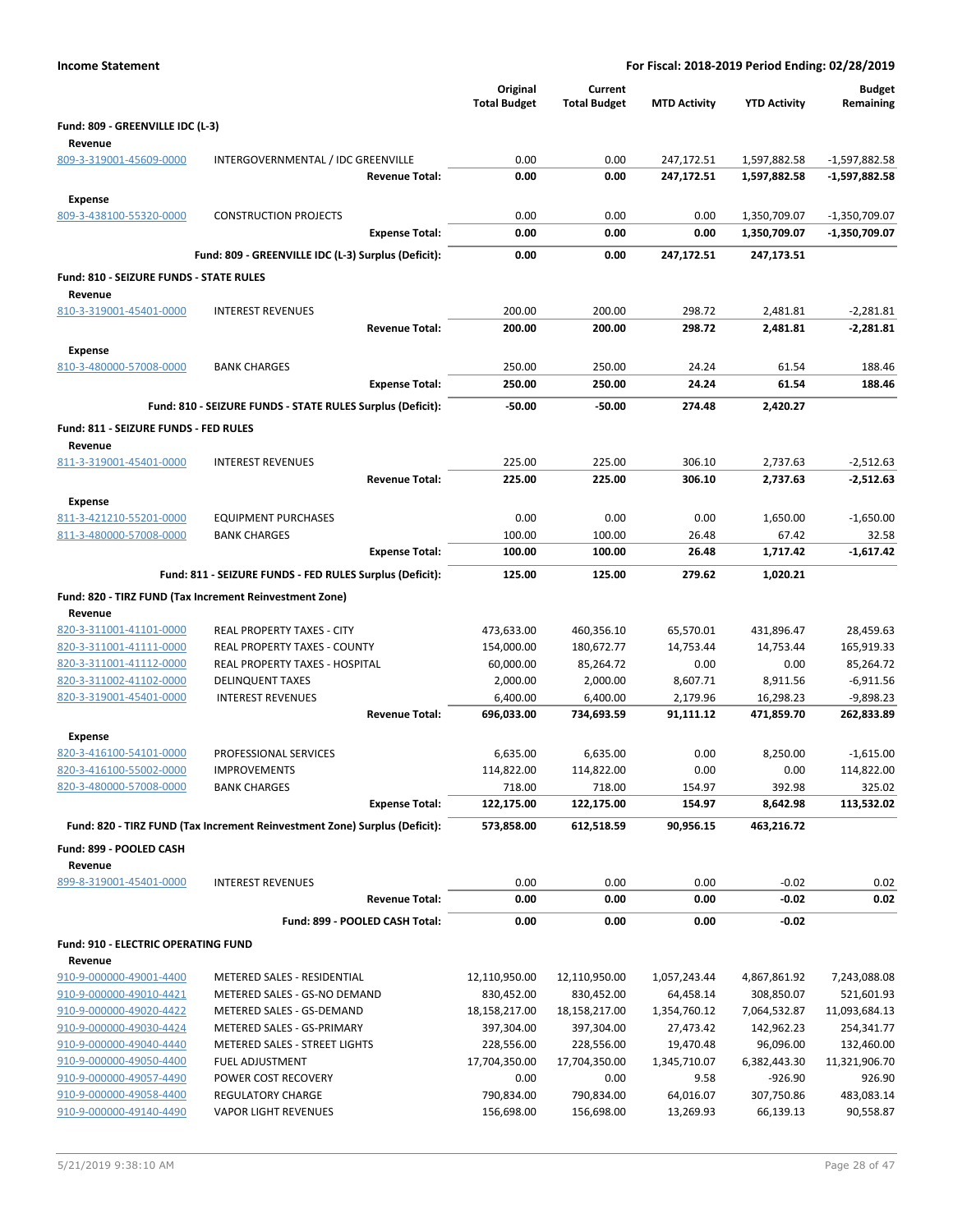**Income Statement** — **For Fiscal: 2018-2019 Period Ending: 02/28/2019**

| | | Original Total Budget | Current Total Budget | MTD Activity | YTD Activity | Budget Remaining |
|---|---|---|---|---|---|---|
| **Fund: 809 - GREENVILLE IDC (L-3)** | | | | | | |
| **Revenue** | | | | | | |
| 809-3-319001-45609-0000 | INTERGOVERNMENTAL / IDC GREENVILLE | 0.00 | 0.00 | 247,172.51 | 1,597,882.58 | -1,597,882.58 |
| | **Revenue Total:** | **0.00** | **0.00** | **247,172.51** | **1,597,882.58** | **-1,597,882.58** |
| **Expense** | | | | | | |
| 809-3-438100-55320-0000 | CONSTRUCTION PROJECTS | 0.00 | 0.00 | 0.00 | 1,350,709.07 | -1,350,709.07 |
| | **Expense Total:** | **0.00** | **0.00** | **0.00** | **1,350,709.07** | **-1,350,709.07** |
| | **Fund: 809 - GREENVILLE IDC (L-3) Surplus (Deficit):** | **0.00** | **0.00** | **247,172.51** | **247,173.51** | |
| **Fund: 810 - SEIZURE FUNDS - STATE RULES** | | | | | | |
| **Revenue** | | | | | | |
| 810-3-319001-45401-0000 | INTEREST REVENUES | 200.00 | 200.00 | 298.72 | 2,481.81 | -2,281.81 |
| | **Revenue Total:** | **200.00** | **200.00** | **298.72** | **2,481.81** | **-2,281.81** |
| **Expense** | | | | | | |
| 810-3-480000-57008-0000 | BANK CHARGES | 250.00 | 250.00 | 24.24 | 61.54 | 188.46 |
| | **Expense Total:** | **250.00** | **250.00** | **24.24** | **61.54** | **188.46** |
| | **Fund: 810 - SEIZURE FUNDS - STATE RULES Surplus (Deficit):** | **-50.00** | **-50.00** | **274.48** | **2,420.27** | |
| **Fund: 811 - SEIZURE FUNDS - FED RULES** | | | | | | |
| **Revenue** | | | | | | |
| 811-3-319001-45401-0000 | INTEREST REVENUES | 225.00 | 225.00 | 306.10 | 2,737.63 | -2,512.63 |
| | **Revenue Total:** | **225.00** | **225.00** | **306.10** | **2,737.63** | **-2,512.63** |
| **Expense** | | | | | | |
| 811-3-421210-55201-0000 | EQUIPMENT PURCHASES | 0.00 | 0.00 | 0.00 | 1,650.00 | -1,650.00 |
| 811-3-480000-57008-0000 | BANK CHARGES | 100.00 | 100.00 | 26.48 | 67.42 | 32.58 |
| | **Expense Total:** | **100.00** | **100.00** | **26.48** | **1,717.42** | **-1,617.42** |
| | **Fund: 811 - SEIZURE FUNDS - FED RULES Surplus (Deficit):** | **125.00** | **125.00** | **279.62** | **1,020.21** | |
| **Fund: 820 - TIRZ FUND (Tax Increment Reinvestment Zone)** | | | | | | |
| **Revenue** | | | | | | |
| 820-3-311001-41101-0000 | REAL PROPERTY TAXES - CITY | 473,633.00 | 460,356.10 | 65,570.01 | 431,896.47 | 28,459.63 |
| 820-3-311001-41111-0000 | REAL PROPERTY TAXES - COUNTY | 154,000.00 | 180,672.77 | 14,753.44 | 14,753.44 | 165,919.33 |
| 820-3-311001-41112-0000 | REAL PROPERTY TAXES - HOSPITAL | 60,000.00 | 85,264.72 | 0.00 | 0.00 | 85,264.72 |
| 820-3-311002-41102-0000 | DELINQUENT TAXES | 2,000.00 | 2,000.00 | 8,607.71 | 8,911.56 | -6,911.56 |
| 820-3-319001-45401-0000 | INTEREST REVENUES | 6,400.00 | 6,400.00 | 2,179.96 | 16,298.23 | -9,898.23 |
| | **Revenue Total:** | **696,033.00** | **734,693.59** | **91,111.12** | **471,859.70** | **262,833.89** |
| **Expense** | | | | | | |
| 820-3-416100-54101-0000 | PROFESSIONAL SERVICES | 6,635.00 | 6,635.00 | 0.00 | 8,250.00 | -1,615.00 |
| 820-3-416100-55002-0000 | IMPROVEMENTS | 114,822.00 | 114,822.00 | 0.00 | 0.00 | 114,822.00 |
| 820-3-480000-57008-0000 | BANK CHARGES | 718.00 | 718.00 | 154.97 | 392.98 | 325.02 |
| | **Expense Total:** | **122,175.00** | **122,175.00** | **154.97** | **8,642.98** | **113,532.02** |
| | **Fund: 820 - TIRZ FUND (Tax Increment Reinvestment Zone) Surplus (Deficit):** | **573,858.00** | **612,518.59** | **90,956.15** | **463,216.72** | |
| **Fund: 899 - POOLED CASH** | | | | | | |
| **Revenue** | | | | | | |
| 899-8-319001-45401-0000 | INTEREST REVENUES | 0.00 | 0.00 | 0.00 | -0.02 | 0.02 |
| | **Revenue Total:** | **0.00** | **0.00** | **0.00** | **-0.02** | **0.02** |
| | **Fund: 899 - POOLED CASH Total:** | **0.00** | **0.00** | **0.00** | **-0.02** | |
| **Fund: 910 - ELECTRIC OPERATING FUND** | | | | | | |
| **Revenue** | | | | | | |
| 910-9-000000-49001-4400 | METERED SALES - RESIDENTIAL | 12,110,950.00 | 12,110,950.00 | 1,057,243.44 | 4,867,861.92 | 7,243,088.08 |
| 910-9-000000-49010-4421 | METERED SALES - GS-NO DEMAND | 830,452.00 | 830,452.00 | 64,458.14 | 308,850.07 | 521,601.93 |
| 910-9-000000-49020-4422 | METERED SALES - GS-DEMAND | 18,158,217.00 | 18,158,217.00 | 1,354,760.12 | 7,064,532.87 | 11,093,684.13 |
| 910-9-000000-49030-4424 | METERED SALES - GS-PRIMARY | 397,304.00 | 397,304.00 | 27,473.42 | 142,962.23 | 254,341.77 |
| 910-9-000000-49040-4440 | METERED SALES - STREET LIGHTS | 228,556.00 | 228,556.00 | 19,470.48 | 96,096.00 | 132,460.00 |
| 910-9-000000-49050-4400 | FUEL ADJUSTMENT | 17,704,350.00 | 17,704,350.00 | 1,345,710.07 | 6,382,443.30 | 11,321,906.70 |
| 910-9-000000-49057-4490 | POWER COST RECOVERY | 0.00 | 0.00 | 9.58 | -926.90 | 926.90 |
| 910-9-000000-49058-4400 | REGULATORY CHARGE | 790,834.00 | 790,834.00 | 64,016.07 | 307,750.86 | 483,083.14 |
| 910-9-000000-49140-4490 | VAPOR LIGHT REVENUES | 156,698.00 | 156,698.00 | 13,269.93 | 66,139.13 | 90,558.87 |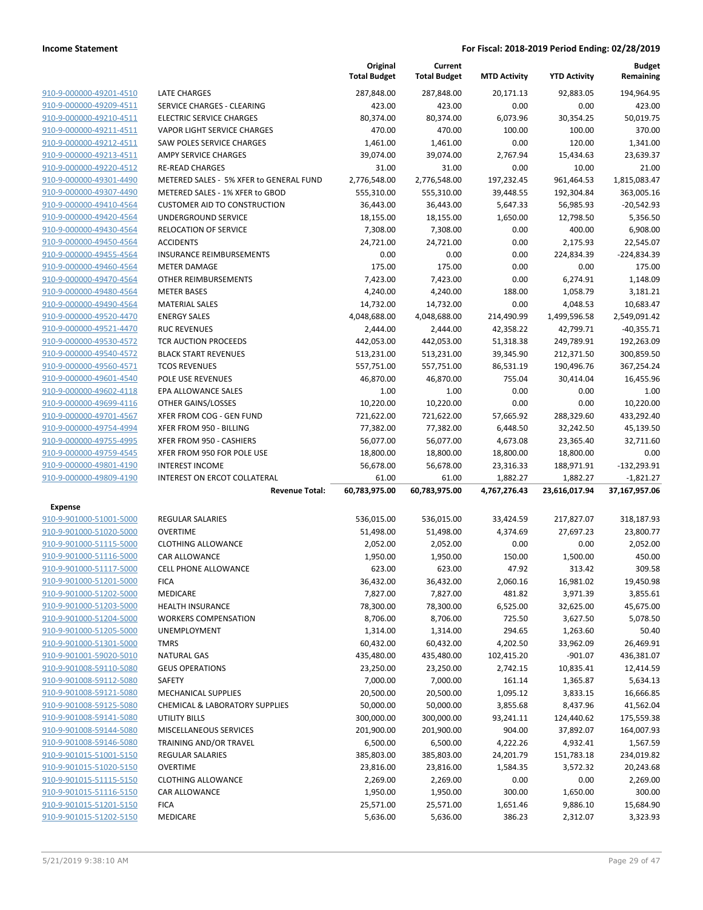**Income Statement** — For Fiscal: 2018-2019 Period Ending: 02/28/2019

| | | Original Total Budget | Current Total Budget | MTD Activity | YTD Activity | Budget Remaining |
|---|---|---|---|---|---|---|
| 910-9-000000-49201-4510 | LATE CHARGES | 287,848.00 | 287,848.00 | 20,171.13 | 92,883.05 | 194,964.95 |
| 910-9-000000-49209-4511 | SERVICE CHARGES - CLEARING | 423.00 | 423.00 | 0.00 | 0.00 | 423.00 |
| 910-9-000000-49210-4511 | ELECTRIC SERVICE CHARGES | 80,374.00 | 80,374.00 | 6,073.96 | 30,354.25 | 50,019.75 |
| 910-9-000000-49211-4511 | VAPOR LIGHT SERVICE CHARGES | 470.00 | 470.00 | 100.00 | 100.00 | 370.00 |
| 910-9-000000-49212-4511 | SAW POLES SERVICE CHARGES | 1,461.00 | 1,461.00 | 0.00 | 120.00 | 1,341.00 |
| 910-9-000000-49213-4511 | AMPY SERVICE CHARGES | 39,074.00 | 39,074.00 | 2,767.94 | 15,434.63 | 23,639.37 |
| 910-9-000000-49220-4512 | RE-READ CHARGES | 31.00 | 31.00 | 0.00 | 10.00 | 21.00 |
| 910-9-000000-49301-4490 | METERED SALES - 5% XFER to GENERAL FUND | 2,776,548.00 | 2,776,548.00 | 197,232.45 | 961,464.53 | 1,815,083.47 |
| 910-9-000000-49307-4490 | METERED SALES - 1% XFER to GBOD | 555,310.00 | 555,310.00 | 39,448.55 | 192,304.84 | 363,005.16 |
| 910-9-000000-49410-4564 | CUSTOMER AID TO CONSTRUCTION | 36,443.00 | 36,443.00 | 5,647.33 | 56,985.93 | -20,542.93 |
| 910-9-000000-49420-4564 | UNDERGROUND SERVICE | 18,155.00 | 18,155.00 | 1,650.00 | 12,798.50 | 5,356.50 |
| 910-9-000000-49430-4564 | RELOCATION OF SERVICE | 7,308.00 | 7,308.00 | 0.00 | 400.00 | 6,908.00 |
| 910-9-000000-49450-4564 | ACCIDENTS | 24,721.00 | 24,721.00 | 0.00 | 2,175.93 | 22,545.07 |
| 910-9-000000-49455-4564 | INSURANCE REIMBURSEMENTS | 0.00 | 0.00 | 0.00 | 224,834.39 | -224,834.39 |
| 910-9-000000-49460-4564 | METER DAMAGE | 175.00 | 175.00 | 0.00 | 0.00 | 175.00 |
| 910-9-000000-49470-4564 | OTHER REIMBURSEMENTS | 7,423.00 | 7,423.00 | 0.00 | 6,274.91 | 1,148.09 |
| 910-9-000000-49480-4564 | METER BASES | 4,240.00 | 4,240.00 | 188.00 | 1,058.79 | 3,181.21 |
| 910-9-000000-49490-4564 | MATERIAL SALES | 14,732.00 | 14,732.00 | 0.00 | 4,048.53 | 10,683.47 |
| 910-9-000000-49520-4470 | ENERGY SALES | 4,048,688.00 | 4,048,688.00 | 214,490.99 | 1,499,596.58 | 2,549,091.42 |
| 910-9-000000-49521-4470 | RUC REVENUES | 2,444.00 | 2,444.00 | 42,358.22 | 42,799.71 | -40,355.71 |
| 910-9-000000-49530-4572 | TCR AUCTION PROCEEDS | 442,053.00 | 442,053.00 | 51,318.38 | 249,789.91 | 192,263.09 |
| 910-9-000000-49540-4572 | BLACK START REVENUES | 513,231.00 | 513,231.00 | 39,345.90 | 212,371.50 | 300,859.50 |
| 910-9-000000-49560-4571 | TCOS REVENUES | 557,751.00 | 557,751.00 | 86,531.19 | 190,496.76 | 367,254.24 |
| 910-9-000000-49601-4540 | POLE USE REVENUES | 46,870.00 | 46,870.00 | 755.04 | 30,414.04 | 16,455.96 |
| 910-9-000000-49602-4118 | EPA ALLOWANCE SALES | 1.00 | 1.00 | 0.00 | 0.00 | 1.00 |
| 910-9-000000-49699-4116 | OTHER GAINS/LOSSES | 10,220.00 | 10,220.00 | 0.00 | 0.00 | 10,220.00 |
| 910-9-000000-49701-4567 | XFER FROM COG - GEN FUND | 721,622.00 | 721,622.00 | 57,665.92 | 288,329.60 | 433,292.40 |
| 910-9-000000-49754-4994 | XFER FROM 950 - BILLING | 77,382.00 | 77,382.00 | 6,448.50 | 32,242.50 | 45,139.50 |
| 910-9-000000-49755-4995 | XFER FROM 950 - CASHIERS | 56,077.00 | 56,077.00 | 4,673.08 | 23,365.40 | 32,711.60 |
| 910-9-000000-49759-4545 | XFER FROM 950 FOR POLE USE | 18,800.00 | 18,800.00 | 18,800.00 | 18,800.00 | 0.00 |
| 910-9-000000-49801-4190 | INTEREST INCOME | 56,678.00 | 56,678.00 | 23,316.33 | 188,971.91 | -132,293.91 |
| 910-9-000000-49809-4190 | INTEREST ON ERCOT COLLATERAL | 61.00 | 61.00 | 1,882.27 | 1,882.27 | -1,821.27 |
| | **Revenue Total:** | **60,783,975.00** | **60,783,975.00** | **4,767,276.43** | **23,616,017.94** | **37,167,957.06** |
| **Expense** | | | | | | |
| 910-9-901000-51001-5000 | REGULAR SALARIES | 536,015.00 | 536,015.00 | 33,424.59 | 217,827.07 | 318,187.93 |
| 910-9-901000-51020-5000 | OVERTIME | 51,498.00 | 51,498.00 | 4,374.69 | 27,697.23 | 23,800.77 |
| 910-9-901000-51115-5000 | CLOTHING ALLOWANCE | 2,052.00 | 2,052.00 | 0.00 | 0.00 | 2,052.00 |
| 910-9-901000-51116-5000 | CAR ALLOWANCE | 1,950.00 | 1,950.00 | 150.00 | 1,500.00 | 450.00 |
| 910-9-901000-51117-5000 | CELL PHONE ALLOWANCE | 623.00 | 623.00 | 47.92 | 313.42 | 309.58 |
| 910-9-901000-51201-5000 | FICA | 36,432.00 | 36,432.00 | 2,060.16 | 16,981.02 | 19,450.98 |
| 910-9-901000-51202-5000 | MEDICARE | 7,827.00 | 7,827.00 | 481.82 | 3,971.39 | 3,855.61 |
| 910-9-901000-51203-5000 | HEALTH INSURANCE | 78,300.00 | 78,300.00 | 6,525.00 | 32,625.00 | 45,675.00 |
| 910-9-901000-51204-5000 | WORKERS COMPENSATION | 8,706.00 | 8,706.00 | 725.50 | 3,627.50 | 5,078.50 |
| 910-9-901000-51205-5000 | UNEMPLOYMENT | 1,314.00 | 1,314.00 | 294.65 | 1,263.60 | 50.40 |
| 910-9-901000-51301-5000 | TMRS | 60,432.00 | 60,432.00 | 4,202.50 | 33,962.09 | 26,469.91 |
| 910-9-901001-59020-5010 | NATURAL GAS | 435,480.00 | 435,480.00 | 102,415.20 | -901.07 | 436,381.07 |
| 910-9-901008-59110-5080 | GEUS OPERATIONS | 23,250.00 | 23,250.00 | 2,742.15 | 10,835.41 | 12,414.59 |
| 910-9-901008-59112-5080 | SAFETY | 7,000.00 | 7,000.00 | 161.14 | 1,365.87 | 5,634.13 |
| 910-9-901008-59121-5080 | MECHANICAL SUPPLIES | 20,500.00 | 20,500.00 | 1,095.12 | 3,833.15 | 16,666.85 |
| 910-9-901008-59125-5080 | CHEMICAL & LABORATORY SUPPLIES | 50,000.00 | 50,000.00 | 3,855.68 | 8,437.96 | 41,562.04 |
| 910-9-901008-59141-5080 | UTILITY BILLS | 300,000.00 | 300,000.00 | 93,241.11 | 124,440.62 | 175,559.38 |
| 910-9-901008-59144-5080 | MISCELLANEOUS SERVICES | 201,900.00 | 201,900.00 | 904.00 | 37,892.07 | 164,007.93 |
| 910-9-901008-59146-5080 | TRAINING AND/OR TRAVEL | 6,500.00 | 6,500.00 | 4,222.26 | 4,932.41 | 1,567.59 |
| 910-9-901015-51001-5150 | REGULAR SALARIES | 385,803.00 | 385,803.00 | 24,201.79 | 151,783.18 | 234,019.82 |
| 910-9-901015-51020-5150 | OVERTIME | 23,816.00 | 23,816.00 | 1,584.35 | 3,572.32 | 20,243.68 |
| 910-9-901015-51115-5150 | CLOTHING ALLOWANCE | 2,269.00 | 2,269.00 | 0.00 | 0.00 | 2,269.00 |
| 910-9-901015-51116-5150 | CAR ALLOWANCE | 1,950.00 | 1,950.00 | 300.00 | 1,650.00 | 300.00 |
| 910-9-901015-51201-5150 | FICA | 25,571.00 | 25,571.00 | 1,651.46 | 9,886.10 | 15,684.90 |
| 910-9-901015-51202-5150 | MEDICARE | 5,636.00 | 5,636.00 | 386.23 | 2,312.07 | 3,323.93 |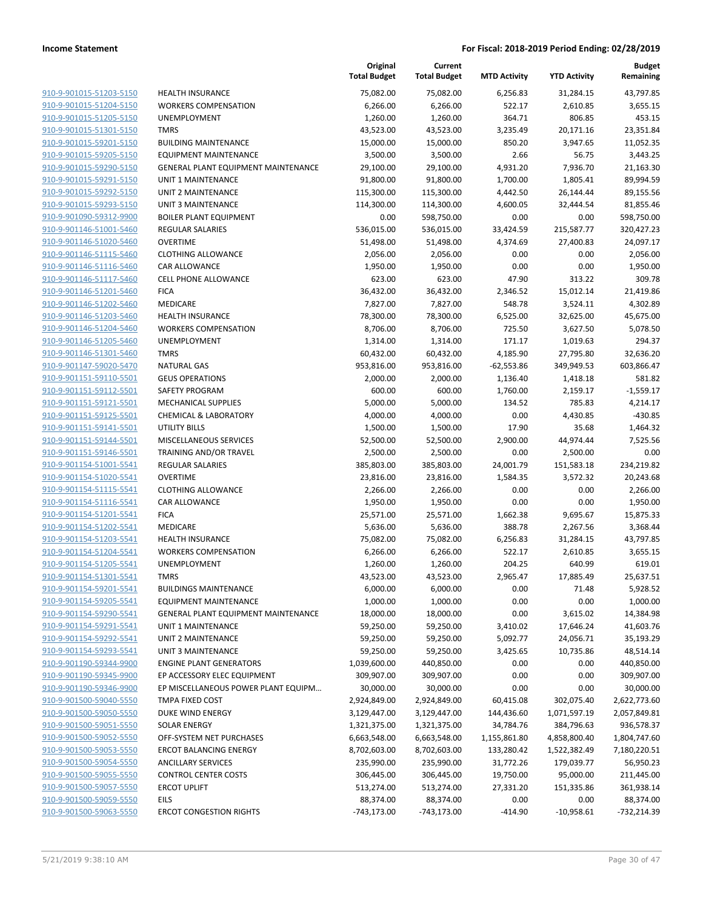**Income Statement** | **For Fiscal: 2018-2019 Period Ending: 02/28/2019**

| | | Original Total Budget | Current Total Budget | MTD Activity | YTD Activity | Budget Remaining |
|---|---|---|---|---|---|---|
| 910-9-901015-51203-5150 | HEALTH INSURANCE | 75,082.00 | 75,082.00 | 6,256.83 | 31,284.15 | 43,797.85 |
| 910-9-901015-51204-5150 | WORKERS COMPENSATION | 6,266.00 | 6,266.00 | 522.17 | 2,610.85 | 3,655.15 |
| 910-9-901015-51205-5150 | UNEMPLOYMENT | 1,260.00 | 1,260.00 | 364.71 | 806.85 | 453.15 |
| 910-9-901015-51301-5150 | TMRS | 43,523.00 | 43,523.00 | 3,235.49 | 20,171.16 | 23,351.84 |
| 910-9-901015-59201-5150 | BUILDING MAINTENANCE | 15,000.00 | 15,000.00 | 850.20 | 3,947.65 | 11,052.35 |
| 910-9-901015-59205-5150 | EQUIPMENT MAINTENANCE | 3,500.00 | 3,500.00 | 2.66 | 56.75 | 3,443.25 |
| 910-9-901015-59290-5150 | GENERAL PLANT EQUIPMENT MAINTENANCE | 29,100.00 | 29,100.00 | 4,931.20 | 7,936.70 | 21,163.30 |
| 910-9-901015-59291-5150 | UNIT 1 MAINTENANCE | 91,800.00 | 91,800.00 | 1,700.00 | 1,805.41 | 89,994.59 |
| 910-9-901015-59292-5150 | UNIT 2 MAINTENANCE | 115,300.00 | 115,300.00 | 4,442.50 | 26,144.44 | 89,155.56 |
| 910-9-901015-59293-5150 | UNIT 3 MAINTENANCE | 114,300.00 | 114,300.00 | 4,600.05 | 32,444.54 | 81,855.46 |
| 910-9-901090-59312-9900 | BOILER PLANT EQUIPMENT | 0.00 | 598,750.00 | 0.00 | 0.00 | 598,750.00 |
| 910-9-901146-51001-5460 | REGULAR SALARIES | 536,015.00 | 536,015.00 | 33,424.59 | 215,587.77 | 320,427.23 |
| 910-9-901146-51020-5460 | OVERTIME | 51,498.00 | 51,498.00 | 4,374.69 | 27,400.83 | 24,097.17 |
| 910-9-901146-51115-5460 | CLOTHING ALLOWANCE | 2,056.00 | 2,056.00 | 0.00 | 0.00 | 2,056.00 |
| 910-9-901146-51116-5460 | CAR ALLOWANCE | 1,950.00 | 1,950.00 | 0.00 | 0.00 | 1,950.00 |
| 910-9-901146-51117-5460 | CELL PHONE ALLOWANCE | 623.00 | 623.00 | 47.90 | 313.22 | 309.78 |
| 910-9-901146-51201-5460 | FICA | 36,432.00 | 36,432.00 | 2,346.52 | 15,012.14 | 21,419.86 |
| 910-9-901146-51202-5460 | MEDICARE | 7,827.00 | 7,827.00 | 548.78 | 3,524.11 | 4,302.89 |
| 910-9-901146-51203-5460 | HEALTH INSURANCE | 78,300.00 | 78,300.00 | 6,525.00 | 32,625.00 | 45,675.00 |
| 910-9-901146-51204-5460 | WORKERS COMPENSATION | 8,706.00 | 8,706.00 | 725.50 | 3,627.50 | 5,078.50 |
| 910-9-901146-51205-5460 | UNEMPLOYMENT | 1,314.00 | 1,314.00 | 171.17 | 1,019.63 | 294.37 |
| 910-9-901146-51301-5460 | TMRS | 60,432.00 | 60,432.00 | 4,185.90 | 27,795.80 | 32,636.20 |
| 910-9-901147-59020-5470 | NATURAL GAS | 953,816.00 | 953,816.00 | -62,553.86 | 349,949.53 | 603,866.47 |
| 910-9-901151-59110-5501 | GEUS OPERATIONS | 2,000.00 | 2,000.00 | 1,136.40 | 1,418.18 | 581.82 |
| 910-9-901151-59112-5501 | SAFETY PROGRAM | 600.00 | 600.00 | 1,760.00 | 2,159.17 | -1,559.17 |
| 910-9-901151-59121-5501 | MECHANICAL SUPPLIES | 5,000.00 | 5,000.00 | 134.52 | 785.83 | 4,214.17 |
| 910-9-901151-59125-5501 | CHEMICAL & LABORATORY | 4,000.00 | 4,000.00 | 0.00 | 4,430.85 | -430.85 |
| 910-9-901151-59141-5501 | UTILITY BILLS | 1,500.00 | 1,500.00 | 17.90 | 35.68 | 1,464.32 |
| 910-9-901151-59144-5501 | MISCELLANEOUS SERVICES | 52,500.00 | 52,500.00 | 2,900.00 | 44,974.44 | 7,525.56 |
| 910-9-901151-59146-5501 | TRAINING AND/OR TRAVEL | 2,500.00 | 2,500.00 | 0.00 | 2,500.00 | 0.00 |
| 910-9-901154-51001-5541 | REGULAR SALARIES | 385,803.00 | 385,803.00 | 24,001.79 | 151,583.18 | 234,219.82 |
| 910-9-901154-51020-5541 | OVERTIME | 23,816.00 | 23,816.00 | 1,584.35 | 3,572.32 | 20,243.68 |
| 910-9-901154-51115-5541 | CLOTHING ALLOWANCE | 2,266.00 | 2,266.00 | 0.00 | 0.00 | 2,266.00 |
| 910-9-901154-51116-5541 | CAR ALLOWANCE | 1,950.00 | 1,950.00 | 0.00 | 0.00 | 1,950.00 |
| 910-9-901154-51201-5541 | FICA | 25,571.00 | 25,571.00 | 1,662.38 | 9,695.67 | 15,875.33 |
| 910-9-901154-51202-5541 | MEDICARE | 5,636.00 | 5,636.00 | 388.78 | 2,267.56 | 3,368.44 |
| 910-9-901154-51203-5541 | HEALTH INSURANCE | 75,082.00 | 75,082.00 | 6,256.83 | 31,284.15 | 43,797.85 |
| 910-9-901154-51204-5541 | WORKERS COMPENSATION | 6,266.00 | 6,266.00 | 522.17 | 2,610.85 | 3,655.15 |
| 910-9-901154-51205-5541 | UNEMPLOYMENT | 1,260.00 | 1,260.00 | 204.25 | 640.99 | 619.01 |
| 910-9-901154-51301-5541 | TMRS | 43,523.00 | 43,523.00 | 2,965.47 | 17,885.49 | 25,637.51 |
| 910-9-901154-59201-5541 | BUILDINGS MAINTENANCE | 6,000.00 | 6,000.00 | 0.00 | 71.48 | 5,928.52 |
| 910-9-901154-59205-5541 | EQUIPMENT MAINTENANCE | 1,000.00 | 1,000.00 | 0.00 | 0.00 | 1,000.00 |
| 910-9-901154-59290-5541 | GENERAL PLANT EQUIPMENT MAINTENANCE | 18,000.00 | 18,000.00 | 0.00 | 3,615.02 | 14,384.98 |
| 910-9-901154-59291-5541 | UNIT 1 MAINTENANCE | 59,250.00 | 59,250.00 | 3,410.02 | 17,646.24 | 41,603.76 |
| 910-9-901154-59292-5541 | UNIT 2 MAINTENANCE | 59,250.00 | 59,250.00 | 5,092.77 | 24,056.71 | 35,193.29 |
| 910-9-901154-59293-5541 | UNIT 3 MAINTENANCE | 59,250.00 | 59,250.00 | 3,425.65 | 10,735.86 | 48,514.14 |
| 910-9-901190-59344-9900 | ENGINE PLANT GENERATORS | 1,039,600.00 | 440,850.00 | 0.00 | 0.00 | 440,850.00 |
| 910-9-901190-59345-9900 | EP ACCESSORY ELEC EQUIPMENT | 309,907.00 | 309,907.00 | 0.00 | 0.00 | 309,907.00 |
| 910-9-901190-59346-9900 | EP MISCELLANEOUS POWER PLANT EQUIPM... | 30,000.00 | 30,000.00 | 0.00 | 0.00 | 30,000.00 |
| 910-9-901500-59040-5550 | TMPA FIXED COST | 2,924,849.00 | 2,924,849.00 | 60,415.08 | 302,075.40 | 2,622,773.60 |
| 910-9-901500-59050-5550 | DUKE WIND ENERGY | 3,129,447.00 | 3,129,447.00 | 144,436.60 | 1,071,597.19 | 2,057,849.81 |
| 910-9-901500-59051-5550 | SOLAR ENERGY | 1,321,375.00 | 1,321,375.00 | 34,784.76 | 384,796.63 | 936,578.37 |
| 910-9-901500-59052-5550 | OFF-SYSTEM NET PURCHASES | 6,663,548.00 | 6,663,548.00 | 1,155,861.80 | 4,858,800.40 | 1,804,747.60 |
| 910-9-901500-59053-5550 | ERCOT BALANCING ENERGY | 8,702,603.00 | 8,702,603.00 | 133,280.42 | 1,522,382.49 | 7,180,220.51 |
| 910-9-901500-59054-5550 | ANCILLARY SERVICES | 235,990.00 | 235,990.00 | 31,772.26 | 179,039.77 | 56,950.23 |
| 910-9-901500-59055-5550 | CONTROL CENTER COSTS | 306,445.00 | 306,445.00 | 19,750.00 | 95,000.00 | 211,445.00 |
| 910-9-901500-59057-5550 | ERCOT UPLIFT | 513,274.00 | 513,274.00 | 27,331.20 | 151,335.86 | 361,938.14 |
| 910-9-901500-59059-5550 | EILS | 88,374.00 | 88,374.00 | 0.00 | 0.00 | 88,374.00 |
| 910-9-901500-59063-5550 | ERCOT CONGESTION RIGHTS | -743,173.00 | -743,173.00 | -414.90 | -10,958.61 | -732,214.39 |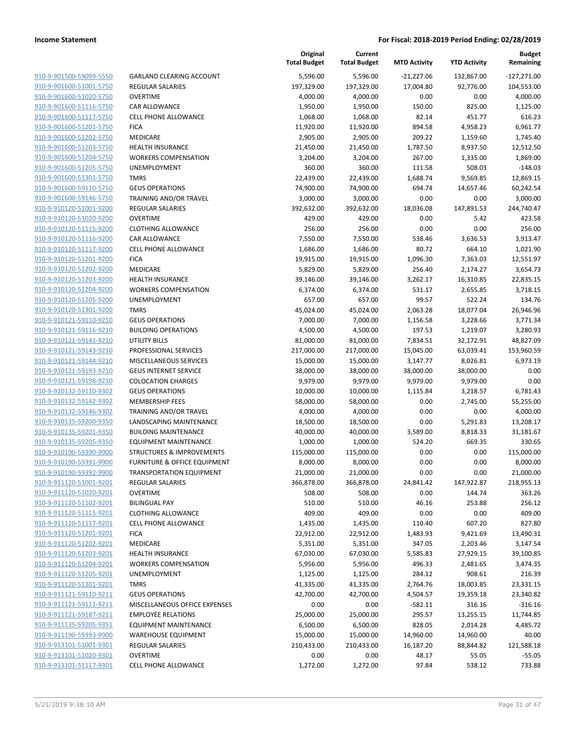**Income Statement** | **For Fiscal: 2018-2019 Period Ending: 02/28/2019**

| | | Original Total Budget | Current Total Budget | MTD Activity | YTD Activity | Budget Remaining |
|---|---|---|---|---|---|---|
| 910-9-901500-59099-5550 | GARLAND CLEARING ACCOUNT | 5,596.00 | 5,596.00 | -21,227.06 | 132,867.00 | -127,271.00 |
| 910-9-901600-51001-5750 | REGULAR SALARIES | 197,329.00 | 197,329.00 | 17,004.80 | 92,776.00 | 104,553.00 |
| 910-9-901600-51020-5750 | OVERTIME | 4,000.00 | 4,000.00 | 0.00 | 0.00 | 4,000.00 |
| 910-9-901600-51116-5750 | CAR ALLOWANCE | 1,950.00 | 1,950.00 | 150.00 | 825.00 | 1,125.00 |
| 910-9-901600-51117-5750 | CELL PHONE ALLOWANCE | 1,068.00 | 1,068.00 | 82.14 | 451.77 | 616.23 |
| 910-9-901600-51201-5750 | FICA | 11,920.00 | 11,920.00 | 894.58 | 4,958.23 | 6,961.77 |
| 910-9-901600-51202-5750 | MEDICARE | 2,905.00 | 2,905.00 | 209.22 | 1,159.60 | 1,745.40 |
| 910-9-901600-51203-5750 | HEALTH INSURANCE | 21,450.00 | 21,450.00 | 1,787.50 | 8,937.50 | 12,512.50 |
| 910-9-901600-51204-5750 | WORKERS COMPENSATION | 3,204.00 | 3,204.00 | 267.00 | 1,335.00 | 1,869.00 |
| 910-9-901600-51205-5750 | UNEMPLOYMENT | 360.00 | 360.00 | 111.58 | 508.03 | -148.03 |
| 910-9-901600-51301-5750 | TMRS | 22,439.00 | 22,439.00 | 1,688.74 | 9,569.85 | 12,869.15 |
| 910-9-901600-59110-5750 | GEUS OPERATIONS | 74,900.00 | 74,900.00 | 694.74 | 14,657.46 | 60,242.54 |
| 910-9-901600-59146-5750 | TRAINING AND/OR TRAVEL | 3,000.00 | 3,000.00 | 0.00 | 0.00 | 3,000.00 |
| 910-9-910120-51001-9200 | REGULAR SALARIES | 392,632.00 | 392,632.00 | 18,036.08 | 147,891.53 | 244,740.47 |
| 910-9-910120-51020-9200 | OVERTIME | 429.00 | 429.00 | 0.00 | 5.42 | 423.58 |
| 910-9-910120-51115-9200 | CLOTHING ALLOWANCE | 256.00 | 256.00 | 0.00 | 0.00 | 256.00 |
| 910-9-910120-51116-9200 | CAR ALLOWANCE | 7,550.00 | 7,550.00 | 538.46 | 3,636.53 | 3,913.47 |
| 910-9-910120-51117-9200 | CELL PHONE ALLOWANCE | 1,686.00 | 1,686.00 | 80.72 | 664.10 | 1,021.90 |
| 910-9-910120-51201-9200 | FICA | 19,915.00 | 19,915.00 | 1,096.30 | 7,363.03 | 12,551.97 |
| 910-9-910120-51202-9200 | MEDICARE | 5,829.00 | 5,829.00 | 256.40 | 2,174.27 | 3,654.73 |
| 910-9-910120-51203-9200 | HEALTH INSURANCE | 39,146.00 | 39,146.00 | 3,262.17 | 16,310.85 | 22,835.15 |
| 910-9-910120-51204-9200 | WORKERS COMPENSATION | 6,374.00 | 6,374.00 | 531.17 | 2,655.85 | 3,718.15 |
| 910-9-910120-51205-9200 | UNEMPLOYMENT | 657.00 | 657.00 | 99.57 | 522.24 | 134.76 |
| 910-9-910120-51301-9200 | TMRS | 45,024.00 | 45,024.00 | 2,063.28 | 18,077.04 | 26,946.96 |
| 910-9-910121-59110-9210 | GEUS OPERATIONS | 7,000.00 | 7,000.00 | 1,156.58 | 3,228.66 | 3,771.34 |
| 910-9-910121-59116-9210 | BUILDING OPERATIONS | 4,500.00 | 4,500.00 | 197.53 | 1,219.07 | 3,280.93 |
| 910-9-910121-59141-9210 | UTILITY BILLS | 81,000.00 | 81,000.00 | 7,834.51 | 32,172.91 | 48,827.09 |
| 910-9-910121-59143-9210 | PROFESSIONAL SERVICES | 217,000.00 | 217,000.00 | 15,045.00 | 63,039.41 | 153,960.59 |
| 910-9-910121-59144-9210 | MISCELLANEOUS SERVICES | 15,000.00 | 15,000.00 | 3,147.77 | 8,026.81 | 6,973.19 |
| 910-9-910121-59193-9210 | GEUS INTERNET SERVICE | 38,000.00 | 38,000.00 | 38,000.00 | 38,000.00 | 0.00 |
| 910-9-910121-59198-9210 | COLOCATION CHARGES | 9,979.00 | 9,979.00 | 9,979.00 | 9,979.00 | 0.00 |
| 910-9-910132-59110-9302 | GEUS OPERATIONS | 10,000.00 | 10,000.00 | 1,115.84 | 3,218.57 | 6,781.43 |
| 910-9-910132-59142-9302 | MEMBERSHIP FEES | 58,000.00 | 58,000.00 | 0.00 | 2,745.00 | 55,255.00 |
| 910-9-910132-59146-9302 | TRAINING AND/OR TRAVEL | 4,000.00 | 4,000.00 | 0.00 | 0.00 | 4,000.00 |
| 910-9-910135-59200-9350 | LANDSCAPING MAINTENANCE | 18,500.00 | 18,500.00 | 0.00 | 5,291.83 | 13,208.17 |
| 910-9-910135-59201-9350 | BUILDING MAINTENANCE | 40,000.00 | 40,000.00 | 3,589.00 | 8,818.33 | 31,181.67 |
| 910-9-910135-59205-9350 | EQUIPMENT MAINTENANCE | 1,000.00 | 1,000.00 | 524.20 | 669.35 | 330.65 |
| 910-9-910190-59390-9900 | STRUCTURES & IMPROVEMENTS | 115,000.00 | 115,000.00 | 0.00 | 0.00 | 115,000.00 |
| 910-9-910190-59391-9900 | FURNITURE & OFFICE EQUIPMENT | 8,000.00 | 8,000.00 | 0.00 | 0.00 | 8,000.00 |
| 910-9-910190-59392-9900 | TRANSPORTATION EQUIPMENT | 21,000.00 | 21,000.00 | 0.00 | 0.00 | 21,000.00 |
| 910-9-911120-51001-9201 | REGULAR SALARIES | 366,878.00 | 366,878.00 | 24,841.42 | 147,922.87 | 218,955.13 |
| 910-9-911120-51020-9201 | OVERTIME | 508.00 | 508.00 | 0.00 | 144.74 | 363.26 |
| 910-9-911120-51102-9201 | BILINGUAL PAY | 510.00 | 510.00 | 46.16 | 253.88 | 256.12 |
| 910-9-911120-51115-9201 | CLOTHING ALLOWANCE | 409.00 | 409.00 | 0.00 | 0.00 | 409.00 |
| 910-9-911120-51117-9201 | CELL PHONE ALLOWANCE | 1,435.00 | 1,435.00 | 110.40 | 607.20 | 827.80 |
| 910-9-911120-51201-9201 | FICA | 22,912.00 | 22,912.00 | 1,483.93 | 9,421.69 | 13,490.31 |
| 910-9-911120-51202-9201 | MEDICARE | 5,351.00 | 5,351.00 | 347.05 | 2,203.46 | 3,147.54 |
| 910-9-911120-51203-9201 | HEALTH INSURANCE | 67,030.00 | 67,030.00 | 5,585.83 | 27,929.15 | 39,100.85 |
| 910-9-911120-51204-9201 | WORKERS COMPENSATION | 5,956.00 | 5,956.00 | 496.33 | 2,481.65 | 3,474.35 |
| 910-9-911120-51205-9201 | UNEMPLOYMENT | 1,125.00 | 1,125.00 | 284.12 | 908.61 | 216.39 |
| 910-9-911120-51301-9201 | TMRS | 41,335.00 | 41,335.00 | 2,764.76 | 18,003.85 | 23,331.15 |
| 910-9-911121-59110-9211 | GEUS OPERATIONS | 42,700.00 | 42,700.00 | 4,504.57 | 19,359.18 | 23,340.82 |
| 910-9-911121-59111-9211 | MISCELLANEOUS OFFICE EXPENSES | 0.00 | 0.00 | -582.11 | 316.16 | -316.16 |
| 910-9-911121-59187-9211 | EMPLOYEE RELATIONS | 25,000.00 | 25,000.00 | 295.57 | 13,255.15 | 11,744.85 |
| 910-9-911135-59205-9351 | EQUIPMENT MAINTENANCE | 6,500.00 | 6,500.00 | 828.05 | 2,014.28 | 4,485.72 |
| 910-9-911190-59393-9900 | WAREHOUSE EQUIPMENT | 15,000.00 | 15,000.00 | 14,960.00 | 14,960.00 | 40.00 |
| 910-9-913101-51001-9301 | REGULAR SALARIES | 210,433.00 | 210,433.00 | 16,187.20 | 88,844.82 | 121,588.18 |
| 910-9-913101-51020-9301 | OVERTIME | 0.00 | 0.00 | 48.17 | 55.05 | -55.05 |
| 910-9-913101-51117-9301 | CELL PHONE ALLOWANCE | 1,272.00 | 1,272.00 | 97.84 | 538.12 | 733.88 |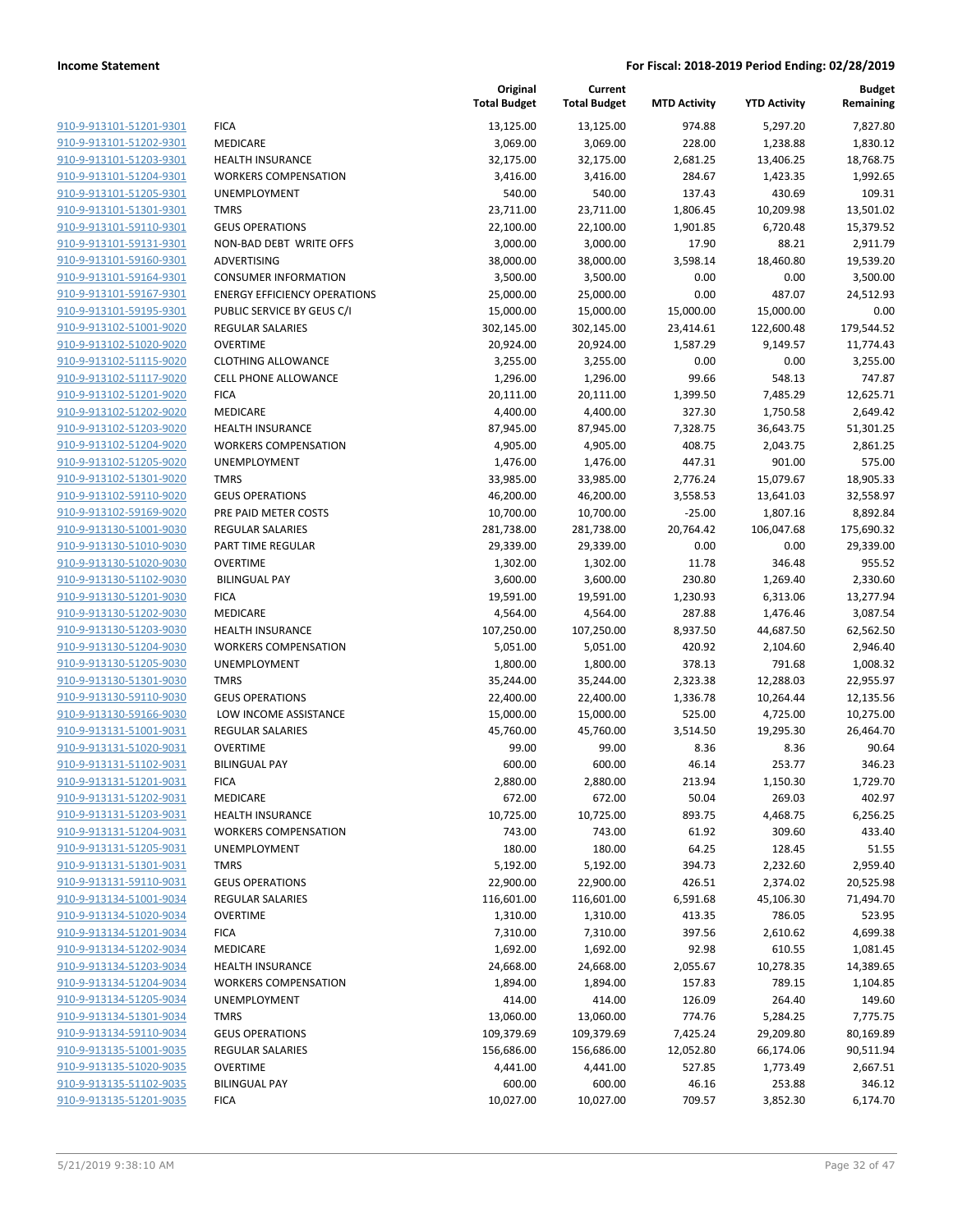**Income Statement** — For Fiscal: 2018-2019 Period Ending: 02/28/2019

| | | Original Total Budget | Current Total Budget | MTD Activity | YTD Activity | Budget Remaining |
|---|---|---|---|---|---|---|
| 910-9-913101-51201-9301 | FICA | 13,125.00 | 13,125.00 | 974.88 | 5,297.20 | 7,827.80 |
| 910-9-913101-51202-9301 | MEDICARE | 3,069.00 | 3,069.00 | 228.00 | 1,238.88 | 1,830.12 |
| 910-9-913101-51203-9301 | HEALTH INSURANCE | 32,175.00 | 32,175.00 | 2,681.25 | 13,406.25 | 18,768.75 |
| 910-9-913101-51204-9301 | WORKERS COMPENSATION | 3,416.00 | 3,416.00 | 284.67 | 1,423.35 | 1,992.65 |
| 910-9-913101-51205-9301 | UNEMPLOYMENT | 540.00 | 540.00 | 137.43 | 430.69 | 109.31 |
| 910-9-913101-51301-9301 | TMRS | 23,711.00 | 23,711.00 | 1,806.45 | 10,209.98 | 13,501.02 |
| 910-9-913101-59110-9301 | GEUS OPERATIONS | 22,100.00 | 22,100.00 | 1,901.85 | 6,720.48 | 15,379.52 |
| 910-9-913101-59131-9301 | NON-BAD DEBT WRITE OFFS | 3,000.00 | 3,000.00 | 17.90 | 88.21 | 2,911.79 |
| 910-9-913101-59160-9301 | ADVERTISING | 38,000.00 | 38,000.00 | 3,598.14 | 18,460.80 | 19,539.20 |
| 910-9-913101-59164-9301 | CONSUMER INFORMATION | 3,500.00 | 3,500.00 | 0.00 | 0.00 | 3,500.00 |
| 910-9-913101-59167-9301 | ENERGY EFFICIENCY OPERATIONS | 25,000.00 | 25,000.00 | 0.00 | 487.07 | 24,512.93 |
| 910-9-913101-59195-9301 | PUBLIC SERVICE BY GEUS C/I | 15,000.00 | 15,000.00 | 15,000.00 | 15,000.00 | 0.00 |
| 910-9-913102-51001-9020 | REGULAR SALARIES | 302,145.00 | 302,145.00 | 23,414.61 | 122,600.48 | 179,544.52 |
| 910-9-913102-51020-9020 | OVERTIME | 20,924.00 | 20,924.00 | 1,587.29 | 9,149.57 | 11,774.43 |
| 910-9-913102-51115-9020 | CLOTHING ALLOWANCE | 3,255.00 | 3,255.00 | 0.00 | 0.00 | 3,255.00 |
| 910-9-913102-51117-9020 | CELL PHONE ALLOWANCE | 1,296.00 | 1,296.00 | 99.66 | 548.13 | 747.87 |
| 910-9-913102-51201-9020 | FICA | 20,111.00 | 20,111.00 | 1,399.50 | 7,485.29 | 12,625.71 |
| 910-9-913102-51202-9020 | MEDICARE | 4,400.00 | 4,400.00 | 327.30 | 1,750.58 | 2,649.42 |
| 910-9-913102-51203-9020 | HEALTH INSURANCE | 87,945.00 | 87,945.00 | 7,328.75 | 36,643.75 | 51,301.25 |
| 910-9-913102-51204-9020 | WORKERS COMPENSATION | 4,905.00 | 4,905.00 | 408.75 | 2,043.75 | 2,861.25 |
| 910-9-913102-51205-9020 | UNEMPLOYMENT | 1,476.00 | 1,476.00 | 447.31 | 901.00 | 575.00 |
| 910-9-913102-51301-9020 | TMRS | 33,985.00 | 33,985.00 | 2,776.24 | 15,079.67 | 18,905.33 |
| 910-9-913102-59110-9020 | GEUS OPERATIONS | 46,200.00 | 46,200.00 | 3,558.53 | 13,641.03 | 32,558.97 |
| 910-9-913102-59169-9020 | PRE PAID METER COSTS | 10,700.00 | 10,700.00 | -25.00 | 1,807.16 | 8,892.84 |
| 910-9-913130-51001-9030 | REGULAR SALARIES | 281,738.00 | 281,738.00 | 20,764.42 | 106,047.68 | 175,690.32 |
| 910-9-913130-51010-9030 | PART TIME REGULAR | 29,339.00 | 29,339.00 | 0.00 | 0.00 | 29,339.00 |
| 910-9-913130-51020-9030 | OVERTIME | 1,302.00 | 1,302.00 | 11.78 | 346.48 | 955.52 |
| 910-9-913130-51102-9030 | BILINGUAL PAY | 3,600.00 | 3,600.00 | 230.80 | 1,269.40 | 2,330.60 |
| 910-9-913130-51201-9030 | FICA | 19,591.00 | 19,591.00 | 1,230.93 | 6,313.06 | 13,277.94 |
| 910-9-913130-51202-9030 | MEDICARE | 4,564.00 | 4,564.00 | 287.88 | 1,476.46 | 3,087.54 |
| 910-9-913130-51203-9030 | HEALTH INSURANCE | 107,250.00 | 107,250.00 | 8,937.50 | 44,687.50 | 62,562.50 |
| 910-9-913130-51204-9030 | WORKERS COMPENSATION | 5,051.00 | 5,051.00 | 420.92 | 2,104.60 | 2,946.40 |
| 910-9-913130-51205-9030 | UNEMPLOYMENT | 1,800.00 | 1,800.00 | 378.13 | 791.68 | 1,008.32 |
| 910-9-913130-51301-9030 | TMRS | 35,244.00 | 35,244.00 | 2,323.38 | 12,288.03 | 22,955.97 |
| 910-9-913130-59110-9030 | GEUS OPERATIONS | 22,400.00 | 22,400.00 | 1,336.78 | 10,264.44 | 12,135.56 |
| 910-9-913130-59166-9030 | LOW INCOME ASSISTANCE | 15,000.00 | 15,000.00 | 525.00 | 4,725.00 | 10,275.00 |
| 910-9-913131-51001-9031 | REGULAR SALARIES | 45,760.00 | 45,760.00 | 3,514.50 | 19,295.30 | 26,464.70 |
| 910-9-913131-51020-9031 | OVERTIME | 99.00 | 99.00 | 8.36 | 8.36 | 90.64 |
| 910-9-913131-51102-9031 | BILINGUAL PAY | 600.00 | 600.00 | 46.14 | 253.77 | 346.23 |
| 910-9-913131-51201-9031 | FICA | 2,880.00 | 2,880.00 | 213.94 | 1,150.30 | 1,729.70 |
| 910-9-913131-51202-9031 | MEDICARE | 672.00 | 672.00 | 50.04 | 269.03 | 402.97 |
| 910-9-913131-51203-9031 | HEALTH INSURANCE | 10,725.00 | 10,725.00 | 893.75 | 4,468.75 | 6,256.25 |
| 910-9-913131-51204-9031 | WORKERS COMPENSATION | 743.00 | 743.00 | 61.92 | 309.60 | 433.40 |
| 910-9-913131-51205-9031 | UNEMPLOYMENT | 180.00 | 180.00 | 64.25 | 128.45 | 51.55 |
| 910-9-913131-51301-9031 | TMRS | 5,192.00 | 5,192.00 | 394.73 | 2,232.60 | 2,959.40 |
| 910-9-913131-59110-9031 | GEUS OPERATIONS | 22,900.00 | 22,900.00 | 426.51 | 2,374.02 | 20,525.98 |
| 910-9-913134-51001-9034 | REGULAR SALARIES | 116,601.00 | 116,601.00 | 6,591.68 | 45,106.30 | 71,494.70 |
| 910-9-913134-51020-9034 | OVERTIME | 1,310.00 | 1,310.00 | 413.35 | 786.05 | 523.95 |
| 910-9-913134-51201-9034 | FICA | 7,310.00 | 7,310.00 | 397.56 | 2,610.62 | 4,699.38 |
| 910-9-913134-51202-9034 | MEDICARE | 1,692.00 | 1,692.00 | 92.98 | 610.55 | 1,081.45 |
| 910-9-913134-51203-9034 | HEALTH INSURANCE | 24,668.00 | 24,668.00 | 2,055.67 | 10,278.35 | 14,389.65 |
| 910-9-913134-51204-9034 | WORKERS COMPENSATION | 1,894.00 | 1,894.00 | 157.83 | 789.15 | 1,104.85 |
| 910-9-913134-51205-9034 | UNEMPLOYMENT | 414.00 | 414.00 | 126.09 | 264.40 | 149.60 |
| 910-9-913134-51301-9034 | TMRS | 13,060.00 | 13,060.00 | 774.76 | 5,284.25 | 7,775.75 |
| 910-9-913134-59110-9034 | GEUS OPERATIONS | 109,379.69 | 109,379.69 | 7,425.24 | 29,209.80 | 80,169.89 |
| 910-9-913135-51001-9035 | REGULAR SALARIES | 156,686.00 | 156,686.00 | 12,052.80 | 66,174.06 | 90,511.94 |
| 910-9-913135-51020-9035 | OVERTIME | 4,441.00 | 4,441.00 | 527.85 | 1,773.49 | 2,667.51 |
| 910-9-913135-51102-9035 | BILINGUAL PAY | 600.00 | 600.00 | 46.16 | 253.88 | 346.12 |
| 910-9-913135-51201-9035 | FICA | 10,027.00 | 10,027.00 | 709.57 | 3,852.30 | 6,174.70 |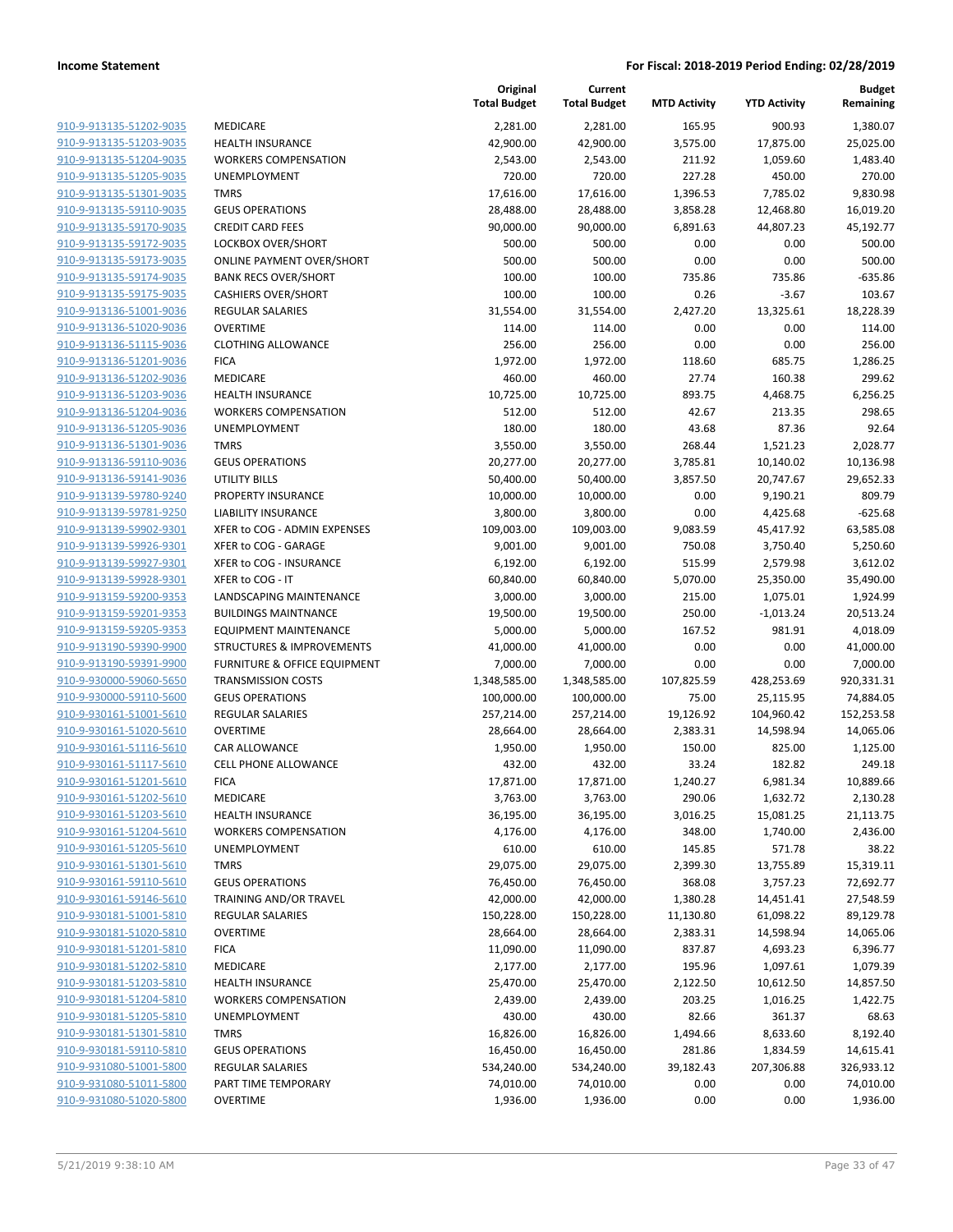**Income Statement** **For Fiscal: 2018-2019 Period Ending: 02/28/2019**

| | | Original Total Budget | Current Total Budget | MTD Activity | YTD Activity | Budget Remaining |
|---|---|---|---|---|---|---|
| 910-9-913135-51202-9035 | MEDICARE | 2,281.00 | 2,281.00 | 165.95 | 900.93 | 1,380.07 |
| 910-9-913135-51203-9035 | HEALTH INSURANCE | 42,900.00 | 42,900.00 | 3,575.00 | 17,875.00 | 25,025.00 |
| 910-9-913135-51204-9035 | WORKERS COMPENSATION | 2,543.00 | 2,543.00 | 211.92 | 1,059.60 | 1,483.40 |
| 910-9-913135-51205-9035 | UNEMPLOYMENT | 720.00 | 720.00 | 227.28 | 450.00 | 270.00 |
| 910-9-913135-51301-9035 | TMRS | 17,616.00 | 17,616.00 | 1,396.53 | 7,785.02 | 9,830.98 |
| 910-9-913135-59110-9035 | GEUS OPERATIONS | 28,488.00 | 28,488.00 | 3,858.28 | 12,468.80 | 16,019.20 |
| 910-9-913135-59170-9035 | CREDIT CARD FEES | 90,000.00 | 90,000.00 | 6,891.63 | 44,807.23 | 45,192.77 |
| 910-9-913135-59172-9035 | LOCKBOX OVER/SHORT | 500.00 | 500.00 | 0.00 | 0.00 | 500.00 |
| 910-9-913135-59173-9035 | ONLINE PAYMENT OVER/SHORT | 500.00 | 500.00 | 0.00 | 0.00 | 500.00 |
| 910-9-913135-59174-9035 | BANK RECS OVER/SHORT | 100.00 | 100.00 | 735.86 | 735.86 | -635.86 |
| 910-9-913135-59175-9035 | CASHIERS OVER/SHORT | 100.00 | 100.00 | 0.26 | -3.67 | 103.67 |
| 910-9-913136-51001-9036 | REGULAR SALARIES | 31,554.00 | 31,554.00 | 2,427.20 | 13,325.61 | 18,228.39 |
| 910-9-913136-51020-9036 | OVERTIME | 114.00 | 114.00 | 0.00 | 0.00 | 114.00 |
| 910-9-913136-51115-9036 | CLOTHING ALLOWANCE | 256.00 | 256.00 | 0.00 | 0.00 | 256.00 |
| 910-9-913136-51201-9036 | FICA | 1,972.00 | 1,972.00 | 118.60 | 685.75 | 1,286.25 |
| 910-9-913136-51202-9036 | MEDICARE | 460.00 | 460.00 | 27.74 | 160.38 | 299.62 |
| 910-9-913136-51203-9036 | HEALTH INSURANCE | 10,725.00 | 10,725.00 | 893.75 | 4,468.75 | 6,256.25 |
| 910-9-913136-51204-9036 | WORKERS COMPENSATION | 512.00 | 512.00 | 42.67 | 213.35 | 298.65 |
| 910-9-913136-51205-9036 | UNEMPLOYMENT | 180.00 | 180.00 | 43.68 | 87.36 | 92.64 |
| 910-9-913136-51301-9036 | TMRS | 3,550.00 | 3,550.00 | 268.44 | 1,521.23 | 2,028.77 |
| 910-9-913136-59110-9036 | GEUS OPERATIONS | 20,277.00 | 20,277.00 | 3,785.81 | 10,140.02 | 10,136.98 |
| 910-9-913136-59141-9036 | UTILITY BILLS | 50,400.00 | 50,400.00 | 3,857.50 | 20,747.67 | 29,652.33 |
| 910-9-913139-59780-9240 | PROPERTY INSURANCE | 10,000.00 | 10,000.00 | 0.00 | 9,190.21 | 809.79 |
| 910-9-913139-59781-9250 | LIABILITY INSURANCE | 3,800.00 | 3,800.00 | 0.00 | 4,425.68 | -625.68 |
| 910-9-913139-59902-9301 | XFER to COG - ADMIN EXPENSES | 109,003.00 | 109,003.00 | 9,083.59 | 45,417.92 | 63,585.08 |
| 910-9-913139-59926-9301 | XFER to COG - GARAGE | 9,001.00 | 9,001.00 | 750.08 | 3,750.40 | 5,250.60 |
| 910-9-913139-59927-9301 | XFER to COG - INSURANCE | 6,192.00 | 6,192.00 | 515.99 | 2,579.98 | 3,612.02 |
| 910-9-913139-59928-9301 | XFER to COG - IT | 60,840.00 | 60,840.00 | 5,070.00 | 25,350.00 | 35,490.00 |
| 910-9-913159-59200-9353 | LANDSCAPING MAINTENANCE | 3,000.00 | 3,000.00 | 215.00 | 1,075.01 | 1,924.99 |
| 910-9-913159-59201-9353 | BUILDINGS MAINTNANCE | 19,500.00 | 19,500.00 | 250.00 | -1,013.24 | 20,513.24 |
| 910-9-913159-59205-9353 | EQUIPMENT MAINTENANCE | 5,000.00 | 5,000.00 | 167.52 | 981.91 | 4,018.09 |
| 910-9-913190-59390-9900 | STRUCTURES & IMPROVEMENTS | 41,000.00 | 41,000.00 | 0.00 | 0.00 | 41,000.00 |
| 910-9-913190-59391-9900 | FURNITURE & OFFICE EQUIPMENT | 7,000.00 | 7,000.00 | 0.00 | 0.00 | 7,000.00 |
| 910-9-930000-59060-5650 | TRANSMISSION COSTS | 1,348,585.00 | 1,348,585.00 | 107,825.59 | 428,253.69 | 920,331.31 |
| 910-9-930000-59110-5600 | GEUS OPERATIONS | 100,000.00 | 100,000.00 | 75.00 | 25,115.95 | 74,884.05 |
| 910-9-930161-51001-5610 | REGULAR SALARIES | 257,214.00 | 257,214.00 | 19,126.92 | 104,960.42 | 152,253.58 |
| 910-9-930161-51020-5610 | OVERTIME | 28,664.00 | 28,664.00 | 2,383.31 | 14,598.94 | 14,065.06 |
| 910-9-930161-51116-5610 | CAR ALLOWANCE | 1,950.00 | 1,950.00 | 150.00 | 825.00 | 1,125.00 |
| 910-9-930161-51117-5610 | CELL PHONE ALLOWANCE | 432.00 | 432.00 | 33.24 | 182.82 | 249.18 |
| 910-9-930161-51201-5610 | FICA | 17,871.00 | 17,871.00 | 1,240.27 | 6,981.34 | 10,889.66 |
| 910-9-930161-51202-5610 | MEDICARE | 3,763.00 | 3,763.00 | 290.06 | 1,632.72 | 2,130.28 |
| 910-9-930161-51203-5610 | HEALTH INSURANCE | 36,195.00 | 36,195.00 | 3,016.25 | 15,081.25 | 21,113.75 |
| 910-9-930161-51204-5610 | WORKERS COMPENSATION | 4,176.00 | 4,176.00 | 348.00 | 1,740.00 | 2,436.00 |
| 910-9-930161-51205-5610 | UNEMPLOYMENT | 610.00 | 610.00 | 145.85 | 571.78 | 38.22 |
| 910-9-930161-51301-5610 | TMRS | 29,075.00 | 29,075.00 | 2,399.30 | 13,755.89 | 15,319.11 |
| 910-9-930161-59110-5610 | GEUS OPERATIONS | 76,450.00 | 76,450.00 | 368.08 | 3,757.23 | 72,692.77 |
| 910-9-930161-59146-5610 | TRAINING AND/OR TRAVEL | 42,000.00 | 42,000.00 | 1,380.28 | 14,451.41 | 27,548.59 |
| 910-9-930181-51001-5810 | REGULAR SALARIES | 150,228.00 | 150,228.00 | 11,130.80 | 61,098.22 | 89,129.78 |
| 910-9-930181-51020-5810 | OVERTIME | 28,664.00 | 28,664.00 | 2,383.31 | 14,598.94 | 14,065.06 |
| 910-9-930181-51201-5810 | FICA | 11,090.00 | 11,090.00 | 837.87 | 4,693.23 | 6,396.77 |
| 910-9-930181-51202-5810 | MEDICARE | 2,177.00 | 2,177.00 | 195.96 | 1,097.61 | 1,079.39 |
| 910-9-930181-51203-5810 | HEALTH INSURANCE | 25,470.00 | 25,470.00 | 2,122.50 | 10,612.50 | 14,857.50 |
| 910-9-930181-51204-5810 | WORKERS COMPENSATION | 2,439.00 | 2,439.00 | 203.25 | 1,016.25 | 1,422.75 |
| 910-9-930181-51205-5810 | UNEMPLOYMENT | 430.00 | 430.00 | 82.66 | 361.37 | 68.63 |
| 910-9-930181-51301-5810 | TMRS | 16,826.00 | 16,826.00 | 1,494.66 | 8,633.60 | 8,192.40 |
| 910-9-930181-59110-5810 | GEUS OPERATIONS | 16,450.00 | 16,450.00 | 281.86 | 1,834.59 | 14,615.41 |
| 910-9-931080-51001-5800 | REGULAR SALARIES | 534,240.00 | 534,240.00 | 39,182.43 | 207,306.88 | 326,933.12 |
| 910-9-931080-51011-5800 | PART TIME TEMPORARY | 74,010.00 | 74,010.00 | 0.00 | 0.00 | 74,010.00 |
| 910-9-931080-51020-5800 | OVERTIME | 1,936.00 | 1,936.00 | 0.00 | 0.00 | 1,936.00 |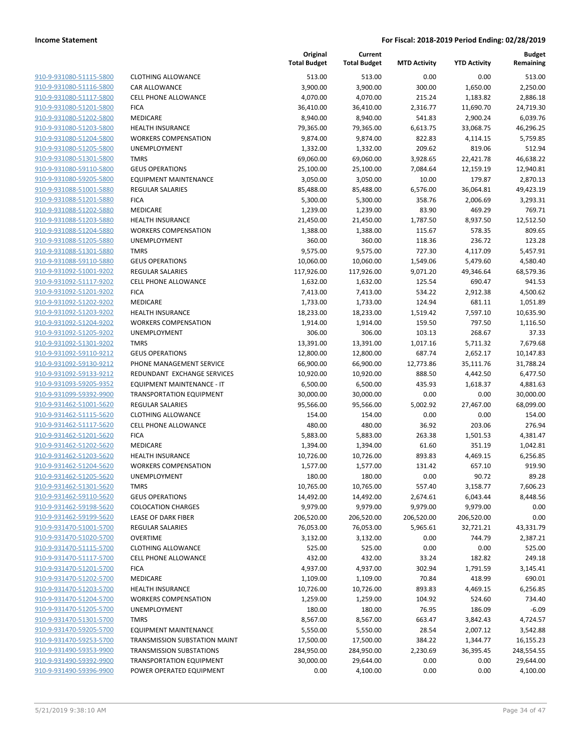| | | Original Total Budget | Current Total Budget | MTD Activity | YTD Activity | Budget Remaining |
|---|---|---|---|---|---|---|
| 910-9-931080-51115-5800 | CLOTHING ALLOWANCE | 513.00 | 513.00 | 0.00 | 0.00 | 513.00 |
| 910-9-931080-51116-5800 | CAR ALLOWANCE | 3,900.00 | 3,900.00 | 300.00 | 1,650.00 | 2,250.00 |
| 910-9-931080-51117-5800 | CELL PHONE ALLOWANCE | 4,070.00 | 4,070.00 | 215.24 | 1,183.82 | 2,886.18 |
| 910-9-931080-51201-5800 | FICA | 36,410.00 | 36,410.00 | 2,316.77 | 11,690.70 | 24,719.30 |
| 910-9-931080-51202-5800 | MEDICARE | 8,940.00 | 8,940.00 | 541.83 | 2,900.24 | 6,039.76 |
| 910-9-931080-51203-5800 | HEALTH INSURANCE | 79,365.00 | 79,365.00 | 6,613.75 | 33,068.75 | 46,296.25 |
| 910-9-931080-51204-5800 | WORKERS COMPENSATION | 9,874.00 | 9,874.00 | 822.83 | 4,114.15 | 5,759.85 |
| 910-9-931080-51205-5800 | UNEMPLOYMENT | 1,332.00 | 1,332.00 | 209.62 | 819.06 | 512.94 |
| 910-9-931080-51301-5800 | TMRS | 69,060.00 | 69,060.00 | 3,928.65 | 22,421.78 | 46,638.22 |
| 910-9-931080-59110-5800 | GEUS OPERATIONS | 25,100.00 | 25,100.00 | 7,084.64 | 12,159.19 | 12,940.81 |
| 910-9-931080-59205-5800 | EQUIPMENT MAINTENANCE | 3,050.00 | 3,050.00 | 10.00 | 179.87 | 2,870.13 |
| 910-9-931088-51001-5880 | REGULAR SALARIES | 85,488.00 | 85,488.00 | 6,576.00 | 36,064.81 | 49,423.19 |
| 910-9-931088-51201-5880 | FICA | 5,300.00 | 5,300.00 | 358.76 | 2,006.69 | 3,293.31 |
| 910-9-931088-51202-5880 | MEDICARE | 1,239.00 | 1,239.00 | 83.90 | 469.29 | 769.71 |
| 910-9-931088-51203-5880 | HEALTH INSURANCE | 21,450.00 | 21,450.00 | 1,787.50 | 8,937.50 | 12,512.50 |
| 910-9-931088-51204-5880 | WORKERS COMPENSATION | 1,388.00 | 1,388.00 | 115.67 | 578.35 | 809.65 |
| 910-9-931088-51205-5880 | UNEMPLOYMENT | 360.00 | 360.00 | 118.36 | 236.72 | 123.28 |
| 910-9-931088-51301-5880 | TMRS | 9,575.00 | 9,575.00 | 727.30 | 4,117.09 | 5,457.91 |
| 910-9-931088-59110-5880 | GEUS OPERATIONS | 10,060.00 | 10,060.00 | 1,549.06 | 5,479.60 | 4,580.40 |
| 910-9-931092-51001-9202 | REGULAR SALARIES | 117,926.00 | 117,926.00 | 9,071.20 | 49,346.64 | 68,579.36 |
| 910-9-931092-51117-9202 | CELL PHONE ALLOWANCE | 1,632.00 | 1,632.00 | 125.54 | 690.47 | 941.53 |
| 910-9-931092-51201-9202 | FICA | 7,413.00 | 7,413.00 | 534.22 | 2,912.38 | 4,500.62 |
| 910-9-931092-51202-9202 | MEDICARE | 1,733.00 | 1,733.00 | 124.94 | 681.11 | 1,051.89 |
| 910-9-931092-51203-9202 | HEALTH INSURANCE | 18,233.00 | 18,233.00 | 1,519.42 | 7,597.10 | 10,635.90 |
| 910-9-931092-51204-9202 | WORKERS COMPENSATION | 1,914.00 | 1,914.00 | 159.50 | 797.50 | 1,116.50 |
| 910-9-931092-51205-9202 | UNEMPLOYMENT | 306.00 | 306.00 | 103.13 | 268.67 | 37.33 |
| 910-9-931092-51301-9202 | TMRS | 13,391.00 | 13,391.00 | 1,017.16 | 5,711.32 | 7,679.68 |
| 910-9-931092-59110-9212 | GEUS OPERATIONS | 12,800.00 | 12,800.00 | 687.74 | 2,652.17 | 10,147.83 |
| 910-9-931092-59130-9212 | PHONE MANAGEMENT SERVICE | 66,900.00 | 66,900.00 | 12,773.86 | 35,111.76 | 31,788.24 |
| 910-9-931092-59133-9212 | REDUNDANT EXCHANGE SERVICES | 10,920.00 | 10,920.00 | 888.50 | 4,442.50 | 6,477.50 |
| 910-9-931093-59205-9352 | EQUIPMENT MAINTENANCE - IT | 6,500.00 | 6,500.00 | 435.93 | 1,618.37 | 4,881.63 |
| 910-9-931099-59392-9900 | TRANSPORTATION EQUIPMENT | 30,000.00 | 30,000.00 | 0.00 | 0.00 | 30,000.00 |
| 910-9-931462-51001-5620 | REGULAR SALARIES | 95,566.00 | 95,566.00 | 5,002.92 | 27,467.00 | 68,099.00 |
| 910-9-931462-51115-5620 | CLOTHING ALLOWANCE | 154.00 | 154.00 | 0.00 | 0.00 | 154.00 |
| 910-9-931462-51117-5620 | CELL PHONE ALLOWANCE | 480.00 | 480.00 | 36.92 | 203.06 | 276.94 |
| 910-9-931462-51201-5620 | FICA | 5,883.00 | 5,883.00 | 263.38 | 1,501.53 | 4,381.47 |
| 910-9-931462-51202-5620 | MEDICARE | 1,394.00 | 1,394.00 | 61.60 | 351.19 | 1,042.81 |
| 910-9-931462-51203-5620 | HEALTH INSURANCE | 10,726.00 | 10,726.00 | 893.83 | 4,469.15 | 6,256.85 |
| 910-9-931462-51204-5620 | WORKERS COMPENSATION | 1,577.00 | 1,577.00 | 131.42 | 657.10 | 919.90 |
| 910-9-931462-51205-5620 | UNEMPLOYMENT | 180.00 | 180.00 | 0.00 | 90.72 | 89.28 |
| 910-9-931462-51301-5620 | TMRS | 10,765.00 | 10,765.00 | 557.40 | 3,158.77 | 7,606.23 |
| 910-9-931462-59110-5620 | GEUS OPERATIONS | 14,492.00 | 14,492.00 | 2,674.61 | 6,043.44 | 8,448.56 |
| 910-9-931462-59198-5620 | COLOCATION CHARGES | 9,979.00 | 9,979.00 | 9,979.00 | 9,979.00 | 0.00 |
| 910-9-931462-59199-5620 | LEASE OF DARK FIBER | 206,520.00 | 206,520.00 | 206,520.00 | 206,520.00 | 0.00 |
| 910-9-931470-51001-5700 | REGULAR SALARIES | 76,053.00 | 76,053.00 | 5,965.61 | 32,721.21 | 43,331.79 |
| 910-9-931470-51020-5700 | OVERTIME | 3,132.00 | 3,132.00 | 0.00 | 744.79 | 2,387.21 |
| 910-9-931470-51115-5700 | CLOTHING ALLOWANCE | 525.00 | 525.00 | 0.00 | 0.00 | 525.00 |
| 910-9-931470-51117-5700 | CELL PHONE ALLOWANCE | 432.00 | 432.00 | 33.24 | 182.82 | 249.18 |
| 910-9-931470-51201-5700 | FICA | 4,937.00 | 4,937.00 | 302.94 | 1,791.59 | 3,145.41 |
| 910-9-931470-51202-5700 | MEDICARE | 1,109.00 | 1,109.00 | 70.84 | 418.99 | 690.01 |
| 910-9-931470-51203-5700 | HEALTH INSURANCE | 10,726.00 | 10,726.00 | 893.83 | 4,469.15 | 6,256.85 |
| 910-9-931470-51204-5700 | WORKERS COMPENSATION | 1,259.00 | 1,259.00 | 104.92 | 524.60 | 734.40 |
| 910-9-931470-51205-5700 | UNEMPLOYMENT | 180.00 | 180.00 | 76.95 | 186.09 | -6.09 |
| 910-9-931470-51301-5700 | TMRS | 8,567.00 | 8,567.00 | 663.47 | 3,842.43 | 4,724.57 |
| 910-9-931470-59205-5700 | EQUIPMENT MAINTENANCE | 5,550.00 | 5,550.00 | 28.54 | 2,007.12 | 3,542.88 |
| 910-9-931470-59253-5700 | TRANSMISSION SUBSTATION MAINT | 17,500.00 | 17,500.00 | 384.22 | 1,344.77 | 16,155.23 |
| 910-9-931490-59353-9900 | TRANSMISSION SUBSTATIONS | 284,950.00 | 284,950.00 | 2,230.69 | 36,395.45 | 248,554.55 |
| 910-9-931490-59392-9900 | TRANSPORTATION EQUIPMENT | 30,000.00 | 29,644.00 | 0.00 | 0.00 | 29,644.00 |
| 910-9-931490-59396-9900 | POWER OPERATED EQUIPMENT | 0.00 | 4,100.00 | 0.00 | 0.00 | 4,100.00 |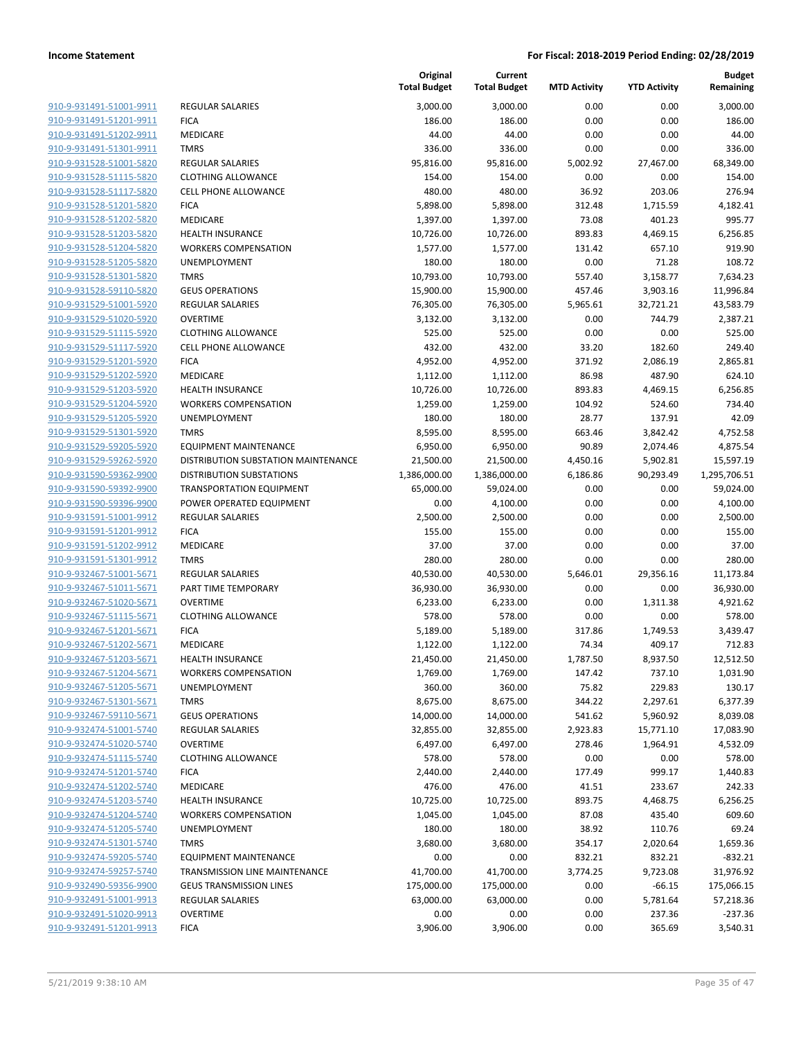| | | Original Total Budget | Current Total Budget | MTD Activity | YTD Activity | Budget Remaining |
|---|---|---|---|---|---|---|
| 910-9-931491-51001-9911 | REGULAR SALARIES | 3,000.00 | 3,000.00 | 0.00 | 0.00 | 3,000.00 |
| 910-9-931491-51201-9911 | FICA | 186.00 | 186.00 | 0.00 | 0.00 | 186.00 |
| 910-9-931491-51202-9911 | MEDICARE | 44.00 | 44.00 | 0.00 | 0.00 | 44.00 |
| 910-9-931491-51301-9911 | TMRS | 336.00 | 336.00 | 0.00 | 0.00 | 336.00 |
| 910-9-931528-51001-5820 | REGULAR SALARIES | 95,816.00 | 95,816.00 | 5,002.92 | 27,467.00 | 68,349.00 |
| 910-9-931528-51115-5820 | CLOTHING ALLOWANCE | 154.00 | 154.00 | 0.00 | 0.00 | 154.00 |
| 910-9-931528-51117-5820 | CELL PHONE ALLOWANCE | 480.00 | 480.00 | 36.92 | 203.06 | 276.94 |
| 910-9-931528-51201-5820 | FICA | 5,898.00 | 5,898.00 | 312.48 | 1,715.59 | 4,182.41 |
| 910-9-931528-51202-5820 | MEDICARE | 1,397.00 | 1,397.00 | 73.08 | 401.23 | 995.77 |
| 910-9-931528-51203-5820 | HEALTH INSURANCE | 10,726.00 | 10,726.00 | 893.83 | 4,469.15 | 6,256.85 |
| 910-9-931528-51204-5820 | WORKERS COMPENSATION | 1,577.00 | 1,577.00 | 131.42 | 657.10 | 919.90 |
| 910-9-931528-51205-5820 | UNEMPLOYMENT | 180.00 | 180.00 | 0.00 | 71.28 | 108.72 |
| 910-9-931528-51301-5820 | TMRS | 10,793.00 | 10,793.00 | 557.40 | 3,158.77 | 7,634.23 |
| 910-9-931528-59110-5820 | GEUS OPERATIONS | 15,900.00 | 15,900.00 | 457.46 | 3,903.16 | 11,996.84 |
| 910-9-931529-51001-5920 | REGULAR SALARIES | 76,305.00 | 76,305.00 | 5,965.61 | 32,721.21 | 43,583.79 |
| 910-9-931529-51020-5920 | OVERTIME | 3,132.00 | 3,132.00 | 0.00 | 744.79 | 2,387.21 |
| 910-9-931529-51115-5920 | CLOTHING ALLOWANCE | 525.00 | 525.00 | 0.00 | 0.00 | 525.00 |
| 910-9-931529-51117-5920 | CELL PHONE ALLOWANCE | 432.00 | 432.00 | 33.20 | 182.60 | 249.40 |
| 910-9-931529-51201-5920 | FICA | 4,952.00 | 4,952.00 | 371.92 | 2,086.19 | 2,865.81 |
| 910-9-931529-51202-5920 | MEDICARE | 1,112.00 | 1,112.00 | 86.98 | 487.90 | 624.10 |
| 910-9-931529-51203-5920 | HEALTH INSURANCE | 10,726.00 | 10,726.00 | 893.83 | 4,469.15 | 6,256.85 |
| 910-9-931529-51204-5920 | WORKERS COMPENSATION | 1,259.00 | 1,259.00 | 104.92 | 524.60 | 734.40 |
| 910-9-931529-51205-5920 | UNEMPLOYMENT | 180.00 | 180.00 | 28.77 | 137.91 | 42.09 |
| 910-9-931529-51301-5920 | TMRS | 8,595.00 | 8,595.00 | 663.46 | 3,842.42 | 4,752.58 |
| 910-9-931529-59205-5920 | EQUIPMENT MAINTENANCE | 6,950.00 | 6,950.00 | 90.89 | 2,074.46 | 4,875.54 |
| 910-9-931529-59262-5920 | DISTRIBUTION SUBSTATION MAINTENANCE | 21,500.00 | 21,500.00 | 4,450.16 | 5,902.81 | 15,597.19 |
| 910-9-931590-59362-9900 | DISTRIBUTION SUBSTATIONS | 1,386,000.00 | 1,386,000.00 | 6,186.86 | 90,293.49 | 1,295,706.51 |
| 910-9-931590-59392-9900 | TRANSPORTATION EQUIPMENT | 65,000.00 | 59,024.00 | 0.00 | 0.00 | 59,024.00 |
| 910-9-931590-59396-9900 | POWER OPERATED EQUIPMENT | 0.00 | 4,100.00 | 0.00 | 0.00 | 4,100.00 |
| 910-9-931591-51001-9912 | REGULAR SALARIES | 2,500.00 | 2,500.00 | 0.00 | 0.00 | 2,500.00 |
| 910-9-931591-51201-9912 | FICA | 155.00 | 155.00 | 0.00 | 0.00 | 155.00 |
| 910-9-931591-51202-9912 | MEDICARE | 37.00 | 37.00 | 0.00 | 0.00 | 37.00 |
| 910-9-931591-51301-9912 | TMRS | 280.00 | 280.00 | 0.00 | 0.00 | 280.00 |
| 910-9-932467-51001-5671 | REGULAR SALARIES | 40,530.00 | 40,530.00 | 5,646.01 | 29,356.16 | 11,173.84 |
| 910-9-932467-51011-5671 | PART TIME TEMPORARY | 36,930.00 | 36,930.00 | 0.00 | 0.00 | 36,930.00 |
| 910-9-932467-51020-5671 | OVERTIME | 6,233.00 | 6,233.00 | 0.00 | 1,311.38 | 4,921.62 |
| 910-9-932467-51115-5671 | CLOTHING ALLOWANCE | 578.00 | 578.00 | 0.00 | 0.00 | 578.00 |
| 910-9-932467-51201-5671 | FICA | 5,189.00 | 5,189.00 | 317.86 | 1,749.53 | 3,439.47 |
| 910-9-932467-51202-5671 | MEDICARE | 1,122.00 | 1,122.00 | 74.34 | 409.17 | 712.83 |
| 910-9-932467-51203-5671 | HEALTH INSURANCE | 21,450.00 | 21,450.00 | 1,787.50 | 8,937.50 | 12,512.50 |
| 910-9-932467-51204-5671 | WORKERS COMPENSATION | 1,769.00 | 1,769.00 | 147.42 | 737.10 | 1,031.90 |
| 910-9-932467-51205-5671 | UNEMPLOYMENT | 360.00 | 360.00 | 75.82 | 229.83 | 130.17 |
| 910-9-932467-51301-5671 | TMRS | 8,675.00 | 8,675.00 | 344.22 | 2,297.61 | 6,377.39 |
| 910-9-932467-59110-5671 | GEUS OPERATIONS | 14,000.00 | 14,000.00 | 541.62 | 5,960.92 | 8,039.08 |
| 910-9-932474-51001-5740 | REGULAR SALARIES | 32,855.00 | 32,855.00 | 2,923.83 | 15,771.10 | 17,083.90 |
| 910-9-932474-51020-5740 | OVERTIME | 6,497.00 | 6,497.00 | 278.46 | 1,964.91 | 4,532.09 |
| 910-9-932474-51115-5740 | CLOTHING ALLOWANCE | 578.00 | 578.00 | 0.00 | 0.00 | 578.00 |
| 910-9-932474-51201-5740 | FICA | 2,440.00 | 2,440.00 | 177.49 | 999.17 | 1,440.83 |
| 910-9-932474-51202-5740 | MEDICARE | 476.00 | 476.00 | 41.51 | 233.67 | 242.33 |
| 910-9-932474-51203-5740 | HEALTH INSURANCE | 10,725.00 | 10,725.00 | 893.75 | 4,468.75 | 6,256.25 |
| 910-9-932474-51204-5740 | WORKERS COMPENSATION | 1,045.00 | 1,045.00 | 87.08 | 435.40 | 609.60 |
| 910-9-932474-51205-5740 | UNEMPLOYMENT | 180.00 | 180.00 | 38.92 | 110.76 | 69.24 |
| 910-9-932474-51301-5740 | TMRS | 3,680.00 | 3,680.00 | 354.17 | 2,020.64 | 1,659.36 |
| 910-9-932474-59205-5740 | EQUIPMENT MAINTENANCE | 0.00 | 0.00 | 832.21 | 832.21 | -832.21 |
| 910-9-932474-59257-5740 | TRANSMISSION LINE MAINTENANCE | 41,700.00 | 41,700.00 | 3,774.25 | 9,723.08 | 31,976.92 |
| 910-9-932490-59356-9900 | GEUS TRANSMISSION LINES | 175,000.00 | 175,000.00 | 0.00 | -66.15 | 175,066.15 |
| 910-9-932491-51001-9913 | REGULAR SALARIES | 63,000.00 | 63,000.00 | 0.00 | 5,781.64 | 57,218.36 |
| 910-9-932491-51020-9913 | OVERTIME | 0.00 | 0.00 | 0.00 | 237.36 | -237.36 |
| 910-9-932491-51201-9913 | FICA | 3,906.00 | 3,906.00 | 0.00 | 365.69 | 3,540.31 |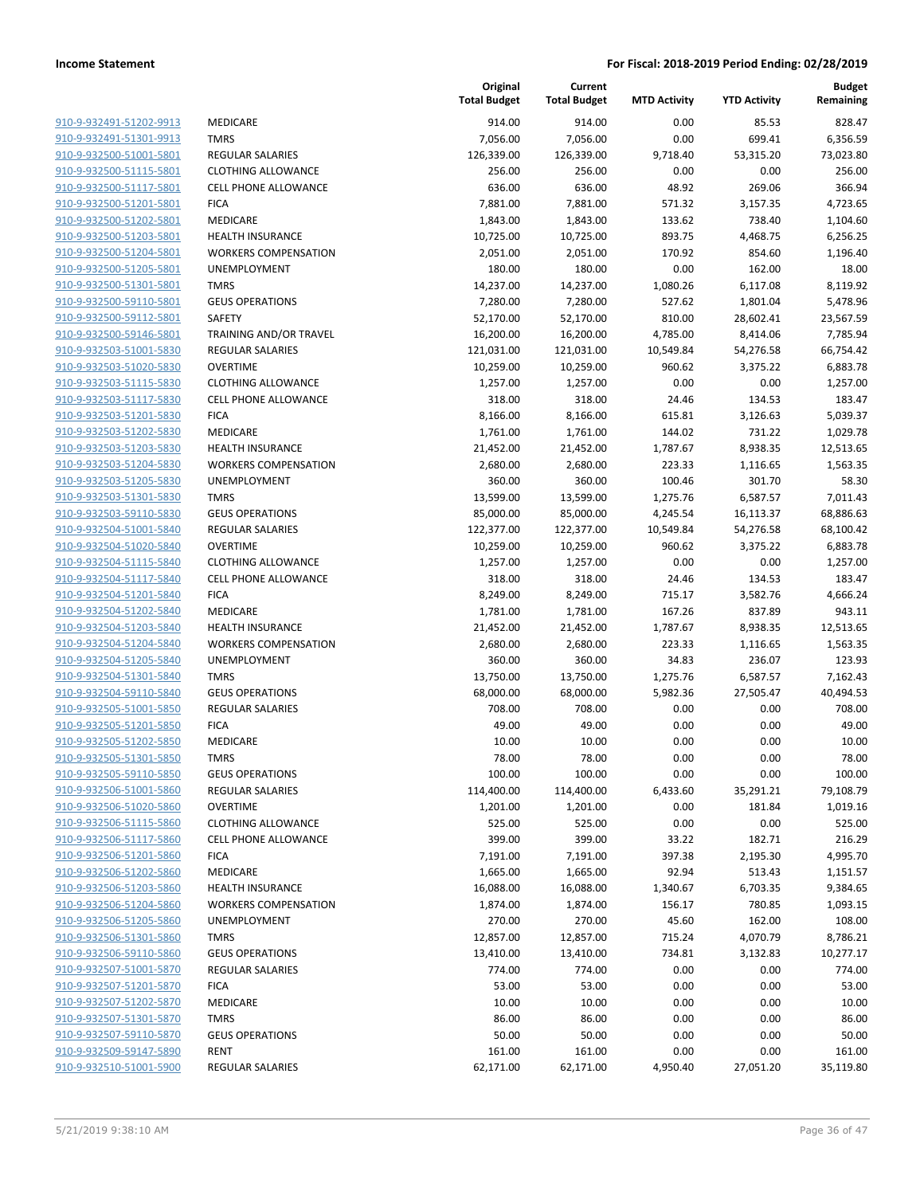**Income Statement** — **For Fiscal: 2018-2019 Period Ending: 02/28/2019**

| | | Original Total Budget | Current Total Budget | MTD Activity | YTD Activity | Budget Remaining |
|---|---|---|---|---|---|---|
| 910-9-932491-51202-9913 | MEDICARE | 914.00 | 914.00 | 0.00 | 85.53 | 828.47 |
| 910-9-932491-51301-9913 | TMRS | 7,056.00 | 7,056.00 | 0.00 | 699.41 | 6,356.59 |
| 910-9-932500-51001-5801 | REGULAR SALARIES | 126,339.00 | 126,339.00 | 9,718.40 | 53,315.20 | 73,023.80 |
| 910-9-932500-51115-5801 | CLOTHING ALLOWANCE | 256.00 | 256.00 | 0.00 | 0.00 | 256.00 |
| 910-9-932500-51117-5801 | CELL PHONE ALLOWANCE | 636.00 | 636.00 | 48.92 | 269.06 | 366.94 |
| 910-9-932500-51201-5801 | FICA | 7,881.00 | 7,881.00 | 571.32 | 3,157.35 | 4,723.65 |
| 910-9-932500-51202-5801 | MEDICARE | 1,843.00 | 1,843.00 | 133.62 | 738.40 | 1,104.60 |
| 910-9-932500-51203-5801 | HEALTH INSURANCE | 10,725.00 | 10,725.00 | 893.75 | 4,468.75 | 6,256.25 |
| 910-9-932500-51204-5801 | WORKERS COMPENSATION | 2,051.00 | 2,051.00 | 170.92 | 854.60 | 1,196.40 |
| 910-9-932500-51205-5801 | UNEMPLOYMENT | 180.00 | 180.00 | 0.00 | 162.00 | 18.00 |
| 910-9-932500-51301-5801 | TMRS | 14,237.00 | 14,237.00 | 1,080.26 | 6,117.08 | 8,119.92 |
| 910-9-932500-59110-5801 | GEUS OPERATIONS | 7,280.00 | 7,280.00 | 527.62 | 1,801.04 | 5,478.96 |
| 910-9-932500-59112-5801 | SAFETY | 52,170.00 | 52,170.00 | 810.00 | 28,602.41 | 23,567.59 |
| 910-9-932500-59146-5801 | TRAINING AND/OR TRAVEL | 16,200.00 | 16,200.00 | 4,785.00 | 8,414.06 | 7,785.94 |
| 910-9-932503-51001-5830 | REGULAR SALARIES | 121,031.00 | 121,031.00 | 10,549.84 | 54,276.58 | 66,754.42 |
| 910-9-932503-51020-5830 | OVERTIME | 10,259.00 | 10,259.00 | 960.62 | 3,375.22 | 6,883.78 |
| 910-9-932503-51115-5830 | CLOTHING ALLOWANCE | 1,257.00 | 1,257.00 | 0.00 | 0.00 | 1,257.00 |
| 910-9-932503-51117-5830 | CELL PHONE ALLOWANCE | 318.00 | 318.00 | 24.46 | 134.53 | 183.47 |
| 910-9-932503-51201-5830 | FICA | 8,166.00 | 8,166.00 | 615.81 | 3,126.63 | 5,039.37 |
| 910-9-932503-51202-5830 | MEDICARE | 1,761.00 | 1,761.00 | 144.02 | 731.22 | 1,029.78 |
| 910-9-932503-51203-5830 | HEALTH INSURANCE | 21,452.00 | 21,452.00 | 1,787.67 | 8,938.35 | 12,513.65 |
| 910-9-932503-51204-5830 | WORKERS COMPENSATION | 2,680.00 | 2,680.00 | 223.33 | 1,116.65 | 1,563.35 |
| 910-9-932503-51205-5830 | UNEMPLOYMENT | 360.00 | 360.00 | 100.46 | 301.70 | 58.30 |
| 910-9-932503-51301-5830 | TMRS | 13,599.00 | 13,599.00 | 1,275.76 | 6,587.57 | 7,011.43 |
| 910-9-932503-59110-5830 | GEUS OPERATIONS | 85,000.00 | 85,000.00 | 4,245.54 | 16,113.37 | 68,886.63 |
| 910-9-932504-51001-5840 | REGULAR SALARIES | 122,377.00 | 122,377.00 | 10,549.84 | 54,276.58 | 68,100.42 |
| 910-9-932504-51020-5840 | OVERTIME | 10,259.00 | 10,259.00 | 960.62 | 3,375.22 | 6,883.78 |
| 910-9-932504-51115-5840 | CLOTHING ALLOWANCE | 1,257.00 | 1,257.00 | 0.00 | 0.00 | 1,257.00 |
| 910-9-932504-51117-5840 | CELL PHONE ALLOWANCE | 318.00 | 318.00 | 24.46 | 134.53 | 183.47 |
| 910-9-932504-51201-5840 | FICA | 8,249.00 | 8,249.00 | 715.17 | 3,582.76 | 4,666.24 |
| 910-9-932504-51202-5840 | MEDICARE | 1,781.00 | 1,781.00 | 167.26 | 837.89 | 943.11 |
| 910-9-932504-51203-5840 | HEALTH INSURANCE | 21,452.00 | 21,452.00 | 1,787.67 | 8,938.35 | 12,513.65 |
| 910-9-932504-51204-5840 | WORKERS COMPENSATION | 2,680.00 | 2,680.00 | 223.33 | 1,116.65 | 1,563.35 |
| 910-9-932504-51205-5840 | UNEMPLOYMENT | 360.00 | 360.00 | 34.83 | 236.07 | 123.93 |
| 910-9-932504-51301-5840 | TMRS | 13,750.00 | 13,750.00 | 1,275.76 | 6,587.57 | 7,162.43 |
| 910-9-932504-59110-5840 | GEUS OPERATIONS | 68,000.00 | 68,000.00 | 5,982.36 | 27,505.47 | 40,494.53 |
| 910-9-932505-51001-5850 | REGULAR SALARIES | 708.00 | 708.00 | 0.00 | 0.00 | 708.00 |
| 910-9-932505-51201-5850 | FICA | 49.00 | 49.00 | 0.00 | 0.00 | 49.00 |
| 910-9-932505-51202-5850 | MEDICARE | 10.00 | 10.00 | 0.00 | 0.00 | 10.00 |
| 910-9-932505-51301-5850 | TMRS | 78.00 | 78.00 | 0.00 | 0.00 | 78.00 |
| 910-9-932505-59110-5850 | GEUS OPERATIONS | 100.00 | 100.00 | 0.00 | 0.00 | 100.00 |
| 910-9-932506-51001-5860 | REGULAR SALARIES | 114,400.00 | 114,400.00 | 6,433.60 | 35,291.21 | 79,108.79 |
| 910-9-932506-51020-5860 | OVERTIME | 1,201.00 | 1,201.00 | 0.00 | 181.84 | 1,019.16 |
| 910-9-932506-51115-5860 | CLOTHING ALLOWANCE | 525.00 | 525.00 | 0.00 | 0.00 | 525.00 |
| 910-9-932506-51117-5860 | CELL PHONE ALLOWANCE | 399.00 | 399.00 | 33.22 | 182.71 | 216.29 |
| 910-9-932506-51201-5860 | FICA | 7,191.00 | 7,191.00 | 397.38 | 2,195.30 | 4,995.70 |
| 910-9-932506-51202-5860 | MEDICARE | 1,665.00 | 1,665.00 | 92.94 | 513.43 | 1,151.57 |
| 910-9-932506-51203-5860 | HEALTH INSURANCE | 16,088.00 | 16,088.00 | 1,340.67 | 6,703.35 | 9,384.65 |
| 910-9-932506-51204-5860 | WORKERS COMPENSATION | 1,874.00 | 1,874.00 | 156.17 | 780.85 | 1,093.15 |
| 910-9-932506-51205-5860 | UNEMPLOYMENT | 270.00 | 270.00 | 45.60 | 162.00 | 108.00 |
| 910-9-932506-51301-5860 | TMRS | 12,857.00 | 12,857.00 | 715.24 | 4,070.79 | 8,786.21 |
| 910-9-932506-59110-5860 | GEUS OPERATIONS | 13,410.00 | 13,410.00 | 734.81 | 3,132.83 | 10,277.17 |
| 910-9-932507-51001-5870 | REGULAR SALARIES | 774.00 | 774.00 | 0.00 | 0.00 | 774.00 |
| 910-9-932507-51201-5870 | FICA | 53.00 | 53.00 | 0.00 | 0.00 | 53.00 |
| 910-9-932507-51202-5870 | MEDICARE | 10.00 | 10.00 | 0.00 | 0.00 | 10.00 |
| 910-9-932507-51301-5870 | TMRS | 86.00 | 86.00 | 0.00 | 0.00 | 86.00 |
| 910-9-932507-59110-5870 | GEUS OPERATIONS | 50.00 | 50.00 | 0.00 | 0.00 | 50.00 |
| 910-9-932509-59147-5890 | RENT | 161.00 | 161.00 | 0.00 | 0.00 | 161.00 |
| 910-9-932510-51001-5900 | REGULAR SALARIES | 62,171.00 | 62,171.00 | 4,950.40 | 27,051.20 | 35,119.80 |

5/21/2019 9:38:10 AM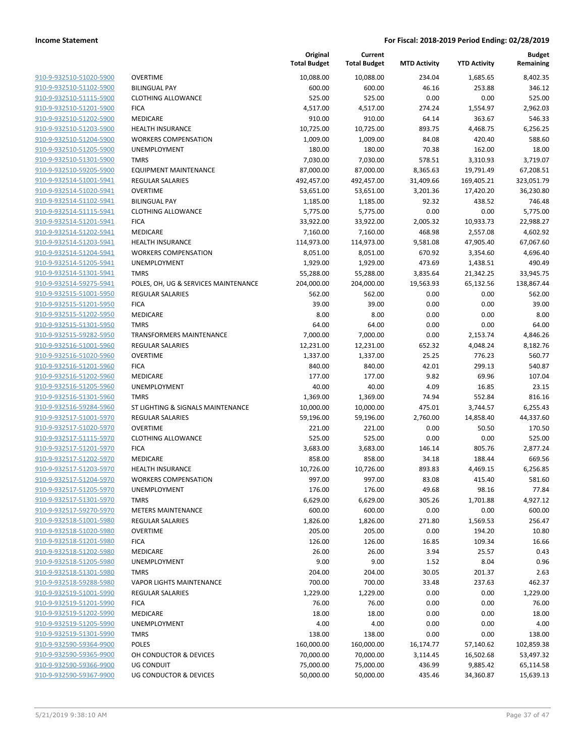| | | Original Total Budget | Current Total Budget | MTD Activity | YTD Activity | Budget Remaining |
|---|---|---|---|---|---|---|
| 910-9-932510-51020-5900 | OVERTIME | 10,088.00 | 10,088.00 | 234.04 | 1,685.65 | 8,402.35 |
| 910-9-932510-51102-5900 | BILINGUAL PAY | 600.00 | 600.00 | 46.16 | 253.88 | 346.12 |
| 910-9-932510-51115-5900 | CLOTHING ALLOWANCE | 525.00 | 525.00 | 0.00 | 0.00 | 525.00 |
| 910-9-932510-51201-5900 | FICA | 4,517.00 | 4,517.00 | 274.24 | 1,554.97 | 2,962.03 |
| 910-9-932510-51202-5900 | MEDICARE | 910.00 | 910.00 | 64.14 | 363.67 | 546.33 |
| 910-9-932510-51203-5900 | HEALTH INSURANCE | 10,725.00 | 10,725.00 | 893.75 | 4,468.75 | 6,256.25 |
| 910-9-932510-51204-5900 | WORKERS COMPENSATION | 1,009.00 | 1,009.00 | 84.08 | 420.40 | 588.60 |
| 910-9-932510-51205-5900 | UNEMPLOYMENT | 180.00 | 180.00 | 70.38 | 162.00 | 18.00 |
| 910-9-932510-51301-5900 | TMRS | 7,030.00 | 7,030.00 | 578.51 | 3,310.93 | 3,719.07 |
| 910-9-932510-59205-5900 | EQUIPMENT MAINTENANCE | 87,000.00 | 87,000.00 | 8,365.63 | 19,791.49 | 67,208.51 |
| 910-9-932514-51001-5941 | REGULAR SALARIES | 492,457.00 | 492,457.00 | 31,409.66 | 169,405.21 | 323,051.79 |
| 910-9-932514-51020-5941 | OVERTIME | 53,651.00 | 53,651.00 | 3,201.36 | 17,420.20 | 36,230.80 |
| 910-9-932514-51102-5941 | BILINGUAL PAY | 1,185.00 | 1,185.00 | 92.32 | 438.52 | 746.48 |
| 910-9-932514-51115-5941 | CLOTHING ALLOWANCE | 5,775.00 | 5,775.00 | 0.00 | 0.00 | 5,775.00 |
| 910-9-932514-51201-5941 | FICA | 33,922.00 | 33,922.00 | 2,005.32 | 10,933.73 | 22,988.27 |
| 910-9-932514-51202-5941 | MEDICARE | 7,160.00 | 7,160.00 | 468.98 | 2,557.08 | 4,602.92 |
| 910-9-932514-51203-5941 | HEALTH INSURANCE | 114,973.00 | 114,973.00 | 9,581.08 | 47,905.40 | 67,067.60 |
| 910-9-932514-51204-5941 | WORKERS COMPENSATION | 8,051.00 | 8,051.00 | 670.92 | 3,354.60 | 4,696.40 |
| 910-9-932514-51205-5941 | UNEMPLOYMENT | 1,929.00 | 1,929.00 | 473.69 | 1,438.51 | 490.49 |
| 910-9-932514-51301-5941 | TMRS | 55,288.00 | 55,288.00 | 3,835.64 | 21,342.25 | 33,945.75 |
| 910-9-932514-59275-5941 | POLES, OH, UG & SERVICES MAINTENANCE | 204,000.00 | 204,000.00 | 19,563.93 | 65,132.56 | 138,867.44 |
| 910-9-932515-51001-5950 | REGULAR SALARIES | 562.00 | 562.00 | 0.00 | 0.00 | 562.00 |
| 910-9-932515-51201-5950 | FICA | 39.00 | 39.00 | 0.00 | 0.00 | 39.00 |
| 910-9-932515-51202-5950 | MEDICARE | 8.00 | 8.00 | 0.00 | 0.00 | 8.00 |
| 910-9-932515-51301-5950 | TMRS | 64.00 | 64.00 | 0.00 | 0.00 | 64.00 |
| 910-9-932515-59282-5950 | TRANSFORMERS MAINTENANCE | 7,000.00 | 7,000.00 | 0.00 | 2,153.74 | 4,846.26 |
| 910-9-932516-51001-5960 | REGULAR SALARIES | 12,231.00 | 12,231.00 | 652.32 | 4,048.24 | 8,182.76 |
| 910-9-932516-51020-5960 | OVERTIME | 1,337.00 | 1,337.00 | 25.25 | 776.23 | 560.77 |
| 910-9-932516-51201-5960 | FICA | 840.00 | 840.00 | 42.01 | 299.13 | 540.87 |
| 910-9-932516-51202-5960 | MEDICARE | 177.00 | 177.00 | 9.82 | 69.96 | 107.04 |
| 910-9-932516-51205-5960 | UNEMPLOYMENT | 40.00 | 40.00 | 4.09 | 16.85 | 23.15 |
| 910-9-932516-51301-5960 | TMRS | 1,369.00 | 1,369.00 | 74.94 | 552.84 | 816.16 |
| 910-9-932516-59284-5960 | ST LIGHTING & SIGNALS MAINTENANCE | 10,000.00 | 10,000.00 | 475.01 | 3,744.57 | 6,255.43 |
| 910-9-932517-51001-5970 | REGULAR SALARIES | 59,196.00 | 59,196.00 | 2,760.00 | 14,858.40 | 44,337.60 |
| 910-9-932517-51020-5970 | OVERTIME | 221.00 | 221.00 | 0.00 | 50.50 | 170.50 |
| 910-9-932517-51115-5970 | CLOTHING ALLOWANCE | 525.00 | 525.00 | 0.00 | 0.00 | 525.00 |
| 910-9-932517-51201-5970 | FICA | 3,683.00 | 3,683.00 | 146.14 | 805.76 | 2,877.24 |
| 910-9-932517-51202-5970 | MEDICARE | 858.00 | 858.00 | 34.18 | 188.44 | 669.56 |
| 910-9-932517-51203-5970 | HEALTH INSURANCE | 10,726.00 | 10,726.00 | 893.83 | 4,469.15 | 6,256.85 |
| 910-9-932517-51204-5970 | WORKERS COMPENSATION | 997.00 | 997.00 | 83.08 | 415.40 | 581.60 |
| 910-9-932517-51205-5970 | UNEMPLOYMENT | 176.00 | 176.00 | 49.68 | 98.16 | 77.84 |
| 910-9-932517-51301-5970 | TMRS | 6,629.00 | 6,629.00 | 305.26 | 1,701.88 | 4,927.12 |
| 910-9-932517-59270-5970 | METERS MAINTENANCE | 600.00 | 600.00 | 0.00 | 0.00 | 600.00 |
| 910-9-932518-51001-5980 | REGULAR SALARIES | 1,826.00 | 1,826.00 | 271.80 | 1,569.53 | 256.47 |
| 910-9-932518-51020-5980 | OVERTIME | 205.00 | 205.00 | 0.00 | 194.20 | 10.80 |
| 910-9-932518-51201-5980 | FICA | 126.00 | 126.00 | 16.85 | 109.34 | 16.66 |
| 910-9-932518-51202-5980 | MEDICARE | 26.00 | 26.00 | 3.94 | 25.57 | 0.43 |
| 910-9-932518-51205-5980 | UNEMPLOYMENT | 9.00 | 9.00 | 1.52 | 8.04 | 0.96 |
| 910-9-932518-51301-5980 | TMRS | 204.00 | 204.00 | 30.05 | 201.37 | 2.63 |
| 910-9-932518-59288-5980 | VAPOR LIGHTS MAINTENANCE | 700.00 | 700.00 | 33.48 | 237.63 | 462.37 |
| 910-9-932519-51001-5990 | REGULAR SALARIES | 1,229.00 | 1,229.00 | 0.00 | 0.00 | 1,229.00 |
| 910-9-932519-51201-5990 | FICA | 76.00 | 76.00 | 0.00 | 0.00 | 76.00 |
| 910-9-932519-51202-5990 | MEDICARE | 18.00 | 18.00 | 0.00 | 0.00 | 18.00 |
| 910-9-932519-51205-5990 | UNEMPLOYMENT | 4.00 | 4.00 | 0.00 | 0.00 | 4.00 |
| 910-9-932519-51301-5990 | TMRS | 138.00 | 138.00 | 0.00 | 0.00 | 138.00 |
| 910-9-932590-59364-9900 | POLES | 160,000.00 | 160,000.00 | 16,174.77 | 57,140.62 | 102,859.38 |
| 910-9-932590-59365-9900 | OH CONDUCTOR & DEVICES | 70,000.00 | 70,000.00 | 3,114.45 | 16,502.68 | 53,497.32 |
| 910-9-932590-59366-9900 | UG CONDUIT | 75,000.00 | 75,000.00 | 436.99 | 9,885.42 | 65,114.58 |
| 910-9-932590-59367-9900 | UG CONDUCTOR & DEVICES | 50,000.00 | 50,000.00 | 435.46 | 34,360.87 | 15,639.13 |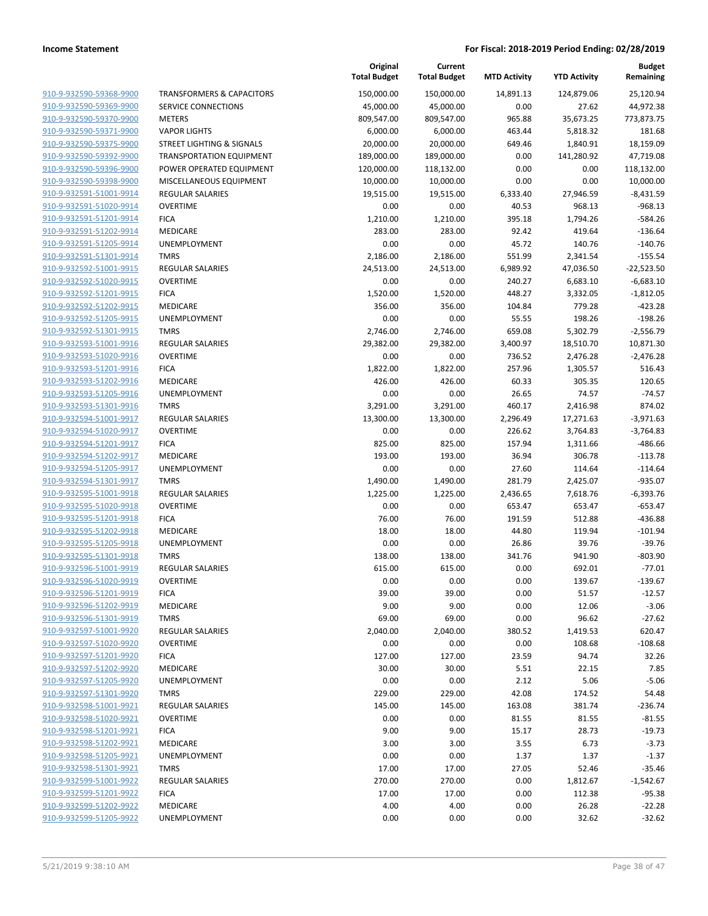**Income Statement** | **For Fiscal: 2018-2019 Period Ending: 02/28/2019**

| | | Original Total Budget | Current Total Budget | MTD Activity | YTD Activity | Budget Remaining |
|---|---|---|---|---|---|---|
| 910-9-932590-59368-9900 | TRANSFORMERS & CAPACITORS | 150,000.00 | 150,000.00 | 14,891.13 | 124,879.06 | 25,120.94 |
| 910-9-932590-59369-9900 | SERVICE CONNECTIONS | 45,000.00 | 45,000.00 | 0.00 | 27.62 | 44,972.38 |
| 910-9-932590-59370-9900 | METERS | 809,547.00 | 809,547.00 | 965.88 | 35,673.25 | 773,873.75 |
| 910-9-932590-59371-9900 | VAPOR LIGHTS | 6,000.00 | 6,000.00 | 463.44 | 5,818.32 | 181.68 |
| 910-9-932590-59375-9900 | STREET LIGHTING & SIGNALS | 20,000.00 | 20,000.00 | 649.46 | 1,840.91 | 18,159.09 |
| 910-9-932590-59392-9900 | TRANSPORTATION EQUIPMENT | 189,000.00 | 189,000.00 | 0.00 | 141,280.92 | 47,719.08 |
| 910-9-932590-59396-9900 | POWER OPERATED EQUIPMENT | 120,000.00 | 118,132.00 | 0.00 | 0.00 | 118,132.00 |
| 910-9-932590-59398-9900 | MISCELLANEOUS EQUIPMENT | 10,000.00 | 10,000.00 | 0.00 | 0.00 | 10,000.00 |
| 910-9-932591-51001-9914 | REGULAR SALARIES | 19,515.00 | 19,515.00 | 6,333.40 | 27,946.59 | -8,431.59 |
| 910-9-932591-51020-9914 | OVERTIME | 0.00 | 0.00 | 40.53 | 968.13 | -968.13 |
| 910-9-932591-51201-9914 | FICA | 1,210.00 | 1,210.00 | 395.18 | 1,794.26 | -584.26 |
| 910-9-932591-51202-9914 | MEDICARE | 283.00 | 283.00 | 92.42 | 419.64 | -136.64 |
| 910-9-932591-51205-9914 | UNEMPLOYMENT | 0.00 | 0.00 | 45.72 | 140.76 | -140.76 |
| 910-9-932591-51301-9914 | TMRS | 2,186.00 | 2,186.00 | 551.99 | 2,341.54 | -155.54 |
| 910-9-932592-51001-9915 | REGULAR SALARIES | 24,513.00 | 24,513.00 | 6,989.92 | 47,036.50 | -22,523.50 |
| 910-9-932592-51020-9915 | OVERTIME | 0.00 | 0.00 | 240.27 | 6,683.10 | -6,683.10 |
| 910-9-932592-51201-9915 | FICA | 1,520.00 | 1,520.00 | 448.27 | 3,332.05 | -1,812.05 |
| 910-9-932592-51202-9915 | MEDICARE | 356.00 | 356.00 | 104.84 | 779.28 | -423.28 |
| 910-9-932592-51205-9915 | UNEMPLOYMENT | 0.00 | 0.00 | 55.55 | 198.26 | -198.26 |
| 910-9-932592-51301-9915 | TMRS | 2,746.00 | 2,746.00 | 659.08 | 5,302.79 | -2,556.79 |
| 910-9-932593-51001-9916 | REGULAR SALARIES | 29,382.00 | 29,382.00 | 3,400.97 | 18,510.70 | 10,871.30 |
| 910-9-932593-51020-9916 | OVERTIME | 0.00 | 0.00 | 736.52 | 2,476.28 | -2,476.28 |
| 910-9-932593-51201-9916 | FICA | 1,822.00 | 1,822.00 | 257.96 | 1,305.57 | 516.43 |
| 910-9-932593-51202-9916 | MEDICARE | 426.00 | 426.00 | 60.33 | 305.35 | 120.65 |
| 910-9-932593-51205-9916 | UNEMPLOYMENT | 0.00 | 0.00 | 26.65 | 74.57 | -74.57 |
| 910-9-932593-51301-9916 | TMRS | 3,291.00 | 3,291.00 | 460.17 | 2,416.98 | 874.02 |
| 910-9-932594-51001-9917 | REGULAR SALARIES | 13,300.00 | 13,300.00 | 2,296.49 | 17,271.63 | -3,971.63 |
| 910-9-932594-51020-9917 | OVERTIME | 0.00 | 0.00 | 226.62 | 3,764.83 | -3,764.83 |
| 910-9-932594-51201-9917 | FICA | 825.00 | 825.00 | 157.94 | 1,311.66 | -486.66 |
| 910-9-932594-51202-9917 | MEDICARE | 193.00 | 193.00 | 36.94 | 306.78 | -113.78 |
| 910-9-932594-51205-9917 | UNEMPLOYMENT | 0.00 | 0.00 | 27.60 | 114.64 | -114.64 |
| 910-9-932594-51301-9917 | TMRS | 1,490.00 | 1,490.00 | 281.79 | 2,425.07 | -935.07 |
| 910-9-932595-51001-9918 | REGULAR SALARIES | 1,225.00 | 1,225.00 | 2,436.65 | 7,618.76 | -6,393.76 |
| 910-9-932595-51020-9918 | OVERTIME | 0.00 | 0.00 | 653.47 | 653.47 | -653.47 |
| 910-9-932595-51201-9918 | FICA | 76.00 | 76.00 | 191.59 | 512.88 | -436.88 |
| 910-9-932595-51202-9918 | MEDICARE | 18.00 | 18.00 | 44.80 | 119.94 | -101.94 |
| 910-9-932595-51205-9918 | UNEMPLOYMENT | 0.00 | 0.00 | 26.86 | 39.76 | -39.76 |
| 910-9-932595-51301-9918 | TMRS | 138.00 | 138.00 | 341.76 | 941.90 | -803.90 |
| 910-9-932596-51001-9919 | REGULAR SALARIES | 615.00 | 615.00 | 0.00 | 692.01 | -77.01 |
| 910-9-932596-51020-9919 | OVERTIME | 0.00 | 0.00 | 0.00 | 139.67 | -139.67 |
| 910-9-932596-51201-9919 | FICA | 39.00 | 39.00 | 0.00 | 51.57 | -12.57 |
| 910-9-932596-51202-9919 | MEDICARE | 9.00 | 9.00 | 0.00 | 12.06 | -3.06 |
| 910-9-932596-51301-9919 | TMRS | 69.00 | 69.00 | 0.00 | 96.62 | -27.62 |
| 910-9-932597-51001-9920 | REGULAR SALARIES | 2,040.00 | 2,040.00 | 380.52 | 1,419.53 | 620.47 |
| 910-9-932597-51020-9920 | OVERTIME | 0.00 | 0.00 | 0.00 | 108.68 | -108.68 |
| 910-9-932597-51201-9920 | FICA | 127.00 | 127.00 | 23.59 | 94.74 | 32.26 |
| 910-9-932597-51202-9920 | MEDICARE | 30.00 | 30.00 | 5.51 | 22.15 | 7.85 |
| 910-9-932597-51205-9920 | UNEMPLOYMENT | 0.00 | 0.00 | 2.12 | 5.06 | -5.06 |
| 910-9-932597-51301-9920 | TMRS | 229.00 | 229.00 | 42.08 | 174.52 | 54.48 |
| 910-9-932598-51001-9921 | REGULAR SALARIES | 145.00 | 145.00 | 163.08 | 381.74 | -236.74 |
| 910-9-932598-51020-9921 | OVERTIME | 0.00 | 0.00 | 81.55 | 81.55 | -81.55 |
| 910-9-932598-51201-9921 | FICA | 9.00 | 9.00 | 15.17 | 28.73 | -19.73 |
| 910-9-932598-51202-9921 | MEDICARE | 3.00 | 3.00 | 3.55 | 6.73 | -3.73 |
| 910-9-932598-51205-9921 | UNEMPLOYMENT | 0.00 | 0.00 | 1.37 | 1.37 | -1.37 |
| 910-9-932598-51301-9921 | TMRS | 17.00 | 17.00 | 27.05 | 52.46 | -35.46 |
| 910-9-932599-51001-9922 | REGULAR SALARIES | 270.00 | 270.00 | 0.00 | 1,812.67 | -1,542.67 |
| 910-9-932599-51201-9922 | FICA | 17.00 | 17.00 | 0.00 | 112.38 | -95.38 |
| 910-9-932599-51202-9922 | MEDICARE | 4.00 | 4.00 | 0.00 | 26.28 | -22.28 |
| 910-9-932599-51205-9922 | UNEMPLOYMENT | 0.00 | 0.00 | 0.00 | 32.62 | -32.62 |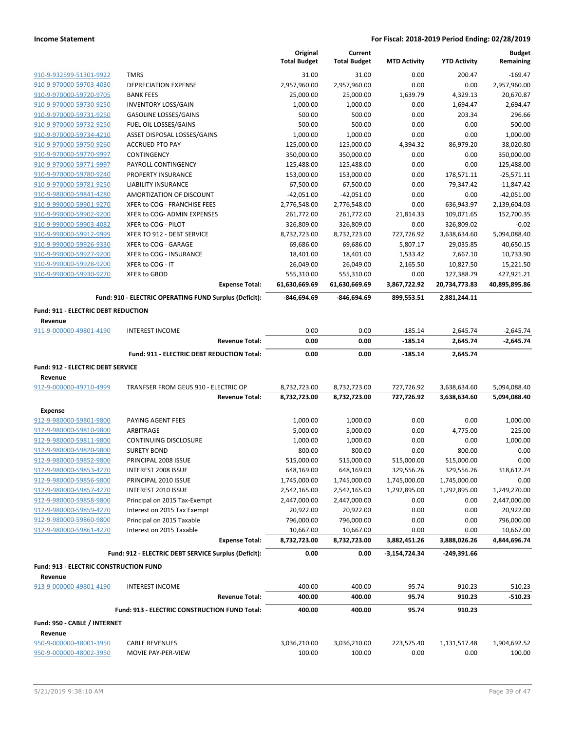**Income Statement** — **For Fiscal: 2018-2019 Period Ending: 02/28/2019**

| | | Original Total Budget | Current Total Budget | MTD Activity | YTD Activity | Budget Remaining |
|---|---|---|---|---|---|---|
| 910-9-932599-51301-9922 | TMRS | 31.00 | 31.00 | 0.00 | 200.47 | -169.47 |
| 910-9-970000-59703-4030 | DEPRECIATION EXPENSE | 2,957,960.00 | 2,957,960.00 | 0.00 | 0.00 | 2,957,960.00 |
| 910-9-970000-59720-9705 | BANK FEES | 25,000.00 | 25,000.00 | 1,639.79 | 4,329.13 | 20,670.87 |
| 910-9-970000-59730-9250 | INVENTORY LOSS/GAIN | 1,000.00 | 1,000.00 | 0.00 | -1,694.47 | 2,694.47 |
| 910-9-970000-59731-9250 | GASOLINE LOSSES/GAINS | 500.00 | 500.00 | 0.00 | 203.34 | 296.66 |
| 910-9-970000-59732-9250 | FUEL OIL LOSSES/GAINS | 500.00 | 500.00 | 0.00 | 0.00 | 500.00 |
| 910-9-970000-59734-4210 | ASSET DISPOSAL LOSSES/GAINS | 1,000.00 | 1,000.00 | 0.00 | 0.00 | 1,000.00 |
| 910-9-970000-59750-9260 | ACCRUED PTO PAY | 125,000.00 | 125,000.00 | 4,394.32 | 86,979.20 | 38,020.80 |
| 910-9-970000-59770-9997 | CONTINGENCY | 350,000.00 | 350,000.00 | 0.00 | 0.00 | 350,000.00 |
| 910-9-970000-59771-9997 | PAYROLL CONTINGENCY | 125,488.00 | 125,488.00 | 0.00 | 0.00 | 125,488.00 |
| 910-9-970000-59780-9240 | PROPERTY INSURANCE | 153,000.00 | 153,000.00 | 0.00 | 178,571.11 | -25,571.11 |
| 910-9-970000-59781-9250 | LIABILITY INSURANCE | 67,500.00 | 67,500.00 | 0.00 | 79,347.42 | -11,847.42 |
| 910-9-980000-59841-4280 | AMORTIZATION OF DISCOUNT | -42,051.00 | -42,051.00 | 0.00 | 0.00 | -42,051.00 |
| 910-9-990000-59901-9270 | XFER to COG - FRANCHISE FEES | 2,776,548.00 | 2,776,548.00 | 0.00 | 636,943.97 | 2,139,604.03 |
| 910-9-990000-59902-9200 | XFER to COG- ADMIN EXPENSES | 261,772.00 | 261,772.00 | 21,814.33 | 109,071.65 | 152,700.35 |
| 910-9-990000-59903-4082 | XFER to COG - PILOT | 326,809.00 | 326,809.00 | 0.00 | 326,809.02 | -0.02 |
| 910-9-990000-59912-9999 | XFER TO 912 - DEBT SERVICE | 8,732,723.00 | 8,732,723.00 | 727,726.92 | 3,638,634.60 | 5,094,088.40 |
| 910-9-990000-59926-9330 | XFER to COG - GARAGE | 69,686.00 | 69,686.00 | 5,807.17 | 29,035.85 | 40,650.15 |
| 910-9-990000-59927-9200 | XFER to COG - INSURANCE | 18,401.00 | 18,401.00 | 1,533.42 | 7,667.10 | 10,733.90 |
| 910-9-990000-59928-9200 | XFER to COG - IT | 26,049.00 | 26,049.00 | 2,165.50 | 10,827.50 | 15,221.50 |
| 910-9-990000-59930-9270 | XFER to GBOD | 555,310.00 | 555,310.00 | 0.00 | 127,388.79 | 427,921.21 |
| | **Expense Total:** | **61,630,669.69** | **61,630,669.69** | **3,867,722.92** | **20,734,773.83** | **40,895,895.86** |
| | **Fund: 910 - ELECTRIC OPERATING FUND Surplus (Deficit):** | **-846,694.69** | **-846,694.69** | **899,553.51** | **2,881,244.11** | |
| **Fund: 911 - ELECTRIC DEBT REDUCTION** | | | | | | |
| **Revenue** | | | | | | |
| 911-9-000000-49801-4190 | INTEREST INCOME | 0.00 | 0.00 | -185.14 | 2,645.74 | -2,645.74 |
| | **Revenue Total:** | **0.00** | **0.00** | **-185.14** | **2,645.74** | **-2,645.74** |
| | **Fund: 911 - ELECTRIC DEBT REDUCTION Total:** | **0.00** | **0.00** | **-185.14** | **2,645.74** | |
| **Fund: 912 - ELECTRIC DEBT SERVICE** | | | | | | |
| **Revenue** | | | | | | |
| 912-9-000000-49710-4999 | TRANFSER FROM GEUS 910 - ELECTRIC OP | 8,732,723.00 | 8,732,723.00 | 727,726.92 | 3,638,634.60 | 5,094,088.40 |
| | **Revenue Total:** | **8,732,723.00** | **8,732,723.00** | **727,726.92** | **3,638,634.60** | **5,094,088.40** |
| **Expense** | | | | | | |
| 912-9-980000-59801-9800 | PAYING AGENT FEES | 1,000.00 | 1,000.00 | 0.00 | 0.00 | 1,000.00 |
| 912-9-980000-59810-9800 | ARBITRAGE | 5,000.00 | 5,000.00 | 0.00 | 4,775.00 | 225.00 |
| 912-9-980000-59811-9800 | CONTINUING DISCLOSURE | 1,000.00 | 1,000.00 | 0.00 | 0.00 | 1,000.00 |
| 912-9-980000-59820-9800 | SURETY BOND | 800.00 | 800.00 | 0.00 | 800.00 | 0.00 |
| 912-9-980000-59852-9800 | PRINCIPAL 2008 ISSUE | 515,000.00 | 515,000.00 | 515,000.00 | 515,000.00 | 0.00 |
| 912-9-980000-59853-4270 | INTEREST 2008 ISSUE | 648,169.00 | 648,169.00 | 329,556.26 | 329,556.26 | 318,612.74 |
| 912-9-980000-59856-9800 | PRINCIPAL 2010 ISSUE | 1,745,000.00 | 1,745,000.00 | 1,745,000.00 | 1,745,000.00 | 0.00 |
| 912-9-980000-59857-4270 | INTEREST 2010 ISSUE | 2,542,165.00 | 2,542,165.00 | 1,292,895.00 | 1,292,895.00 | 1,249,270.00 |
| 912-9-980000-59858-9800 | Principal on 2015 Tax-Exempt | 2,447,000.00 | 2,447,000.00 | 0.00 | 0.00 | 2,447,000.00 |
| 912-9-980000-59859-4270 | Interest on 2015 Tax Exempt | 20,922.00 | 20,922.00 | 0.00 | 0.00 | 20,922.00 |
| 912-9-980000-59860-9800 | Principal on 2015 Taxable | 796,000.00 | 796,000.00 | 0.00 | 0.00 | 796,000.00 |
| 912-9-980000-59861-4270 | Interest on 2015 Taxable | 10,667.00 | 10,667.00 | 0.00 | 0.00 | 10,667.00 |
| | **Expense Total:** | **8,732,723.00** | **8,732,723.00** | **3,882,451.26** | **3,888,026.26** | **4,844,696.74** |
| | **Fund: 912 - ELECTRIC DEBT SERVICE Surplus (Deficit):** | **0.00** | **0.00** | **-3,154,724.34** | **-249,391.66** | |
| **Fund: 913 - ELECTRIC CONSTRUCTION FUND** | | | | | | |
| **Revenue** | | | | | | |
| 913-9-000000-49801-4190 | INTEREST INCOME | 400.00 | 400.00 | 95.74 | 910.23 | -510.23 |
| | **Revenue Total:** | **400.00** | **400.00** | **95.74** | **910.23** | **-510.23** |
| | **Fund: 913 - ELECTRIC CONSTRUCTION FUND Total:** | **400.00** | **400.00** | **95.74** | **910.23** | |
| **Fund: 950 - CABLE / INTERNET** | | | | | | |
| **Revenue** | | | | | | |
| 950-9-000000-48001-3950 | CABLE REVENUES | 3,036,210.00 | 3,036,210.00 | 223,575.40 | 1,131,517.48 | 1,904,692.52 |
| 950-9-000000-48002-3950 | MOVIE PAY-PER-VIEW | 100.00 | 100.00 | 0.00 | 0.00 | 100.00 |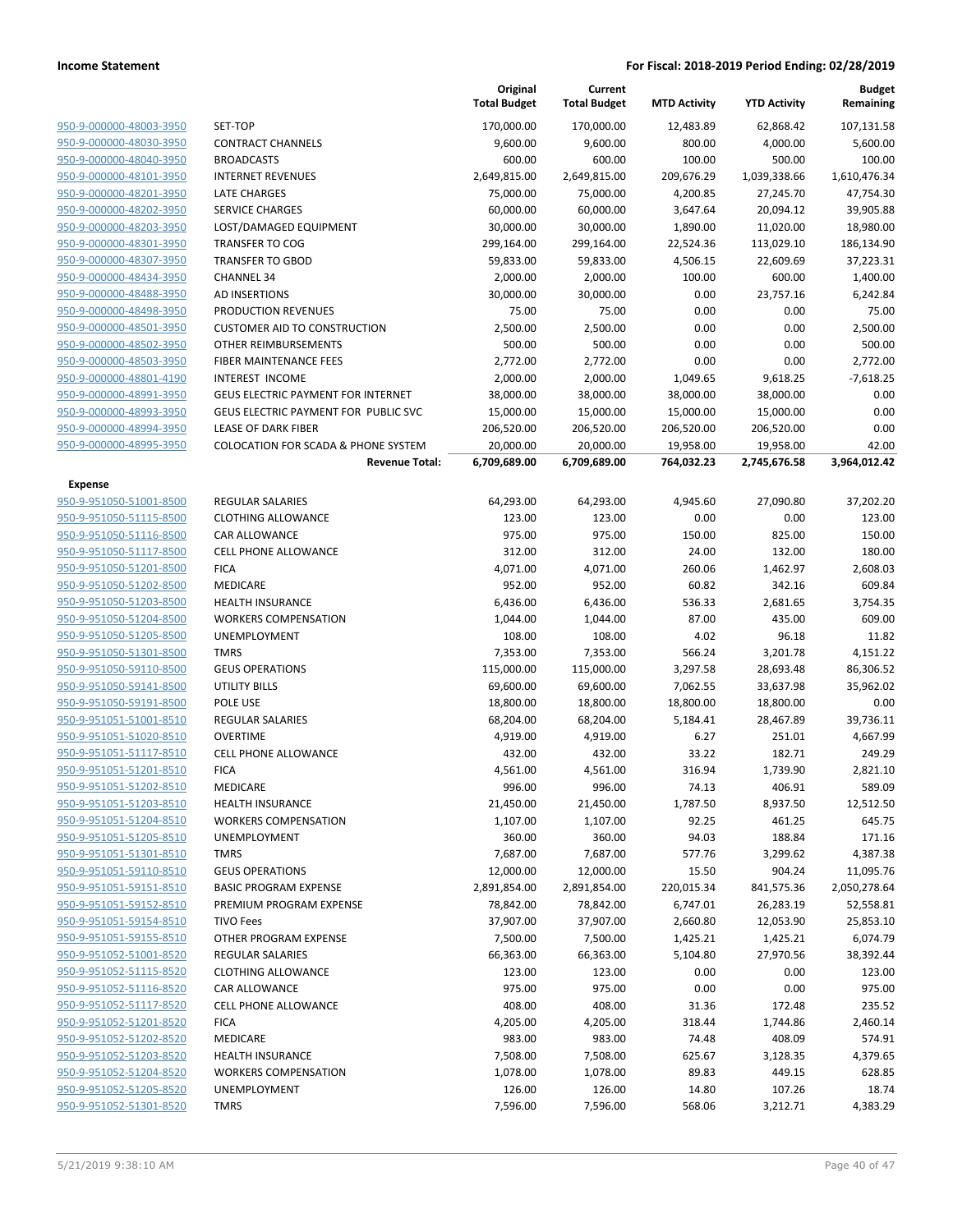| | | Original Total Budget | Current Total Budget | MTD Activity | YTD Activity | Budget Remaining |
|---|---|---|---|---|---|---|
| 950-9-000000-48003-3950 | SET-TOP | 170,000.00 | 170,000.00 | 12,483.89 | 62,868.42 | 107,131.58 |
| 950-9-000000-48030-3950 | CONTRACT CHANNELS | 9,600.00 | 9,600.00 | 800.00 | 4,000.00 | 5,600.00 |
| 950-9-000000-48040-3950 | BROADCASTS | 600.00 | 600.00 | 100.00 | 500.00 | 100.00 |
| 950-9-000000-48101-3950 | INTERNET REVENUES | 2,649,815.00 | 2,649,815.00 | 209,676.29 | 1,039,338.66 | 1,610,476.34 |
| 950-9-000000-48201-3950 | LATE CHARGES | 75,000.00 | 75,000.00 | 4,200.85 | 27,245.70 | 47,754.30 |
| 950-9-000000-48202-3950 | SERVICE CHARGES | 60,000.00 | 60,000.00 | 3,647.64 | 20,094.12 | 39,905.88 |
| 950-9-000000-48203-3950 | LOST/DAMAGED EQUIPMENT | 30,000.00 | 30,000.00 | 1,890.00 | 11,020.00 | 18,980.00 |
| 950-9-000000-48301-3950 | TRANSFER TO COG | 299,164.00 | 299,164.00 | 22,524.36 | 113,029.10 | 186,134.90 |
| 950-9-000000-48307-3950 | TRANSFER TO GBOD | 59,833.00 | 59,833.00 | 4,506.15 | 22,609.69 | 37,223.31 |
| 950-9-000000-48434-3950 | CHANNEL 34 | 2,000.00 | 2,000.00 | 100.00 | 600.00 | 1,400.00 |
| 950-9-000000-48488-3950 | AD INSERTIONS | 30,000.00 | 30,000.00 | 0.00 | 23,757.16 | 6,242.84 |
| 950-9-000000-48498-3950 | PRODUCTION REVENUES | 75.00 | 75.00 | 0.00 | 0.00 | 75.00 |
| 950-9-000000-48501-3950 | CUSTOMER AID TO CONSTRUCTION | 2,500.00 | 2,500.00 | 0.00 | 0.00 | 2,500.00 |
| 950-9-000000-48502-3950 | OTHER REIMBURSEMENTS | 500.00 | 500.00 | 0.00 | 0.00 | 500.00 |
| 950-9-000000-48503-3950 | FIBER MAINTENANCE FEES | 2,772.00 | 2,772.00 | 0.00 | 0.00 | 2,772.00 |
| 950-9-000000-48801-4190 | INTEREST INCOME | 2,000.00 | 2,000.00 | 1,049.65 | 9,618.25 | -7,618.25 |
| 950-9-000000-48991-3950 | GEUS ELECTRIC PAYMENT FOR INTERNET | 38,000.00 | 38,000.00 | 38,000.00 | 38,000.00 | 0.00 |
| 950-9-000000-48993-3950 | GEUS ELECTRIC PAYMENT FOR PUBLIC SVC | 15,000.00 | 15,000.00 | 15,000.00 | 15,000.00 | 0.00 |
| 950-9-000000-48994-3950 | LEASE OF DARK FIBER | 206,520.00 | 206,520.00 | 206,520.00 | 206,520.00 | 0.00 |
| 950-9-000000-48995-3950 | COLOCATION FOR SCADA & PHONE SYSTEM | 20,000.00 | 20,000.00 | 19,958.00 | 19,958.00 | 42.00 |
| | **Revenue Total:** | **6,709,689.00** | **6,709,689.00** | **764,032.23** | **2,745,676.58** | **3,964,012.42** |
| **Expense** | | | | | | |
| 950-9-951050-51001-8500 | REGULAR SALARIES | 64,293.00 | 64,293.00 | 4,945.60 | 27,090.80 | 37,202.20 |
| 950-9-951050-51115-8500 | CLOTHING ALLOWANCE | 123.00 | 123.00 | 0.00 | 0.00 | 123.00 |
| 950-9-951050-51116-8500 | CAR ALLOWANCE | 975.00 | 975.00 | 150.00 | 825.00 | 150.00 |
| 950-9-951050-51117-8500 | CELL PHONE ALLOWANCE | 312.00 | 312.00 | 24.00 | 132.00 | 180.00 |
| 950-9-951050-51201-8500 | FICA | 4,071.00 | 4,071.00 | 260.06 | 1,462.97 | 2,608.03 |
| 950-9-951050-51202-8500 | MEDICARE | 952.00 | 952.00 | 60.82 | 342.16 | 609.84 |
| 950-9-951050-51203-8500 | HEALTH INSURANCE | 6,436.00 | 6,436.00 | 536.33 | 2,681.65 | 3,754.35 |
| 950-9-951050-51204-8500 | WORKERS COMPENSATION | 1,044.00 | 1,044.00 | 87.00 | 435.00 | 609.00 |
| 950-9-951050-51205-8500 | UNEMPLOYMENT | 108.00 | 108.00 | 4.02 | 96.18 | 11.82 |
| 950-9-951050-51301-8500 | TMRS | 7,353.00 | 7,353.00 | 566.24 | 3,201.78 | 4,151.22 |
| 950-9-951050-59110-8500 | GEUS OPERATIONS | 115,000.00 | 115,000.00 | 3,297.58 | 28,693.48 | 86,306.52 |
| 950-9-951050-59141-8500 | UTILITY BILLS | 69,600.00 | 69,600.00 | 7,062.55 | 33,637.98 | 35,962.02 |
| 950-9-951050-59191-8500 | POLE USE | 18,800.00 | 18,800.00 | 18,800.00 | 18,800.00 | 0.00 |
| 950-9-951051-51001-8510 | REGULAR SALARIES | 68,204.00 | 68,204.00 | 5,184.41 | 28,467.89 | 39,736.11 |
| 950-9-951051-51020-8510 | OVERTIME | 4,919.00 | 4,919.00 | 6.27 | 251.01 | 4,667.99 |
| 950-9-951051-51117-8510 | CELL PHONE ALLOWANCE | 432.00 | 432.00 | 33.22 | 182.71 | 249.29 |
| 950-9-951051-51201-8510 | FICA | 4,561.00 | 4,561.00 | 316.94 | 1,739.90 | 2,821.10 |
| 950-9-951051-51202-8510 | MEDICARE | 996.00 | 996.00 | 74.13 | 406.91 | 589.09 |
| 950-9-951051-51203-8510 | HEALTH INSURANCE | 21,450.00 | 21,450.00 | 1,787.50 | 8,937.50 | 12,512.50 |
| 950-9-951051-51204-8510 | WORKERS COMPENSATION | 1,107.00 | 1,107.00 | 92.25 | 461.25 | 645.75 |
| 950-9-951051-51205-8510 | UNEMPLOYMENT | 360.00 | 360.00 | 94.03 | 188.84 | 171.16 |
| 950-9-951051-51301-8510 | TMRS | 7,687.00 | 7,687.00 | 577.76 | 3,299.62 | 4,387.38 |
| 950-9-951051-59110-8510 | GEUS OPERATIONS | 12,000.00 | 12,000.00 | 15.50 | 904.24 | 11,095.76 |
| 950-9-951051-59151-8510 | BASIC PROGRAM EXPENSE | 2,891,854.00 | 2,891,854.00 | 220,015.34 | 841,575.36 | 2,050,278.64 |
| 950-9-951051-59152-8510 | PREMIUM PROGRAM EXPENSE | 78,842.00 | 78,842.00 | 6,747.01 | 26,283.19 | 52,558.81 |
| 950-9-951051-59154-8510 | TIVO Fees | 37,907.00 | 37,907.00 | 2,660.80 | 12,053.90 | 25,853.10 |
| 950-9-951051-59155-8510 | OTHER PROGRAM EXPENSE | 7,500.00 | 7,500.00 | 1,425.21 | 1,425.21 | 6,074.79 |
| 950-9-951052-51001-8520 | REGULAR SALARIES | 66,363.00 | 66,363.00 | 5,104.80 | 27,970.56 | 38,392.44 |
| 950-9-951052-51115-8520 | CLOTHING ALLOWANCE | 123.00 | 123.00 | 0.00 | 0.00 | 123.00 |
| 950-9-951052-51116-8520 | CAR ALLOWANCE | 975.00 | 975.00 | 0.00 | 0.00 | 975.00 |
| 950-9-951052-51117-8520 | CELL PHONE ALLOWANCE | 408.00 | 408.00 | 31.36 | 172.48 | 235.52 |
| 950-9-951052-51201-8520 | FICA | 4,205.00 | 4,205.00 | 318.44 | 1,744.86 | 2,460.14 |
| 950-9-951052-51202-8520 | MEDICARE | 983.00 | 983.00 | 74.48 | 408.09 | 574.91 |
| 950-9-951052-51203-8520 | HEALTH INSURANCE | 7,508.00 | 7,508.00 | 625.67 | 3,128.35 | 4,379.65 |
| 950-9-951052-51204-8520 | WORKERS COMPENSATION | 1,078.00 | 1,078.00 | 89.83 | 449.15 | 628.85 |
| 950-9-951052-51205-8520 | UNEMPLOYMENT | 126.00 | 126.00 | 14.80 | 107.26 | 18.74 |
| 950-9-951052-51301-8520 | TMRS | 7,596.00 | 7,596.00 | 568.06 | 3,212.71 | 4,383.29 |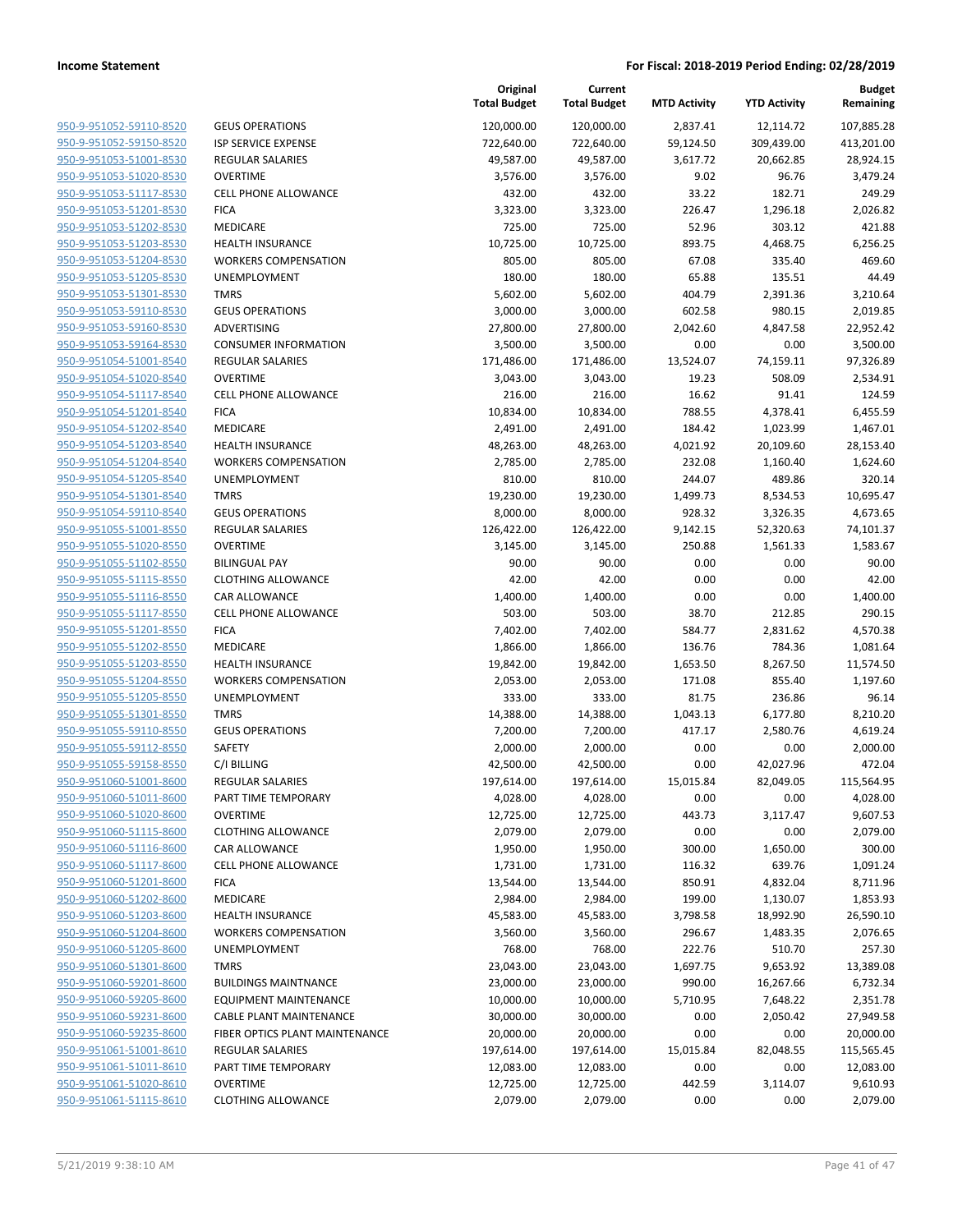| | | Original Total Budget | Current Total Budget | MTD Activity | YTD Activity | Budget Remaining |
|---|---|---|---|---|---|---|
| 950-9-951052-59110-8520 | GEUS OPERATIONS | 120,000.00 | 120,000.00 | 2,837.41 | 12,114.72 | 107,885.28 |
| 950-9-951052-59150-8520 | ISP SERVICE EXPENSE | 722,640.00 | 722,640.00 | 59,124.50 | 309,439.00 | 413,201.00 |
| 950-9-951053-51001-8530 | REGULAR SALARIES | 49,587.00 | 49,587.00 | 3,617.72 | 20,662.85 | 28,924.15 |
| 950-9-951053-51020-8530 | OVERTIME | 3,576.00 | 3,576.00 | 9.02 | 96.76 | 3,479.24 |
| 950-9-951053-51117-8530 | CELL PHONE ALLOWANCE | 432.00 | 432.00 | 33.22 | 182.71 | 249.29 |
| 950-9-951053-51201-8530 | FICA | 3,323.00 | 3,323.00 | 226.47 | 1,296.18 | 2,026.82 |
| 950-9-951053-51202-8530 | MEDICARE | 725.00 | 725.00 | 52.96 | 303.12 | 421.88 |
| 950-9-951053-51203-8530 | HEALTH INSURANCE | 10,725.00 | 10,725.00 | 893.75 | 4,468.75 | 6,256.25 |
| 950-9-951053-51204-8530 | WORKERS COMPENSATION | 805.00 | 805.00 | 67.08 | 335.40 | 469.60 |
| 950-9-951053-51205-8530 | UNEMPLOYMENT | 180.00 | 180.00 | 65.88 | 135.51 | 44.49 |
| 950-9-951053-51301-8530 | TMRS | 5,602.00 | 5,602.00 | 404.79 | 2,391.36 | 3,210.64 |
| 950-9-951053-59110-8530 | GEUS OPERATIONS | 3,000.00 | 3,000.00 | 602.58 | 980.15 | 2,019.85 |
| 950-9-951053-59160-8530 | ADVERTISING | 27,800.00 | 27,800.00 | 2,042.60 | 4,847.58 | 22,952.42 |
| 950-9-951053-59164-8530 | CONSUMER INFORMATION | 3,500.00 | 3,500.00 | 0.00 | 0.00 | 3,500.00 |
| 950-9-951054-51001-8540 | REGULAR SALARIES | 171,486.00 | 171,486.00 | 13,524.07 | 74,159.11 | 97,326.89 |
| 950-9-951054-51020-8540 | OVERTIME | 3,043.00 | 3,043.00 | 19.23 | 508.09 | 2,534.91 |
| 950-9-951054-51117-8540 | CELL PHONE ALLOWANCE | 216.00 | 216.00 | 16.62 | 91.41 | 124.59 |
| 950-9-951054-51201-8540 | FICA | 10,834.00 | 10,834.00 | 788.55 | 4,378.41 | 6,455.59 |
| 950-9-951054-51202-8540 | MEDICARE | 2,491.00 | 2,491.00 | 184.42 | 1,023.99 | 1,467.01 |
| 950-9-951054-51203-8540 | HEALTH INSURANCE | 48,263.00 | 48,263.00 | 4,021.92 | 20,109.60 | 28,153.40 |
| 950-9-951054-51204-8540 | WORKERS COMPENSATION | 2,785.00 | 2,785.00 | 232.08 | 1,160.40 | 1,624.60 |
| 950-9-951054-51205-8540 | UNEMPLOYMENT | 810.00 | 810.00 | 244.07 | 489.86 | 320.14 |
| 950-9-951054-51301-8540 | TMRS | 19,230.00 | 19,230.00 | 1,499.73 | 8,534.53 | 10,695.47 |
| 950-9-951054-59110-8540 | GEUS OPERATIONS | 8,000.00 | 8,000.00 | 928.32 | 3,326.35 | 4,673.65 |
| 950-9-951055-51001-8550 | REGULAR SALARIES | 126,422.00 | 126,422.00 | 9,142.15 | 52,320.63 | 74,101.37 |
| 950-9-951055-51020-8550 | OVERTIME | 3,145.00 | 3,145.00 | 250.88 | 1,561.33 | 1,583.67 |
| 950-9-951055-51102-8550 | BILINGUAL PAY | 90.00 | 90.00 | 0.00 | 0.00 | 90.00 |
| 950-9-951055-51115-8550 | CLOTHING ALLOWANCE | 42.00 | 42.00 | 0.00 | 0.00 | 42.00 |
| 950-9-951055-51116-8550 | CAR ALLOWANCE | 1,400.00 | 1,400.00 | 0.00 | 0.00 | 1,400.00 |
| 950-9-951055-51117-8550 | CELL PHONE ALLOWANCE | 503.00 | 503.00 | 38.70 | 212.85 | 290.15 |
| 950-9-951055-51201-8550 | FICA | 7,402.00 | 7,402.00 | 584.77 | 2,831.62 | 4,570.38 |
| 950-9-951055-51202-8550 | MEDICARE | 1,866.00 | 1,866.00 | 136.76 | 784.36 | 1,081.64 |
| 950-9-951055-51203-8550 | HEALTH INSURANCE | 19,842.00 | 19,842.00 | 1,653.50 | 8,267.50 | 11,574.50 |
| 950-9-951055-51204-8550 | WORKERS COMPENSATION | 2,053.00 | 2,053.00 | 171.08 | 855.40 | 1,197.60 |
| 950-9-951055-51205-8550 | UNEMPLOYMENT | 333.00 | 333.00 | 81.75 | 236.86 | 96.14 |
| 950-9-951055-51301-8550 | TMRS | 14,388.00 | 14,388.00 | 1,043.13 | 6,177.80 | 8,210.20 |
| 950-9-951055-59110-8550 | GEUS OPERATIONS | 7,200.00 | 7,200.00 | 417.17 | 2,580.76 | 4,619.24 |
| 950-9-951055-59112-8550 | SAFETY | 2,000.00 | 2,000.00 | 0.00 | 0.00 | 2,000.00 |
| 950-9-951055-59158-8550 | C/I BILLING | 42,500.00 | 42,500.00 | 0.00 | 42,027.96 | 472.04 |
| 950-9-951060-51001-8600 | REGULAR SALARIES | 197,614.00 | 197,614.00 | 15,015.84 | 82,049.05 | 115,564.95 |
| 950-9-951060-51011-8600 | PART TIME TEMPORARY | 4,028.00 | 4,028.00 | 0.00 | 0.00 | 4,028.00 |
| 950-9-951060-51020-8600 | OVERTIME | 12,725.00 | 12,725.00 | 443.73 | 3,117.47 | 9,607.53 |
| 950-9-951060-51115-8600 | CLOTHING ALLOWANCE | 2,079.00 | 2,079.00 | 0.00 | 0.00 | 2,079.00 |
| 950-9-951060-51116-8600 | CAR ALLOWANCE | 1,950.00 | 1,950.00 | 300.00 | 1,650.00 | 300.00 |
| 950-9-951060-51117-8600 | CELL PHONE ALLOWANCE | 1,731.00 | 1,731.00 | 116.32 | 639.76 | 1,091.24 |
| 950-9-951060-51201-8600 | FICA | 13,544.00 | 13,544.00 | 850.91 | 4,832.04 | 8,711.96 |
| 950-9-951060-51202-8600 | MEDICARE | 2,984.00 | 2,984.00 | 199.00 | 1,130.07 | 1,853.93 |
| 950-9-951060-51203-8600 | HEALTH INSURANCE | 45,583.00 | 45,583.00 | 3,798.58 | 18,992.90 | 26,590.10 |
| 950-9-951060-51204-8600 | WORKERS COMPENSATION | 3,560.00 | 3,560.00 | 296.67 | 1,483.35 | 2,076.65 |
| 950-9-951060-51205-8600 | UNEMPLOYMENT | 768.00 | 768.00 | 222.76 | 510.70 | 257.30 |
| 950-9-951060-51301-8600 | TMRS | 23,043.00 | 23,043.00 | 1,697.75 | 9,653.92 | 13,389.08 |
| 950-9-951060-59201-8600 | BUILDINGS MAINTNANCE | 23,000.00 | 23,000.00 | 990.00 | 16,267.66 | 6,732.34 |
| 950-9-951060-59205-8600 | EQUIPMENT MAINTENANCE | 10,000.00 | 10,000.00 | 5,710.95 | 7,648.22 | 2,351.78 |
| 950-9-951060-59231-8600 | CABLE PLANT MAINTENANCE | 30,000.00 | 30,000.00 | 0.00 | 2,050.42 | 27,949.58 |
| 950-9-951060-59235-8600 | FIBER OPTICS PLANT MAINTENANCE | 20,000.00 | 20,000.00 | 0.00 | 0.00 | 20,000.00 |
| 950-9-951061-51001-8610 | REGULAR SALARIES | 197,614.00 | 197,614.00 | 15,015.84 | 82,048.55 | 115,565.45 |
| 950-9-951061-51011-8610 | PART TIME TEMPORARY | 12,083.00 | 12,083.00 | 0.00 | 0.00 | 12,083.00 |
| 950-9-951061-51020-8610 | OVERTIME | 12,725.00 | 12,725.00 | 442.59 | 3,114.07 | 9,610.93 |
| 950-9-951061-51115-8610 | CLOTHING ALLOWANCE | 2,079.00 | 2,079.00 | 0.00 | 0.00 | 2,079.00 |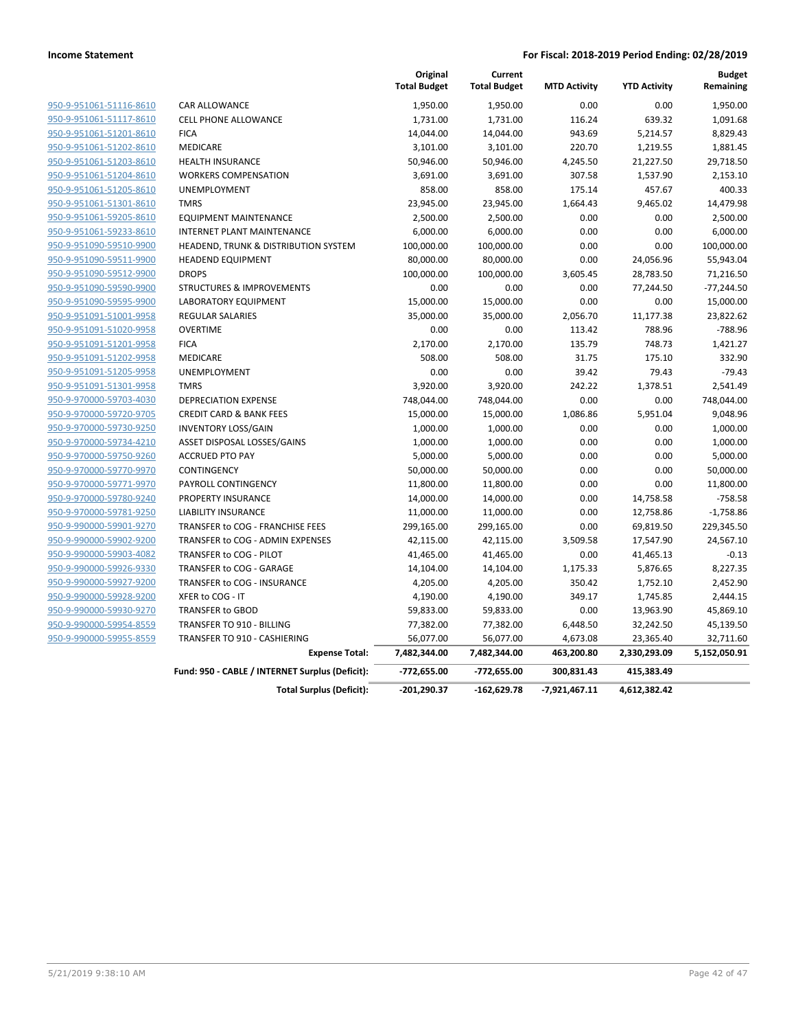**Income Statement** **For Fiscal: 2018-2019 Period Ending: 02/28/2019**

| | | Original Total Budget | Current Total Budget | MTD Activity | YTD Activity | Budget Remaining |
|---|---|---|---|---|---|---|
| 950-9-951061-51116-8610 | CAR ALLOWANCE | 1,950.00 | 1,950.00 | 0.00 | 0.00 | 1,950.00 |
| 950-9-951061-51117-8610 | CELL PHONE ALLOWANCE | 1,731.00 | 1,731.00 | 116.24 | 639.32 | 1,091.68 |
| 950-9-951061-51201-8610 | FICA | 14,044.00 | 14,044.00 | 943.69 | 5,214.57 | 8,829.43 |
| 950-9-951061-51202-8610 | MEDICARE | 3,101.00 | 3,101.00 | 220.70 | 1,219.55 | 1,881.45 |
| 950-9-951061-51203-8610 | HEALTH INSURANCE | 50,946.00 | 50,946.00 | 4,245.50 | 21,227.50 | 29,718.50 |
| 950-9-951061-51204-8610 | WORKERS COMPENSATION | 3,691.00 | 3,691.00 | 307.58 | 1,537.90 | 2,153.10 |
| 950-9-951061-51205-8610 | UNEMPLOYMENT | 858.00 | 858.00 | 175.14 | 457.67 | 400.33 |
| 950-9-951061-51301-8610 | TMRS | 23,945.00 | 23,945.00 | 1,664.43 | 9,465.02 | 14,479.98 |
| 950-9-951061-59205-8610 | EQUIPMENT MAINTENANCE | 2,500.00 | 2,500.00 | 0.00 | 0.00 | 2,500.00 |
| 950-9-951061-59233-8610 | INTERNET PLANT MAINTENANCE | 6,000.00 | 6,000.00 | 0.00 | 0.00 | 6,000.00 |
| 950-9-951090-59510-9900 | HEADEND, TRUNK & DISTRIBUTION SYSTEM | 100,000.00 | 100,000.00 | 0.00 | 0.00 | 100,000.00 |
| 950-9-951090-59511-9900 | HEADEND EQUIPMENT | 80,000.00 | 80,000.00 | 0.00 | 24,056.96 | 55,943.04 |
| 950-9-951090-59512-9900 | DROPS | 100,000.00 | 100,000.00 | 3,605.45 | 28,783.50 | 71,216.50 |
| 950-9-951090-59590-9900 | STRUCTURES & IMPROVEMENTS | 0.00 | 0.00 | 0.00 | 77,244.50 | -77,244.50 |
| 950-9-951090-59595-9900 | LABORATORY EQUIPMENT | 15,000.00 | 15,000.00 | 0.00 | 0.00 | 15,000.00 |
| 950-9-951091-51001-9958 | REGULAR SALARIES | 35,000.00 | 35,000.00 | 2,056.70 | 11,177.38 | 23,822.62 |
| 950-9-951091-51020-9958 | OVERTIME | 0.00 | 0.00 | 113.42 | 788.96 | -788.96 |
| 950-9-951091-51201-9958 | FICA | 2,170.00 | 2,170.00 | 135.79 | 748.73 | 1,421.27 |
| 950-9-951091-51202-9958 | MEDICARE | 508.00 | 508.00 | 31.75 | 175.10 | 332.90 |
| 950-9-951091-51205-9958 | UNEMPLOYMENT | 0.00 | 0.00 | 39.42 | 79.43 | -79.43 |
| 950-9-951091-51301-9958 | TMRS | 3,920.00 | 3,920.00 | 242.22 | 1,378.51 | 2,541.49 |
| 950-9-970000-59703-4030 | DEPRECIATION EXPENSE | 748,044.00 | 748,044.00 | 0.00 | 0.00 | 748,044.00 |
| 950-9-970000-59720-9705 | CREDIT CARD & BANK FEES | 15,000.00 | 15,000.00 | 1,086.86 | 5,951.04 | 9,048.96 |
| 950-9-970000-59730-9250 | INVENTORY LOSS/GAIN | 1,000.00 | 1,000.00 | 0.00 | 0.00 | 1,000.00 |
| 950-9-970000-59734-4210 | ASSET DISPOSAL LOSSES/GAINS | 1,000.00 | 1,000.00 | 0.00 | 0.00 | 1,000.00 |
| 950-9-970000-59750-9260 | ACCRUED PTO PAY | 5,000.00 | 5,000.00 | 0.00 | 0.00 | 5,000.00 |
| 950-9-970000-59770-9970 | CONTINGENCY | 50,000.00 | 50,000.00 | 0.00 | 0.00 | 50,000.00 |
| 950-9-970000-59771-9970 | PAYROLL CONTINGENCY | 11,800.00 | 11,800.00 | 0.00 | 0.00 | 11,800.00 |
| 950-9-970000-59780-9240 | PROPERTY INSURANCE | 14,000.00 | 14,000.00 | 0.00 | 14,758.58 | -758.58 |
| 950-9-970000-59781-9250 | LIABILITY INSURANCE | 11,000.00 | 11,000.00 | 0.00 | 12,758.86 | -1,758.86 |
| 950-9-990000-59901-9270 | TRANSFER to COG - FRANCHISE FEES | 299,165.00 | 299,165.00 | 0.00 | 69,819.50 | 229,345.50 |
| 950-9-990000-59902-9200 | TRANSFER to COG - ADMIN EXPENSES | 42,115.00 | 42,115.00 | 3,509.58 | 17,547.90 | 24,567.10 |
| 950-9-990000-59903-4082 | TRANSFER to COG - PILOT | 41,465.00 | 41,465.00 | 0.00 | 41,465.13 | -0.13 |
| 950-9-990000-59926-9330 | TRANSFER to COG - GARAGE | 14,104.00 | 14,104.00 | 1,175.33 | 5,876.65 | 8,227.35 |
| 950-9-990000-59927-9200 | TRANSFER to COG - INSURANCE | 4,205.00 | 4,205.00 | 350.42 | 1,752.10 | 2,452.90 |
| 950-9-990000-59928-9200 | XFER to COG - IT | 4,190.00 | 4,190.00 | 349.17 | 1,745.85 | 2,444.15 |
| 950-9-990000-59930-9270 | TRANSFER to GBOD | 59,833.00 | 59,833.00 | 0.00 | 13,963.90 | 45,869.10 |
| 950-9-990000-59954-8559 | TRANSFER TO 910 - BILLING | 77,382.00 | 77,382.00 | 6,448.50 | 32,242.50 | 45,139.50 |
| 950-9-990000-59955-8559 | TRANSFER TO 910 - CASHIERING | 56,077.00 | 56,077.00 | 4,673.08 | 23,365.40 | 32,711.60 |
| | **Expense Total:** | **7,482,344.00** | **7,482,344.00** | **463,200.80** | **2,330,293.09** | **5,152,050.91** |
| | **Fund: 950 - CABLE / INTERNET Surplus (Deficit):** | **-772,655.00** | **-772,655.00** | **300,831.43** | **415,383.49** | |
| | **Total Surplus (Deficit):** | **-201,290.37** | **-162,629.78** | **-7,921,467.11** | **4,612,382.42** | |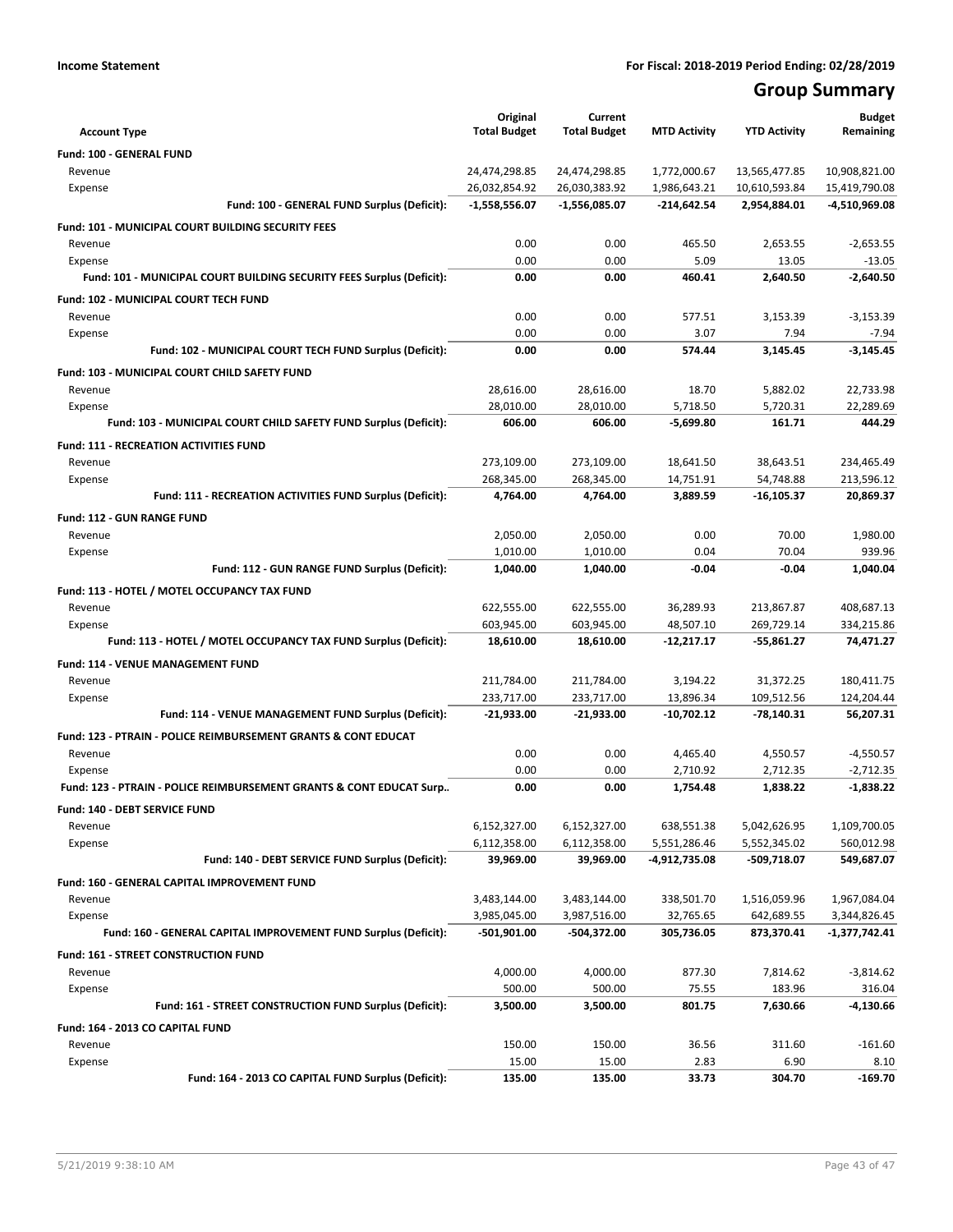**Income Statement** **For Fiscal: 2018-2019 Period Ending: 02/28/2019**

# Group Summary

| Account Type | Original Total Budget | Current Total Budget | MTD Activity | YTD Activity | Budget Remaining |
|---|---|---|---|---|---|
| **Fund: 100 - GENERAL FUND** | | | | | |
| Revenue | 24,474,298.85 | 24,474,298.85 | 1,772,000.67 | 13,565,477.85 | 10,908,821.00 |
| Expense | 26,032,854.92 | 26,030,383.92 | 1,986,643.21 | 10,610,593.84 | 15,419,790.08 |
| **Fund: 100 - GENERAL FUND Surplus (Deficit):** | **-1,558,556.07** | **-1,556,085.07** | **-214,642.54** | **2,954,884.01** | **-4,510,969.08** |
| **Fund: 101 - MUNICIPAL COURT BUILDING SECURITY FEES** | | | | | |
| Revenue | 0.00 | 0.00 | 465.50 | 2,653.55 | -2,653.55 |
| Expense | 0.00 | 0.00 | 5.09 | 13.05 | -13.05 |
| **Fund: 101 - MUNICIPAL COURT BUILDING SECURITY FEES Surplus (Deficit):** | **0.00** | **0.00** | **460.41** | **2,640.50** | **-2,640.50** |
| **Fund: 102 - MUNICIPAL COURT TECH FUND** | | | | | |
| Revenue | 0.00 | 0.00 | 577.51 | 3,153.39 | -3,153.39 |
| Expense | 0.00 | 0.00 | 3.07 | 7.94 | -7.94 |
| **Fund: 102 - MUNICIPAL COURT TECH FUND Surplus (Deficit):** | **0.00** | **0.00** | **574.44** | **3,145.45** | **-3,145.45** |
| **Fund: 103 - MUNICIPAL COURT CHILD SAFETY FUND** | | | | | |
| Revenue | 28,616.00 | 28,616.00 | 18.70 | 5,882.02 | 22,733.98 |
| Expense | 28,010.00 | 28,010.00 | 5,718.50 | 5,720.31 | 22,289.69 |
| **Fund: 103 - MUNICIPAL COURT CHILD SAFETY FUND Surplus (Deficit):** | **606.00** | **606.00** | **-5,699.80** | **161.71** | **444.29** |
| **Fund: 111 - RECREATION ACTIVITIES FUND** | | | | | |
| Revenue | 273,109.00 | 273,109.00 | 18,641.50 | 38,643.51 | 234,465.49 |
| Expense | 268,345.00 | 268,345.00 | 14,751.91 | 54,748.88 | 213,596.12 |
| **Fund: 111 - RECREATION ACTIVITIES FUND Surplus (Deficit):** | **4,764.00** | **4,764.00** | **3,889.59** | **-16,105.37** | **20,869.37** |
| **Fund: 112 - GUN RANGE FUND** | | | | | |
| Revenue | 2,050.00 | 2,050.00 | 0.00 | 70.00 | 1,980.00 |
| Expense | 1,010.00 | 1,010.00 | 0.04 | 70.04 | 939.96 |
| **Fund: 112 - GUN RANGE FUND Surplus (Deficit):** | **1,040.00** | **1,040.00** | **-0.04** | **-0.04** | **1,040.04** |
| **Fund: 113 - HOTEL / MOTEL OCCUPANCY TAX FUND** | | | | | |
| Revenue | 622,555.00 | 622,555.00 | 36,289.93 | 213,867.87 | 408,687.13 |
| Expense | 603,945.00 | 603,945.00 | 48,507.10 | 269,729.14 | 334,215.86 |
| **Fund: 113 - HOTEL / MOTEL OCCUPANCY TAX FUND Surplus (Deficit):** | **18,610.00** | **18,610.00** | **-12,217.17** | **-55,861.27** | **74,471.27** |
| **Fund: 114 - VENUE MANAGEMENT FUND** | | | | | |
| Revenue | 211,784.00 | 211,784.00 | 3,194.22 | 31,372.25 | 180,411.75 |
| Expense | 233,717.00 | 233,717.00 | 13,896.34 | 109,512.56 | 124,204.44 |
| **Fund: 114 - VENUE MANAGEMENT FUND Surplus (Deficit):** | **-21,933.00** | **-21,933.00** | **-10,702.12** | **-78,140.31** | **56,207.31** |
| **Fund: 123 - PTRAIN - POLICE REIMBURSEMENT GRANTS & CONT EDUCAT** | | | | | |
| Revenue | 0.00 | 0.00 | 4,465.40 | 4,550.57 | -4,550.57 |
| Expense | 0.00 | 0.00 | 2,710.92 | 2,712.35 | -2,712.35 |
| **Fund: 123 - PTRAIN - POLICE REIMBURSEMENT GRANTS & CONT EDUCAT Surp..** | **0.00** | **0.00** | **1,754.48** | **1,838.22** | **-1,838.22** |
| **Fund: 140 - DEBT SERVICE FUND** | | | | | |
| Revenue | 6,152,327.00 | 6,152,327.00 | 638,551.38 | 5,042,626.95 | 1,109,700.05 |
| Expense | 6,112,358.00 | 6,112,358.00 | 5,551,286.46 | 5,552,345.02 | 560,012.98 |
| **Fund: 140 - DEBT SERVICE FUND Surplus (Deficit):** | **39,969.00** | **39,969.00** | **-4,912,735.08** | **-509,718.07** | **549,687.07** |
| **Fund: 160 - GENERAL CAPITAL IMPROVEMENT FUND** | | | | | |
| Revenue | 3,483,144.00 | 3,483,144.00 | 338,501.70 | 1,516,059.96 | 1,967,084.04 |
| Expense | 3,985,045.00 | 3,987,516.00 | 32,765.65 | 642,689.55 | 3,344,826.45 |
| **Fund: 160 - GENERAL CAPITAL IMPROVEMENT FUND Surplus (Deficit):** | **-501,901.00** | **-504,372.00** | **305,736.05** | **873,370.41** | **-1,377,742.41** |
| **Fund: 161 - STREET CONSTRUCTION FUND** | | | | | |
| Revenue | 4,000.00 | 4,000.00 | 877.30 | 7,814.62 | -3,814.62 |
| Expense | 500.00 | 500.00 | 75.55 | 183.96 | 316.04 |
| **Fund: 161 - STREET CONSTRUCTION FUND Surplus (Deficit):** | **3,500.00** | **3,500.00** | **801.75** | **7,630.66** | **-4,130.66** |
| **Fund: 164 - 2013 CO CAPITAL FUND** | | | | | |
| Revenue | 150.00 | 150.00 | 36.56 | 311.60 | -161.60 |
| Expense | 15.00 | 15.00 | 2.83 | 6.90 | 8.10 |
| **Fund: 164 - 2013 CO CAPITAL FUND Surplus (Deficit):** | **135.00** | **135.00** | **33.73** | **304.70** | **-169.70** |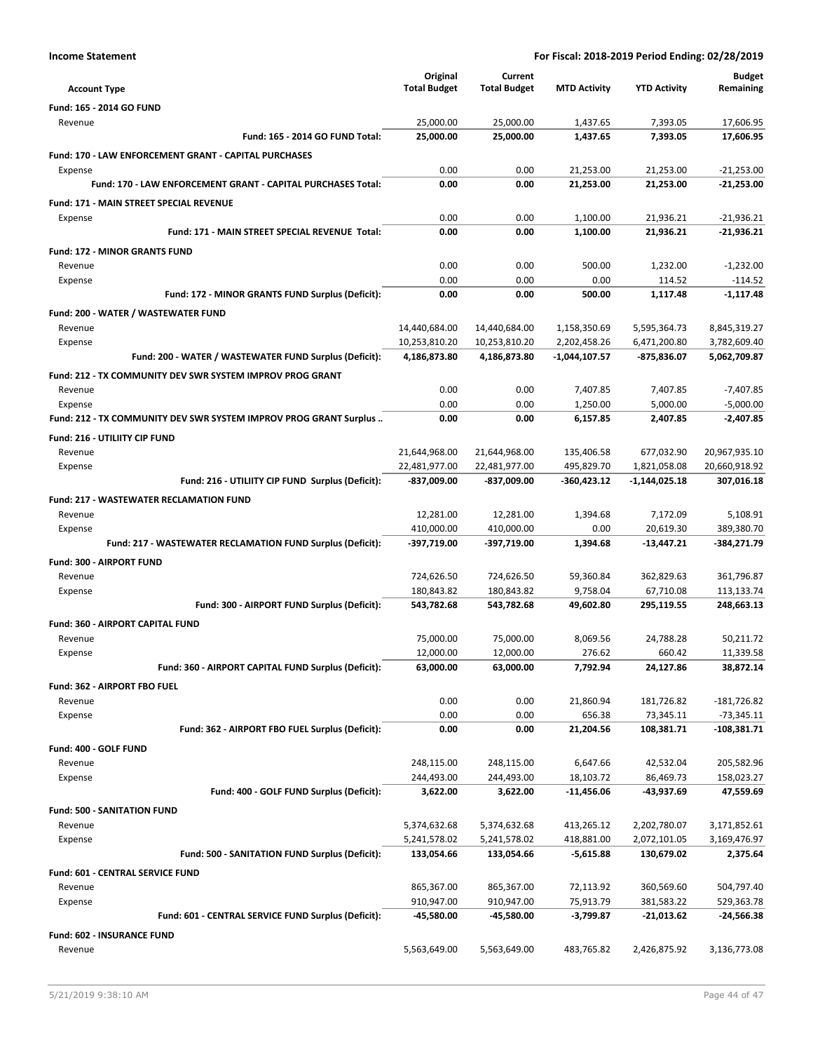**Income Statement** **For Fiscal: 2018-2019 Period Ending: 02/28/2019**

| Account Type | Original Total Budget | Current Total Budget | MTD Activity | YTD Activity | Budget Remaining |
|---|---|---|---|---|---|
| **Fund: 165 - 2014 GO FUND** | | | | | |
| Revenue | 25,000.00 | 25,000.00 | 1,437.65 | 7,393.05 | 17,606.95 |
| **Fund: 165 - 2014 GO FUND Total:** | **25,000.00** | **25,000.00** | **1,437.65** | **7,393.05** | **17,606.95** |
| **Fund: 170 - LAW ENFORCEMENT GRANT - CAPITAL PURCHASES** | | | | | |
| Expense | 0.00 | 0.00 | 21,253.00 | 21,253.00 | -21,253.00 |
| **Fund: 170 - LAW ENFORCEMENT GRANT - CAPITAL PURCHASES Total:** | **0.00** | **0.00** | **21,253.00** | **21,253.00** | **-21,253.00** |
| **Fund: 171 - MAIN STREET SPECIAL REVENUE** | | | | | |
| Expense | 0.00 | 0.00 | 1,100.00 | 21,936.21 | -21,936.21 |
| **Fund: 171 - MAIN STREET SPECIAL REVENUE Total:** | **0.00** | **0.00** | **1,100.00** | **21,936.21** | **-21,936.21** |
| **Fund: 172 - MINOR GRANTS FUND** | | | | | |
| Revenue | 0.00 | 0.00 | 500.00 | 1,232.00 | -1,232.00 |
| Expense | 0.00 | 0.00 | 0.00 | 114.52 | -114.52 |
| **Fund: 172 - MINOR GRANTS FUND Surplus (Deficit):** | **0.00** | **0.00** | **500.00** | **1,117.48** | **-1,117.48** |
| **Fund: 200 - WATER / WASTEWATER FUND** | | | | | |
| Revenue | 14,440,684.00 | 14,440,684.00 | 1,158,350.69 | 5,595,364.73 | 8,845,319.27 |
| Expense | 10,253,810.20 | 10,253,810.20 | 2,202,458.26 | 6,471,200.80 | 3,782,609.40 |
| **Fund: 200 - WATER / WASTEWATER FUND Surplus (Deficit):** | **4,186,873.80** | **4,186,873.80** | **-1,044,107.57** | **-875,836.07** | **5,062,709.87** |
| **Fund: 212 - TX COMMUNITY DEV SWR SYSTEM IMPROV PROG GRANT** | | | | | |
| Revenue | 0.00 | 0.00 | 7,407.85 | 7,407.85 | -7,407.85 |
| Expense | 0.00 | 0.00 | 1,250.00 | 5,000.00 | -5,000.00 |
| **Fund: 212 - TX COMMUNITY DEV SWR SYSTEM IMPROV PROG GRANT Surplus ..** | **0.00** | **0.00** | **6,157.85** | **2,407.85** | **-2,407.85** |
| **Fund: 216 - UTILIITY CIP FUND** | | | | | |
| Revenue | 21,644,968.00 | 21,644,968.00 | 135,406.58 | 677,032.90 | 20,967,935.10 |
| Expense | 22,481,977.00 | 22,481,977.00 | 495,829.70 | 1,821,058.08 | 20,660,918.92 |
| **Fund: 216 - UTILIITY CIP FUND Surplus (Deficit):** | **-837,009.00** | **-837,009.00** | **-360,423.12** | **-1,144,025.18** | **307,016.18** |
| **Fund: 217 - WASTEWATER RECLAMATION FUND** | | | | | |
| Revenue | 12,281.00 | 12,281.00 | 1,394.68 | 7,172.09 | 5,108.91 |
| Expense | 410,000.00 | 410,000.00 | 0.00 | 20,619.30 | 389,380.70 |
| **Fund: 217 - WASTEWATER RECLAMATION FUND Surplus (Deficit):** | **-397,719.00** | **-397,719.00** | **1,394.68** | **-13,447.21** | **-384,271.79** |
| **Fund: 300 - AIRPORT FUND** | | | | | |
| Revenue | 724,626.50 | 724,626.50 | 59,360.84 | 362,829.63 | 361,796.87 |
| Expense | 180,843.82 | 180,843.82 | 9,758.04 | 67,710.08 | 113,133.74 |
| **Fund: 300 - AIRPORT FUND Surplus (Deficit):** | **543,782.68** | **543,782.68** | **49,602.80** | **295,119.55** | **248,663.13** |
| **Fund: 360 - AIRPORT CAPITAL FUND** | | | | | |
| Revenue | 75,000.00 | 75,000.00 | 8,069.56 | 24,788.28 | 50,211.72 |
| Expense | 12,000.00 | 12,000.00 | 276.62 | 660.42 | 11,339.58 |
| **Fund: 360 - AIRPORT CAPITAL FUND Surplus (Deficit):** | **63,000.00** | **63,000.00** | **7,792.94** | **24,127.86** | **38,872.14** |
| **Fund: 362 - AIRPORT FBO FUEL** | | | | | |
| Revenue | 0.00 | 0.00 | 21,860.94 | 181,726.82 | -181,726.82 |
| Expense | 0.00 | 0.00 | 656.38 | 73,345.11 | -73,345.11 |
| **Fund: 362 - AIRPORT FBO FUEL Surplus (Deficit):** | **0.00** | **0.00** | **21,204.56** | **108,381.71** | **-108,381.71** |
| **Fund: 400 - GOLF FUND** | | | | | |
| Revenue | 248,115.00 | 248,115.00 | 6,647.66 | 42,532.04 | 205,582.96 |
| Expense | 244,493.00 | 244,493.00 | 18,103.72 | 86,469.73 | 158,023.27 |
| **Fund: 400 - GOLF FUND Surplus (Deficit):** | **3,622.00** | **3,622.00** | **-11,456.06** | **-43,937.69** | **47,559.69** |
| **Fund: 500 - SANITATION FUND** | | | | | |
| Revenue | 5,374,632.68 | 5,374,632.68 | 413,265.12 | 2,202,780.07 | 3,171,852.61 |
| Expense | 5,241,578.02 | 5,241,578.02 | 418,881.00 | 2,072,101.05 | 3,169,476.97 |
| **Fund: 500 - SANITATION FUND Surplus (Deficit):** | **133,054.66** | **133,054.66** | **-5,615.88** | **130,679.02** | **2,375.64** |
| **Fund: 601 - CENTRAL SERVICE FUND** | | | | | |
| Revenue | 865,367.00 | 865,367.00 | 72,113.92 | 360,569.60 | 504,797.40 |
| Expense | 910,947.00 | 910,947.00 | 75,913.79 | 381,583.22 | 529,363.78 |
| **Fund: 601 - CENTRAL SERVICE FUND Surplus (Deficit):** | **-45,580.00** | **-45,580.00** | **-3,799.87** | **-21,013.62** | **-24,566.38** |
| **Fund: 602 - INSURANCE FUND** | | | | | |
| Revenue | 5,563,649.00 | 5,563,649.00 | 483,765.82 | 2,426,875.92 | 3,136,773.08 |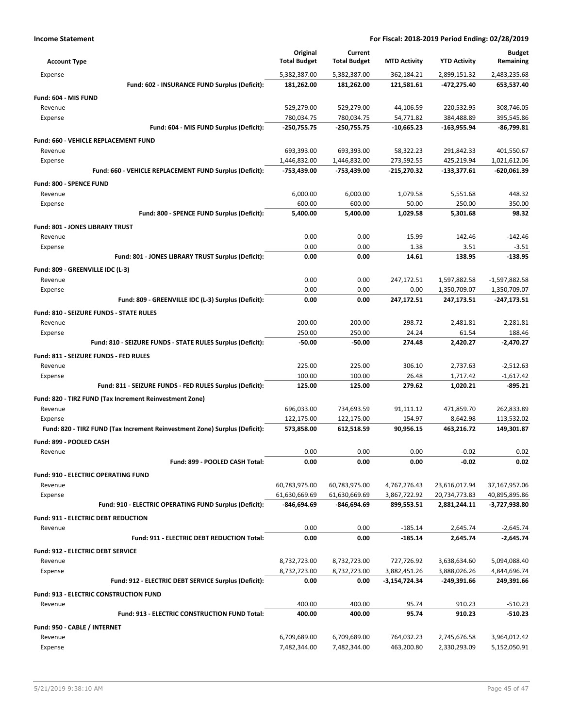**Income Statement** **For Fiscal: 2018-2019 Period Ending: 02/28/2019**

| Account Type | Original Total Budget | Current Total Budget | MTD Activity | YTD Activity | Budget Remaining |
|---|---|---|---|---|---|
| Expense | 5,382,387.00 | 5,382,387.00 | 362,184.21 | 2,899,151.32 | 2,483,235.68 |
| **Fund: 602 - INSURANCE FUND Surplus (Deficit):** | **181,262.00** | **181,262.00** | **121,581.61** | **-472,275.40** | **653,537.40** |
| **Fund: 604 - MIS FUND** | | | | | |
| Revenue | 529,279.00 | 529,279.00 | 44,106.59 | 220,532.95 | 308,746.05 |
| Expense | 780,034.75 | 780,034.75 | 54,771.82 | 384,488.89 | 395,545.86 |
| **Fund: 604 - MIS FUND Surplus (Deficit):** | **-250,755.75** | **-250,755.75** | **-10,665.23** | **-163,955.94** | **-86,799.81** |
| **Fund: 660 - VEHICLE REPLACEMENT FUND** | | | | | |
| Revenue | 693,393.00 | 693,393.00 | 58,322.23 | 291,842.33 | 401,550.67 |
| Expense | 1,446,832.00 | 1,446,832.00 | 273,592.55 | 425,219.94 | 1,021,612.06 |
| **Fund: 660 - VEHICLE REPLACEMENT FUND Surplus (Deficit):** | **-753,439.00** | **-753,439.00** | **-215,270.32** | **-133,377.61** | **-620,061.39** |
| **Fund: 800 - SPENCE FUND** | | | | | |
| Revenue | 6,000.00 | 6,000.00 | 1,079.58 | 5,551.68 | 448.32 |
| Expense | 600.00 | 600.00 | 50.00 | 250.00 | 350.00 |
| **Fund: 800 - SPENCE FUND Surplus (Deficit):** | **5,400.00** | **5,400.00** | **1,029.58** | **5,301.68** | **98.32** |
| **Fund: 801 - JONES LIBRARY TRUST** | | | | | |
| Revenue | 0.00 | 0.00 | 15.99 | 142.46 | -142.46 |
| Expense | 0.00 | 0.00 | 1.38 | 3.51 | -3.51 |
| **Fund: 801 - JONES LIBRARY TRUST Surplus (Deficit):** | **0.00** | **0.00** | **14.61** | **138.95** | **-138.95** |
| **Fund: 809 - GREENVILLE IDC (L-3)** | | | | | |
| Revenue | 0.00 | 0.00 | 247,172.51 | 1,597,882.58 | -1,597,882.58 |
| Expense | 0.00 | 0.00 | 0.00 | 1,350,709.07 | -1,350,709.07 |
| **Fund: 809 - GREENVILLE IDC (L-3) Surplus (Deficit):** | **0.00** | **0.00** | **247,172.51** | **247,173.51** | **-247,173.51** |
| **Fund: 810 - SEIZURE FUNDS - STATE RULES** | | | | | |
| Revenue | 200.00 | 200.00 | 298.72 | 2,481.81 | -2,281.81 |
| Expense | 250.00 | 250.00 | 24.24 | 61.54 | 188.46 |
| **Fund: 810 - SEIZURE FUNDS - STATE RULES Surplus (Deficit):** | **-50.00** | **-50.00** | **274.48** | **2,420.27** | **-2,470.27** |
| **Fund: 811 - SEIZURE FUNDS - FED RULES** | | | | | |
| Revenue | 225.00 | 225.00 | 306.10 | 2,737.63 | -2,512.63 |
| Expense | 100.00 | 100.00 | 26.48 | 1,717.42 | -1,617.42 |
| **Fund: 811 - SEIZURE FUNDS - FED RULES Surplus (Deficit):** | **125.00** | **125.00** | **279.62** | **1,020.21** | **-895.21** |
| **Fund: 820 - TIRZ FUND (Tax Increment Reinvestment Zone)** | | | | | |
| Revenue | 696,033.00 | 734,693.59 | 91,111.12 | 471,859.70 | 262,833.89 |
| Expense | 122,175.00 | 122,175.00 | 154.97 | 8,642.98 | 113,532.02 |
| **Fund: 820 - TIRZ FUND (Tax Increment Reinvestment Zone) Surplus (Deficit):** | **573,858.00** | **612,518.59** | **90,956.15** | **463,216.72** | **149,301.87** |
| **Fund: 899 - POOLED CASH** | | | | | |
| Revenue | 0.00 | 0.00 | 0.00 | -0.02 | 0.02 |
| **Fund: 899 - POOLED CASH Total:** | **0.00** | **0.00** | **0.00** | **-0.02** | **0.02** |
| **Fund: 910 - ELECTRIC OPERATING FUND** | | | | | |
| Revenue | 60,783,975.00 | 60,783,975.00 | 4,767,276.43 | 23,616,017.94 | 37,167,957.06 |
| Expense | 61,630,669.69 | 61,630,669.69 | 3,867,722.92 | 20,734,773.83 | 40,895,895.86 |
| **Fund: 910 - ELECTRIC OPERATING FUND Surplus (Deficit):** | **-846,694.69** | **-846,694.69** | **899,553.51** | **2,881,244.11** | **-3,727,938.80** |
| **Fund: 911 - ELECTRIC DEBT REDUCTION** | | | | | |
| Revenue | 0.00 | 0.00 | -185.14 | 2,645.74 | -2,645.74 |
| **Fund: 911 - ELECTRIC DEBT REDUCTION Total:** | **0.00** | **0.00** | **-185.14** | **2,645.74** | **-2,645.74** |
| **Fund: 912 - ELECTRIC DEBT SERVICE** | | | | | |
| Revenue | 8,732,723.00 | 8,732,723.00 | 727,726.92 | 3,638,634.60 | 5,094,088.40 |
| Expense | 8,732,723.00 | 8,732,723.00 | 3,882,451.26 | 3,888,026.26 | 4,844,696.74 |
| **Fund: 912 - ELECTRIC DEBT SERVICE Surplus (Deficit):** | **0.00** | **0.00** | **-3,154,724.34** | **-249,391.66** | **249,391.66** |
| **Fund: 913 - ELECTRIC CONSTRUCTION FUND** | | | | | |
| Revenue | 400.00 | 400.00 | 95.74 | 910.23 | -510.23 |
| **Fund: 913 - ELECTRIC CONSTRUCTION FUND Total:** | **400.00** | **400.00** | **95.74** | **910.23** | **-510.23** |
| **Fund: 950 - CABLE / INTERNET** | | | | | |
| Revenue | 6,709,689.00 | 6,709,689.00 | 764,032.23 | 2,745,676.58 | 3,964,012.42 |
| Expense | 7,482,344.00 | 7,482,344.00 | 463,200.80 | 2,330,293.09 | 5,152,050.91 |

5/21/2019 9:38:10 AM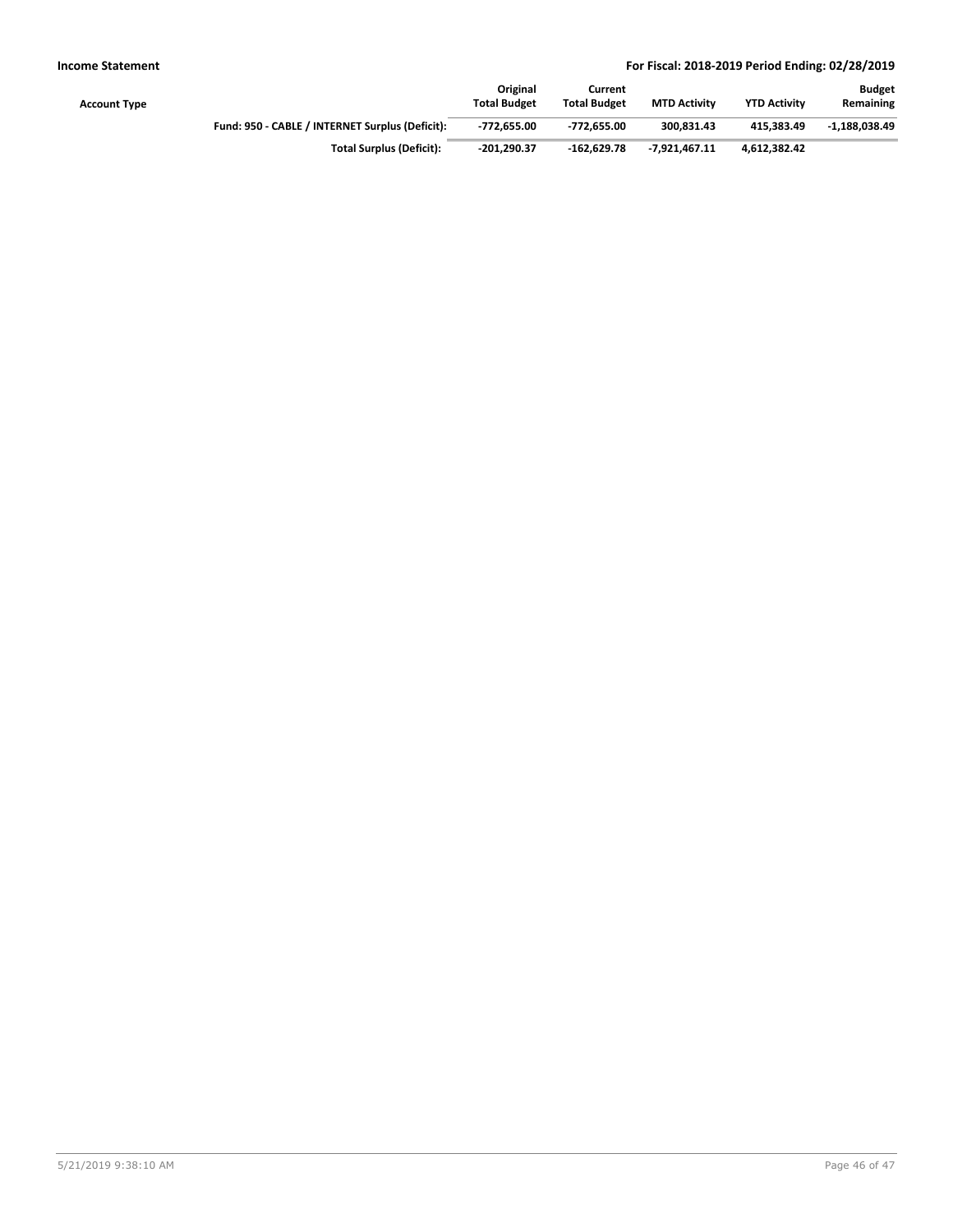| Account Type | Original Total Budget | Current Total Budget | MTD Activity | YTD Activity | Budget Remaining |
|---|---|---|---|---|---|
| **Fund: 950 - CABLE / INTERNET Surplus (Deficit):** | **-772,655.00** | **-772,655.00** | **300,831.43** | **415,383.49** | **-1,188,038.49** |
| **Total Surplus (Deficit):** | **-201,290.37** | **-162,629.78** | **-7,921,467.11** | **4,612,382.42** | |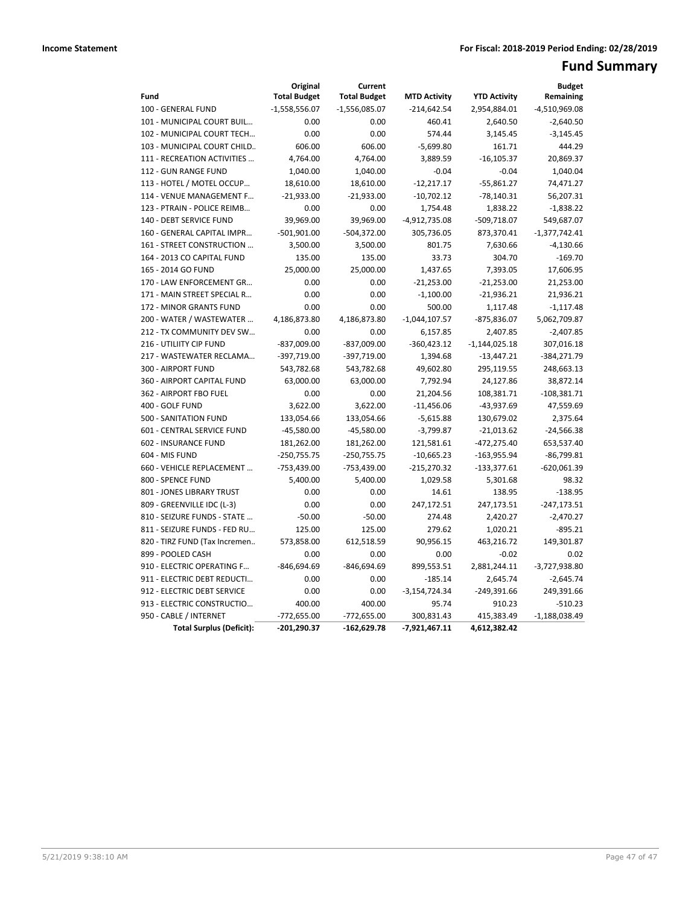**Income Statement** **For Fiscal: 2018-2019 Period Ending: 02/28/2019**

# Fund Summary

| Fund | Original Total Budget | Current Total Budget | MTD Activity | YTD Activity | Budget Remaining |
|---|---|---|---|---|---|
| 100 - GENERAL FUND | -1,558,556.07 | -1,556,085.07 | -214,642.54 | 2,954,884.01 | -4,510,969.08 |
| 101 - MUNICIPAL COURT BUIL… | 0.00 | 0.00 | 460.41 | 2,640.50 | -2,640.50 |
| 102 - MUNICIPAL COURT TECH… | 0.00 | 0.00 | 574.44 | 3,145.45 | -3,145.45 |
| 103 - MUNICIPAL COURT CHILD.. | 606.00 | 606.00 | -5,699.80 | 161.71 | 444.29 |
| 111 - RECREATION ACTIVITIES … | 4,764.00 | 4,764.00 | 3,889.59 | -16,105.37 | 20,869.37 |
| 112 - GUN RANGE FUND | 1,040.00 | 1,040.00 | -0.04 | -0.04 | 1,040.04 |
| 113 - HOTEL / MOTEL OCCUP… | 18,610.00 | 18,610.00 | -12,217.17 | -55,861.27 | 74,471.27 |
| 114 - VENUE MANAGEMENT F… | -21,933.00 | -21,933.00 | -10,702.12 | -78,140.31 | 56,207.31 |
| 123 - PTRAIN - POLICE REIMB… | 0.00 | 0.00 | 1,754.48 | 1,838.22 | -1,838.22 |
| 140 - DEBT SERVICE FUND | 39,969.00 | 39,969.00 | -4,912,735.08 | -509,718.07 | 549,687.07 |
| 160 - GENERAL CAPITAL IMPR… | -501,901.00 | -504,372.00 | 305,736.05 | 873,370.41 | -1,377,742.41 |
| 161 - STREET CONSTRUCTION … | 3,500.00 | 3,500.00 | 801.75 | 7,630.66 | -4,130.66 |
| 164 - 2013 CO CAPITAL FUND | 135.00 | 135.00 | 33.73 | 304.70 | -169.70 |
| 165 - 2014 GO FUND | 25,000.00 | 25,000.00 | 1,437.65 | 7,393.05 | 17,606.95 |
| 170 - LAW ENFORCEMENT GR… | 0.00 | 0.00 | -21,253.00 | -21,253.00 | 21,253.00 |
| 171 - MAIN STREET SPECIAL R… | 0.00 | 0.00 | -1,100.00 | -21,936.21 | 21,936.21 |
| 172 - MINOR GRANTS FUND | 0.00 | 0.00 | 500.00 | 1,117.48 | -1,117.48 |
| 200 - WATER / WASTEWATER … | 4,186,873.80 | 4,186,873.80 | -1,044,107.57 | -875,836.07 | 5,062,709.87 |
| 212 - TX COMMUNITY DEV SW… | 0.00 | 0.00 | 6,157.85 | 2,407.85 | -2,407.85 |
| 216 - UTILIITY CIP FUND | -837,009.00 | -837,009.00 | -360,423.12 | -1,144,025.18 | 307,016.18 |
| 217 - WASTEWATER RECLAMA… | -397,719.00 | -397,719.00 | 1,394.68 | -13,447.21 | -384,271.79 |
| 300 - AIRPORT FUND | 543,782.68 | 543,782.68 | 49,602.80 | 295,119.55 | 248,663.13 |
| 360 - AIRPORT CAPITAL FUND | 63,000.00 | 63,000.00 | 7,792.94 | 24,127.86 | 38,872.14 |
| 362 - AIRPORT FBO FUEL | 0.00 | 0.00 | 21,204.56 | 108,381.71 | -108,381.71 |
| 400 - GOLF FUND | 3,622.00 | 3,622.00 | -11,456.06 | -43,937.69 | 47,559.69 |
| 500 - SANITATION FUND | 133,054.66 | 133,054.66 | -5,615.88 | 130,679.02 | 2,375.64 |
| 601 - CENTRAL SERVICE FUND | -45,580.00 | -45,580.00 | -3,799.87 | -21,013.62 | -24,566.38 |
| 602 - INSURANCE FUND | 181,262.00 | 181,262.00 | 121,581.61 | -472,275.40 | 653,537.40 |
| 604 - MIS FUND | -250,755.75 | -250,755.75 | -10,665.23 | -163,955.94 | -86,799.81 |
| 660 - VEHICLE REPLACEMENT … | -753,439.00 | -753,439.00 | -215,270.32 | -133,377.61 | -620,061.39 |
| 800 - SPENCE FUND | 5,400.00 | 5,400.00 | 1,029.58 | 5,301.68 | 98.32 |
| 801 - JONES LIBRARY TRUST | 0.00 | 0.00 | 14.61 | 138.95 | -138.95 |
| 809 - GREENVILLE IDC (L-3) | 0.00 | 0.00 | 247,172.51 | 247,173.51 | -247,173.51 |
| 810 - SEIZURE FUNDS - STATE … | -50.00 | -50.00 | 274.48 | 2,420.27 | -2,470.27 |
| 811 - SEIZURE FUNDS - FED RU… | 125.00 | 125.00 | 279.62 | 1,020.21 | -895.21 |
| 820 - TIRZ FUND (Tax Incremen.. | 573,858.00 | 612,518.59 | 90,956.15 | 463,216.72 | 149,301.87 |
| 899 - POOLED CASH | 0.00 | 0.00 | 0.00 | -0.02 | 0.02 |
| 910 - ELECTRIC OPERATING F… | -846,694.69 | -846,694.69 | 899,553.51 | 2,881,244.11 | -3,727,938.80 |
| 911 - ELECTRIC DEBT REDUCTI… | 0.00 | 0.00 | -185.14 | 2,645.74 | -2,645.74 |
| 912 - ELECTRIC DEBT SERVICE | 0.00 | 0.00 | -3,154,724.34 | -249,391.66 | 249,391.66 |
| 913 - ELECTRIC CONSTRUCTIO… | 400.00 | 400.00 | 95.74 | 910.23 | -510.23 |
| 950 - CABLE / INTERNET | -772,655.00 | -772,655.00 | 300,831.43 | 415,383.49 | -1,188,038.49 |
| **Total Surplus (Deficit):** | **-201,290.37** | **-162,629.78** | **-7,921,467.11** | **4,612,382.42** | |